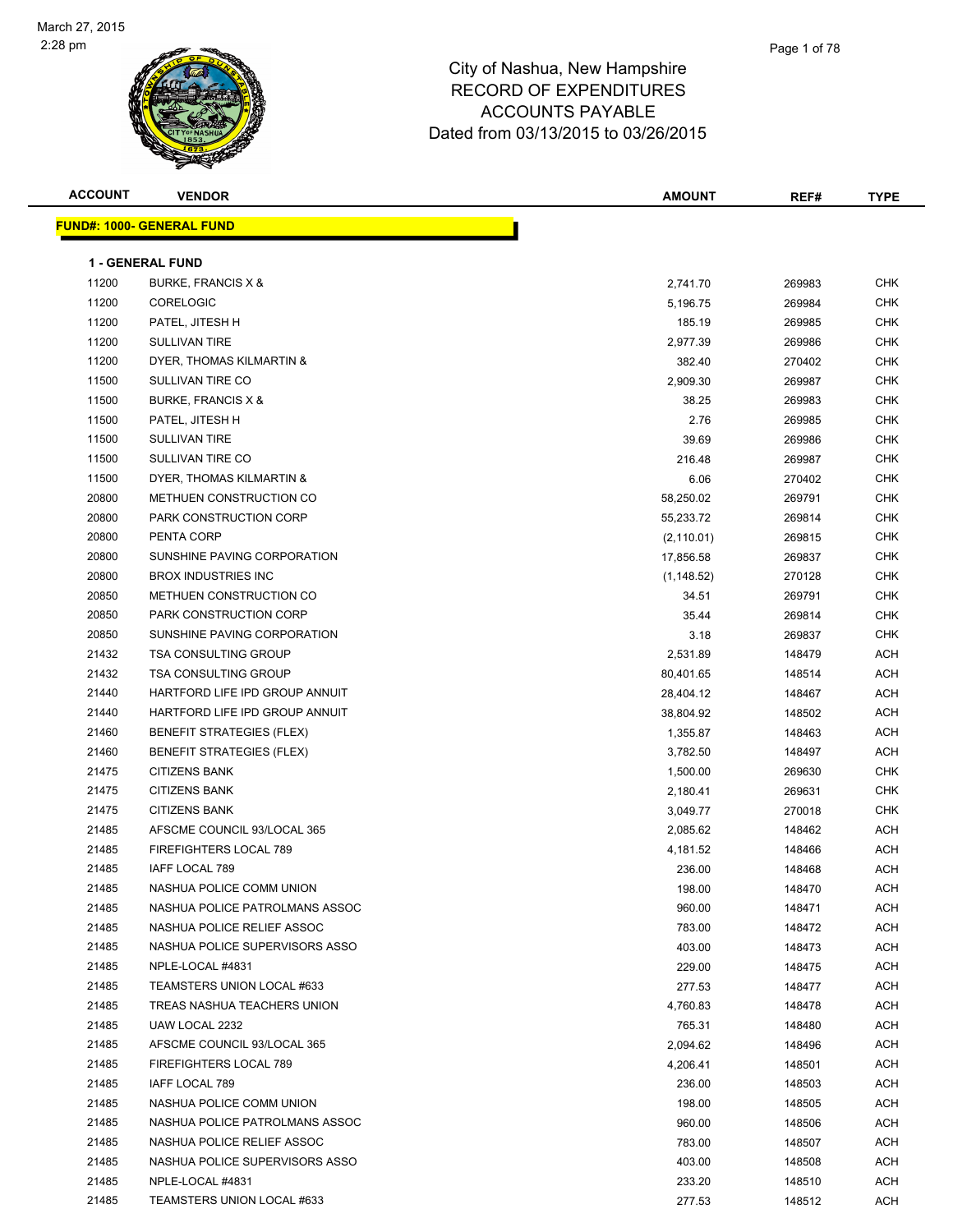March 27, 2015
2:28 pm

# City of Nashua, New Hampshire
## RECORD OF EXPENDITURES
## ACCOUNTS PAYABLE
## Dated from 03/13/2015 to 03/26/2015

**FUND#: 1000- GENERAL FUND**

**1 - GENERAL FUND**

| ACCOUNT | VENDOR | AMOUNT | REF# | TYPE |
|---|---|---|---|---|
| 11200 | BURKE, FRANCIS X & | 2,741.70 | 269983 | CHK |
| 11200 | CORELOGIC | 5,196.75 | 269984 | CHK |
| 11200 | PATEL, JITESH H | 185.19 | 269985 | CHK |
| 11200 | SULLIVAN TIRE | 2,977.39 | 269986 | CHK |
| 11200 | DYER, THOMAS KILMARTIN & | 382.40 | 270402 | CHK |
| 11500 | SULLIVAN TIRE CO | 2,909.30 | 269987 | CHK |
| 11500 | BURKE, FRANCIS X & | 38.25 | 269983 | CHK |
| 11500 | PATEL, JITESH H | 2.76 | 269985 | CHK |
| 11500 | SULLIVAN TIRE | 39.69 | 269986 | CHK |
| 11500 | SULLIVAN TIRE CO | 216.48 | 269987 | CHK |
| 11500 | DYER, THOMAS KILMARTIN & | 6.06 | 270402 | CHK |
| 20800 | METHUEN CONSTRUCTION CO | 58,250.02 | 269791 | CHK |
| 20800 | PARK CONSTRUCTION CORP | 55,233.72 | 269814 | CHK |
| 20800 | PENTA CORP | (2,110.01) | 269815 | CHK |
| 20800 | SUNSHINE PAVING CORPORATION | 17,856.58 | 269837 | CHK |
| 20800 | BROX INDUSTRIES INC | (1,148.52) | 270128 | CHK |
| 20850 | METHUEN CONSTRUCTION CO | 34.51 | 269791 | CHK |
| 20850 | PARK CONSTRUCTION CORP | 35.44 | 269814 | CHK |
| 20850 | SUNSHINE PAVING CORPORATION | 3.18 | 269837 | CHK |
| 21432 | TSA CONSULTING GROUP | 2,531.89 | 148479 | ACH |
| 21432 | TSA CONSULTING GROUP | 80,401.65 | 148514 | ACH |
| 21440 | HARTFORD LIFE IPD GROUP ANNUIT | 28,404.12 | 148467 | ACH |
| 21440 | HARTFORD LIFE IPD GROUP ANNUIT | 38,804.92 | 148502 | ACH |
| 21460 | BENEFIT STRATEGIES (FLEX) | 1,355.87 | 148463 | ACH |
| 21460 | BENEFIT STRATEGIES (FLEX) | 3,782.50 | 148497 | ACH |
| 21475 | CITIZENS BANK | 1,500.00 | 269630 | CHK |
| 21475 | CITIZENS BANK | 2,180.41 | 269631 | CHK |
| 21475 | CITIZENS BANK | 3,049.77 | 270018 | CHK |
| 21485 | AFSCME COUNCIL 93/LOCAL 365 | 2,085.62 | 148462 | ACH |
| 21485 | FIREFIGHTERS LOCAL 789 | 4,181.52 | 148466 | ACH |
| 21485 | IAFF LOCAL 789 | 236.00 | 148468 | ACH |
| 21485 | NASHUA POLICE COMM UNION | 198.00 | 148470 | ACH |
| 21485 | NASHUA POLICE PATROLMANS ASSOC | 960.00 | 148471 | ACH |
| 21485 | NASHUA POLICE RELIEF ASSOC | 783.00 | 148472 | ACH |
| 21485 | NASHUA POLICE SUPERVISORS ASSO | 403.00 | 148473 | ACH |
| 21485 | NPLE-LOCAL #4831 | 229.00 | 148475 | ACH |
| 21485 | TEAMSTERS UNION LOCAL #633 | 277.53 | 148477 | ACH |
| 21485 | TREAS NASHUA TEACHERS UNION | 4,760.83 | 148478 | ACH |
| 21485 | UAW LOCAL 2232 | 765.31 | 148480 | ACH |
| 21485 | AFSCME COUNCIL 93/LOCAL 365 | 2,094.62 | 148496 | ACH |
| 21485 | FIREFIGHTERS LOCAL 789 | 4,206.41 | 148501 | ACH |
| 21485 | IAFF LOCAL 789 | 236.00 | 148503 | ACH |
| 21485 | NASHUA POLICE COMM UNION | 198.00 | 148505 | ACH |
| 21485 | NASHUA POLICE PATROLMANS ASSOC | 960.00 | 148506 | ACH |
| 21485 | NASHUA POLICE RELIEF ASSOC | 783.00 | 148507 | ACH |
| 21485 | NASHUA POLICE SUPERVISORS ASSO | 403.00 | 148508 | ACH |
| 21485 | NPLE-LOCAL #4831 | 233.20 | 148510 | ACH |
| 21485 | TEAMSTERS UNION LOCAL #633 | 277.53 | 148512 | ACH |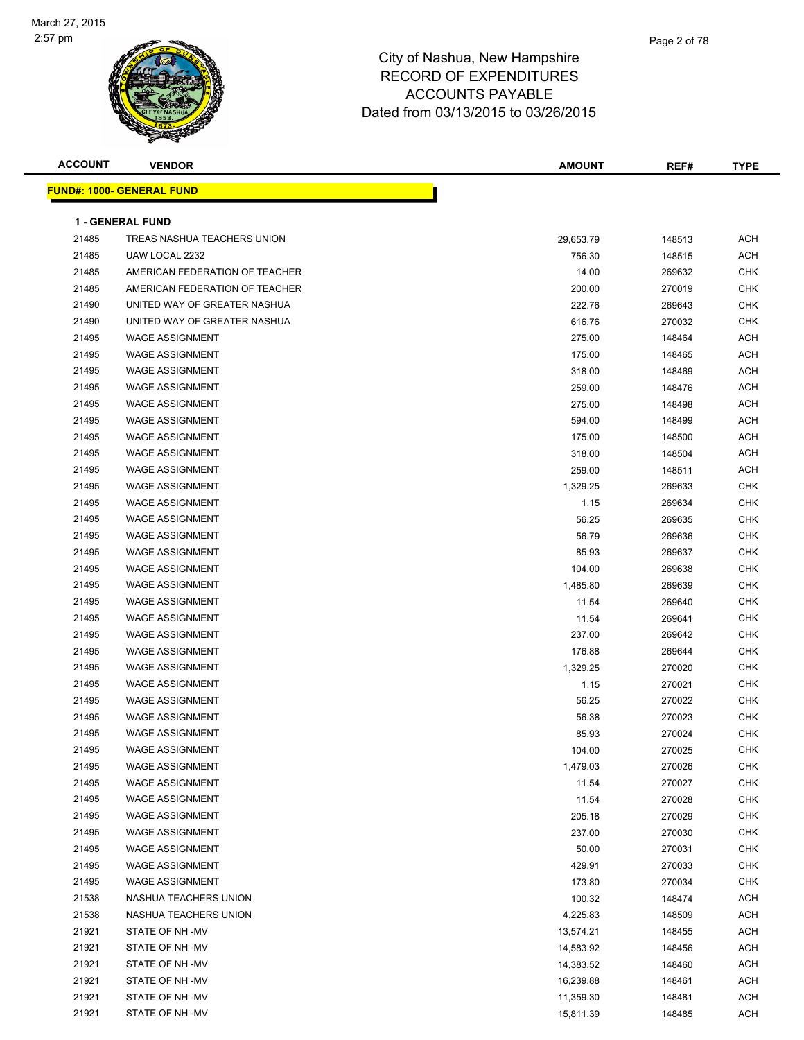City of Nashua, New Hampshire
RECORD OF EXPENDITURES
ACCOUNTS PAYABLE
Dated from 03/13/2015 to 03/26/2015

| ACCOUNT | VENDOR | AMOUNT | REF# | TYPE |
|---|---|---|---|---|

**FUND#: 1000- GENERAL FUND**

**1 - GENERAL FUND**

| ACCOUNT | VENDOR | AMOUNT | REF# | TYPE |
|---|---|---|---|---|
| 21485 | TREAS NASHUA TEACHERS UNION | 29,653.79 | 148513 | ACH |
| 21485 | UAW LOCAL 2232 | 756.30 | 148515 | ACH |
| 21485 | AMERICAN FEDERATION OF TEACHER | 14.00 | 269632 | CHK |
| 21485 | AMERICAN FEDERATION OF TEACHER | 200.00 | 270019 | CHK |
| 21490 | UNITED WAY OF GREATER NASHUA | 222.76 | 269643 | CHK |
| 21490 | UNITED WAY OF GREATER NASHUA | 616.76 | 270032 | CHK |
| 21495 | WAGE ASSIGNMENT | 275.00 | 148464 | ACH |
| 21495 | WAGE ASSIGNMENT | 175.00 | 148465 | ACH |
| 21495 | WAGE ASSIGNMENT | 318.00 | 148469 | ACH |
| 21495 | WAGE ASSIGNMENT | 259.00 | 148476 | ACH |
| 21495 | WAGE ASSIGNMENT | 275.00 | 148498 | ACH |
| 21495 | WAGE ASSIGNMENT | 594.00 | 148499 | ACH |
| 21495 | WAGE ASSIGNMENT | 175.00 | 148500 | ACH |
| 21495 | WAGE ASSIGNMENT | 318.00 | 148504 | ACH |
| 21495 | WAGE ASSIGNMENT | 259.00 | 148511 | ACH |
| 21495 | WAGE ASSIGNMENT | 1,329.25 | 269633 | CHK |
| 21495 | WAGE ASSIGNMENT | 1.15 | 269634 | CHK |
| 21495 | WAGE ASSIGNMENT | 56.25 | 269635 | CHK |
| 21495 | WAGE ASSIGNMENT | 56.79 | 269636 | CHK |
| 21495 | WAGE ASSIGNMENT | 85.93 | 269637 | CHK |
| 21495 | WAGE ASSIGNMENT | 104.00 | 269638 | CHK |
| 21495 | WAGE ASSIGNMENT | 1,485.80 | 269639 | CHK |
| 21495 | WAGE ASSIGNMENT | 11.54 | 269640 | CHK |
| 21495 | WAGE ASSIGNMENT | 11.54 | 269641 | CHK |
| 21495 | WAGE ASSIGNMENT | 237.00 | 269642 | CHK |
| 21495 | WAGE ASSIGNMENT | 176.88 | 269644 | CHK |
| 21495 | WAGE ASSIGNMENT | 1,329.25 | 270020 | CHK |
| 21495 | WAGE ASSIGNMENT | 1.15 | 270021 | CHK |
| 21495 | WAGE ASSIGNMENT | 56.25 | 270022 | CHK |
| 21495 | WAGE ASSIGNMENT | 56.38 | 270023 | CHK |
| 21495 | WAGE ASSIGNMENT | 85.93 | 270024 | CHK |
| 21495 | WAGE ASSIGNMENT | 104.00 | 270025 | CHK |
| 21495 | WAGE ASSIGNMENT | 1,479.03 | 270026 | CHK |
| 21495 | WAGE ASSIGNMENT | 11.54 | 270027 | CHK |
| 21495 | WAGE ASSIGNMENT | 11.54 | 270028 | CHK |
| 21495 | WAGE ASSIGNMENT | 205.18 | 270029 | CHK |
| 21495 | WAGE ASSIGNMENT | 237.00 | 270030 | CHK |
| 21495 | WAGE ASSIGNMENT | 50.00 | 270031 | CHK |
| 21495 | WAGE ASSIGNMENT | 429.91 | 270033 | CHK |
| 21495 | WAGE ASSIGNMENT | 173.80 | 270034 | CHK |
| 21538 | NASHUA TEACHERS UNION | 100.32 | 148474 | ACH |
| 21538 | NASHUA TEACHERS UNION | 4,225.83 | 148509 | ACH |
| 21921 | STATE OF NH -MV | 13,574.21 | 148455 | ACH |
| 21921 | STATE OF NH -MV | 14,583.92 | 148456 | ACH |
| 21921 | STATE OF NH -MV | 14,383.52 | 148460 | ACH |
| 21921 | STATE OF NH -MV | 16,239.88 | 148461 | ACH |
| 21921 | STATE OF NH -MV | 11,359.30 | 148481 | ACH |
| 21921 | STATE OF NH -MV | 15,811.39 | 148485 | ACH |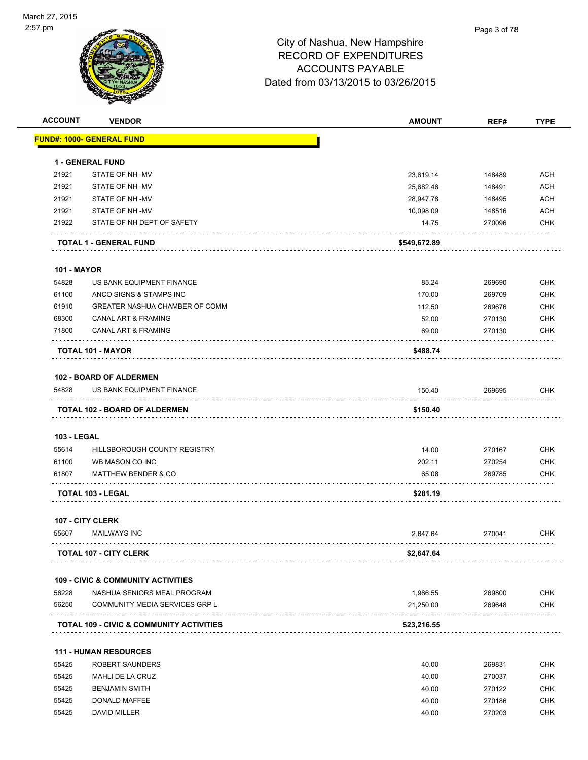City of Nashua, New Hampshire
RECORD OF EXPENDITURES
ACCOUNTS PAYABLE
Dated from 03/13/2015 to 03/26/2015

| ACCOUNT | VENDOR | AMOUNT | REF# | TYPE |
|---|---|---|---|---|
| **FUND#: 1000- GENERAL FUND** | | | | |
| **1 - GENERAL FUND** | | | | |
| 21921 | STATE OF NH -MV | 23,619.14 | 148489 | ACH |
| 21921 | STATE OF NH -MV | 25,682.46 | 148491 | ACH |
| 21921 | STATE OF NH -MV | 28,947.78 | 148495 | ACH |
| 21921 | STATE OF NH -MV | 10,098.09 | 148516 | ACH |
| 21922 | STATE OF NH DEPT OF SAFETY | 14.75 | 270096 | CHK |
| | **TOTAL 1 - GENERAL FUND** | **$549,672.89** | | |
| **101 - MAYOR** | | | | |
| 54828 | US BANK EQUIPMENT FINANCE | 85.24 | 269690 | CHK |
| 61100 | ANCO SIGNS & STAMPS INC | 170.00 | 269709 | CHK |
| 61910 | GREATER NASHUA CHAMBER OF COMM | 112.50 | 269676 | CHK |
| 68300 | CANAL ART & FRAMING | 52.00 | 270130 | CHK |
| 71800 | CANAL ART & FRAMING | 69.00 | 270130 | CHK |
| | **TOTAL 101 - MAYOR** | **$488.74** | | |
| **102 - BOARD OF ALDERMEN** | | | | |
| 54828 | US BANK EQUIPMENT FINANCE | 150.40 | 269695 | CHK |
| | **TOTAL 102 - BOARD OF ALDERMEN** | **$150.40** | | |
| **103 - LEGAL** | | | | |
| 55614 | HILLSBOROUGH COUNTY REGISTRY | 14.00 | 270167 | CHK |
| 61100 | WB MASON CO INC | 202.11 | 270254 | CHK |
| 61807 | MATTHEW BENDER & CO | 65.08 | 269785 | CHK |
| | **TOTAL 103 - LEGAL** | **$281.19** | | |
| **107 - CITY CLERK** | | | | |
| 55607 | MAILWAYS INC | 2,647.64 | 270041 | CHK |
| | **TOTAL 107 - CITY CLERK** | **$2,647.64** | | |
| **109 - CIVIC & COMMUNITY ACTIVITIES** | | | | |
| 56228 | NASHUA SENIORS MEAL PROGRAM | 1,966.55 | 269800 | CHK |
| 56250 | COMMUNITY MEDIA SERVICES GRP L | 21,250.00 | 269648 | CHK |
| | **TOTAL 109 - CIVIC & COMMUNITY ACTIVITIES** | **$23,216.55** | | |
| **111 - HUMAN RESOURCES** | | | | |
| 55425 | ROBERT SAUNDERS | 40.00 | 269831 | CHK |
| 55425 | MAHLI DE LA CRUZ | 40.00 | 270037 | CHK |
| 55425 | BENJAMIN SMITH | 40.00 | 270122 | CHK |
| 55425 | DONALD MAFFEE | 40.00 | 270186 | CHK |
| 55425 | DAVID MILLER | 40.00 | 270203 | CHK |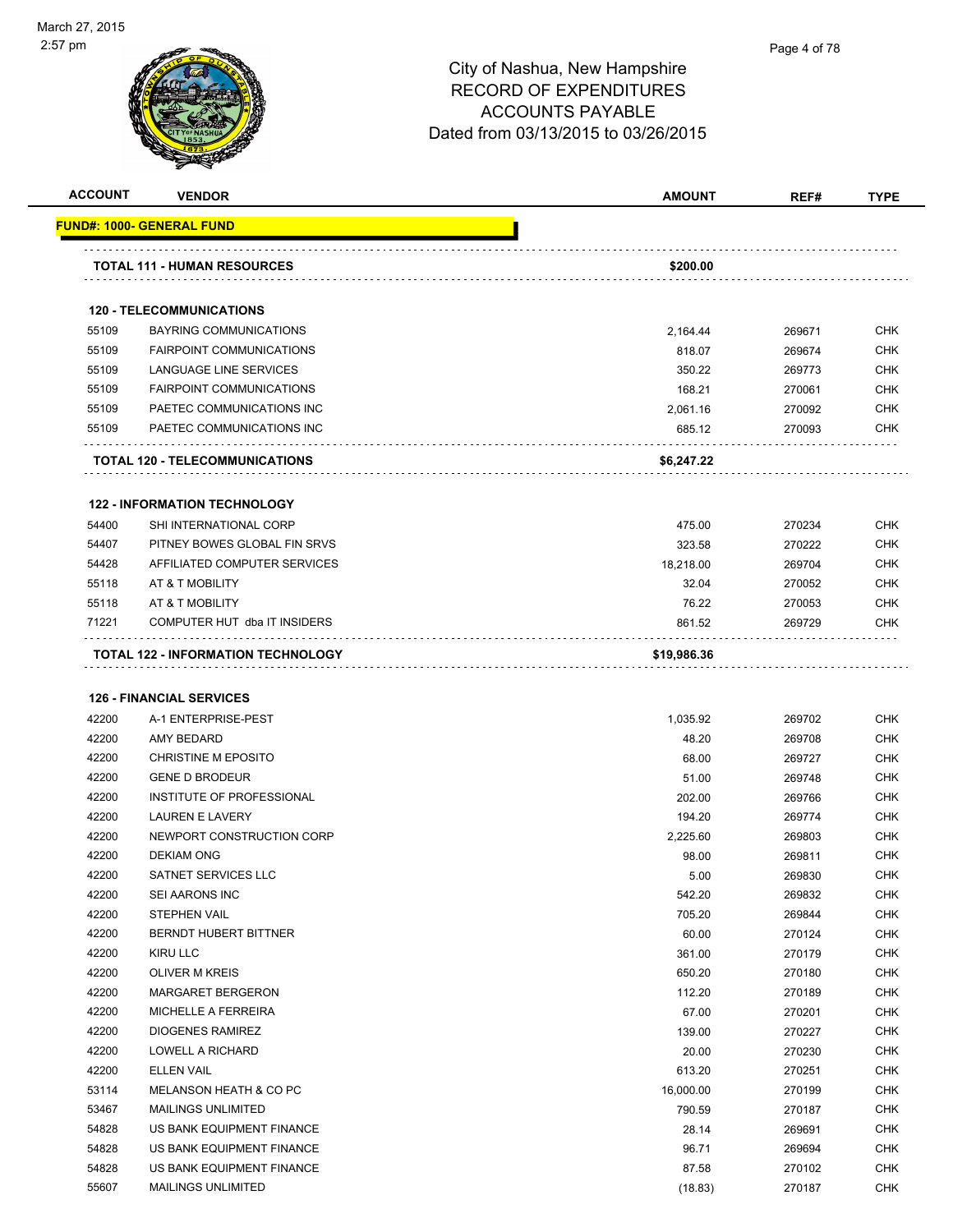# City of Nashua, New Hampshire
## RECORD OF EXPENDITURES
## ACCOUNTS PAYABLE
## Dated from 03/13/2015 to 03/26/2015

| ACCOUNT | VENDOR | AMOUNT | REF# | TYPE |
|---|---|---|---|---|
| **FUND#: 1000- GENERAL FUND** | | | | |
| | **TOTAL 111 - HUMAN RESOURCES** | **$200.00** | | |
| | **120 - TELECOMMUNICATIONS** | | | |
| 55109 | BAYRING COMMUNICATIONS | 2,164.44 | 269671 | CHK |
| 55109 | FAIRPOINT COMMUNICATIONS | 818.07 | 269674 | CHK |
| 55109 | LANGUAGE LINE SERVICES | 350.22 | 269773 | CHK |
| 55109 | FAIRPOINT COMMUNICATIONS | 168.21 | 270061 | CHK |
| 55109 | PAETEC COMMUNICATIONS INC | 2,061.16 | 270092 | CHK |
| 55109 | PAETEC COMMUNICATIONS INC | 685.12 | 270093 | CHK |
| | **TOTAL 120 - TELECOMMUNICATIONS** | **$6,247.22** | | |
| | **122 - INFORMATION TECHNOLOGY** | | | |
| 54400 | SHI INTERNATIONAL CORP | 475.00 | 270234 | CHK |
| 54407 | PITNEY BOWES GLOBAL FIN SRVS | 323.58 | 270222 | CHK |
| 54428 | AFFILIATED COMPUTER SERVICES | 18,218.00 | 269704 | CHK |
| 55118 | AT & T MOBILITY | 32.04 | 270052 | CHK |
| 55118 | AT & T MOBILITY | 76.22 | 270053 | CHK |
| 71221 | COMPUTER HUT dba IT INSIDERS | 861.52 | 269729 | CHK |
| | **TOTAL 122 - INFORMATION TECHNOLOGY** | **$19,986.36** | | |
| | **126 - FINANCIAL SERVICES** | | | |
| 42200 | A-1 ENTERPRISE-PEST | 1,035.92 | 269702 | CHK |
| 42200 | AMY BEDARD | 48.20 | 269708 | CHK |
| 42200 | CHRISTINE M EPOSITO | 68.00 | 269727 | CHK |
| 42200 | GENE D BRODEUR | 51.00 | 269748 | CHK |
| 42200 | INSTITUTE OF PROFESSIONAL | 202.00 | 269766 | CHK |
| 42200 | LAUREN E LAVERY | 194.20 | 269774 | CHK |
| 42200 | NEWPORT CONSTRUCTION CORP | 2,225.60 | 269803 | CHK |
| 42200 | DEKIAM ONG | 98.00 | 269811 | CHK |
| 42200 | SATNET SERVICES LLC | 5.00 | 269830 | CHK |
| 42200 | SEI AARONS INC | 542.20 | 269832 | CHK |
| 42200 | STEPHEN VAIL | 705.20 | 269844 | CHK |
| 42200 | BERNDT HUBERT BITTNER | 60.00 | 270124 | CHK |
| 42200 | KIRU LLC | 361.00 | 270179 | CHK |
| 42200 | OLIVER M KREIS | 650.20 | 270180 | CHK |
| 42200 | MARGARET BERGERON | 112.20 | 270189 | CHK |
| 42200 | MICHELLE A FERREIRA | 67.00 | 270201 | CHK |
| 42200 | DIOGENES RAMIREZ | 139.00 | 270227 | CHK |
| 42200 | LOWELL A RICHARD | 20.00 | 270230 | CHK |
| 42200 | ELLEN VAIL | 613.20 | 270251 | CHK |
| 53114 | MELANSON HEATH & CO PC | 16,000.00 | 270199 | CHK |
| 53467 | MAILINGS UNLIMITED | 790.59 | 270187 | CHK |
| 54828 | US BANK EQUIPMENT FINANCE | 28.14 | 269691 | CHK |
| 54828 | US BANK EQUIPMENT FINANCE | 96.71 | 269694 | CHK |
| 54828 | US BANK EQUIPMENT FINANCE | 87.58 | 270102 | CHK |
| 55607 | MAILINGS UNLIMITED | (18.83) | 270187 | CHK |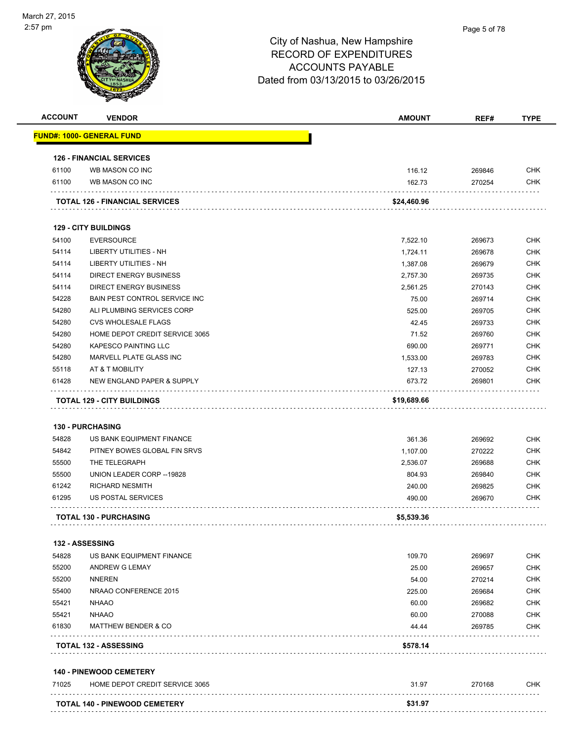# City of Nashua, New Hampshire
## RECORD OF EXPENDITURES
## ACCOUNTS PAYABLE
## Dated from 03/13/2015 to 03/26/2015

| ACCOUNT | VENDOR | AMOUNT | REF# | TYPE |
|---|---|---|---|---|
| **FUND#: 1000- GENERAL FUND** | | | | |
| **126 - FINANCIAL SERVICES** | | | | |
| 61100 | WB MASON CO INC | 116.12 | 269846 | CHK |
| 61100 | WB MASON CO INC | 162.73 | 270254 | CHK |
| **TOTAL 126 - FINANCIAL SERVICES** | | **$24,460.96** | | |
| **129 - CITY BUILDINGS** | | | | |
| 54100 | EVERSOURCE | 7,522.10 | 269673 | CHK |
| 54114 | LIBERTY UTILITIES - NH | 1,724.11 | 269678 | CHK |
| 54114 | LIBERTY UTILITIES - NH | 1,387.08 | 269679 | CHK |
| 54114 | DIRECT ENERGY BUSINESS | 2,757.30 | 269735 | CHK |
| 54114 | DIRECT ENERGY BUSINESS | 2,561.25 | 270143 | CHK |
| 54228 | BAIN PEST CONTROL SERVICE INC | 75.00 | 269714 | CHK |
| 54280 | ALI PLUMBING SERVICES CORP | 525.00 | 269705 | CHK |
| 54280 | CVS WHOLESALE FLAGS | 42.45 | 269733 | CHK |
| 54280 | HOME DEPOT CREDIT SERVICE 3065 | 71.52 | 269760 | CHK |
| 54280 | KAPESCO PAINTING LLC | 690.00 | 269771 | CHK |
| 54280 | MARVELL PLATE GLASS INC | 1,533.00 | 269783 | CHK |
| 55118 | AT & T MOBILITY | 127.13 | 270052 | CHK |
| 61428 | NEW ENGLAND PAPER & SUPPLY | 673.72 | 269801 | CHK |
| **TOTAL 129 - CITY BUILDINGS** | | **$19,689.66** | | |
| **130 - PURCHASING** | | | | |
| 54828 | US BANK EQUIPMENT FINANCE | 361.36 | 269692 | CHK |
| 54842 | PITNEY BOWES GLOBAL FIN SRVS | 1,107.00 | 270222 | CHK |
| 55500 | THE TELEGRAPH | 2,536.07 | 269688 | CHK |
| 55500 | UNION LEADER CORP --19828 | 804.93 | 269840 | CHK |
| 61242 | RICHARD NESMITH | 240.00 | 269825 | CHK |
| 61295 | US POSTAL SERVICES | 490.00 | 269670 | CHK |
| **TOTAL 130 - PURCHASING** | | **$5,539.36** | | |
| **132 - ASSESSING** | | | | |
| 54828 | US BANK EQUIPMENT FINANCE | 109.70 | 269697 | CHK |
| 55200 | ANDREW G LEMAY | 25.00 | 269657 | CHK |
| 55200 | NNEREN | 54.00 | 270214 | CHK |
| 55400 | NRAAO CONFERENCE 2015 | 225.00 | 269684 | CHK |
| 55421 | NHAAO | 60.00 | 269682 | CHK |
| 55421 | NHAAO | 60.00 | 270088 | CHK |
| 61830 | MATTHEW BENDER & CO | 44.44 | 269785 | CHK |
| **TOTAL 132 - ASSESSING** | | **$578.14** | | |
| **140 - PINEWOOD CEMETERY** | | | | |
| 71025 | HOME DEPOT CREDIT SERVICE 3065 | 31.97 | 270168 | CHK |
| **TOTAL 140 - PINEWOOD CEMETERY** | | **$31.97** | | |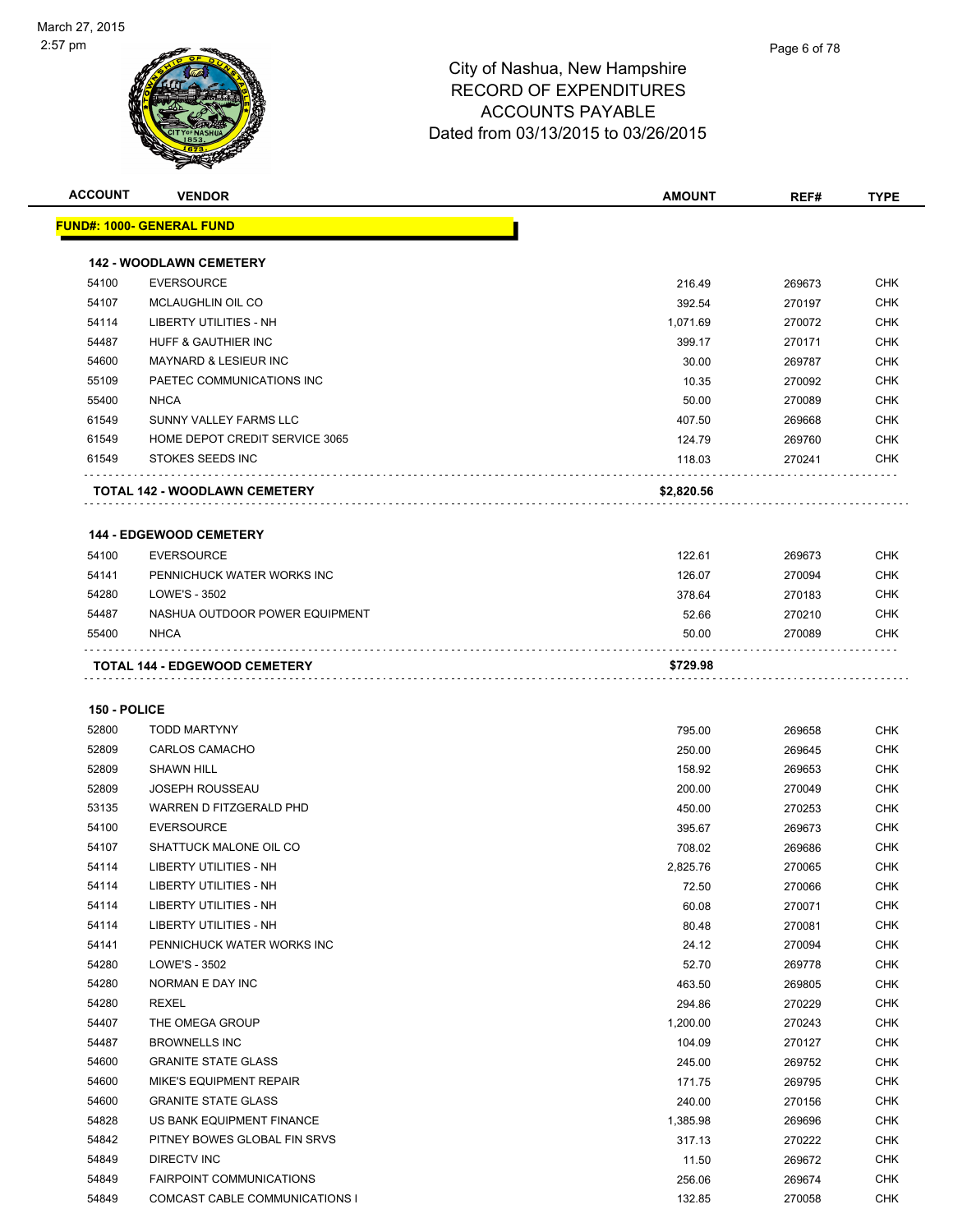March 27, 2015
2:57 pm

# City of Nashua, New Hampshire
## RECORD OF EXPENDITURES
## ACCOUNTS PAYABLE
## Dated from 03/13/2015 to 03/26/2015

| ACCOUNT | VENDOR | AMOUNT | REF# | TYPE |
|---|---|---|---|---|
| **FUND#: 1000- GENERAL FUND** | | | | |
| **142 - WOODLAWN CEMETERY** | | | | |
| 54100 | EVERSOURCE | 216.49 | 269673 | CHK |
| 54107 | MCLAUGHLIN OIL CO | 392.54 | 270197 | CHK |
| 54114 | LIBERTY UTILITIES - NH | 1,071.69 | 270072 | CHK |
| 54487 | HUFF & GAUTHIER INC | 399.17 | 270171 | CHK |
| 54600 | MAYNARD & LESIEUR INC | 30.00 | 269787 | CHK |
| 55109 | PAETEC COMMUNICATIONS INC | 10.35 | 270092 | CHK |
| 55400 | NHCA | 50.00 | 270089 | CHK |
| 61549 | SUNNY VALLEY FARMS LLC | 407.50 | 269668 | CHK |
| 61549 | HOME DEPOT CREDIT SERVICE 3065 | 124.79 | 269760 | CHK |
| 61549 | STOKES SEEDS INC | 118.03 | 270241 | CHK |
| **TOTAL 142 - WOODLAWN CEMETERY** | | **$2,820.56** | | |
| **144 - EDGEWOOD CEMETERY** | | | | |
| 54100 | EVERSOURCE | 122.61 | 269673 | CHK |
| 54141 | PENNICHUCK WATER WORKS INC | 126.07 | 270094 | CHK |
| 54280 | LOWE'S - 3502 | 378.64 | 270183 | CHK |
| 54487 | NASHUA OUTDOOR POWER EQUIPMENT | 52.66 | 270210 | CHK |
| 55400 | NHCA | 50.00 | 270089 | CHK |
| **TOTAL 144 - EDGEWOOD CEMETERY** | | **$729.98** | | |
| **150 - POLICE** | | | | |
| 52800 | TODD MARTYNY | 795.00 | 269658 | CHK |
| 52809 | CARLOS CAMACHO | 250.00 | 269645 | CHK |
| 52809 | SHAWN HILL | 158.92 | 269653 | CHK |
| 52809 | JOSEPH ROUSSEAU | 200.00 | 270049 | CHK |
| 53135 | WARREN D FITZGERALD PHD | 450.00 | 270253 | CHK |
| 54100 | EVERSOURCE | 395.67 | 269673 | CHK |
| 54107 | SHATTUCK MALONE OIL CO | 708.02 | 269686 | CHK |
| 54114 | LIBERTY UTILITIES - NH | 2,825.76 | 270065 | CHK |
| 54114 | LIBERTY UTILITIES - NH | 72.50 | 270066 | CHK |
| 54114 | LIBERTY UTILITIES - NH | 60.08 | 270071 | CHK |
| 54114 | LIBERTY UTILITIES - NH | 80.48 | 270081 | CHK |
| 54141 | PENNICHUCK WATER WORKS INC | 24.12 | 270094 | CHK |
| 54280 | LOWE'S - 3502 | 52.70 | 269778 | CHK |
| 54280 | NORMAN E DAY INC | 463.50 | 269805 | CHK |
| 54280 | REXEL | 294.86 | 270229 | CHK |
| 54407 | THE OMEGA GROUP | 1,200.00 | 270243 | CHK |
| 54487 | BROWNELLS INC | 104.09 | 270127 | CHK |
| 54600 | GRANITE STATE GLASS | 245.00 | 269752 | CHK |
| 54600 | MIKE'S EQUIPMENT REPAIR | 171.75 | 269795 | CHK |
| 54600 | GRANITE STATE GLASS | 240.00 | 270156 | CHK |
| 54828 | US BANK EQUIPMENT FINANCE | 1,385.98 | 269696 | CHK |
| 54842 | PITNEY BOWES GLOBAL FIN SRVS | 317.13 | 270222 | CHK |
| 54849 | DIRECTV INC | 11.50 | 269672 | CHK |
| 54849 | FAIRPOINT COMMUNICATIONS | 256.06 | 269674 | CHK |
| 54849 | COMCAST CABLE COMMUNICATIONS I | 132.85 | 270058 | CHK |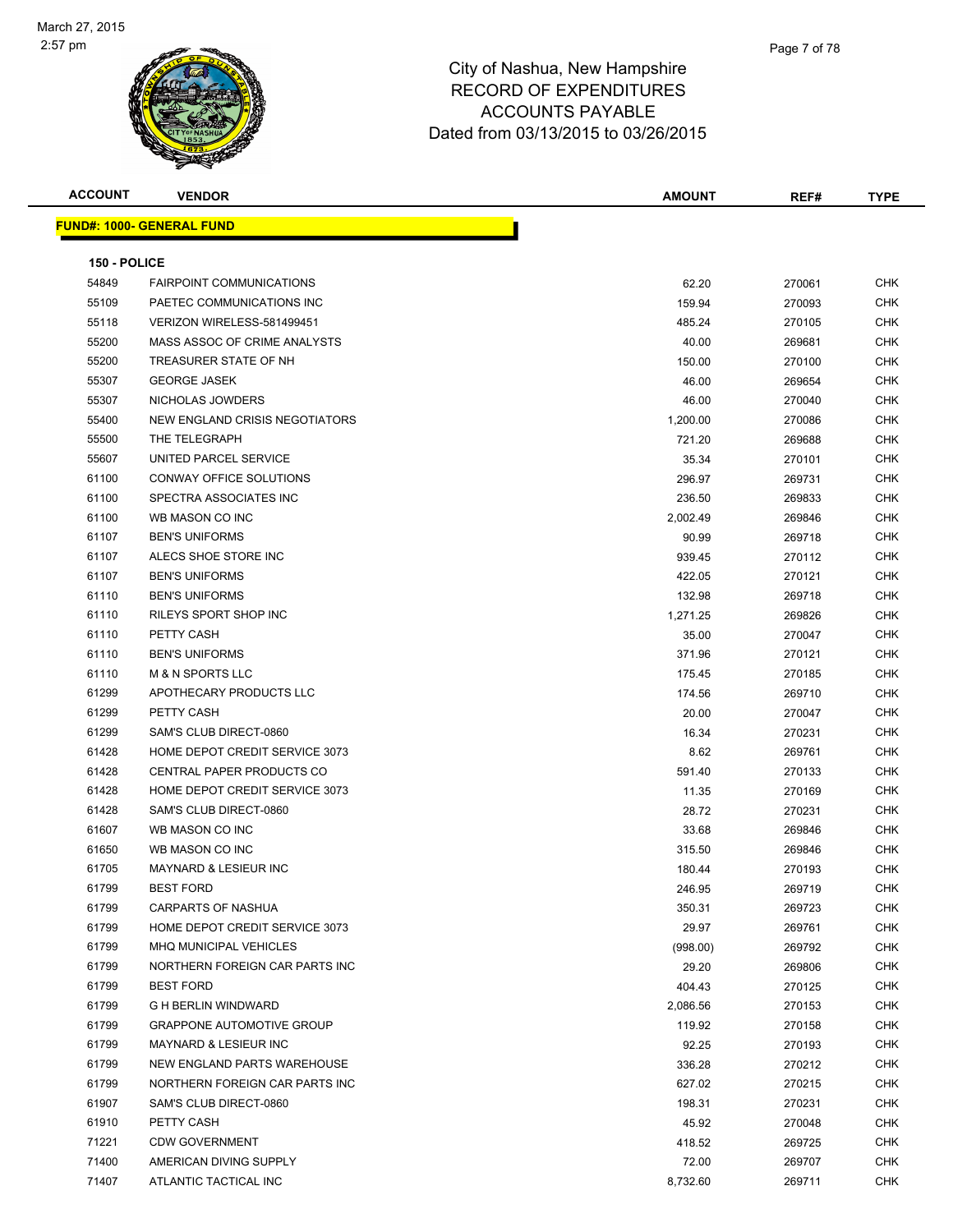March 27, 2015
2:57 pm

# City of Nashua, New Hampshire
## RECORD OF EXPENDITURES
## ACCOUNTS PAYABLE
## Dated from 03/13/2015 to 03/26/2015

| ACCOUNT | VENDOR | AMOUNT | REF# | TYPE |
|---|---|---|---|---|

**FUND#: 1000- GENERAL FUND**

**150 - POLICE**

| ACCOUNT | VENDOR | AMOUNT | REF# | TYPE |
|---|---|---|---|---|
| 54849 | FAIRPOINT COMMUNICATIONS | 62.20 | 270061 | CHK |
| 55109 | PAETEC COMMUNICATIONS INC | 159.94 | 270093 | CHK |
| 55118 | VERIZON WIRELESS-581499451 | 485.24 | 270105 | CHK |
| 55200 | MASS ASSOC OF CRIME ANALYSTS | 40.00 | 269681 | CHK |
| 55200 | TREASURER STATE OF NH | 150.00 | 270100 | CHK |
| 55307 | GEORGE JASEK | 46.00 | 269654 | CHK |
| 55307 | NICHOLAS JOWDERS | 46.00 | 270040 | CHK |
| 55400 | NEW ENGLAND CRISIS NEGOTIATORS | 1,200.00 | 270086 | CHK |
| 55500 | THE TELEGRAPH | 721.20 | 269688 | CHK |
| 55607 | UNITED PARCEL SERVICE | 35.34 | 270101 | CHK |
| 61100 | CONWAY OFFICE SOLUTIONS | 296.97 | 269731 | CHK |
| 61100 | SPECTRA ASSOCIATES INC | 236.50 | 269833 | CHK |
| 61100 | WB MASON CO INC | 2,002.49 | 269846 | CHK |
| 61107 | BEN'S UNIFORMS | 90.99 | 269718 | CHK |
| 61107 | ALECS SHOE STORE INC | 939.45 | 270112 | CHK |
| 61107 | BEN'S UNIFORMS | 422.05 | 270121 | CHK |
| 61110 | BEN'S UNIFORMS | 132.98 | 269718 | CHK |
| 61110 | RILEYS SPORT SHOP INC | 1,271.25 | 269826 | CHK |
| 61110 | PETTY CASH | 35.00 | 270047 | CHK |
| 61110 | BEN'S UNIFORMS | 371.96 | 270121 | CHK |
| 61110 | M & N SPORTS LLC | 175.45 | 270185 | CHK |
| 61299 | APOTHECARY PRODUCTS LLC | 174.56 | 269710 | CHK |
| 61299 | PETTY CASH | 20.00 | 270047 | CHK |
| 61299 | SAM'S CLUB DIRECT-0860 | 16.34 | 270231 | CHK |
| 61428 | HOME DEPOT CREDIT SERVICE 3073 | 8.62 | 269761 | CHK |
| 61428 | CENTRAL PAPER PRODUCTS CO | 591.40 | 270133 | CHK |
| 61428 | HOME DEPOT CREDIT SERVICE 3073 | 11.35 | 270169 | CHK |
| 61428 | SAM'S CLUB DIRECT-0860 | 28.72 | 270231 | CHK |
| 61607 | WB MASON CO INC | 33.68 | 269846 | CHK |
| 61650 | WB MASON CO INC | 315.50 | 269846 | CHK |
| 61705 | MAYNARD & LESIEUR INC | 180.44 | 270193 | CHK |
| 61799 | BEST FORD | 246.95 | 269719 | CHK |
| 61799 | CARPARTS OF NASHUA | 350.31 | 269723 | CHK |
| 61799 | HOME DEPOT CREDIT SERVICE 3073 | 29.97 | 269761 | CHK |
| 61799 | MHQ MUNICIPAL VEHICLES | (998.00) | 269792 | CHK |
| 61799 | NORTHERN FOREIGN CAR PARTS INC | 29.20 | 269806 | CHK |
| 61799 | BEST FORD | 404.43 | 270125 | CHK |
| 61799 | G H BERLIN WINDWARD | 2,086.56 | 270153 | CHK |
| 61799 | GRAPPONE AUTOMOTIVE GROUP | 119.92 | 270158 | CHK |
| 61799 | MAYNARD & LESIEUR INC | 92.25 | 270193 | CHK |
| 61799 | NEW ENGLAND PARTS WAREHOUSE | 336.28 | 270212 | CHK |
| 61799 | NORTHERN FOREIGN CAR PARTS INC | 627.02 | 270215 | CHK |
| 61907 | SAM'S CLUB DIRECT-0860 | 198.31 | 270231 | CHK |
| 61910 | PETTY CASH | 45.92 | 270048 | CHK |
| 71221 | CDW GOVERNMENT | 418.52 | 269725 | CHK |
| 71400 | AMERICAN DIVING SUPPLY | 72.00 | 269707 | CHK |
| 71407 | ATLANTIC TACTICAL INC | 8,732.60 | 269711 | CHK |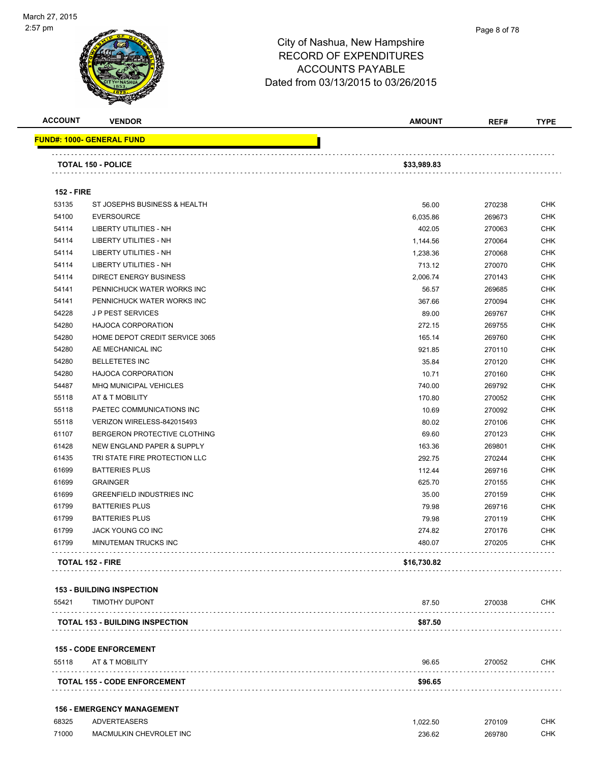City of Nashua, New Hampshire
RECORD OF EXPENDITURES
ACCOUNTS PAYABLE
Dated from 03/13/2015 to 03/26/2015

| ACCOUNT | VENDOR | AMOUNT | REF# | TYPE |
|---|---|---|---|---|
| **FUND#: 1000- GENERAL FUND** | | | | |
| | **TOTAL 150 - POLICE** | **$33,989.83** | | |
| **152 - FIRE** | | | | |
| 53135 | ST JOSEPHS BUSINESS & HEALTH | 56.00 | 270238 | CHK |
| 54100 | EVERSOURCE | 6,035.86 | 269673 | CHK |
| 54114 | LIBERTY UTILITIES - NH | 402.05 | 270063 | CHK |
| 54114 | LIBERTY UTILITIES - NH | 1,144.56 | 270064 | CHK |
| 54114 | LIBERTY UTILITIES - NH | 1,238.36 | 270068 | CHK |
| 54114 | LIBERTY UTILITIES - NH | 713.12 | 270070 | CHK |
| 54114 | DIRECT ENERGY BUSINESS | 2,006.74 | 270143 | CHK |
| 54141 | PENNICHUCK WATER WORKS INC | 56.57 | 269685 | CHK |
| 54141 | PENNICHUCK WATER WORKS INC | 367.66 | 270094 | CHK |
| 54228 | J P PEST SERVICES | 89.00 | 269767 | CHK |
| 54280 | HAJOCA CORPORATION | 272.15 | 269755 | CHK |
| 54280 | HOME DEPOT CREDIT SERVICE 3065 | 165.14 | 269760 | CHK |
| 54280 | AE MECHANICAL INC | 921.85 | 270110 | CHK |
| 54280 | BELLETETES INC | 35.84 | 270120 | CHK |
| 54280 | HAJOCA CORPORATION | 10.71 | 270160 | CHK |
| 54487 | MHQ MUNICIPAL VEHICLES | 740.00 | 269792 | CHK |
| 55118 | AT & T MOBILITY | 170.80 | 270052 | CHK |
| 55118 | PAETEC COMMUNICATIONS INC | 10.69 | 270092 | CHK |
| 55118 | VERIZON WIRELESS-842015493 | 80.02 | 270106 | CHK |
| 61107 | BERGERON PROTECTIVE CLOTHING | 69.60 | 270123 | CHK |
| 61428 | NEW ENGLAND PAPER & SUPPLY | 163.36 | 269801 | CHK |
| 61435 | TRI STATE FIRE PROTECTION LLC | 292.75 | 270244 | CHK |
| 61699 | BATTERIES PLUS | 112.44 | 269716 | CHK |
| 61699 | GRAINGER | 625.70 | 270155 | CHK |
| 61699 | GREENFIELD INDUSTRIES INC | 35.00 | 270159 | CHK |
| 61799 | BATTERIES PLUS | 79.98 | 269716 | CHK |
| 61799 | BATTERIES PLUS | 79.98 | 270119 | CHK |
| 61799 | JACK YOUNG CO INC | 274.82 | 270176 | CHK |
| 61799 | MINUTEMAN TRUCKS INC | 480.07 | 270205 | CHK |
| | **TOTAL 152 - FIRE** | **$16,730.82** | | |
| **153 - BUILDING INSPECTION** | | | | |
| 55421 | TIMOTHY DUPONT | 87.50 | 270038 | CHK |
| | **TOTAL 153 - BUILDING INSPECTION** | **$87.50** | | |
| **155 - CODE ENFORCEMENT** | | | | |
| 55118 | AT & T MOBILITY | 96.65 | 270052 | CHK |
| | **TOTAL 155 - CODE ENFORCEMENT** | **$96.65** | | |
| **156 - EMERGENCY MANAGEMENT** | | | | |
| 68325 | ADVERTEASERS | 1,022.50 | 270109 | CHK |
| 71000 | MACMULKIN CHEVROLET INC | 236.62 | 269780 | CHK |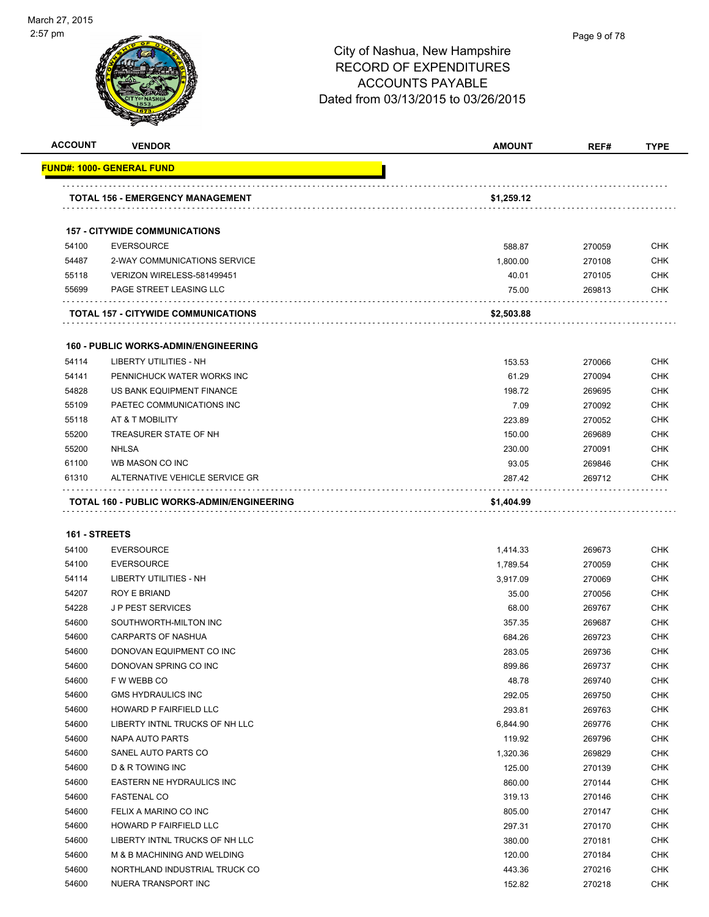# City of Nashua, New Hampshire
## RECORD OF EXPENDITURES
## ACCOUNTS PAYABLE
## Dated from 03/13/2015 to 03/26/2015

March 27, 2015
2:57 pm

| ACCOUNT | VENDOR | AMOUNT | REF# | TYPE |
|---|---|---|---|---|
| **FUND#: 1000- GENERAL FUND** | | | | |
| | **TOTAL 156 - EMERGENCY MANAGEMENT** | **$1,259.12** | | |
| | **157 - CITYWIDE COMMUNICATIONS** | | | |
| 54100 | EVERSOURCE | 588.87 | 270059 | CHK |
| 54487 | 2-WAY COMMUNICATIONS SERVICE | 1,800.00 | 270108 | CHK |
| 55118 | VERIZON WIRELESS-581499451 | 40.01 | 270105 | CHK |
| 55699 | PAGE STREET LEASING LLC | 75.00 | 269813 | CHK |
| | **TOTAL 157 - CITYWIDE COMMUNICATIONS** | **$2,503.88** | | |
| | **160 - PUBLIC WORKS-ADMIN/ENGINEERING** | | | |
| 54114 | LIBERTY UTILITIES - NH | 153.53 | 270066 | CHK |
| 54141 | PENNICHUCK WATER WORKS INC | 61.29 | 270094 | CHK |
| 54828 | US BANK EQUIPMENT FINANCE | 198.72 | 269695 | CHK |
| 55109 | PAETEC COMMUNICATIONS INC | 7.09 | 270092 | CHK |
| 55118 | AT & T MOBILITY | 223.89 | 270052 | CHK |
| 55200 | TREASURER STATE OF NH | 150.00 | 269689 | CHK |
| 55200 | NHLSA | 230.00 | 270091 | CHK |
| 61100 | WB MASON CO INC | 93.05 | 269846 | CHK |
| 61310 | ALTERNATIVE VEHICLE SERVICE GR | 287.42 | 269712 | CHK |
| | **TOTAL 160 - PUBLIC WORKS-ADMIN/ENGINEERING** | **$1,404.99** | | |
| **161 - STREETS** | | | | |
| 54100 | EVERSOURCE | 1,414.33 | 269673 | CHK |
| 54100 | EVERSOURCE | 1,789.54 | 270059 | CHK |
| 54114 | LIBERTY UTILITIES - NH | 3,917.09 | 270069 | CHK |
| 54207 | ROY E BRIAND | 35.00 | 270056 | CHK |
| 54228 | J P PEST SERVICES | 68.00 | 269767 | CHK |
| 54600 | SOUTHWORTH-MILTON INC | 357.35 | 269687 | CHK |
| 54600 | CARPARTS OF NASHUA | 684.26 | 269723 | CHK |
| 54600 | DONOVAN EQUIPMENT CO INC | 283.05 | 269736 | CHK |
| 54600 | DONOVAN SPRING CO INC | 899.86 | 269737 | CHK |
| 54600 | F W WEBB CO | 48.78 | 269740 | CHK |
| 54600 | GMS HYDRAULICS INC | 292.05 | 269750 | CHK |
| 54600 | HOWARD P FAIRFIELD LLC | 293.81 | 269763 | CHK |
| 54600 | LIBERTY INTNL TRUCKS OF NH LLC | 6,844.90 | 269776 | CHK |
| 54600 | NAPA AUTO PARTS | 119.92 | 269796 | CHK |
| 54600 | SANEL AUTO PARTS CO | 1,320.36 | 269829 | CHK |
| 54600 | D & R TOWING INC | 125.00 | 270139 | CHK |
| 54600 | EASTERN NE HYDRAULICS INC | 860.00 | 270144 | CHK |
| 54600 | FASTENAL CO | 319.13 | 270146 | CHK |
| 54600 | FELIX A MARINO CO INC | 805.00 | 270147 | CHK |
| 54600 | HOWARD P FAIRFIELD LLC | 297.31 | 270170 | CHK |
| 54600 | LIBERTY INTNL TRUCKS OF NH LLC | 380.00 | 270181 | CHK |
| 54600 | M & B MACHINING AND WELDING | 120.00 | 270184 | CHK |
| 54600 | NORTHLAND INDUSTRIAL TRUCK CO | 443.36 | 270216 | CHK |
| 54600 | NUERA TRANSPORT INC | 152.82 | 270218 | CHK |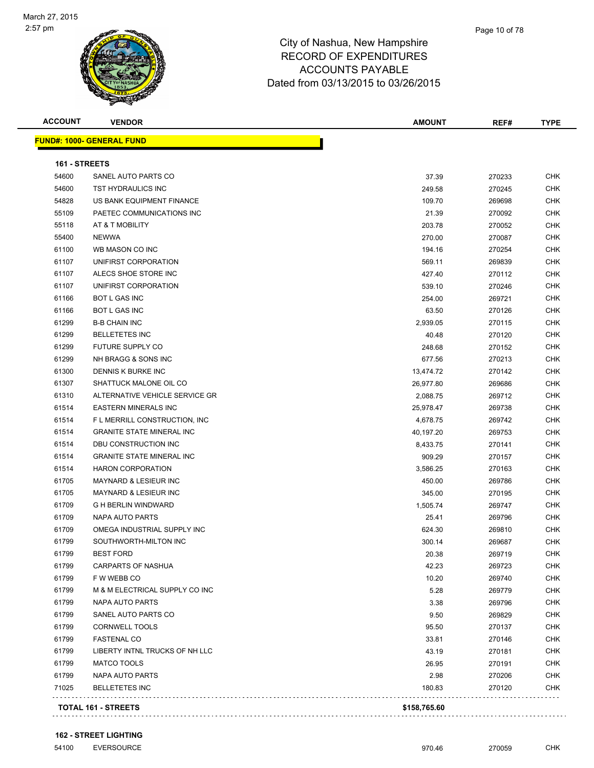City of Nashua, New Hampshire
RECORD OF EXPENDITURES
ACCOUNTS PAYABLE
Dated from 03/13/2015 to 03/26/2015

| ACCOUNT | VENDOR | AMOUNT | REF# | TYPE |
|---|---|---|---|---|
| **FUND#: 1000- GENERAL FUND** | | | | |
| **161 - STREETS** | | | | |
| 54600 | SANEL AUTO PARTS CO | 37.39 | 270233 | CHK |
| 54600 | TST HYDRAULICS INC | 249.58 | 270245 | CHK |
| 54828 | US BANK EQUIPMENT FINANCE | 109.70 | 269698 | CHK |
| 55109 | PAETEC COMMUNICATIONS INC | 21.39 | 270092 | CHK |
| 55118 | AT & T MOBILITY | 203.78 | 270052 | CHK |
| 55400 | NEWWA | 270.00 | 270087 | CHK |
| 61100 | WB MASON CO INC | 194.16 | 270254 | CHK |
| 61107 | UNIFIRST CORPORATION | 569.11 | 269839 | CHK |
| 61107 | ALECS SHOE STORE INC | 427.40 | 270112 | CHK |
| 61107 | UNIFIRST CORPORATION | 539.10 | 270246 | CHK |
| 61166 | BOT L GAS INC | 254.00 | 269721 | CHK |
| 61166 | BOT L GAS INC | 63.50 | 270126 | CHK |
| 61299 | B-B CHAIN INC | 2,939.05 | 270115 | CHK |
| 61299 | BELLETETES INC | 40.48 | 270120 | CHK |
| 61299 | FUTURE SUPPLY CO | 248.68 | 270152 | CHK |
| 61299 | NH BRAGG & SONS INC | 677.56 | 270213 | CHK |
| 61300 | DENNIS K BURKE INC | 13,474.72 | 270142 | CHK |
| 61307 | SHATTUCK MALONE OIL CO | 26,977.80 | 269686 | CHK |
| 61310 | ALTERNATIVE VEHICLE SERVICE GR | 2,088.75 | 269712 | CHK |
| 61514 | EASTERN MINERALS INC | 25,978.47 | 269738 | CHK |
| 61514 | F L MERRILL CONSTRUCTION, INC | 4,678.75 | 269742 | CHK |
| 61514 | GRANITE STATE MINERAL INC | 40,197.20 | 269753 | CHK |
| 61514 | DBU CONSTRUCTION INC | 8,433.75 | 270141 | CHK |
| 61514 | GRANITE STATE MINERAL INC | 909.29 | 270157 | CHK |
| 61514 | HARON CORPORATION | 3,586.25 | 270163 | CHK |
| 61705 | MAYNARD & LESIEUR INC | 450.00 | 269786 | CHK |
| 61705 | MAYNARD & LESIEUR INC | 345.00 | 270195 | CHK |
| 61709 | G H BERLIN WINDWARD | 1,505.74 | 269747 | CHK |
| 61709 | NAPA AUTO PARTS | 25.41 | 269796 | CHK |
| 61709 | OMEGA INDUSTRIAL SUPPLY INC | 624.30 | 269810 | CHK |
| 61799 | SOUTHWORTH-MILTON INC | 300.14 | 269687 | CHK |
| 61799 | BEST FORD | 20.38 | 269719 | CHK |
| 61799 | CARPARTS OF NASHUA | 42.23 | 269723 | CHK |
| 61799 | F W WEBB CO | 10.20 | 269740 | CHK |
| 61799 | M & M ELECTRICAL SUPPLY CO INC | 5.28 | 269779 | CHK |
| 61799 | NAPA AUTO PARTS | 3.38 | 269796 | CHK |
| 61799 | SANEL AUTO PARTS CO | 9.50 | 269829 | CHK |
| 61799 | CORNWELL TOOLS | 95.50 | 270137 | CHK |
| 61799 | FASTENAL CO | 33.81 | 270146 | CHK |
| 61799 | LIBERTY INTNL TRUCKS OF NH LLC | 43.19 | 270181 | CHK |
| 61799 | MATCO TOOLS | 26.95 | 270191 | CHK |
| 61799 | NAPA AUTO PARTS | 2.98 | 270206 | CHK |
| 71025 | BELLETETES INC | 180.83 | 270120 | CHK |
| **TOTAL 161 - STREETS** | | **$158,765.60** | | |
| **162 - STREET LIGHTING** | | | | |
| 54100 | EVERSOURCE | 970.46 | 270059 | CHK |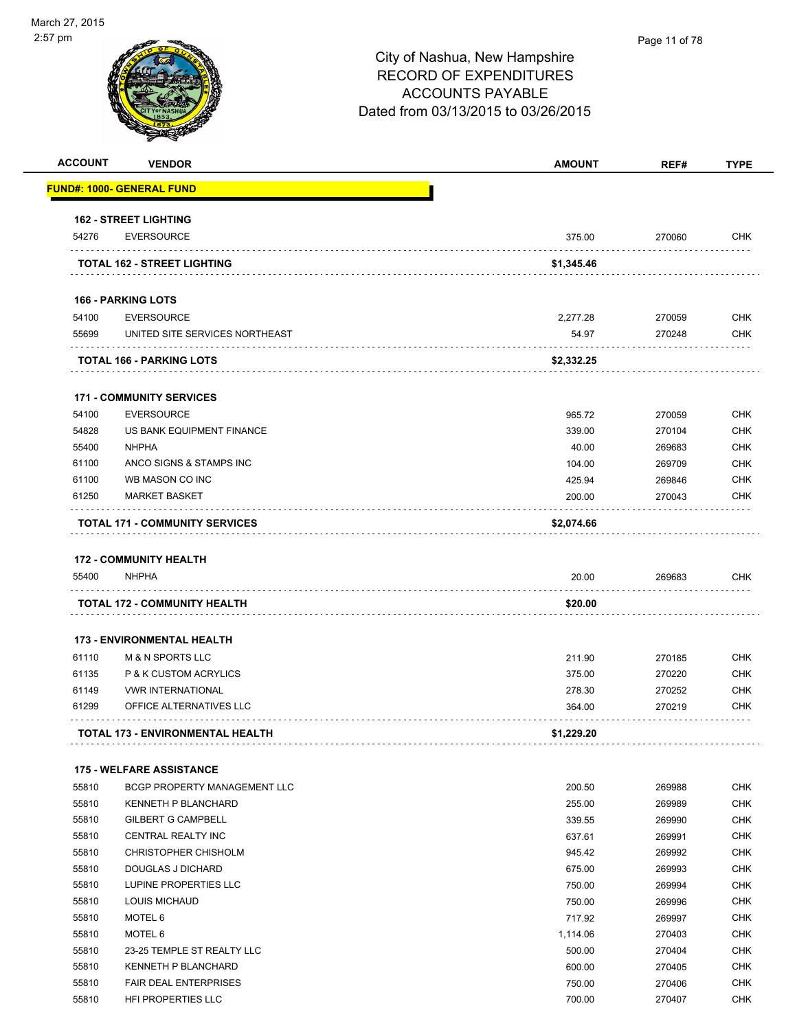City of Nashua, New Hampshire
RECORD OF EXPENDITURES
ACCOUNTS PAYABLE
Dated from 03/13/2015 to 03/26/2015

| ACCOUNT | VENDOR | AMOUNT | REF# | TYPE |
|---|---|---|---|---|
| **FUND#: 1000- GENERAL FUND** | | | | |
| **162 - STREET LIGHTING** | | | | |
| 54276 | EVERSOURCE | 375.00 | 270060 | CHK |
| | **TOTAL 162 - STREET LIGHTING** | **$1,345.46** | | |
| **166 - PARKING LOTS** | | | | |
| 54100 | EVERSOURCE | 2,277.28 | 270059 | CHK |
| 55699 | UNITED SITE SERVICES NORTHEAST | 54.97 | 270248 | CHK |
| | **TOTAL 166 - PARKING LOTS** | **$2,332.25** | | |
| **171 - COMMUNITY SERVICES** | | | | |
| 54100 | EVERSOURCE | 965.72 | 270059 | CHK |
| 54828 | US BANK EQUIPMENT FINANCE | 339.00 | 270104 | CHK |
| 55400 | NHPHA | 40.00 | 269683 | CHK |
| 61100 | ANCO SIGNS & STAMPS INC | 104.00 | 269709 | CHK |
| 61100 | WB MASON CO INC | 425.94 | 269846 | CHK |
| 61250 | MARKET BASKET | 200.00 | 270043 | CHK |
| | **TOTAL 171 - COMMUNITY SERVICES** | **$2,074.66** | | |
| **172 - COMMUNITY HEALTH** | | | | |
| 55400 | NHPHA | 20.00 | 269683 | CHK |
| | **TOTAL 172 - COMMUNITY HEALTH** | **$20.00** | | |
| **173 - ENVIRONMENTAL HEALTH** | | | | |
| 61110 | M & N SPORTS LLC | 211.90 | 270185 | CHK |
| 61135 | P & K CUSTOM ACRYLICS | 375.00 | 270220 | CHK |
| 61149 | VWR INTERNATIONAL | 278.30 | 270252 | CHK |
| 61299 | OFFICE ALTERNATIVES LLC | 364.00 | 270219 | CHK |
| | **TOTAL 173 - ENVIRONMENTAL HEALTH** | **$1,229.20** | | |
| **175 - WELFARE ASSISTANCE** | | | | |
| 55810 | BCGP PROPERTY MANAGEMENT LLC | 200.50 | 269988 | CHK |
| 55810 | KENNETH P BLANCHARD | 255.00 | 269989 | CHK |
| 55810 | GILBERT G CAMPBELL | 339.55 | 269990 | CHK |
| 55810 | CENTRAL REALTY INC | 637.61 | 269991 | CHK |
| 55810 | CHRISTOPHER CHISHOLM | 945.42 | 269992 | CHK |
| 55810 | DOUGLAS J DICHARD | 675.00 | 269993 | CHK |
| 55810 | LUPINE PROPERTIES LLC | 750.00 | 269994 | CHK |
| 55810 | LOUIS MICHAUD | 750.00 | 269996 | CHK |
| 55810 | MOTEL 6 | 717.92 | 269997 | CHK |
| 55810 | MOTEL 6 | 1,114.06 | 270403 | CHK |
| 55810 | 23-25 TEMPLE ST REALTY LLC | 500.00 | 270404 | CHK |
| 55810 | KENNETH P BLANCHARD | 600.00 | 270405 | CHK |
| 55810 | FAIR DEAL ENTERPRISES | 750.00 | 270406 | CHK |
| 55810 | HFI PROPERTIES LLC | 700.00 | 270407 | CHK |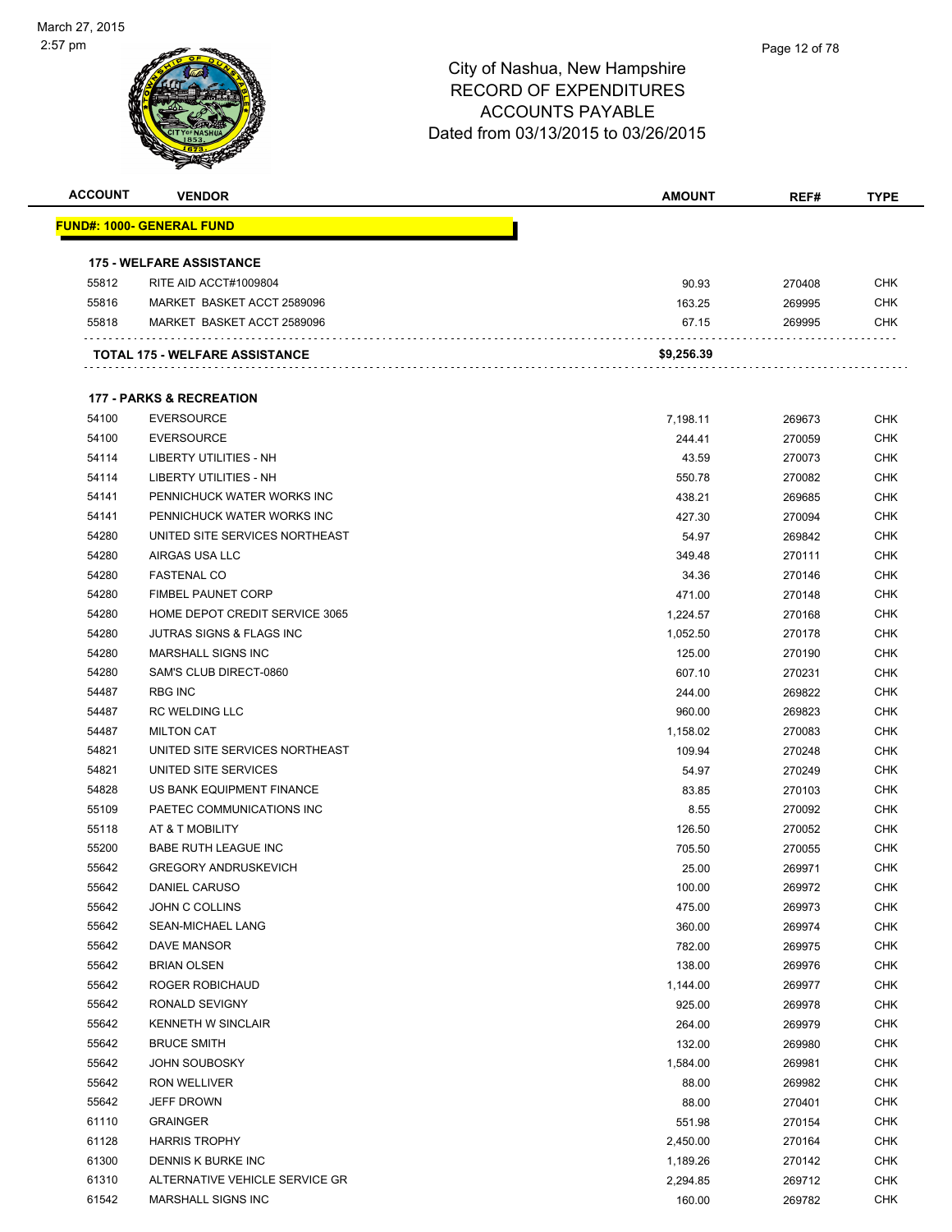March 27, 2015
2:57 pm

# City of Nashua, New Hampshire
## RECORD OF EXPENDITURES
## ACCOUNTS PAYABLE
## Dated from 03/13/2015 to 03/26/2015

| ACCOUNT | VENDOR | AMOUNT | REF# | TYPE |
|---|---|---|---|---|
| **FUND#: 1000- GENERAL FUND** | | | | |
| **175 - WELFARE ASSISTANCE** | | | | |
| 55812 | RITE AID ACCT#1009804 | 90.93 | 270408 | CHK |
| 55816 | MARKET BASKET ACCT 2589096 | 163.25 | 269995 | CHK |
| 55818 | MARKET BASKET ACCT 2589096 | 67.15 | 269995 | CHK |
| | **TOTAL 175 - WELFARE ASSISTANCE** | **$9,256.39** | | |
| **177 - PARKS & RECREATION** | | | | |
| 54100 | EVERSOURCE | 7,198.11 | 269673 | CHK |
| 54100 | EVERSOURCE | 244.41 | 270059 | CHK |
| 54114 | LIBERTY UTILITIES - NH | 43.59 | 270073 | CHK |
| 54114 | LIBERTY UTILITIES - NH | 550.78 | 270082 | CHK |
| 54141 | PENNICHUCK WATER WORKS INC | 438.21 | 269685 | CHK |
| 54141 | PENNICHUCK WATER WORKS INC | 427.30 | 270094 | CHK |
| 54280 | UNITED SITE SERVICES NORTHEAST | 54.97 | 269842 | CHK |
| 54280 | AIRGAS USA LLC | 349.48 | 270111 | CHK |
| 54280 | FASTENAL CO | 34.36 | 270146 | CHK |
| 54280 | FIMBEL PAUNET CORP | 471.00 | 270148 | CHK |
| 54280 | HOME DEPOT CREDIT SERVICE 3065 | 1,224.57 | 270168 | CHK |
| 54280 | JUTRAS SIGNS & FLAGS INC | 1,052.50 | 270178 | CHK |
| 54280 | MARSHALL SIGNS INC | 125.00 | 270190 | CHK |
| 54280 | SAM'S CLUB DIRECT-0860 | 607.10 | 270231 | CHK |
| 54487 | RBG INC | 244.00 | 269822 | CHK |
| 54487 | RC WELDING LLC | 960.00 | 269823 | CHK |
| 54487 | MILTON CAT | 1,158.02 | 270083 | CHK |
| 54821 | UNITED SITE SERVICES NORTHEAST | 109.94 | 270248 | CHK |
| 54821 | UNITED SITE SERVICES | 54.97 | 270249 | CHK |
| 54828 | US BANK EQUIPMENT FINANCE | 83.85 | 270103 | CHK |
| 55109 | PAETEC COMMUNICATIONS INC | 8.55 | 270092 | CHK |
| 55118 | AT & T MOBILITY | 126.50 | 270052 | CHK |
| 55200 | BABE RUTH LEAGUE INC | 705.50 | 270055 | CHK |
| 55642 | GREGORY ANDRUSKEVICH | 25.00 | 269971 | CHK |
| 55642 | DANIEL CARUSO | 100.00 | 269972 | CHK |
| 55642 | JOHN C COLLINS | 475.00 | 269973 | CHK |
| 55642 | SEAN-MICHAEL LANG | 360.00 | 269974 | CHK |
| 55642 | DAVE MANSOR | 782.00 | 269975 | CHK |
| 55642 | BRIAN OLSEN | 138.00 | 269976 | CHK |
| 55642 | ROGER ROBICHAUD | 1,144.00 | 269977 | CHK |
| 55642 | RONALD SEVIGNY | 925.00 | 269978 | CHK |
| 55642 | KENNETH W SINCLAIR | 264.00 | 269979 | CHK |
| 55642 | BRUCE SMITH | 132.00 | 269980 | CHK |
| 55642 | JOHN SOUBOSKY | 1,584.00 | 269981 | CHK |
| 55642 | RON WELLIVER | 88.00 | 269982 | CHK |
| 55642 | JEFF DROWN | 88.00 | 270401 | CHK |
| 61110 | GRAINGER | 551.98 | 270154 | CHK |
| 61128 | HARRIS TROPHY | 2,450.00 | 270164 | CHK |
| 61300 | DENNIS K BURKE INC | 1,189.26 | 270142 | CHK |
| 61310 | ALTERNATIVE VEHICLE SERVICE GR | 2,294.85 | 269712 | CHK |
| 61542 | MARSHALL SIGNS INC | 160.00 | 269782 | CHK |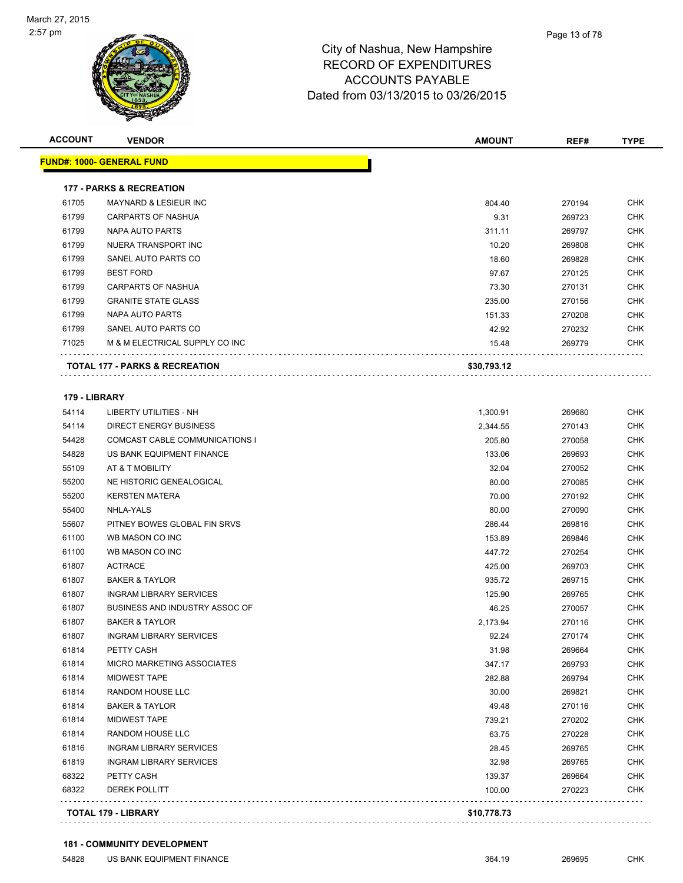March 27, 2015
2:57 pm

# City of Nashua, New Hampshire
# RECORD OF EXPENDITURES
# ACCOUNTS PAYABLE
# Dated from 03/13/2015 to 03/26/2015

| ACCOUNT | VENDOR | AMOUNT | REF# | TYPE |
|---|---|---|---|---|
| **FUND#: 1000- GENERAL FUND** | | | | |
| **177 - PARKS & RECREATION** | | | | |
| 61705 | MAYNARD & LESIEUR INC | 804.40 | 270194 | CHK |
| 61799 | CARPARTS OF NASHUA | 9.31 | 269723 | CHK |
| 61799 | NAPA AUTO PARTS | 311.11 | 269797 | CHK |
| 61799 | NUERA TRANSPORT INC | 10.20 | 269808 | CHK |
| 61799 | SANEL AUTO PARTS CO | 18.60 | 269828 | CHK |
| 61799 | BEST FORD | 97.67 | 270125 | CHK |
| 61799 | CARPARTS OF NASHUA | 73.30 | 270131 | CHK |
| 61799 | GRANITE STATE GLASS | 235.00 | 270156 | CHK |
| 61799 | NAPA AUTO PARTS | 151.33 | 270208 | CHK |
| 61799 | SANEL AUTO PARTS CO | 42.92 | 270232 | CHK |
| 71025 | M & M ELECTRICAL SUPPLY CO INC | 15.48 | 269779 | CHK |
| **TOTAL 177 - PARKS & RECREATION** | | **$30,793.12** | | |
| **179 - LIBRARY** | | | | |
| 54114 | LIBERTY UTILITIES - NH | 1,300.91 | 269680 | CHK |
| 54114 | DIRECT ENERGY BUSINESS | 2,344.55 | 270143 | CHK |
| 54428 | COMCAST CABLE COMMUNICATIONS I | 205.80 | 270058 | CHK |
| 54828 | US BANK EQUIPMENT FINANCE | 133.06 | 269693 | CHK |
| 55109 | AT & T MOBILITY | 32.04 | 270052 | CHK |
| 55200 | NE HISTORIC GENEALOGICAL | 80.00 | 270085 | CHK |
| 55200 | KERSTEN MATERA | 70.00 | 270192 | CHK |
| 55400 | NHLA-YALS | 80.00 | 270090 | CHK |
| 55607 | PITNEY BOWES GLOBAL FIN SRVS | 286.44 | 269816 | CHK |
| 61100 | WB MASON CO INC | 153.89 | 269846 | CHK |
| 61100 | WB MASON CO INC | 447.72 | 270254 | CHK |
| 61807 | ACTRACE | 425.00 | 269703 | CHK |
| 61807 | BAKER & TAYLOR | 935.72 | 269715 | CHK |
| 61807 | INGRAM LIBRARY SERVICES | 125.90 | 269765 | CHK |
| 61807 | BUSINESS AND INDUSTRY ASSOC OF | 46.25 | 270057 | CHK |
| 61807 | BAKER & TAYLOR | 2,173.94 | 270116 | CHK |
| 61807 | INGRAM LIBRARY SERVICES | 92.24 | 270174 | CHK |
| 61814 | PETTY CASH | 31.98 | 269664 | CHK |
| 61814 | MICRO MARKETING ASSOCIATES | 347.17 | 269793 | CHK |
| 61814 | MIDWEST TAPE | 282.88 | 269794 | CHK |
| 61814 | RANDOM HOUSE LLC | 30.00 | 269821 | CHK |
| 61814 | BAKER & TAYLOR | 49.48 | 270116 | CHK |
| 61814 | MIDWEST TAPE | 739.21 | 270202 | CHK |
| 61814 | RANDOM HOUSE LLC | 63.75 | 270228 | CHK |
| 61816 | INGRAM LIBRARY SERVICES | 28.45 | 269765 | CHK |
| 61819 | INGRAM LIBRARY SERVICES | 32.98 | 269765 | CHK |
| 68322 | PETTY CASH | 139.37 | 269664 | CHK |
| 68322 | DEREK POLLITT | 100.00 | 270223 | CHK |
| **TOTAL 179 - LIBRARY** | | **$10,778.73** | | |
| **181 - COMMUNITY DEVELOPMENT** | | | | |
| 54828 | US BANK EQUIPMENT FINANCE | 364.19 | 269695 | CHK |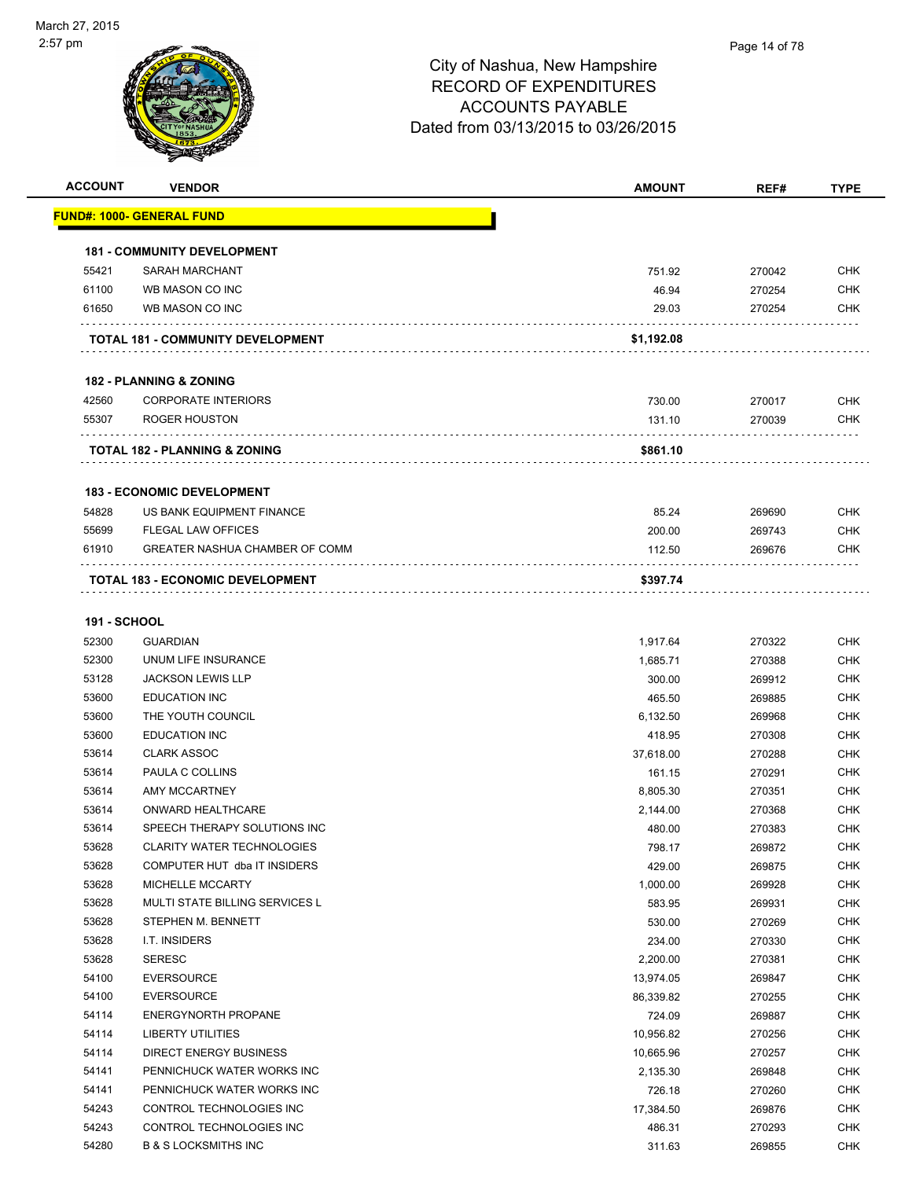March 27, 2015
2:57 pm

# City of Nashua, New Hampshire
## RECORD OF EXPENDITURES
## ACCOUNTS PAYABLE
## Dated from 03/13/2015 to 03/26/2015

| ACCOUNT | VENDOR | AMOUNT | REF# | TYPE |
|---|---|---|---|---|
| **FUND#: 1000- GENERAL FUND** | | | | |
| **181 - COMMUNITY DEVELOPMENT** | | | | |
| 55421 | SARAH MARCHANT | 751.92 | 270042 | CHK |
| 61100 | WB MASON CO INC | 46.94 | 270254 | CHK |
| 61650 | WB MASON CO INC | 29.03 | 270254 | CHK |
| | **TOTAL 181 - COMMUNITY DEVELOPMENT** | **$1,192.08** | | |
| **182 - PLANNING & ZONING** | | | | |
| 42560 | CORPORATE INTERIORS | 730.00 | 270017 | CHK |
| 55307 | ROGER HOUSTON | 131.10 | 270039 | CHK |
| | **TOTAL 182 - PLANNING & ZONING** | **$861.10** | | |
| **183 - ECONOMIC DEVELOPMENT** | | | | |
| 54828 | US BANK EQUIPMENT FINANCE | 85.24 | 269690 | CHK |
| 55699 | FLEGAL LAW OFFICES | 200.00 | 269743 | CHK |
| 61910 | GREATER NASHUA CHAMBER OF COMM | 112.50 | 269676 | CHK |
| | **TOTAL 183 - ECONOMIC DEVELOPMENT** | **$397.74** | | |
| **191 - SCHOOL** | | | | |
| 52300 | GUARDIAN | 1,917.64 | 270322 | CHK |
| 52300 | UNUM LIFE INSURANCE | 1,685.71 | 270388 | CHK |
| 53128 | JACKSON LEWIS LLP | 300.00 | 269912 | CHK |
| 53600 | EDUCATION INC | 465.50 | 269885 | CHK |
| 53600 | THE YOUTH COUNCIL | 6,132.50 | 269968 | CHK |
| 53600 | EDUCATION INC | 418.95 | 270308 | CHK |
| 53614 | CLARK ASSOC | 37,618.00 | 270288 | CHK |
| 53614 | PAULA C COLLINS | 161.15 | 270291 | CHK |
| 53614 | AMY MCCARTNEY | 8,805.30 | 270351 | CHK |
| 53614 | ONWARD HEALTHCARE | 2,144.00 | 270368 | CHK |
| 53614 | SPEECH THERAPY SOLUTIONS INC | 480.00 | 270383 | CHK |
| 53628 | CLARITY WATER TECHNOLOGIES | 798.17 | 269872 | CHK |
| 53628 | COMPUTER HUT dba IT INSIDERS | 429.00 | 269875 | CHK |
| 53628 | MICHELLE MCCARTY | 1,000.00 | 269928 | CHK |
| 53628 | MULTI STATE BILLING SERVICES L | 583.95 | 269931 | CHK |
| 53628 | STEPHEN M. BENNETT | 530.00 | 270269 | CHK |
| 53628 | I.T. INSIDERS | 234.00 | 270330 | CHK |
| 53628 | SERESC | 2,200.00 | 270381 | CHK |
| 54100 | EVERSOURCE | 13,974.05 | 269847 | CHK |
| 54100 | EVERSOURCE | 86,339.82 | 270255 | CHK |
| 54114 | ENERGYNORTH PROPANE | 724.09 | 269887 | CHK |
| 54114 | LIBERTY UTILITIES | 10,956.82 | 270256 | CHK |
| 54114 | DIRECT ENERGY BUSINESS | 10,665.96 | 270257 | CHK |
| 54141 | PENNICHUCK WATER WORKS INC | 2,135.30 | 269848 | CHK |
| 54141 | PENNICHUCK WATER WORKS INC | 726.18 | 270260 | CHK |
| 54243 | CONTROL TECHNOLOGIES INC | 17,384.50 | 269876 | CHK |
| 54243 | CONTROL TECHNOLOGIES INC | 486.31 | 270293 | CHK |
| 54280 | B & S LOCKSMITHS INC | 311.63 | 269855 | CHK |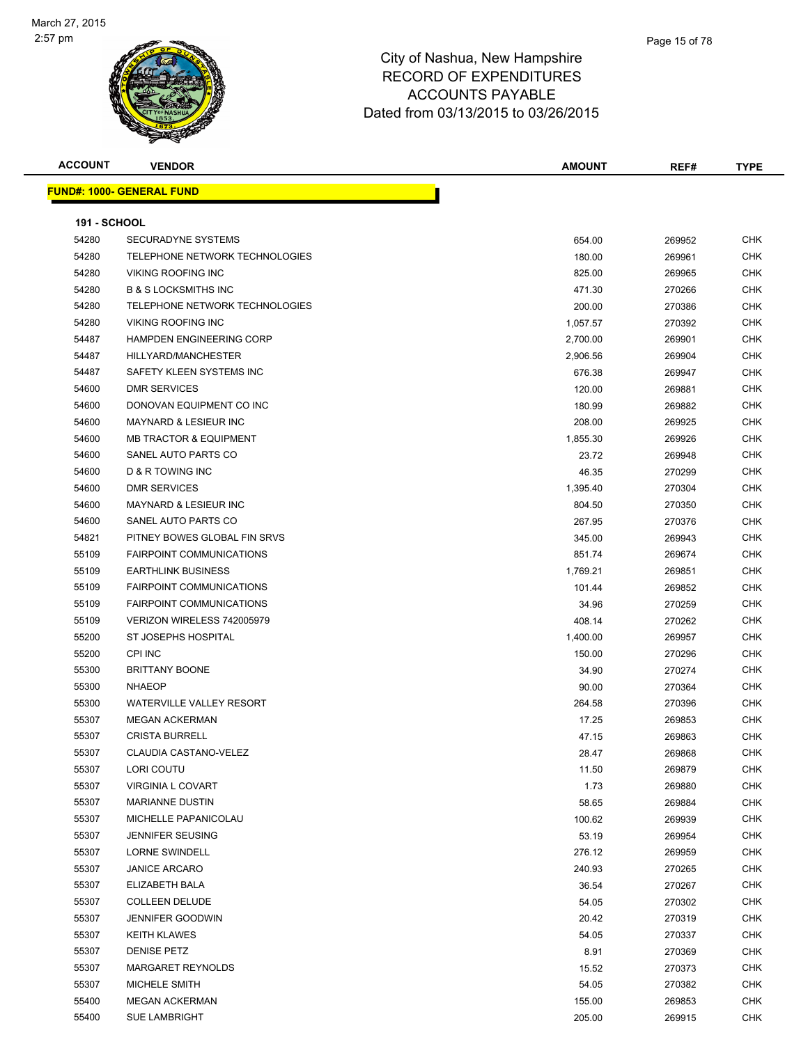March 27, 2015
2:57 pm

# City of Nashua, New Hampshire
## RECORD OF EXPENDITURES
## ACCOUNTS PAYABLE
## Dated from 03/13/2015 to 03/26/2015

| ACCOUNT | VENDOR | AMOUNT | REF# | TYPE |
|---|---|---|---|---|
| **FUND#: 1000- GENERAL FUND** | | | | |
| **191 - SCHOOL** | | | | |
| 54280 | SECURADYNE SYSTEMS | 654.00 | 269952 | CHK |
| 54280 | TELEPHONE NETWORK TECHNOLOGIES | 180.00 | 269961 | CHK |
| 54280 | VIKING ROOFING INC | 825.00 | 269965 | CHK |
| 54280 | B & S LOCKSMITHS INC | 471.30 | 270266 | CHK |
| 54280 | TELEPHONE NETWORK TECHNOLOGIES | 200.00 | 270386 | CHK |
| 54280 | VIKING ROOFING INC | 1,057.57 | 270392 | CHK |
| 54487 | HAMPDEN ENGINEERING CORP | 2,700.00 | 269901 | CHK |
| 54487 | HILLYARD/MANCHESTER | 2,906.56 | 269904 | CHK |
| 54487 | SAFETY KLEEN SYSTEMS INC | 676.38 | 269947 | CHK |
| 54600 | DMR SERVICES | 120.00 | 269881 | CHK |
| 54600 | DONOVAN EQUIPMENT CO INC | 180.99 | 269882 | CHK |
| 54600 | MAYNARD & LESIEUR INC | 208.00 | 269925 | CHK |
| 54600 | MB TRACTOR & EQUIPMENT | 1,855.30 | 269926 | CHK |
| 54600 | SANEL AUTO PARTS CO | 23.72 | 269948 | CHK |
| 54600 | D & R TOWING INC | 46.35 | 270299 | CHK |
| 54600 | DMR SERVICES | 1,395.40 | 270304 | CHK |
| 54600 | MAYNARD & LESIEUR INC | 804.50 | 270350 | CHK |
| 54600 | SANEL AUTO PARTS CO | 267.95 | 270376 | CHK |
| 54821 | PITNEY BOWES GLOBAL FIN SRVS | 345.00 | 269943 | CHK |
| 55109 | FAIRPOINT COMMUNICATIONS | 851.74 | 269674 | CHK |
| 55109 | EARTHLINK BUSINESS | 1,769.21 | 269851 | CHK |
| 55109 | FAIRPOINT COMMUNICATIONS | 101.44 | 269852 | CHK |
| 55109 | FAIRPOINT COMMUNICATIONS | 34.96 | 270259 | CHK |
| 55109 | VERIZON WIRELESS 742005979 | 408.14 | 270262 | CHK |
| 55200 | ST JOSEPHS HOSPITAL | 1,400.00 | 269957 | CHK |
| 55200 | CPI INC | 150.00 | 270296 | CHK |
| 55300 | BRITTANY BOONE | 34.90 | 270274 | CHK |
| 55300 | NHAEOP | 90.00 | 270364 | CHK |
| 55300 | WATERVILLE VALLEY RESORT | 264.58 | 270396 | CHK |
| 55307 | MEGAN ACKERMAN | 17.25 | 269853 | CHK |
| 55307 | CRISTA BURRELL | 47.15 | 269863 | CHK |
| 55307 | CLAUDIA CASTANO-VELEZ | 28.47 | 269868 | CHK |
| 55307 | LORI COUTU | 11.50 | 269879 | CHK |
| 55307 | VIRGINIA L COVART | 1.73 | 269880 | CHK |
| 55307 | MARIANNE DUSTIN | 58.65 | 269884 | CHK |
| 55307 | MICHELLE PAPANICOLAU | 100.62 | 269939 | CHK |
| 55307 | JENNIFER SEUSING | 53.19 | 269954 | CHK |
| 55307 | LORNE SWINDELL | 276.12 | 269959 | CHK |
| 55307 | JANICE ARCARO | 240.93 | 270265 | CHK |
| 55307 | ELIZABETH BALA | 36.54 | 270267 | CHK |
| 55307 | COLLEEN DELUDE | 54.05 | 270302 | CHK |
| 55307 | JENNIFER GOODWIN | 20.42 | 270319 | CHK |
| 55307 | KEITH KLAWES | 54.05 | 270337 | CHK |
| 55307 | DENISE PETZ | 8.91 | 270369 | CHK |
| 55307 | MARGARET REYNOLDS | 15.52 | 270373 | CHK |
| 55307 | MICHELE SMITH | 54.05 | 270382 | CHK |
| 55400 | MEGAN ACKERMAN | 155.00 | 269853 | CHK |
| 55400 | SUE LAMBRIGHT | 205.00 | 269915 | CHK |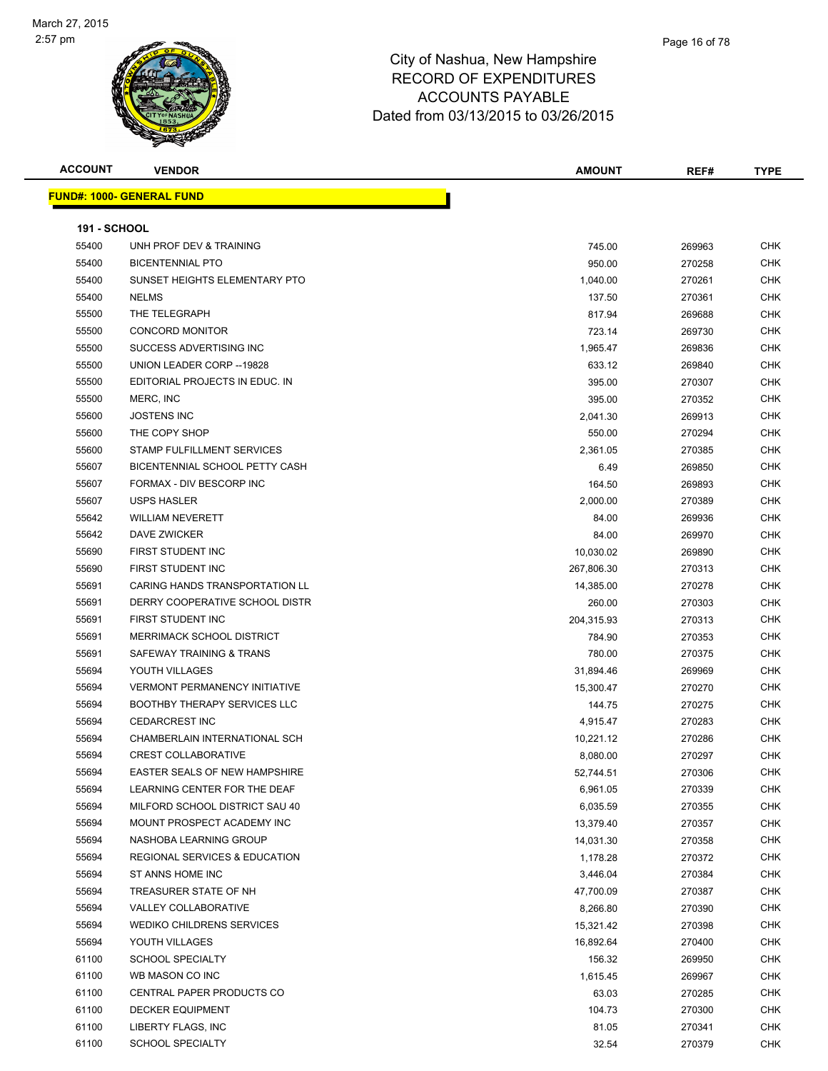City of Nashua, New Hampshire
RECORD OF EXPENDITURES
ACCOUNTS PAYABLE
Dated from 03/13/2015 to 03/26/2015

March 27, 2015
2:57 pm

| ACCOUNT | VENDOR | AMOUNT | REF# | TYPE |
|---|---|---|---|---|

**FUND#: 1000- GENERAL FUND**

**191 - SCHOOL**

| ACCOUNT | VENDOR | AMOUNT | REF# | TYPE |
|---|---|---|---|---|
| 55400 | UNH PROF DEV & TRAINING | 745.00 | 269963 | CHK |
| 55400 | BICENTENNIAL PTO | 950.00 | 270258 | CHK |
| 55400 | SUNSET HEIGHTS ELEMENTARY PTO | 1,040.00 | 270261 | CHK |
| 55400 | NELMS | 137.50 | 270361 | CHK |
| 55500 | THE TELEGRAPH | 817.94 | 269688 | CHK |
| 55500 | CONCORD MONITOR | 723.14 | 269730 | CHK |
| 55500 | SUCCESS ADVERTISING INC | 1,965.47 | 269836 | CHK |
| 55500 | UNION LEADER CORP --19828 | 633.12 | 269840 | CHK |
| 55500 | EDITORIAL PROJECTS IN EDUC. IN | 395.00 | 270307 | CHK |
| 55500 | MERC, INC | 395.00 | 270352 | CHK |
| 55600 | JOSTENS INC | 2,041.30 | 269913 | CHK |
| 55600 | THE COPY SHOP | 550.00 | 270294 | CHK |
| 55600 | STAMP FULFILLMENT SERVICES | 2,361.05 | 270385 | CHK |
| 55607 | BICENTENNIAL SCHOOL PETTY CASH | 6.49 | 269850 | CHK |
| 55607 | FORMAX - DIV BESCORP INC | 164.50 | 269893 | CHK |
| 55607 | USPS HASLER | 2,000.00 | 270389 | CHK |
| 55642 | WILLIAM NEVERETT | 84.00 | 269936 | CHK |
| 55642 | DAVE ZWICKER | 84.00 | 269970 | CHK |
| 55690 | FIRST STUDENT INC | 10,030.02 | 269890 | CHK |
| 55690 | FIRST STUDENT INC | 267,806.30 | 270313 | CHK |
| 55691 | CARING HANDS TRANSPORTATION LL | 14,385.00 | 270278 | CHK |
| 55691 | DERRY COOPERATIVE SCHOOL DISTR | 260.00 | 270303 | CHK |
| 55691 | FIRST STUDENT INC | 204,315.93 | 270313 | CHK |
| 55691 | MERRIMACK SCHOOL DISTRICT | 784.90 | 270353 | CHK |
| 55691 | SAFEWAY TRAINING & TRANS | 780.00 | 270375 | CHK |
| 55694 | YOUTH VILLAGES | 31,894.46 | 269969 | CHK |
| 55694 | VERMONT PERMANENCY INITIATIVE | 15,300.47 | 270270 | CHK |
| 55694 | BOOTHBY THERAPY SERVICES LLC | 144.75 | 270275 | CHK |
| 55694 | CEDARCREST INC | 4,915.47 | 270283 | CHK |
| 55694 | CHAMBERLAIN INTERNATIONAL SCH | 10,221.12 | 270286 | CHK |
| 55694 | CREST COLLABORATIVE | 8,080.00 | 270297 | CHK |
| 55694 | EASTER SEALS OF NEW HAMPSHIRE | 52,744.51 | 270306 | CHK |
| 55694 | LEARNING CENTER FOR THE DEAF | 6,961.05 | 270339 | CHK |
| 55694 | MILFORD SCHOOL DISTRICT SAU 40 | 6,035.59 | 270355 | CHK |
| 55694 | MOUNT PROSPECT ACADEMY INC | 13,379.40 | 270357 | CHK |
| 55694 | NASHOBA LEARNING GROUP | 14,031.30 | 270358 | CHK |
| 55694 | REGIONAL SERVICES & EDUCATION | 1,178.28 | 270372 | CHK |
| 55694 | ST ANNS HOME INC | 3,446.04 | 270384 | CHK |
| 55694 | TREASURER STATE OF NH | 47,700.09 | 270387 | CHK |
| 55694 | VALLEY COLLABORATIVE | 8,266.80 | 270390 | CHK |
| 55694 | WEDIKO CHILDRENS SERVICES | 15,321.42 | 270398 | CHK |
| 55694 | YOUTH VILLAGES | 16,892.64 | 270400 | CHK |
| 61100 | SCHOOL SPECIALTY | 156.32 | 269950 | CHK |
| 61100 | WB MASON CO INC | 1,615.45 | 269967 | CHK |
| 61100 | CENTRAL PAPER PRODUCTS CO | 63.03 | 270285 | CHK |
| 61100 | DECKER EQUIPMENT | 104.73 | 270300 | CHK |
| 61100 | LIBERTY FLAGS, INC | 81.05 | 270341 | CHK |
| 61100 | SCHOOL SPECIALTY | 32.54 | 270379 | CHK |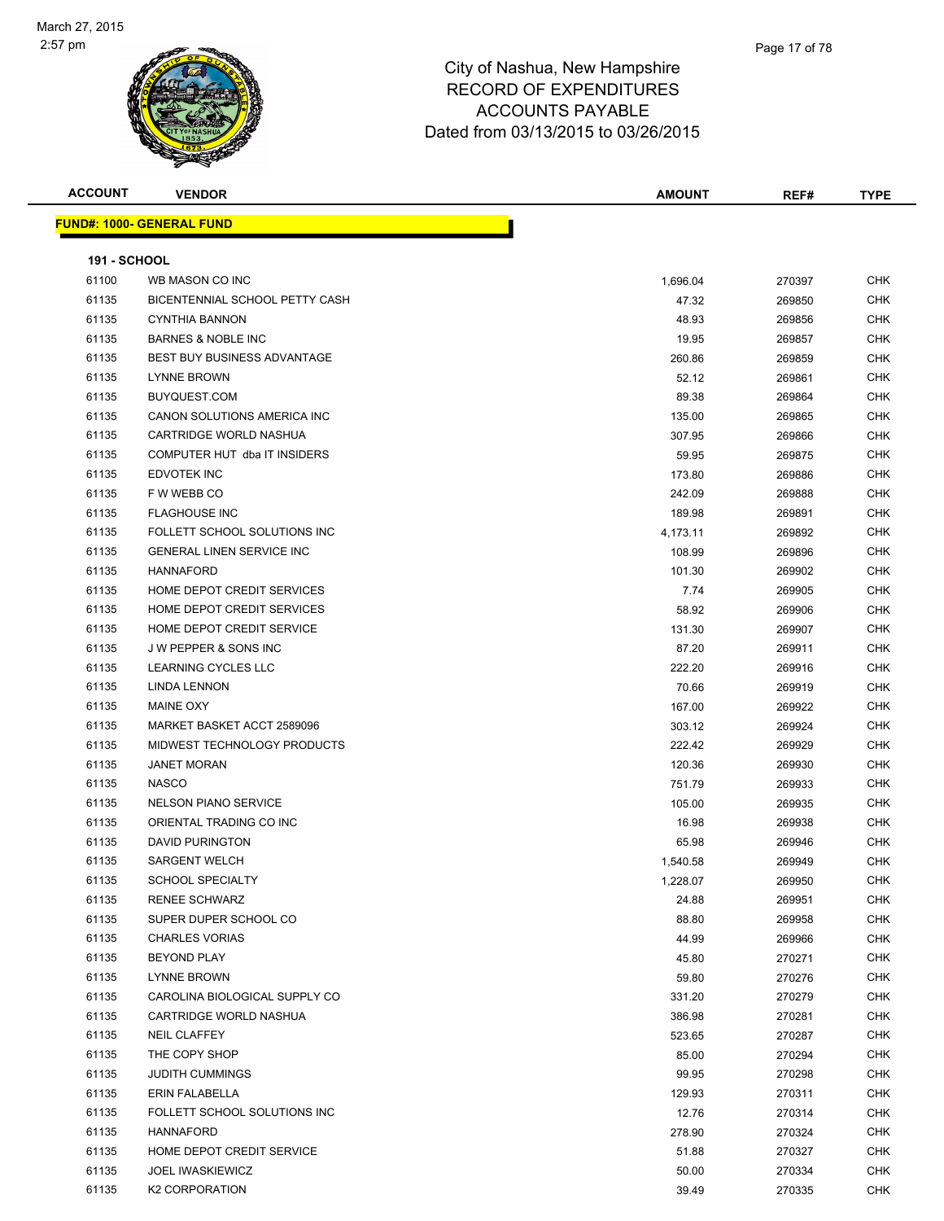City of Nashua, New Hampshire
RECORD OF EXPENDITURES
ACCOUNTS PAYABLE
Dated from 03/13/2015 to 03/26/2015

| ACCOUNT | VENDOR | AMOUNT | REF# | TYPE |
|---|---|---|---|---|

**FUND#: 1000- GENERAL FUND**

**191 - SCHOOL**

| ACCOUNT | VENDOR | AMOUNT | REF# | TYPE |
|---|---|---|---|---|
| 61100 | WB MASON CO INC | 1,696.04 | 270397 | CHK |
| 61135 | BICENTENNIAL SCHOOL PETTY CASH | 47.32 | 269850 | CHK |
| 61135 | CYNTHIA BANNON | 48.93 | 269856 | CHK |
| 61135 | BARNES & NOBLE INC | 19.95 | 269857 | CHK |
| 61135 | BEST BUY BUSINESS ADVANTAGE | 260.86 | 269859 | CHK |
| 61135 | LYNNE BROWN | 52.12 | 269861 | CHK |
| 61135 | BUYQUEST.COM | 89.38 | 269864 | CHK |
| 61135 | CANON SOLUTIONS AMERICA INC | 135.00 | 269865 | CHK |
| 61135 | CARTRIDGE WORLD NASHUA | 307.95 | 269866 | CHK |
| 61135 | COMPUTER HUT dba IT INSIDERS | 59.95 | 269875 | CHK |
| 61135 | EDVOTEK INC | 173.80 | 269886 | CHK |
| 61135 | F W WEBB CO | 242.09 | 269888 | CHK |
| 61135 | FLAGHOUSE INC | 189.98 | 269891 | CHK |
| 61135 | FOLLETT SCHOOL SOLUTIONS INC | 4,173.11 | 269892 | CHK |
| 61135 | GENERAL LINEN SERVICE INC | 108.99 | 269896 | CHK |
| 61135 | HANNAFORD | 101.30 | 269902 | CHK |
| 61135 | HOME DEPOT CREDIT SERVICES | 7.74 | 269905 | CHK |
| 61135 | HOME DEPOT CREDIT SERVICES | 58.92 | 269906 | CHK |
| 61135 | HOME DEPOT CREDIT SERVICE | 131.30 | 269907 | CHK |
| 61135 | J W PEPPER & SONS INC | 87.20 | 269911 | CHK |
| 61135 | LEARNING CYCLES LLC | 222.20 | 269916 | CHK |
| 61135 | LINDA LENNON | 70.66 | 269919 | CHK |
| 61135 | MAINE OXY | 167.00 | 269922 | CHK |
| 61135 | MARKET BASKET ACCT 2589096 | 303.12 | 269924 | CHK |
| 61135 | MIDWEST TECHNOLOGY PRODUCTS | 222.42 | 269929 | CHK |
| 61135 | JANET MORAN | 120.36 | 269930 | CHK |
| 61135 | NASCO | 751.79 | 269933 | CHK |
| 61135 | NELSON PIANO SERVICE | 105.00 | 269935 | CHK |
| 61135 | ORIENTAL TRADING CO INC | 16.98 | 269938 | CHK |
| 61135 | DAVID PURINGTON | 65.98 | 269946 | CHK |
| 61135 | SARGENT WELCH | 1,540.58 | 269949 | CHK |
| 61135 | SCHOOL SPECIALTY | 1,228.07 | 269950 | CHK |
| 61135 | RENEE SCHWARZ | 24.88 | 269951 | CHK |
| 61135 | SUPER DUPER SCHOOL CO | 88.80 | 269958 | CHK |
| 61135 | CHARLES VORIAS | 44.99 | 269966 | CHK |
| 61135 | BEYOND PLAY | 45.80 | 270271 | CHK |
| 61135 | LYNNE BROWN | 59.80 | 270276 | CHK |
| 61135 | CAROLINA BIOLOGICAL SUPPLY CO | 331.20 | 270279 | CHK |
| 61135 | CARTRIDGE WORLD NASHUA | 386.98 | 270281 | CHK |
| 61135 | NEIL CLAFFEY | 523.65 | 270287 | CHK |
| 61135 | THE COPY SHOP | 85.00 | 270294 | CHK |
| 61135 | JUDITH CUMMINGS | 99.95 | 270298 | CHK |
| 61135 | ERIN FALABELLA | 129.93 | 270311 | CHK |
| 61135 | FOLLETT SCHOOL SOLUTIONS INC | 12.76 | 270314 | CHK |
| 61135 | HANNAFORD | 278.90 | 270324 | CHK |
| 61135 | HOME DEPOT CREDIT SERVICE | 51.88 | 270327 | CHK |
| 61135 | JOEL IWASKIEWICZ | 50.00 | 270334 | CHK |
| 61135 | K2 CORPORATION | 39.49 | 270335 | CHK |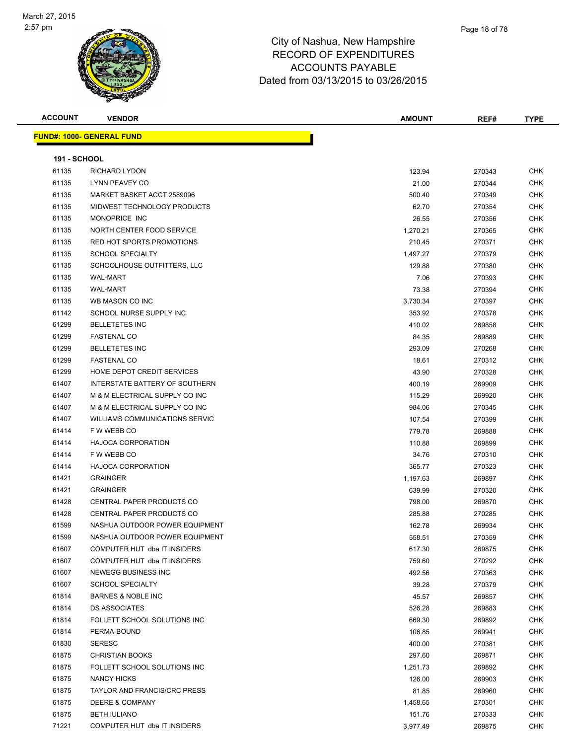# City of Nashua, New Hampshire
## RECORD OF EXPENDITURES
## ACCOUNTS PAYABLE
## Dated from 03/13/2015 to 03/26/2015

| ACCOUNT | VENDOR | AMOUNT | REF# | TYPE |
|---|---|---|---|---|

**FUND#: 1000- GENERAL FUND**

**191 - SCHOOL**

| ACCOUNT | VENDOR | AMOUNT | REF# | TYPE |
|---|---|---|---|---|
| 61135 | RICHARD LYDON | 123.94 | 270343 | CHK |
| 61135 | LYNN PEAVEY CO | 21.00 | 270344 | CHK |
| 61135 | MARKET BASKET ACCT 2589096 | 500.40 | 270349 | CHK |
| 61135 | MIDWEST TECHNOLOGY PRODUCTS | 62.70 | 270354 | CHK |
| 61135 | MONOPRICE INC | 26.55 | 270356 | CHK |
| 61135 | NORTH CENTER FOOD SERVICE | 1,270.21 | 270365 | CHK |
| 61135 | RED HOT SPORTS PROMOTIONS | 210.45 | 270371 | CHK |
| 61135 | SCHOOL SPECIALTY | 1,497.27 | 270379 | CHK |
| 61135 | SCHOOLHOUSE OUTFITTERS, LLC | 129.88 | 270380 | CHK |
| 61135 | WAL-MART | 7.06 | 270393 | CHK |
| 61135 | WAL-MART | 73.38 | 270394 | CHK |
| 61135 | WB MASON CO INC | 3,730.34 | 270397 | CHK |
| 61142 | SCHOOL NURSE SUPPLY INC | 353.92 | 270378 | CHK |
| 61299 | BELLETETES INC | 410.02 | 269858 | CHK |
| 61299 | FASTENAL CO | 84.35 | 269889 | CHK |
| 61299 | BELLETETES INC | 293.09 | 270268 | CHK |
| 61299 | FASTENAL CO | 18.61 | 270312 | CHK |
| 61299 | HOME DEPOT CREDIT SERVICES | 43.90 | 270328 | CHK |
| 61407 | INTERSTATE BATTERY OF SOUTHERN | 400.19 | 269909 | CHK |
| 61407 | M & M ELECTRICAL SUPPLY CO INC | 115.29 | 269920 | CHK |
| 61407 | M & M ELECTRICAL SUPPLY CO INC | 984.06 | 270345 | CHK |
| 61407 | WILLIAMS COMMUNICATIONS SERVIC | 107.54 | 270399 | CHK |
| 61414 | F W WEBB CO | 779.78 | 269888 | CHK |
| 61414 | HAJOCA CORPORATION | 110.88 | 269899 | CHK |
| 61414 | F W WEBB CO | 34.76 | 270310 | CHK |
| 61414 | HAJOCA CORPORATION | 365.77 | 270323 | CHK |
| 61421 | GRAINGER | 1,197.63 | 269897 | CHK |
| 61421 | GRAINGER | 639.99 | 270320 | CHK |
| 61428 | CENTRAL PAPER PRODUCTS CO | 798.00 | 269870 | CHK |
| 61428 | CENTRAL PAPER PRODUCTS CO | 285.88 | 270285 | CHK |
| 61599 | NASHUA OUTDOOR POWER EQUIPMENT | 162.78 | 269934 | CHK |
| 61599 | NASHUA OUTDOOR POWER EQUIPMENT | 558.51 | 270359 | CHK |
| 61607 | COMPUTER HUT dba IT INSIDERS | 617.30 | 269875 | CHK |
| 61607 | COMPUTER HUT dba IT INSIDERS | 759.60 | 270292 | CHK |
| 61607 | NEWEGG BUSINESS INC | 492.56 | 270363 | CHK |
| 61607 | SCHOOL SPECIALTY | 39.28 | 270379 | CHK |
| 61814 | BARNES & NOBLE INC | 45.57 | 269857 | CHK |
| 61814 | DS ASSOCIATES | 526.28 | 269883 | CHK |
| 61814 | FOLLETT SCHOOL SOLUTIONS INC | 669.30 | 269892 | CHK |
| 61814 | PERMA-BOUND | 106.85 | 269941 | CHK |
| 61830 | SERESC | 400.00 | 270381 | CHK |
| 61875 | CHRISTIAN BOOKS | 297.60 | 269871 | CHK |
| 61875 | FOLLETT SCHOOL SOLUTIONS INC | 1,251.73 | 269892 | CHK |
| 61875 | NANCY HICKS | 126.00 | 269903 | CHK |
| 61875 | TAYLOR AND FRANCIS/CRC PRESS | 81.85 | 269960 | CHK |
| 61875 | DEERE & COMPANY | 1,458.65 | 270301 | CHK |
| 61875 | BETH IULIANO | 151.76 | 270333 | CHK |
| 71221 | COMPUTER HUT dba IT INSIDERS | 3,977.49 | 269875 | CHK |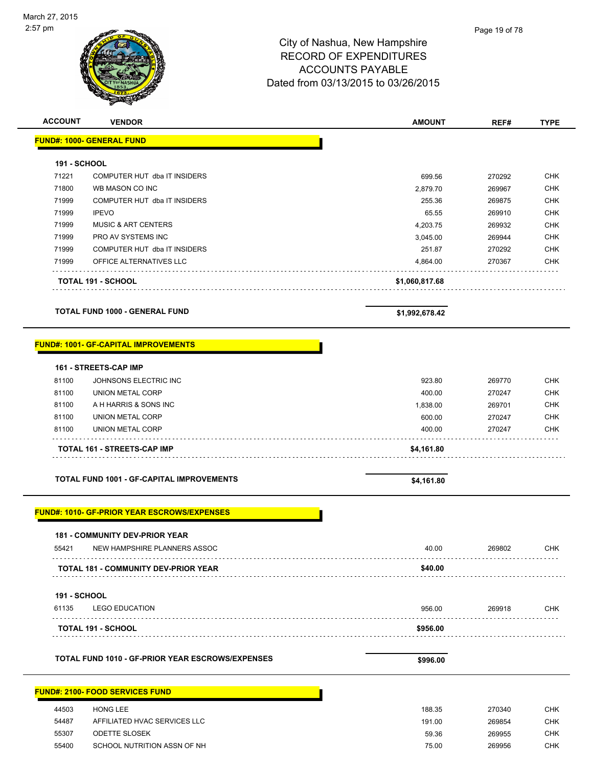# City of Nashua, New Hampshire
## RECORD OF EXPENDITURES
## ACCOUNTS PAYABLE
## Dated from 03/13/2015 to 03/26/2015

| ACCOUNT | VENDOR | AMOUNT | REF# | TYPE |
|---|---|---|---|---|
| **FUND#: 1000- GENERAL FUND** | | | | |
| **191 - SCHOOL** | | | | |
| 71221 | COMPUTER HUT dba IT INSIDERS | 699.56 | 270292 | CHK |
| 71800 | WB MASON CO INC | 2,879.70 | 269967 | CHK |
| 71999 | COMPUTER HUT dba IT INSIDERS | 255.36 | 269875 | CHK |
| 71999 | IPEVO | 65.55 | 269910 | CHK |
| 71999 | MUSIC & ART CENTERS | 4,203.75 | 269932 | CHK |
| 71999 | PRO AV SYSTEMS INC | 3,045.00 | 269944 | CHK |
| 71999 | COMPUTER HUT dba IT INSIDERS | 251.87 | 270292 | CHK |
| 71999 | OFFICE ALTERNATIVES LLC | 4,864.00 | 270367 | CHK |
| **TOTAL 191 - SCHOOL** | | **$1,060,817.68** | | |
| **TOTAL FUND 1000 - GENERAL FUND** | | **$1,992,678.42** | | |
| **FUND#: 1001- GF-CAPITAL IMPROVEMENTS** | | | | |
| **161 - STREETS-CAP IMP** | | | | |
| 81100 | JOHNSONS ELECTRIC INC | 923.80 | 269770 | CHK |
| 81100 | UNION METAL CORP | 400.00 | 270247 | CHK |
| 81100 | A H HARRIS & SONS INC | 1,838.00 | 269701 | CHK |
| 81100 | UNION METAL CORP | 600.00 | 270247 | CHK |
| 81100 | UNION METAL CORP | 400.00 | 270247 | CHK |
| **TOTAL 161 - STREETS-CAP IMP** | | **$4,161.80** | | |
| **TOTAL FUND 1001 - GF-CAPITAL IMPROVEMENTS** | | **$4,161.80** | | |
| **FUND#: 1010- GF-PRIOR YEAR ESCROWS/EXPENSES** | | | | |
| **181 - COMMUNITY DEV-PRIOR YEAR** | | | | |
| 55421 | NEW HAMPSHIRE PLANNERS ASSOC | 40.00 | 269802 | CHK |
| **TOTAL 181 - COMMUNITY DEV-PRIOR YEAR** | | **$40.00** | | |
| **191 - SCHOOL** | | | | |
| 61135 | LEGO EDUCATION | 956.00 | 269918 | CHK |
| **TOTAL 191 - SCHOOL** | | **$956.00** | | |
| **TOTAL FUND 1010 - GF-PRIOR YEAR ESCROWS/EXPENSES** | | **$996.00** | | |
| **FUND#: 2100- FOOD SERVICES FUND** | | | | |
| 44503 | HONG LEE | 188.35 | 270340 | CHK |
| 54487 | AFFILIATED HVAC SERVICES LLC | 191.00 | 269854 | CHK |
| 55307 | ODETTE SLOSEK | 59.36 | 269955 | CHK |
| 55400 | SCHOOL NUTRITION ASSN OF NH | 75.00 | 269956 | CHK |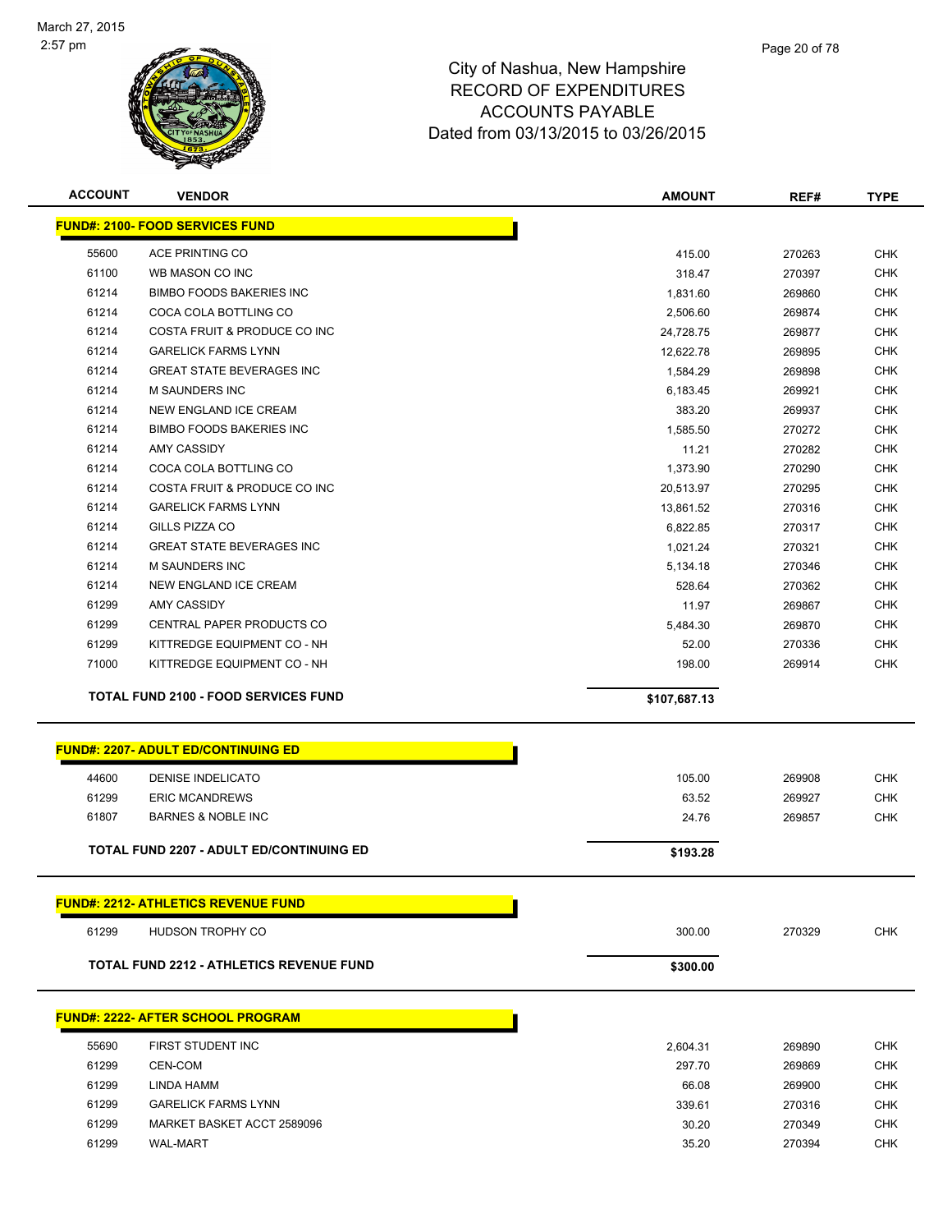March 27, 2015
2:57 pm

# City of Nashua, New Hampshire
## RECORD OF EXPENDITURES
## ACCOUNTS PAYABLE
## Dated from 03/13/2015 to 03/26/2015

| ACCOUNT | VENDOR | AMOUNT | REF# | TYPE |
|---|---|---|---|---|
| **FUND#: 2100- FOOD SERVICES FUND** | | | | |
| 55600 | ACE PRINTING CO | 415.00 | 270263 | CHK |
| 61100 | WB MASON CO INC | 318.47 | 270397 | CHK |
| 61214 | BIMBO FOODS BAKERIES INC | 1,831.60 | 269860 | CHK |
| 61214 | COCA COLA BOTTLING CO | 2,506.60 | 269874 | CHK |
| 61214 | COSTA FRUIT & PRODUCE CO INC | 24,728.75 | 269877 | CHK |
| 61214 | GARELICK FARMS LYNN | 12,622.78 | 269895 | CHK |
| 61214 | GREAT STATE BEVERAGES INC | 1,584.29 | 269898 | CHK |
| 61214 | M SAUNDERS INC | 6,183.45 | 269921 | CHK |
| 61214 | NEW ENGLAND ICE CREAM | 383.20 | 269937 | CHK |
| 61214 | BIMBO FOODS BAKERIES INC | 1,585.50 | 270272 | CHK |
| 61214 | AMY CASSIDY | 11.21 | 270282 | CHK |
| 61214 | COCA COLA BOTTLING CO | 1,373.90 | 270290 | CHK |
| 61214 | COSTA FRUIT & PRODUCE CO INC | 20,513.97 | 270295 | CHK |
| 61214 | GARELICK FARMS LYNN | 13,861.52 | 270316 | CHK |
| 61214 | GILLS PIZZA CO | 6,822.85 | 270317 | CHK |
| 61214 | GREAT STATE BEVERAGES INC | 1,021.24 | 270321 | CHK |
| 61214 | M SAUNDERS INC | 5,134.18 | 270346 | CHK |
| 61214 | NEW ENGLAND ICE CREAM | 528.64 | 270362 | CHK |
| 61299 | AMY CASSIDY | 11.97 | 269867 | CHK |
| 61299 | CENTRAL PAPER PRODUCTS CO | 5,484.30 | 269870 | CHK |
| 61299 | KITTREDGE EQUIPMENT CO - NH | 52.00 | 270336 | CHK |
| 71000 | KITTREDGE EQUIPMENT CO - NH | 198.00 | 269914 | CHK |
| **TOTAL FUND 2100 - FOOD SERVICES FUND** | | **$107,687.13** | | |

| ACCOUNT | VENDOR | AMOUNT | REF# | TYPE |
|---|---|---|---|---|
| **FUND#: 2207- ADULT ED/CONTINUING ED** | | | | |
| 44600 | DENISE INDELICATO | 105.00 | 269908 | CHK |
| 61299 | ERIC MCANDREWS | 63.52 | 269927 | CHK |
| 61807 | BARNES & NOBLE INC | 24.76 | 269857 | CHK |
| **TOTAL FUND 2207 - ADULT ED/CONTINUING ED** | | **$193.28** | | |

| ACCOUNT | VENDOR | AMOUNT | REF# | TYPE |
|---|---|---|---|---|
| **FUND#: 2212- ATHLETICS REVENUE FUND** | | | | |
| 61299 | HUDSON TROPHY CO | 300.00 | 270329 | CHK |
| **TOTAL FUND 2212 - ATHLETICS REVENUE FUND** | | **$300.00** | | |

| ACCOUNT | VENDOR | AMOUNT | REF# | TYPE |
|---|---|---|---|---|
| **FUND#: 2222- AFTER SCHOOL PROGRAM** | | | | |
| 55690 | FIRST STUDENT INC | 2,604.31 | 269890 | CHK |
| 61299 | CEN-COM | 297.70 | 269869 | CHK |
| 61299 | LINDA HAMM | 66.08 | 269900 | CHK |
| 61299 | GARELICK FARMS LYNN | 339.61 | 270316 | CHK |
| 61299 | MARKET BASKET ACCT 2589096 | 30.20 | 270349 | CHK |
| 61299 | WAL-MART | 35.20 | 270394 | CHK |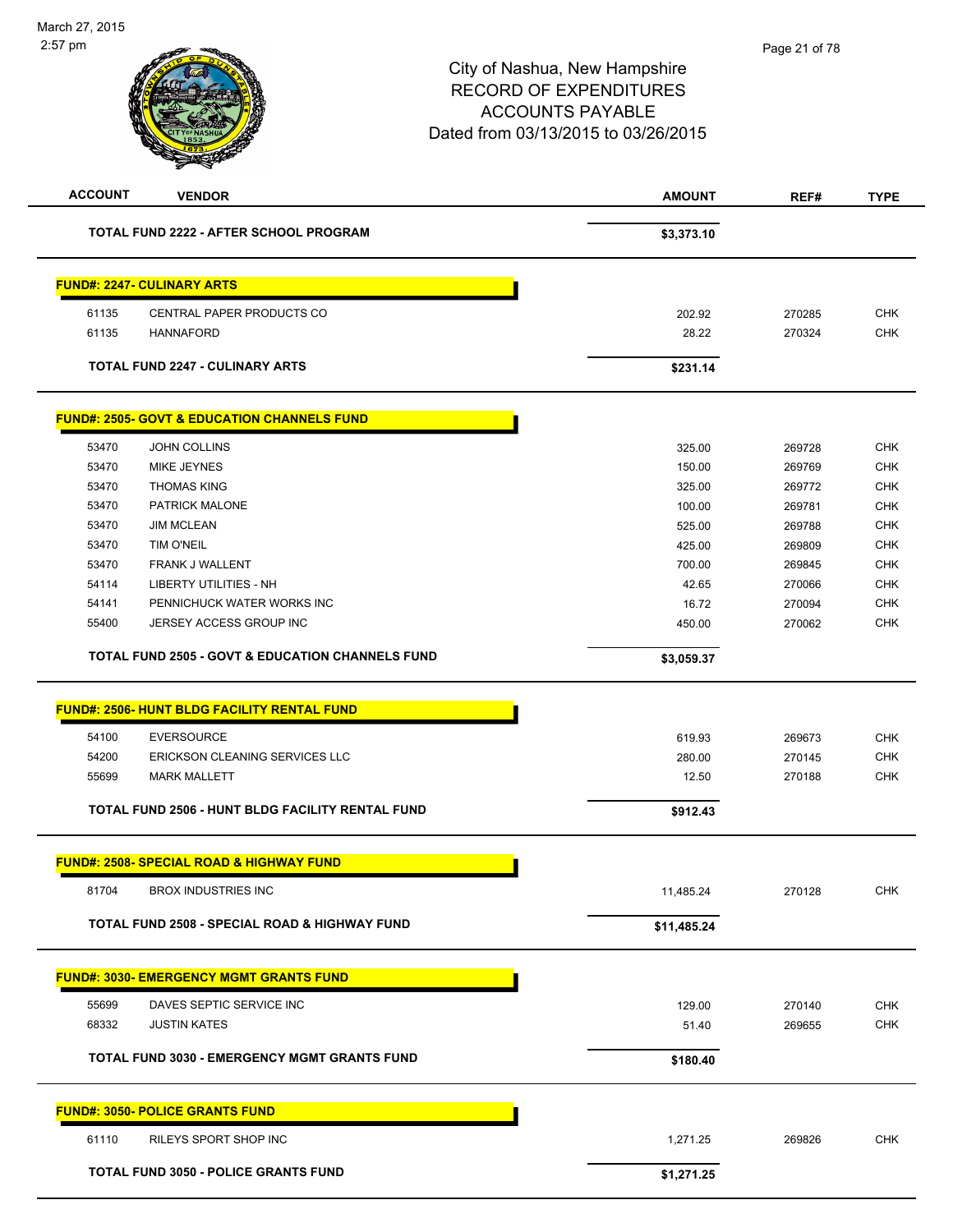# City of Nashua, New Hampshire
# RECORD OF EXPENDITURES
# ACCOUNTS PAYABLE
# Dated from 03/13/2015 to 03/26/2015

| ACCOUNT | VENDOR | AMOUNT | REF# | TYPE |
|---|---|---|---|---|
| | **TOTAL FUND 2222 - AFTER SCHOOL PROGRAM** | **$3,373.10** | | |

**FUND#: 2247- CULINARY ARTS**

| ACCOUNT | VENDOR | AMOUNT | REF# | TYPE |
|---|---|---|---|---|
| 61135 | CENTRAL PAPER PRODUCTS CO | 202.92 | 270285 | CHK |
| 61135 | HANNAFORD | 28.22 | 270324 | CHK |
| | **TOTAL FUND 2247 - CULINARY ARTS** | **$231.14** | | |

**FUND#: 2505- GOVT & EDUCATION CHANNELS FUND**

| ACCOUNT | VENDOR | AMOUNT | REF# | TYPE |
|---|---|---|---|---|
| 53470 | JOHN COLLINS | 325.00 | 269728 | CHK |
| 53470 | MIKE JEYNES | 150.00 | 269769 | CHK |
| 53470 | THOMAS KING | 325.00 | 269772 | CHK |
| 53470 | PATRICK MALONE | 100.00 | 269781 | CHK |
| 53470 | JIM MCLEAN | 525.00 | 269788 | CHK |
| 53470 | TIM O'NEIL | 425.00 | 269809 | CHK |
| 53470 | FRANK J WALLENT | 700.00 | 269845 | CHK |
| 54114 | LIBERTY UTILITIES - NH | 42.65 | 270066 | CHK |
| 54141 | PENNICHUCK WATER WORKS INC | 16.72 | 270094 | CHK |
| 55400 | JERSEY ACCESS GROUP INC | 450.00 | 270062 | CHK |
| | **TOTAL FUND 2505 - GOVT & EDUCATION CHANNELS FUND** | **$3,059.37** | | |

**FUND#: 2506- HUNT BLDG FACILITY RENTAL FUND**

| ACCOUNT | VENDOR | AMOUNT | REF# | TYPE |
|---|---|---|---|---|
| 54100 | EVERSOURCE | 619.93 | 269673 | CHK |
| 54200 | ERICKSON CLEANING SERVICES LLC | 280.00 | 270145 | CHK |
| 55699 | MARK MALLETT | 12.50 | 270188 | CHK |
| | **TOTAL FUND 2506 - HUNT BLDG FACILITY RENTAL FUND** | **$912.43** | | |

**FUND#: 2508- SPECIAL ROAD & HIGHWAY FUND**

| ACCOUNT | VENDOR | AMOUNT | REF# | TYPE |
|---|---|---|---|---|
| 81704 | BROX INDUSTRIES INC | 11,485.24 | 270128 | CHK |
| | **TOTAL FUND 2508 - SPECIAL ROAD & HIGHWAY FUND** | **$11,485.24** | | |

**FUND#: 3030- EMERGENCY MGMT GRANTS FUND**

| ACCOUNT | VENDOR | AMOUNT | REF# | TYPE |
|---|---|---|---|---|
| 55699 | DAVES SEPTIC SERVICE INC | 129.00 | 270140 | CHK |
| 68332 | JUSTIN KATES | 51.40 | 269655 | CHK |
| | **TOTAL FUND 3030 - EMERGENCY MGMT GRANTS FUND** | **$180.40** | | |

**FUND#: 3050- POLICE GRANTS FUND**

| ACCOUNT | VENDOR | AMOUNT | REF# | TYPE |
|---|---|---|---|---|
| 61110 | RILEYS SPORT SHOP INC | 1,271.25 | 269826 | CHK |
| | **TOTAL FUND 3050 - POLICE GRANTS FUND** | **$1,271.25** | | |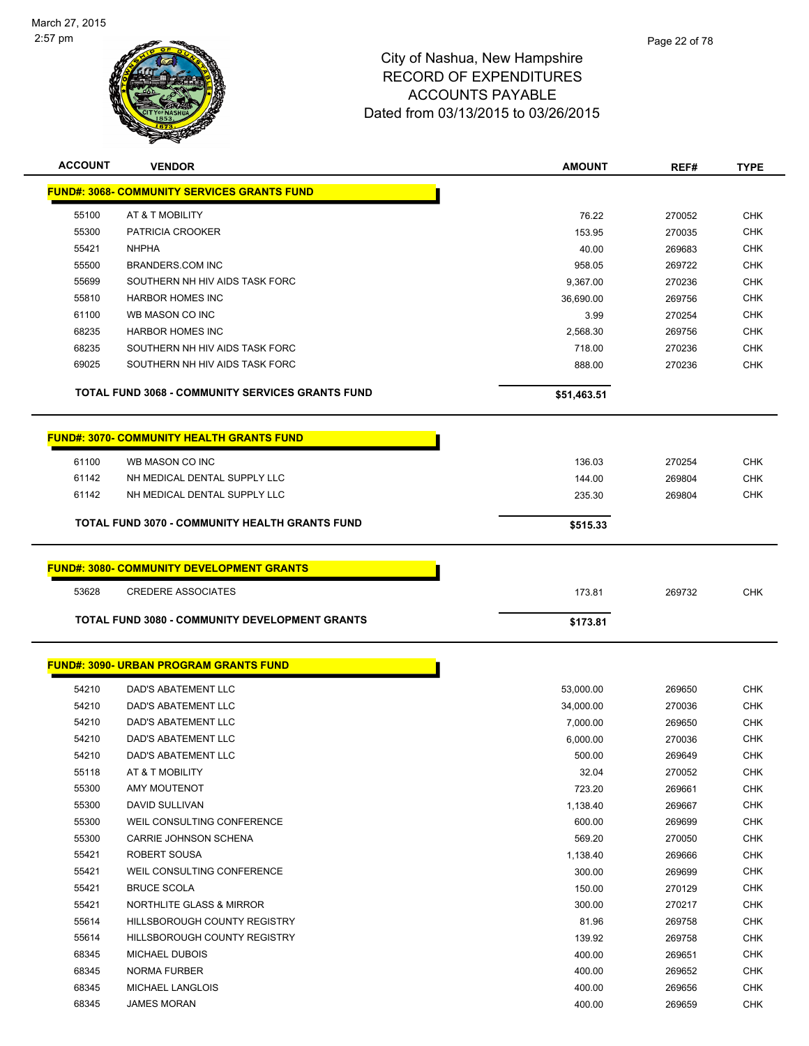March 27, 2015
2:57 pm

# City of Nashua, New Hampshire
## RECORD OF EXPENDITURES
## ACCOUNTS PAYABLE
## Dated from 03/13/2015 to 03/26/2015

| ACCOUNT | VENDOR | AMOUNT | REF# | TYPE |
|---|---|---|---|---|
| **FUND#: 3068- COMMUNITY SERVICES GRANTS FUND** | | | | |
| 55100 | AT & T MOBILITY | 76.22 | 270052 | CHK |
| 55300 | PATRICIA CROOKER | 153.95 | 270035 | CHK |
| 55421 | NHPHA | 40.00 | 269683 | CHK |
| 55500 | BRANDERS.COM INC | 958.05 | 269722 | CHK |
| 55699 | SOUTHERN NH HIV AIDS TASK FORC | 9,367.00 | 270236 | CHK |
| 55810 | HARBOR HOMES INC | 36,690.00 | 269756 | CHK |
| 61100 | WB MASON CO INC | 3.99 | 270254 | CHK |
| 68235 | HARBOR HOMES INC | 2,568.30 | 269756 | CHK |
| 68235 | SOUTHERN NH HIV AIDS TASK FORC | 718.00 | 270236 | CHK |
| 69025 | SOUTHERN NH HIV AIDS TASK FORC | 888.00 | 270236 | CHK |
| | **TOTAL FUND 3068 - COMMUNITY SERVICES GRANTS FUND** | **$51,463.51** | | |
| **FUND#: 3070- COMMUNITY HEALTH GRANTS FUND** | | | | |
| 61100 | WB MASON CO INC | 136.03 | 270254 | CHK |
| 61142 | NH MEDICAL DENTAL SUPPLY LLC | 144.00 | 269804 | CHK |
| 61142 | NH MEDICAL DENTAL SUPPLY LLC | 235.30 | 269804 | CHK |
| | **TOTAL FUND 3070 - COMMUNITY HEALTH GRANTS FUND** | **$515.33** | | |
| **FUND#: 3080- COMMUNITY DEVELOPMENT GRANTS** | | | | |
| 53628 | CREDERE ASSOCIATES | 173.81 | 269732 | CHK |
| | **TOTAL FUND 3080 - COMMUNITY DEVELOPMENT GRANTS** | **$173.81** | | |
| **FUND#: 3090- URBAN PROGRAM GRANTS FUND** | | | | |
| 54210 | DAD'S ABATEMENT LLC | 53,000.00 | 269650 | CHK |
| 54210 | DAD'S ABATEMENT LLC | 34,000.00 | 270036 | CHK |
| 54210 | DAD'S ABATEMENT LLC | 7,000.00 | 269650 | CHK |
| 54210 | DAD'S ABATEMENT LLC | 6,000.00 | 270036 | CHK |
| 54210 | DAD'S ABATEMENT LLC | 500.00 | 269649 | CHK |
| 55118 | AT & T MOBILITY | 32.04 | 270052 | CHK |
| 55300 | AMY MOUTENOT | 723.20 | 269661 | CHK |
| 55300 | DAVID SULLIVAN | 1,138.40 | 269667 | CHK |
| 55300 | WEIL CONSULTING CONFERENCE | 600.00 | 269699 | CHK |
| 55300 | CARRIE JOHNSON SCHENA | 569.20 | 270050 | CHK |
| 55421 | ROBERT SOUSA | 1,138.40 | 269666 | CHK |
| 55421 | WEIL CONSULTING CONFERENCE | 300.00 | 269699 | CHK |
| 55421 | BRUCE SCOLA | 150.00 | 270129 | CHK |
| 55421 | NORTHLITE GLASS & MIRROR | 300.00 | 270217 | CHK |
| 55614 | HILLSBOROUGH COUNTY REGISTRY | 81.96 | 269758 | CHK |
| 55614 | HILLSBOROUGH COUNTY REGISTRY | 139.92 | 269758 | CHK |
| 68345 | MICHAEL DUBOIS | 400.00 | 269651 | CHK |
| 68345 | NORMA FURBER | 400.00 | 269652 | CHK |
| 68345 | MICHAEL LANGLOIS | 400.00 | 269656 | CHK |
| 68345 | JAMES MORAN | 400.00 | 269659 | CHK |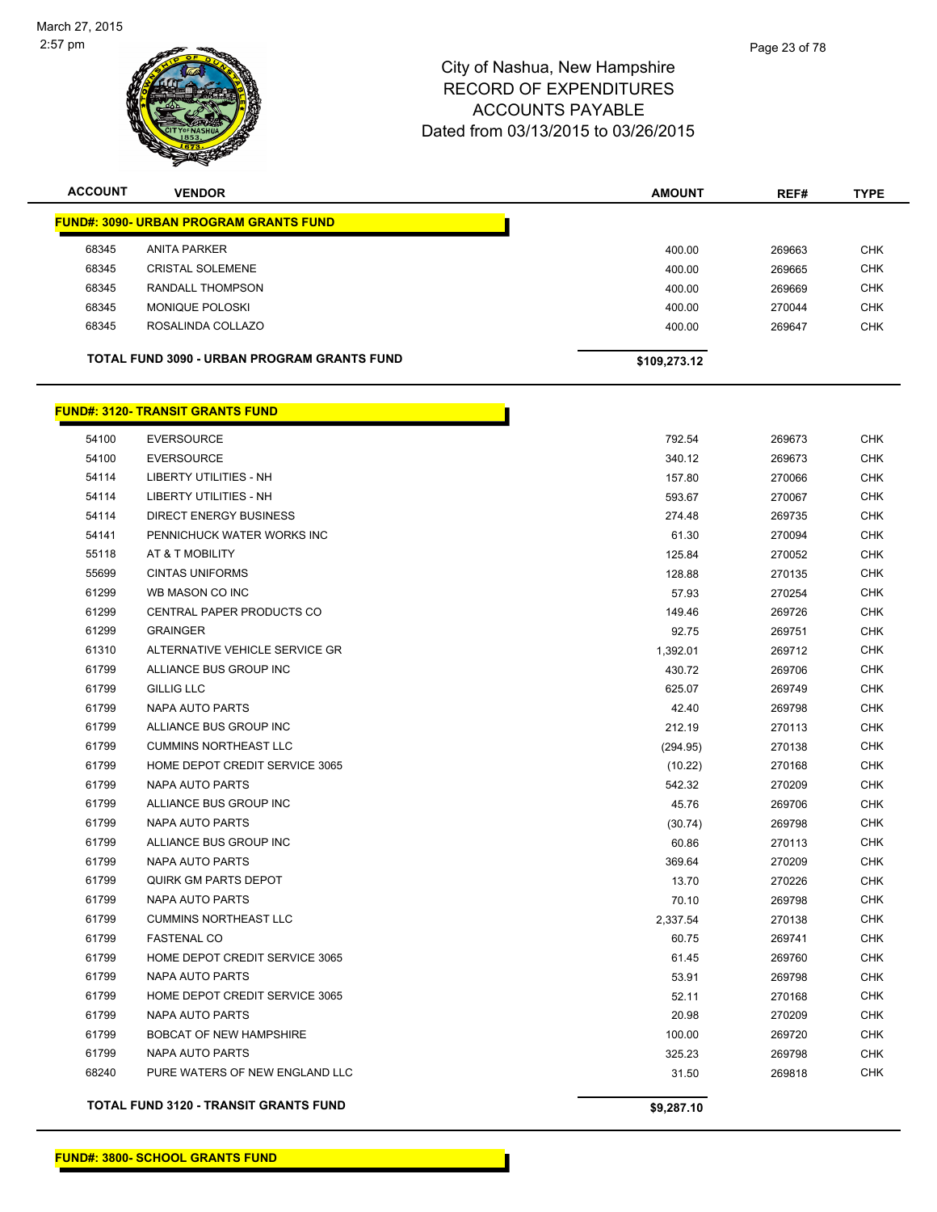# City of Nashua, New Hampshire
## RECORD OF EXPENDITURES
## ACCOUNTS PAYABLE
## Dated from 03/13/2015 to 03/26/2015

| ACCOUNT | VENDOR | AMOUNT | REF# | TYPE |
|---|---|---|---|---|
| **FUND#: 3090- URBAN PROGRAM GRANTS FUND** | | | | |
| 68345 | ANITA PARKER | 400.00 | 269663 | CHK |
| 68345 | CRISTAL SOLEMENE | 400.00 | 269665 | CHK |
| 68345 | RANDALL THOMPSON | 400.00 | 269669 | CHK |
| 68345 | MONIQUE POLOSKI | 400.00 | 270044 | CHK |
| 68345 | ROSALINDA COLLAZO | 400.00 | 269647 | CHK |
| **TOTAL FUND 3090 - URBAN PROGRAM GRANTS FUND** | | **$109,273.12** | | |
| **FUND#: 3120- TRANSIT GRANTS FUND** | | | | |
| 54100 | EVERSOURCE | 792.54 | 269673 | CHK |
| 54100 | EVERSOURCE | 340.12 | 269673 | CHK |
| 54114 | LIBERTY UTILITIES - NH | 157.80 | 270066 | CHK |
| 54114 | LIBERTY UTILITIES - NH | 593.67 | 270067 | CHK |
| 54114 | DIRECT ENERGY BUSINESS | 274.48 | 269735 | CHK |
| 54141 | PENNICHUCK WATER WORKS INC | 61.30 | 270094 | CHK |
| 55118 | AT & T MOBILITY | 125.84 | 270052 | CHK |
| 55699 | CINTAS UNIFORMS | 128.88 | 270135 | CHK |
| 61299 | WB MASON CO INC | 57.93 | 270254 | CHK |
| 61299 | CENTRAL PAPER PRODUCTS CO | 149.46 | 269726 | CHK |
| 61299 | GRAINGER | 92.75 | 269751 | CHK |
| 61310 | ALTERNATIVE VEHICLE SERVICE GR | 1,392.01 | 269712 | CHK |
| 61799 | ALLIANCE BUS GROUP INC | 430.72 | 269706 | CHK |
| 61799 | GILLIG LLC | 625.07 | 269749 | CHK |
| 61799 | NAPA AUTO PARTS | 42.40 | 269798 | CHK |
| 61799 | ALLIANCE BUS GROUP INC | 212.19 | 270113 | CHK |
| 61799 | CUMMINS NORTHEAST LLC | (294.95) | 270138 | CHK |
| 61799 | HOME DEPOT CREDIT SERVICE 3065 | (10.22) | 270168 | CHK |
| 61799 | NAPA AUTO PARTS | 542.32 | 270209 | CHK |
| 61799 | ALLIANCE BUS GROUP INC | 45.76 | 269706 | CHK |
| 61799 | NAPA AUTO PARTS | (30.74) | 269798 | CHK |
| 61799 | ALLIANCE BUS GROUP INC | 60.86 | 270113 | CHK |
| 61799 | NAPA AUTO PARTS | 369.64 | 270209 | CHK |
| 61799 | QUIRK GM PARTS DEPOT | 13.70 | 270226 | CHK |
| 61799 | NAPA AUTO PARTS | 70.10 | 269798 | CHK |
| 61799 | CUMMINS NORTHEAST LLC | 2,337.54 | 270138 | CHK |
| 61799 | FASTENAL CO | 60.75 | 269741 | CHK |
| 61799 | HOME DEPOT CREDIT SERVICE 3065 | 61.45 | 269760 | CHK |
| 61799 | NAPA AUTO PARTS | 53.91 | 269798 | CHK |
| 61799 | HOME DEPOT CREDIT SERVICE 3065 | 52.11 | 270168 | CHK |
| 61799 | NAPA AUTO PARTS | 20.98 | 270209 | CHK |
| 61799 | BOBCAT OF NEW HAMPSHIRE | 100.00 | 269720 | CHK |
| 61799 | NAPA AUTO PARTS | 325.23 | 269798 | CHK |
| 68240 | PURE WATERS OF NEW ENGLAND LLC | 31.50 | 269818 | CHK |
| **TOTAL FUND 3120 - TRANSIT GRANTS FUND** | | **$9,287.10** | | |
| **FUND#: 3800- SCHOOL GRANTS FUND** | | | | |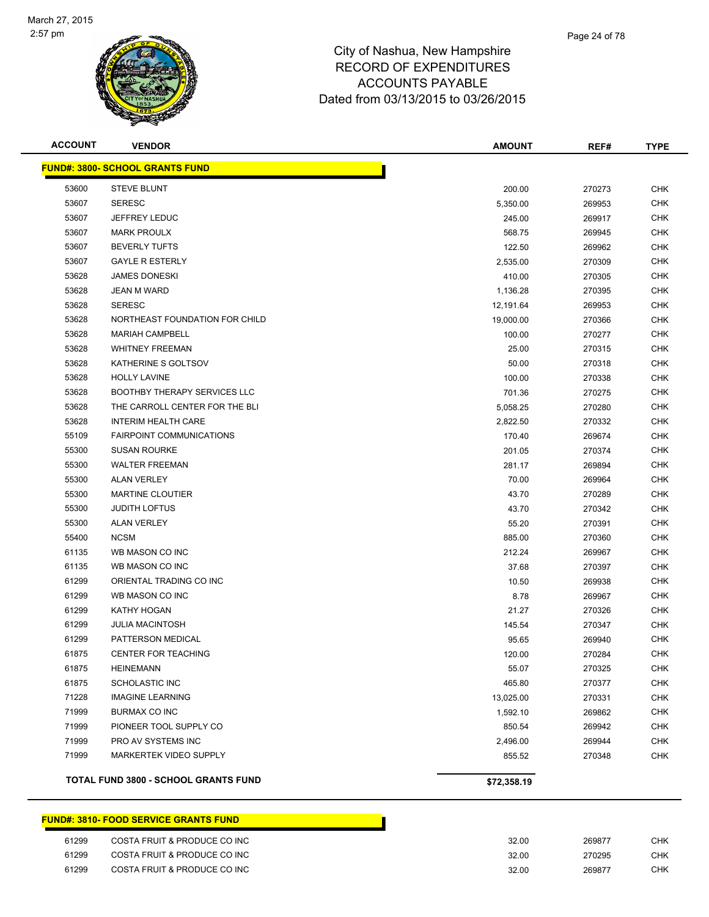City of Nashua, New Hampshire
RECORD OF EXPENDITURES
ACCOUNTS PAYABLE
Dated from 03/13/2015 to 03/26/2015

| ACCOUNT | VENDOR | AMOUNT | REF# | TYPE |
|---|---|---|---|---|
| **FUND#: 3800- SCHOOL GRANTS FUND** | | | | |
| 53600 | STEVE BLUNT | 200.00 | 270273 | CHK |
| 53607 | SERESC | 5,350.00 | 269953 | CHK |
| 53607 | JEFFREY LEDUC | 245.00 | 269917 | CHK |
| 53607 | MARK PROULX | 568.75 | 269945 | CHK |
| 53607 | BEVERLY TUFTS | 122.50 | 269962 | CHK |
| 53607 | GAYLE R ESTERLY | 2,535.00 | 270309 | CHK |
| 53628 | JAMES DONESKI | 410.00 | 270305 | CHK |
| 53628 | JEAN M WARD | 1,136.28 | 270395 | CHK |
| 53628 | SERESC | 12,191.64 | 269953 | CHK |
| 53628 | NORTHEAST FOUNDATION FOR CHILD | 19,000.00 | 270366 | CHK |
| 53628 | MARIAH CAMPBELL | 100.00 | 270277 | CHK |
| 53628 | WHITNEY FREEMAN | 25.00 | 270315 | CHK |
| 53628 | KATHERINE S GOLTSOV | 50.00 | 270318 | CHK |
| 53628 | HOLLY LAVINE | 100.00 | 270338 | CHK |
| 53628 | BOOTHBY THERAPY SERVICES LLC | 701.36 | 270275 | CHK |
| 53628 | THE CARROLL CENTER FOR THE BLI | 5,058.25 | 270280 | CHK |
| 53628 | INTERIM HEALTH CARE | 2,822.50 | 270332 | CHK |
| 55109 | FAIRPOINT COMMUNICATIONS | 170.40 | 269674 | CHK |
| 55300 | SUSAN ROURKE | 201.05 | 270374 | CHK |
| 55300 | WALTER FREEMAN | 281.17 | 269894 | CHK |
| 55300 | ALAN VERLEY | 70.00 | 269964 | CHK |
| 55300 | MARTINE CLOUTIER | 43.70 | 270289 | CHK |
| 55300 | JUDITH LOFTUS | 43.70 | 270342 | CHK |
| 55300 | ALAN VERLEY | 55.20 | 270391 | CHK |
| 55400 | NCSM | 885.00 | 270360 | CHK |
| 61135 | WB MASON CO INC | 212.24 | 269967 | CHK |
| 61135 | WB MASON CO INC | 37.68 | 270397 | CHK |
| 61299 | ORIENTAL TRADING CO INC | 10.50 | 269938 | CHK |
| 61299 | WB MASON CO INC | 8.78 | 269967 | CHK |
| 61299 | KATHY HOGAN | 21.27 | 270326 | CHK |
| 61299 | JULIA MACINTOSH | 145.54 | 270347 | CHK |
| 61299 | PATTERSON MEDICAL | 95.65 | 269940 | CHK |
| 61875 | CENTER FOR TEACHING | 120.00 | 270284 | CHK |
| 61875 | HEINEMANN | 55.07 | 270325 | CHK |
| 61875 | SCHOLASTIC INC | 465.80 | 270377 | CHK |
| 71228 | IMAGINE LEARNING | 13,025.00 | 270331 | CHK |
| 71999 | BURMAX CO INC | 1,592.10 | 269862 | CHK |
| 71999 | PIONEER TOOL SUPPLY CO | 850.54 | 269942 | CHK |
| 71999 | PRO AV SYSTEMS INC | 2,496.00 | 269944 | CHK |
| 71999 | MARKERTEK VIDEO SUPPLY | 855.52 | 270348 | CHK |
| **TOTAL FUND 3800 - SCHOOL GRANTS FUND** | | **$72,358.19** | | |

| ACCOUNT | VENDOR | AMOUNT | REF# | TYPE |
|---|---|---|---|---|
| **FUND#: 3810- FOOD SERVICE GRANTS FUND** | | | | |
| 61299 | COSTA FRUIT & PRODUCE CO INC | 32.00 | 269877 | CHK |
| 61299 | COSTA FRUIT & PRODUCE CO INC | 32.00 | 270295 | CHK |
| 61299 | COSTA FRUIT & PRODUCE CO INC | 32.00 | 269877 | CHK |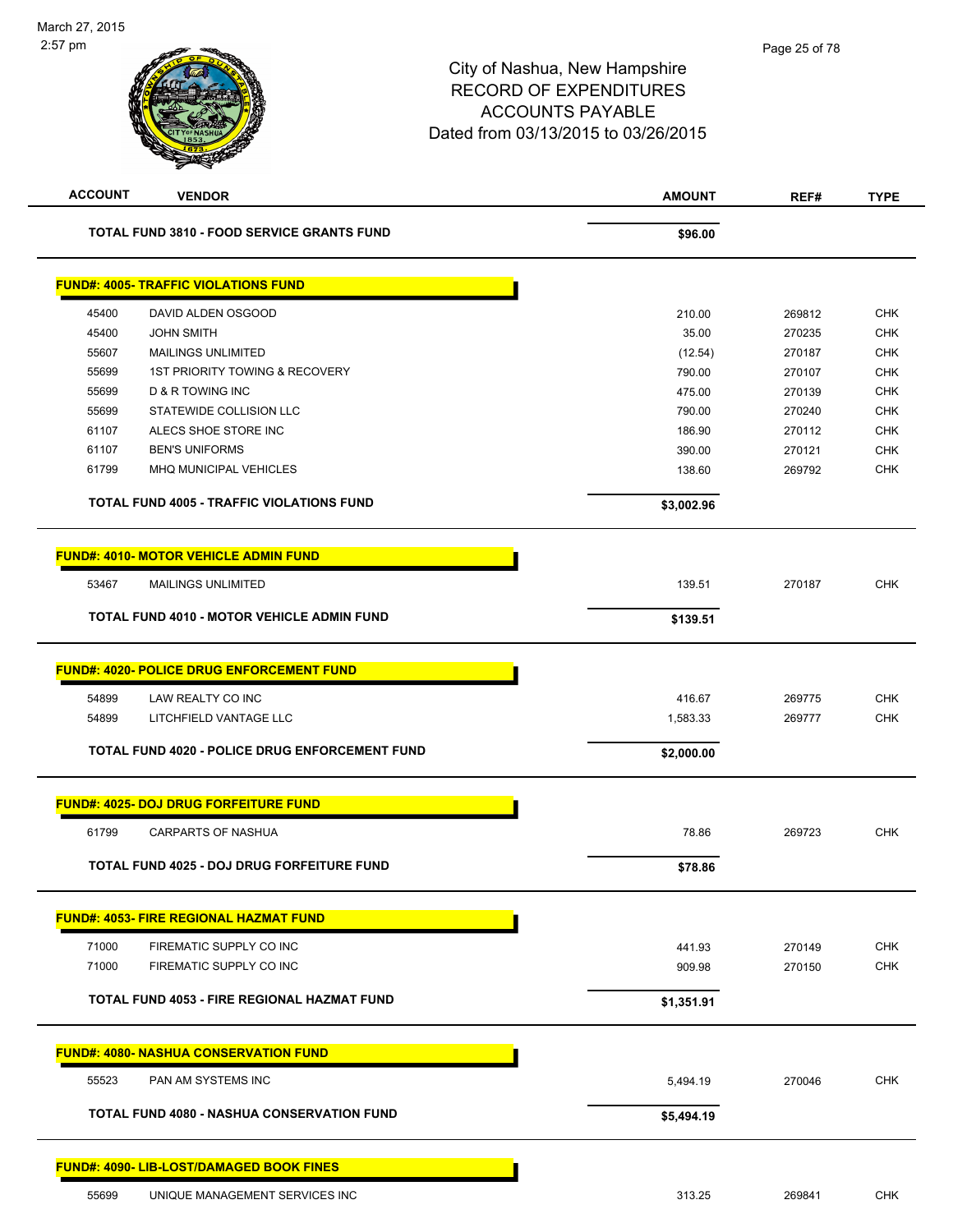City of Nashua, New Hampshire
RECORD OF EXPENDITURES
ACCOUNTS PAYABLE
Dated from 03/13/2015 to 03/26/2015

| ACCOUNT | VENDOR | AMOUNT | REF# | TYPE |
|---|---|---|---|---|
| | **TOTAL FUND 3810 - FOOD SERVICE GRANTS FUND** | **$96.00** | | |
| **FUND#: 4005- TRAFFIC VIOLATIONS FUND** | | | | |
| 45400 | DAVID ALDEN OSGOOD | 210.00 | 269812 | CHK |
| 45400 | JOHN SMITH | 35.00 | 270235 | CHK |
| 55607 | MAILINGS UNLIMITED | (12.54) | 270187 | CHK |
| 55699 | 1ST PRIORITY TOWING & RECOVERY | 790.00 | 270107 | CHK |
| 55699 | D & R TOWING INC | 475.00 | 270139 | CHK |
| 55699 | STATEWIDE COLLISION LLC | 790.00 | 270240 | CHK |
| 61107 | ALECS SHOE STORE INC | 186.90 | 270112 | CHK |
| 61107 | BEN'S UNIFORMS | 390.00 | 270121 | CHK |
| 61799 | MHQ MUNICIPAL VEHICLES | 138.60 | 269792 | CHK |
| | **TOTAL FUND 4005 - TRAFFIC VIOLATIONS FUND** | **$3,002.96** | | |
| **FUND#: 4010- MOTOR VEHICLE ADMIN FUND** | | | | |
| 53467 | MAILINGS UNLIMITED | 139.51 | 270187 | CHK |
| | **TOTAL FUND 4010 - MOTOR VEHICLE ADMIN FUND** | **$139.51** | | |
| **FUND#: 4020- POLICE DRUG ENFORCEMENT FUND** | | | | |
| 54899 | LAW REALTY CO INC | 416.67 | 269775 | CHK |
| 54899 | LITCHFIELD VANTAGE LLC | 1,583.33 | 269777 | CHK |
| | **TOTAL FUND 4020 - POLICE DRUG ENFORCEMENT FUND** | **$2,000.00** | | |
| **FUND#: 4025- DOJ DRUG FORFEITURE FUND** | | | | |
| 61799 | CARPARTS OF NASHUA | 78.86 | 269723 | CHK |
| | **TOTAL FUND 4025 - DOJ DRUG FORFEITURE FUND** | **$78.86** | | |
| **FUND#: 4053- FIRE REGIONAL HAZMAT FUND** | | | | |
| 71000 | FIREMATIC SUPPLY CO INC | 441.93 | 270149 | CHK |
| 71000 | FIREMATIC SUPPLY CO INC | 909.98 | 270150 | CHK |
| | **TOTAL FUND 4053 - FIRE REGIONAL HAZMAT FUND** | **$1,351.91** | | |
| **FUND#: 4080- NASHUA CONSERVATION FUND** | | | | |
| 55523 | PAN AM SYSTEMS INC | 5,494.19 | 270046 | CHK |
| | **TOTAL FUND 4080 - NASHUA CONSERVATION FUND** | **$5,494.19** | | |
| **FUND#: 4090- LIB-LOST/DAMAGED BOOK FINES** | | | | |
| 55699 | UNIQUE MANAGEMENT SERVICES INC | 313.25 | 269841 | CHK |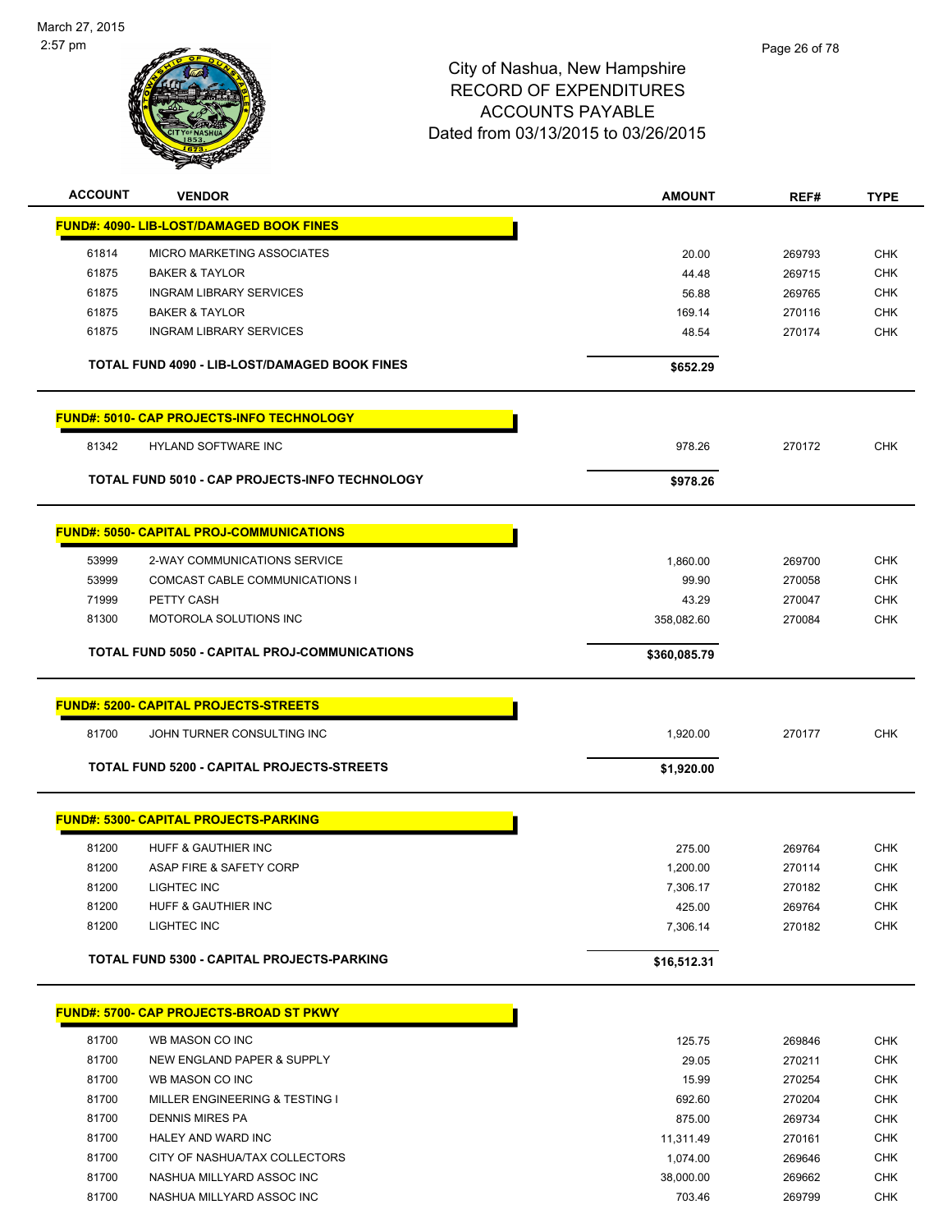# City of Nashua, New Hampshire
## RECORD OF EXPENDITURES
## ACCOUNTS PAYABLE
## Dated from 03/13/2015 to 03/26/2015

March 27, 2015
2:57 pm

| ACCOUNT | VENDOR | AMOUNT | REF# | TYPE |
|---|---|---|---|---|
| **FUND#: 4090- LIB-LOST/DAMAGED BOOK FINES** | | | | |
| 61814 | MICRO MARKETING ASSOCIATES | 20.00 | 269793 | CHK |
| 61875 | BAKER & TAYLOR | 44.48 | 269715 | CHK |
| 61875 | INGRAM LIBRARY SERVICES | 56.88 | 269765 | CHK |
| 61875 | BAKER & TAYLOR | 169.14 | 270116 | CHK |
| 61875 | INGRAM LIBRARY SERVICES | 48.54 | 270174 | CHK |
| | **TOTAL FUND 4090 - LIB-LOST/DAMAGED BOOK FINES** | **$652.29** | | |
| **FUND#: 5010- CAP PROJECTS-INFO TECHNOLOGY** | | | | |
| 81342 | HYLAND SOFTWARE INC | 978.26 | 270172 | CHK |
| | **TOTAL FUND 5010 - CAP PROJECTS-INFO TECHNOLOGY** | **$978.26** | | |
| **FUND#: 5050- CAPITAL PROJ-COMMUNICATIONS** | | | | |
| 53999 | 2-WAY COMMUNICATIONS SERVICE | 1,860.00 | 269700 | CHK |
| 53999 | COMCAST CABLE COMMUNICATIONS I | 99.90 | 270058 | CHK |
| 71999 | PETTY CASH | 43.29 | 270047 | CHK |
| 81300 | MOTOROLA SOLUTIONS INC | 358,082.60 | 270084 | CHK |
| | **TOTAL FUND 5050 - CAPITAL PROJ-COMMUNICATIONS** | **$360,085.79** | | |
| **FUND#: 5200- CAPITAL PROJECTS-STREETS** | | | | |
| 81700 | JOHN TURNER CONSULTING INC | 1,920.00 | 270177 | CHK |
| | **TOTAL FUND 5200 - CAPITAL PROJECTS-STREETS** | **$1,920.00** | | |
| **FUND#: 5300- CAPITAL PROJECTS-PARKING** | | | | |
| 81200 | HUFF & GAUTHIER INC | 275.00 | 269764 | CHK |
| 81200 | ASAP FIRE & SAFETY CORP | 1,200.00 | 270114 | CHK |
| 81200 | LIGHTEC INC | 7,306.17 | 270182 | CHK |
| 81200 | HUFF & GAUTHIER INC | 425.00 | 269764 | CHK |
| 81200 | LIGHTEC INC | 7,306.14 | 270182 | CHK |
| | **TOTAL FUND 5300 - CAPITAL PROJECTS-PARKING** | **$16,512.31** | | |
| **FUND#: 5700- CAP PROJECTS-BROAD ST PKWY** | | | | |
| 81700 | WB MASON CO INC | 125.75 | 269846 | CHK |
| 81700 | NEW ENGLAND PAPER & SUPPLY | 29.05 | 270211 | CHK |
| 81700 | WB MASON CO INC | 15.99 | 270254 | CHK |
| 81700 | MILLER ENGINEERING & TESTING I | 692.60 | 270204 | CHK |
| 81700 | DENNIS MIRES PA | 875.00 | 269734 | CHK |
| 81700 | HALEY AND WARD INC | 11,311.49 | 270161 | CHK |
| 81700 | CITY OF NASHUA/TAX COLLECTORS | 1,074.00 | 269646 | CHK |
| 81700 | NASHUA MILLYARD ASSOC INC | 38,000.00 | 269662 | CHK |
| 81700 | NASHUA MILLYARD ASSOC INC | 703.46 | 269799 | CHK |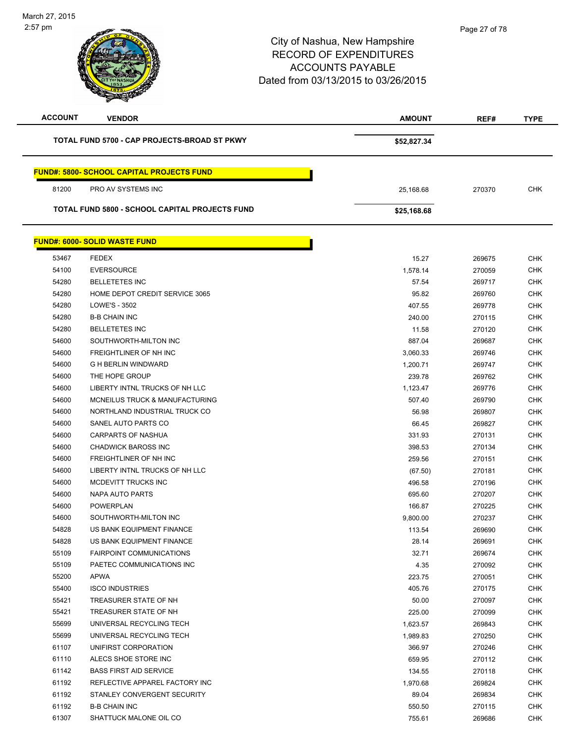March 27, 2015
2:57 pm

# City of Nashua, New Hampshire
## RECORD OF EXPENDITURES
## ACCOUNTS PAYABLE
## Dated from 03/13/2015 to 03/26/2015

| ACCOUNT | VENDOR | AMOUNT | REF# | TYPE |
|---|---|---|---|---|
| | **TOTAL FUND 5700 - CAP PROJECTS-BROAD ST PKWY** | **$52,827.34** | | |
| | **FUND#: 5800- SCHOOL CAPITAL PROJECTS FUND** | | | |
| 81200 | PRO AV SYSTEMS INC | 25,168.68 | 270370 | CHK |
| | **TOTAL FUND 5800 - SCHOOL CAPITAL PROJECTS FUND** | **$25,168.68** | | |
| | **FUND#: 6000- SOLID WASTE FUND** | | | |
| 53467 | FEDEX | 15.27 | 269675 | CHK |
| 54100 | EVERSOURCE | 1,578.14 | 270059 | CHK |
| 54280 | BELLETETES INC | 57.54 | 269717 | CHK |
| 54280 | HOME DEPOT CREDIT SERVICE 3065 | 95.82 | 269760 | CHK |
| 54280 | LOWE'S - 3502 | 407.55 | 269778 | CHK |
| 54280 | B-B CHAIN INC | 240.00 | 270115 | CHK |
| 54280 | BELLETETES INC | 11.58 | 270120 | CHK |
| 54600 | SOUTHWORTH-MILTON INC | 887.04 | 269687 | CHK |
| 54600 | FREIGHTLINER OF NH INC | 3,060.33 | 269746 | CHK |
| 54600 | G H BERLIN WINDWARD | 1,200.71 | 269747 | CHK |
| 54600 | THE HOPE GROUP | 239.78 | 269762 | CHK |
| 54600 | LIBERTY INTNL TRUCKS OF NH LLC | 1,123.47 | 269776 | CHK |
| 54600 | MCNEILUS TRUCK & MANUFACTURING | 507.40 | 269790 | CHK |
| 54600 | NORTHLAND INDUSTRIAL TRUCK CO | 56.98 | 269807 | CHK |
| 54600 | SANEL AUTO PARTS CO | 66.45 | 269827 | CHK |
| 54600 | CARPARTS OF NASHUA | 331.93 | 270131 | CHK |
| 54600 | CHADWICK BAROSS INC | 398.53 | 270134 | CHK |
| 54600 | FREIGHTLINER OF NH INC | 259.56 | 270151 | CHK |
| 54600 | LIBERTY INTNL TRUCKS OF NH LLC | (67.50) | 270181 | CHK |
| 54600 | MCDEVITT TRUCKS INC | 496.58 | 270196 | CHK |
| 54600 | NAPA AUTO PARTS | 695.60 | 270207 | CHK |
| 54600 | POWERPLAN | 166.87 | 270225 | CHK |
| 54600 | SOUTHWORTH-MILTON INC | 9,800.00 | 270237 | CHK |
| 54828 | US BANK EQUIPMENT FINANCE | 113.54 | 269690 | CHK |
| 54828 | US BANK EQUIPMENT FINANCE | 28.14 | 269691 | CHK |
| 55109 | FAIRPOINT COMMUNICATIONS | 32.71 | 269674 | CHK |
| 55109 | PAETEC COMMUNICATIONS INC | 4.35 | 270092 | CHK |
| 55200 | APWA | 223.75 | 270051 | CHK |
| 55400 | ISCO INDUSTRIES | 405.76 | 270175 | CHK |
| 55421 | TREASURER STATE OF NH | 50.00 | 270097 | CHK |
| 55421 | TREASURER STATE OF NH | 225.00 | 270099 | CHK |
| 55699 | UNIVERSAL RECYCLING TECH | 1,623.57 | 269843 | CHK |
| 55699 | UNIVERSAL RECYCLING TECH | 1,989.83 | 270250 | CHK |
| 61107 | UNIFIRST CORPORATION | 366.97 | 270246 | CHK |
| 61110 | ALECS SHOE STORE INC | 659.95 | 270112 | CHK |
| 61142 | BASS FIRST AID SERVICE | 134.55 | 270118 | CHK |
| 61192 | REFLECTIVE APPAREL FACTORY INC | 1,970.68 | 269824 | CHK |
| 61192 | STANLEY CONVERGENT SECURITY | 89.04 | 269834 | CHK |
| 61192 | B-B CHAIN INC | 550.50 | 270115 | CHK |
| 61307 | SHATTUCK MALONE OIL CO | 755.61 | 269686 | CHK |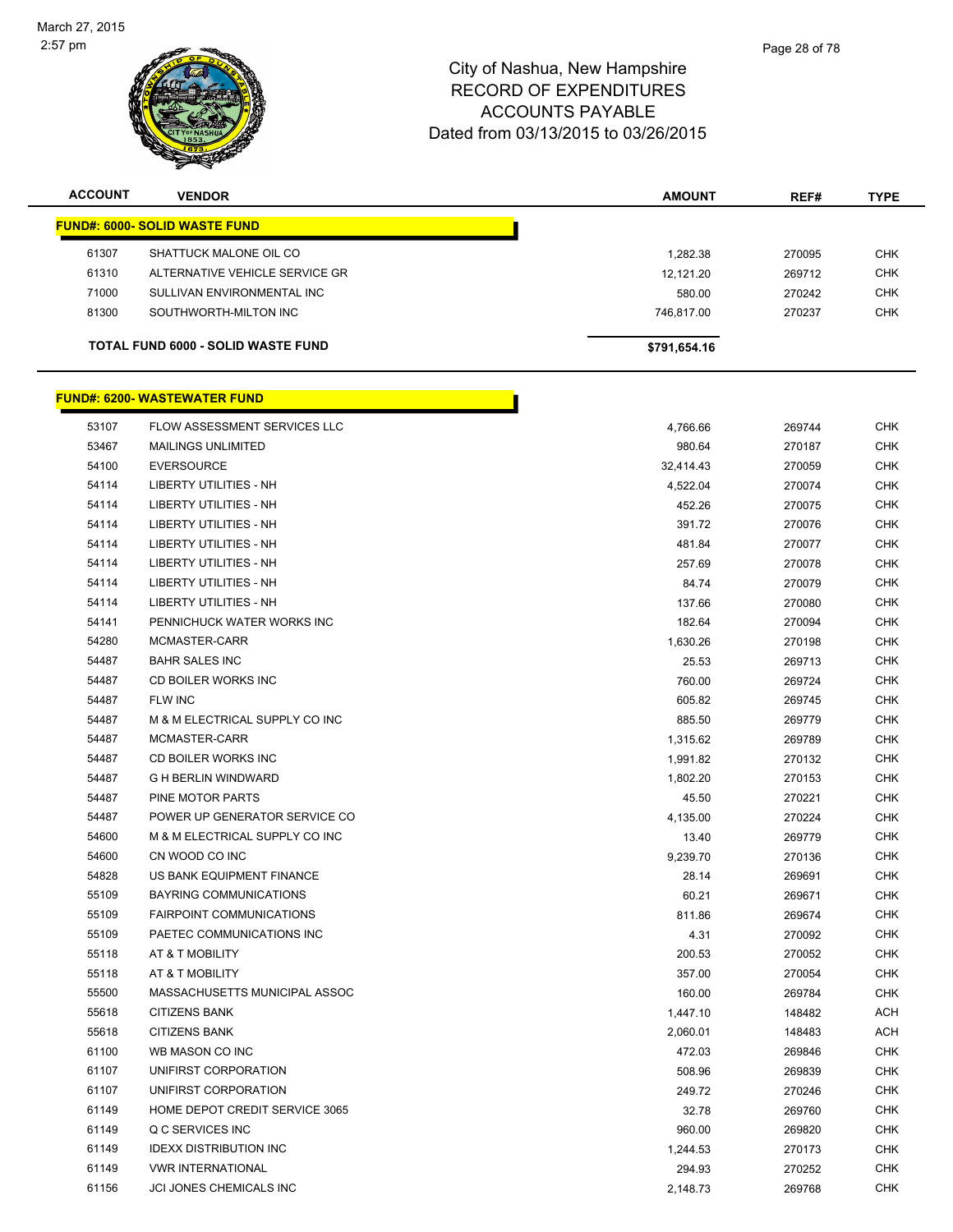City of Nashua, New Hampshire
RECORD OF EXPENDITURES
ACCOUNTS PAYABLE
Dated from 03/13/2015 to 03/26/2015

| ACCOUNT | VENDOR | AMOUNT | REF# | TYPE |
|---|---|---|---|---|
| **FUND#: 6000- SOLID WASTE FUND** | | | | |
| 61307 | SHATTUCK MALONE OIL CO | 1,282.38 | 270095 | CHK |
| 61310 | ALTERNATIVE VEHICLE SERVICE GR | 12,121.20 | 269712 | CHK |
| 71000 | SULLIVAN ENVIRONMENTAL INC | 580.00 | 270242 | CHK |
| 81300 | SOUTHWORTH-MILTON INC | 746,817.00 | 270237 | CHK |
| **TOTAL FUND 6000 - SOLID WASTE FUND** | | **$791,654.16** | | |
| **FUND#: 6200- WASTEWATER FUND** | | | | |
| 53107 | FLOW ASSESSMENT SERVICES LLC | 4,766.66 | 269744 | CHK |
| 53467 | MAILINGS UNLIMITED | 980.64 | 270187 | CHK |
| 54100 | EVERSOURCE | 32,414.43 | 270059 | CHK |
| 54114 | LIBERTY UTILITIES - NH | 4,522.04 | 270074 | CHK |
| 54114 | LIBERTY UTILITIES - NH | 452.26 | 270075 | CHK |
| 54114 | LIBERTY UTILITIES - NH | 391.72 | 270076 | CHK |
| 54114 | LIBERTY UTILITIES - NH | 481.84 | 270077 | CHK |
| 54114 | LIBERTY UTILITIES - NH | 257.69 | 270078 | CHK |
| 54114 | LIBERTY UTILITIES - NH | 84.74 | 270079 | CHK |
| 54114 | LIBERTY UTILITIES - NH | 137.66 | 270080 | CHK |
| 54141 | PENNICHUCK WATER WORKS INC | 182.64 | 270094 | CHK |
| 54280 | MCMASTER-CARR | 1,630.26 | 270198 | CHK |
| 54487 | BAHR SALES INC | 25.53 | 269713 | CHK |
| 54487 | CD BOILER WORKS INC | 760.00 | 269724 | CHK |
| 54487 | FLW INC | 605.82 | 269745 | CHK |
| 54487 | M & M ELECTRICAL SUPPLY CO INC | 885.50 | 269779 | CHK |
| 54487 | MCMASTER-CARR | 1,315.62 | 269789 | CHK |
| 54487 | CD BOILER WORKS INC | 1,991.82 | 270132 | CHK |
| 54487 | G H BERLIN WINDWARD | 1,802.20 | 270153 | CHK |
| 54487 | PINE MOTOR PARTS | 45.50 | 270221 | CHK |
| 54487 | POWER UP GENERATOR SERVICE CO | 4,135.00 | 270224 | CHK |
| 54600 | M & M ELECTRICAL SUPPLY CO INC | 13.40 | 269779 | CHK |
| 54600 | CN WOOD CO INC | 9,239.70 | 270136 | CHK |
| 54828 | US BANK EQUIPMENT FINANCE | 28.14 | 269691 | CHK |
| 55109 | BAYRING COMMUNICATIONS | 60.21 | 269671 | CHK |
| 55109 | FAIRPOINT COMMUNICATIONS | 811.86 | 269674 | CHK |
| 55109 | PAETEC COMMUNICATIONS INC | 4.31 | 270092 | CHK |
| 55118 | AT & T MOBILITY | 200.53 | 270052 | CHK |
| 55118 | AT & T MOBILITY | 357.00 | 270054 | CHK |
| 55500 | MASSACHUSETTS MUNICIPAL ASSOC | 160.00 | 269784 | CHK |
| 55618 | CITIZENS BANK | 1,447.10 | 148482 | ACH |
| 55618 | CITIZENS BANK | 2,060.01 | 148483 | ACH |
| 61100 | WB MASON CO INC | 472.03 | 269846 | CHK |
| 61107 | UNIFIRST CORPORATION | 508.96 | 269839 | CHK |
| 61107 | UNIFIRST CORPORATION | 249.72 | 270246 | CHK |
| 61149 | HOME DEPOT CREDIT SERVICE 3065 | 32.78 | 269760 | CHK |
| 61149 | Q C SERVICES INC | 960.00 | 269820 | CHK |
| 61149 | IDEXX DISTRIBUTION INC | 1,244.53 | 270173 | CHK |
| 61149 | VWR INTERNATIONAL | 294.93 | 270252 | CHK |
| 61156 | JCI JONES CHEMICALS INC | 2,148.73 | 269768 | CHK |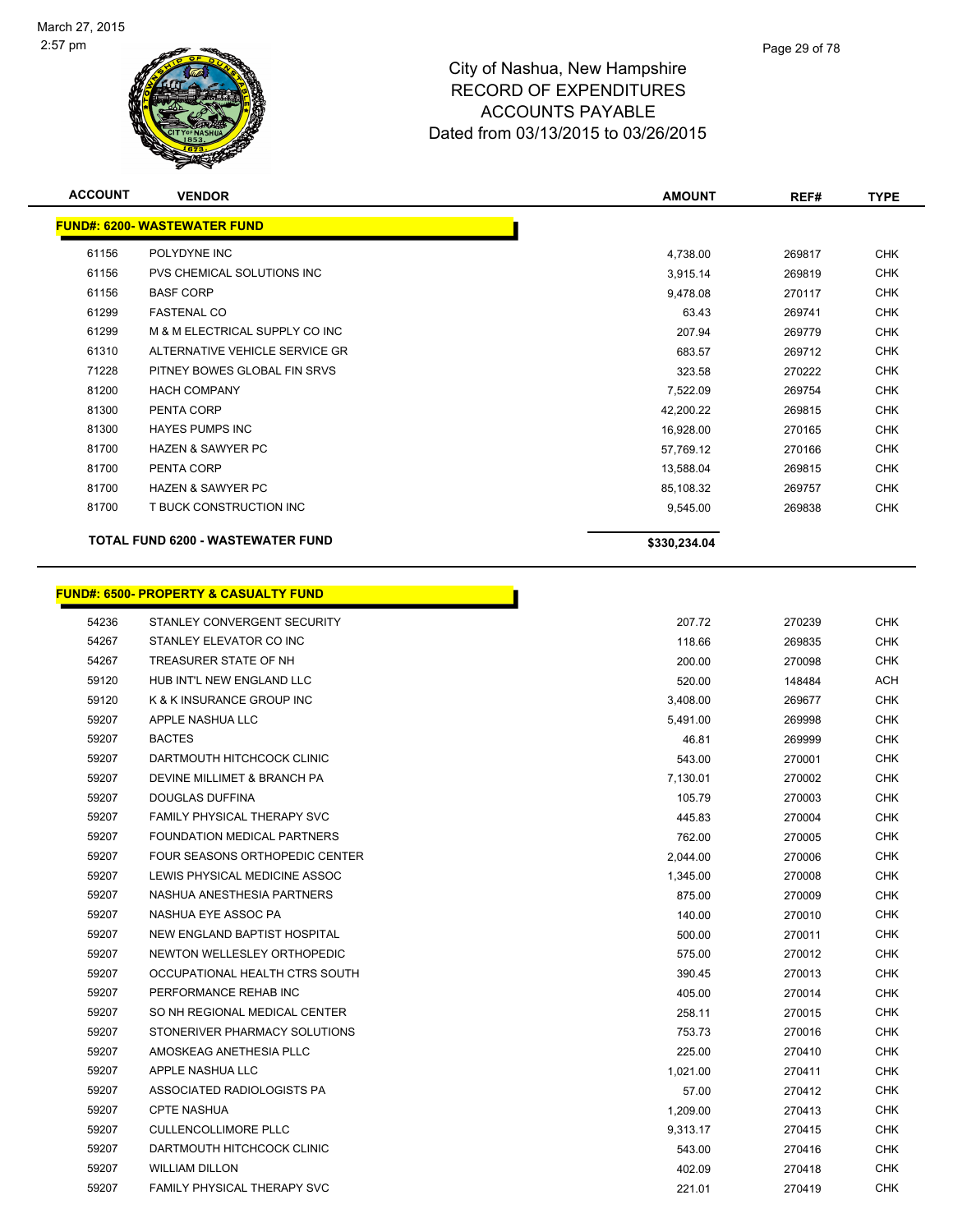# City of Nashua, New Hampshire
## RECORD OF EXPENDITURES
## ACCOUNTS PAYABLE
## Dated from 03/13/2015 to 03/26/2015

March 27, 2015
2:57 pm

| ACCOUNT | VENDOR | AMOUNT | REF# | TYPE |
|---|---|---|---|---|
| **FUND#: 6200- WASTEWATER FUND** | | | | |
| 61156 | POLYDYNE INC | 4,738.00 | 269817 | CHK |
| 61156 | PVS CHEMICAL SOLUTIONS INC | 3,915.14 | 269819 | CHK |
| 61156 | BASF CORP | 9,478.08 | 270117 | CHK |
| 61299 | FASTENAL CO | 63.43 | 269741 | CHK |
| 61299 | M & M ELECTRICAL SUPPLY CO INC | 207.94 | 269779 | CHK |
| 61310 | ALTERNATIVE VEHICLE SERVICE GR | 683.57 | 269712 | CHK |
| 71228 | PITNEY BOWES GLOBAL FIN SRVS | 323.58 | 270222 | CHK |
| 81200 | HACH COMPANY | 7,522.09 | 269754 | CHK |
| 81300 | PENTA CORP | 42,200.22 | 269815 | CHK |
| 81300 | HAYES PUMPS INC | 16,928.00 | 270165 | CHK |
| 81700 | HAZEN & SAWYER PC | 57,769.12 | 270166 | CHK |
| 81700 | PENTA CORP | 13,588.04 | 269815 | CHK |
| 81700 | HAZEN & SAWYER PC | 85,108.32 | 269757 | CHK |
| 81700 | T BUCK CONSTRUCTION INC | 9,545.00 | 269838 | CHK |
| | **TOTAL FUND 6200 - WASTEWATER FUND** | **$330,234.04** | | |

| ACCOUNT | VENDOR | AMOUNT | REF# | TYPE |
|---|---|---|---|---|
| **FUND#: 6500- PROPERTY & CASUALTY FUND** | | | | |
| 54236 | STANLEY CONVERGENT SECURITY | 207.72 | 270239 | CHK |
| 54267 | STANLEY ELEVATOR CO INC | 118.66 | 269835 | CHK |
| 54267 | TREASURER STATE OF NH | 200.00 | 270098 | CHK |
| 59120 | HUB INT'L NEW ENGLAND LLC | 520.00 | 148484 | ACH |
| 59120 | K & K INSURANCE GROUP INC | 3,408.00 | 269677 | CHK |
| 59207 | APPLE NASHUA LLC | 5,491.00 | 269998 | CHK |
| 59207 | BACTES | 46.81 | 269999 | CHK |
| 59207 | DARTMOUTH HITCHCOCK CLINIC | 543.00 | 270001 | CHK |
| 59207 | DEVINE MILLIMET & BRANCH PA | 7,130.01 | 270002 | CHK |
| 59207 | DOUGLAS DUFFINA | 105.79 | 270003 | CHK |
| 59207 | FAMILY PHYSICAL THERAPY SVC | 445.83 | 270004 | CHK |
| 59207 | FOUNDATION MEDICAL PARTNERS | 762.00 | 270005 | CHK |
| 59207 | FOUR SEASONS ORTHOPEDIC CENTER | 2,044.00 | 270006 | CHK |
| 59207 | LEWIS PHYSICAL MEDICINE ASSOC | 1,345.00 | 270008 | CHK |
| 59207 | NASHUA ANESTHESIA PARTNERS | 875.00 | 270009 | CHK |
| 59207 | NASHUA EYE ASSOC PA | 140.00 | 270010 | CHK |
| 59207 | NEW ENGLAND BAPTIST HOSPITAL | 500.00 | 270011 | CHK |
| 59207 | NEWTON WELLESLEY ORTHOPEDIC | 575.00 | 270012 | CHK |
| 59207 | OCCUPATIONAL HEALTH CTRS SOUTH | 390.45 | 270013 | CHK |
| 59207 | PERFORMANCE REHAB INC | 405.00 | 270014 | CHK |
| 59207 | SO NH REGIONAL MEDICAL CENTER | 258.11 | 270015 | CHK |
| 59207 | STONERIVER PHARMACY SOLUTIONS | 753.73 | 270016 | CHK |
| 59207 | AMOSKEAG ANETHESIA PLLC | 225.00 | 270410 | CHK |
| 59207 | APPLE NASHUA LLC | 1,021.00 | 270411 | CHK |
| 59207 | ASSOCIATED RADIOLOGISTS PA | 57.00 | 270412 | CHK |
| 59207 | CPTE NASHUA | 1,209.00 | 270413 | CHK |
| 59207 | CULLENCOLLIMORE PLLC | 9,313.17 | 270415 | CHK |
| 59207 | DARTMOUTH HITCHCOCK CLINIC | 543.00 | 270416 | CHK |
| 59207 | WILLIAM DILLON | 402.09 | 270418 | CHK |
| 59207 | FAMILY PHYSICAL THERAPY SVC | 221.01 | 270419 | CHK |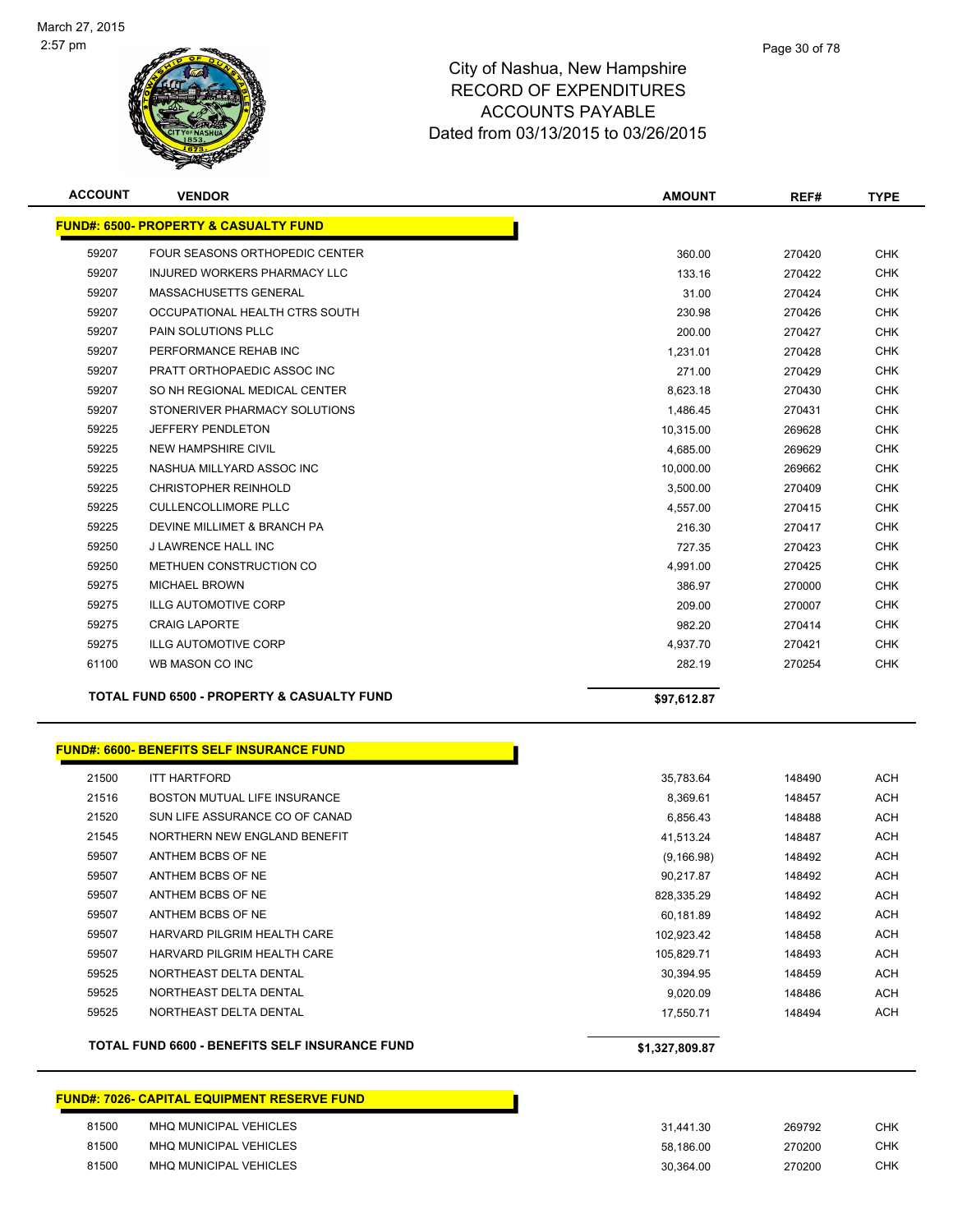City of Nashua, New Hampshire
RECORD OF EXPENDITURES
ACCOUNTS PAYABLE
Dated from 03/13/2015 to 03/26/2015

| ACCOUNT | VENDOR | AMOUNT | REF# | TYPE |
|---|---|---|---|---|
| **FUND#: 6500- PROPERTY & CASUALTY FUND** | | | | |
| 59207 | FOUR SEASONS ORTHOPEDIC CENTER | 360.00 | 270420 | CHK |
| 59207 | INJURED WORKERS PHARMACY LLC | 133.16 | 270422 | CHK |
| 59207 | MASSACHUSETTS GENERAL | 31.00 | 270424 | CHK |
| 59207 | OCCUPATIONAL HEALTH CTRS SOUTH | 230.98 | 270426 | CHK |
| 59207 | PAIN SOLUTIONS PLLC | 200.00 | 270427 | CHK |
| 59207 | PERFORMANCE REHAB INC | 1,231.01 | 270428 | CHK |
| 59207 | PRATT ORTHOPAEDIC ASSOC INC | 271.00 | 270429 | CHK |
| 59207 | SO NH REGIONAL MEDICAL CENTER | 8,623.18 | 270430 | CHK |
| 59207 | STONERIVER PHARMACY SOLUTIONS | 1,486.45 | 270431 | CHK |
| 59225 | JEFFERY PENDLETON | 10,315.00 | 269628 | CHK |
| 59225 | NEW HAMPSHIRE CIVIL | 4,685.00 | 269629 | CHK |
| 59225 | NASHUA MILLYARD ASSOC INC | 10,000.00 | 269662 | CHK |
| 59225 | CHRISTOPHER REINHOLD | 3,500.00 | 270409 | CHK |
| 59225 | CULLENCOLLIMORE PLLC | 4,557.00 | 270415 | CHK |
| 59225 | DEVINE MILLIMET & BRANCH PA | 216.30 | 270417 | CHK |
| 59250 | J LAWRENCE HALL INC | 727.35 | 270423 | CHK |
| 59250 | METHUEN CONSTRUCTION CO | 4,991.00 | 270425 | CHK |
| 59275 | MICHAEL BROWN | 386.97 | 270000 | CHK |
| 59275 | ILLG AUTOMOTIVE CORP | 209.00 | 270007 | CHK |
| 59275 | CRAIG LAPORTE | 982.20 | 270414 | CHK |
| 59275 | ILLG AUTOMOTIVE CORP | 4,937.70 | 270421 | CHK |
| 61100 | WB MASON CO INC | 282.19 | 270254 | CHK |
| | **TOTAL FUND 6500 - PROPERTY & CASUALTY FUND** | **$97,612.87** | | |

| ACCOUNT | VENDOR | AMOUNT | REF# | TYPE |
|---|---|---|---|---|
| **FUND#: 6600- BENEFITS SELF INSURANCE FUND** | | | | |
| 21500 | ITT HARTFORD | 35,783.64 | 148490 | ACH |
| 21516 | BOSTON MUTUAL LIFE INSURANCE | 8,369.61 | 148457 | ACH |
| 21520 | SUN LIFE ASSURANCE CO OF CANAD | 6,856.43 | 148488 | ACH |
| 21545 | NORTHERN NEW ENGLAND BENEFIT | 41,513.24 | 148487 | ACH |
| 59507 | ANTHEM BCBS OF NE | (9,166.98) | 148492 | ACH |
| 59507 | ANTHEM BCBS OF NE | 90,217.87 | 148492 | ACH |
| 59507 | ANTHEM BCBS OF NE | 828,335.29 | 148492 | ACH |
| 59507 | ANTHEM BCBS OF NE | 60,181.89 | 148492 | ACH |
| 59507 | HARVARD PILGRIM HEALTH CARE | 102,923.42 | 148458 | ACH |
| 59507 | HARVARD PILGRIM HEALTH CARE | 105,829.71 | 148493 | ACH |
| 59525 | NORTHEAST DELTA DENTAL | 30,394.95 | 148459 | ACH |
| 59525 | NORTHEAST DELTA DENTAL | 9,020.09 | 148486 | ACH |
| 59525 | NORTHEAST DELTA DENTAL | 17,550.71 | 148494 | ACH |
| | **TOTAL FUND 6600 - BENEFITS SELF INSURANCE FUND** | **$1,327,809.87** | | |

| ACCOUNT | VENDOR | AMOUNT | REF# | TYPE |
|---|---|---|---|---|
| **FUND#: 7026- CAPITAL EQUIPMENT RESERVE FUND** | | | | |
| 81500 | MHQ MUNICIPAL VEHICLES | 31,441.30 | 269792 | CHK |
| 81500 | MHQ MUNICIPAL VEHICLES | 58,186.00 | 270200 | CHK |
| 81500 | MHQ MUNICIPAL VEHICLES | 30,364.00 | 270200 | CHK |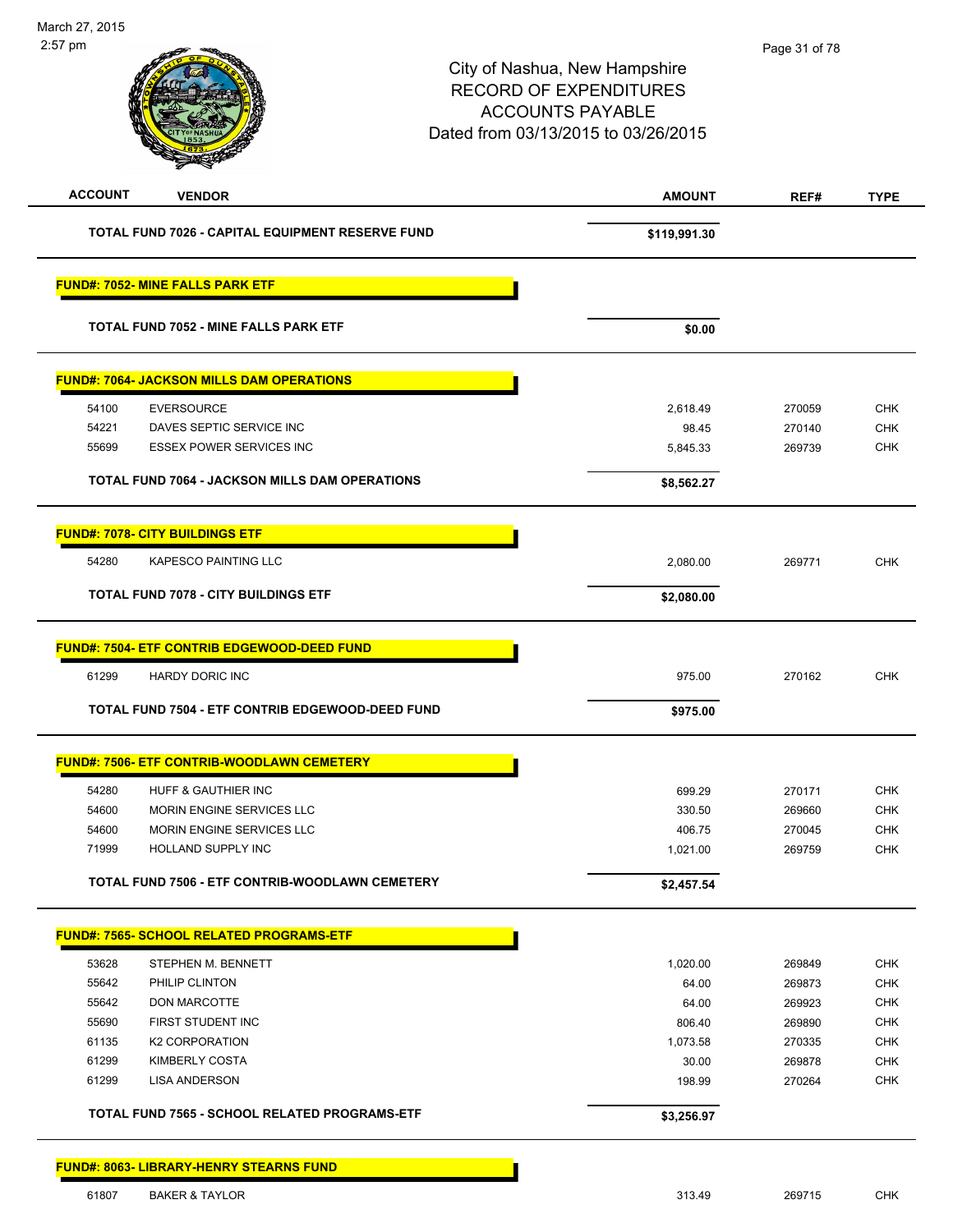City of Nashua, New Hampshire
RECORD OF EXPENDITURES
ACCOUNTS PAYABLE
Dated from 03/13/2015 to 03/26/2015

| ACCOUNT | VENDOR | AMOUNT | REF# | TYPE |
|---|---|---|---|---|
| | **TOTAL FUND 7026 - CAPITAL EQUIPMENT RESERVE FUND** | **$119,991.30** | | |
| **FUND#: 7052- MINE FALLS PARK ETF** | | | | |
| | **TOTAL FUND 7052 - MINE FALLS PARK ETF** | **$0.00** | | |
| **FUND#: 7064- JACKSON MILLS DAM OPERATIONS** | | | | |
| 54100 | EVERSOURCE | 2,618.49 | 270059 | CHK |
| 54221 | DAVES SEPTIC SERVICE INC | 98.45 | 270140 | CHK |
| 55699 | ESSEX POWER SERVICES INC | 5,845.33 | 269739 | CHK |
| | **TOTAL FUND 7064 - JACKSON MILLS DAM OPERATIONS** | **$8,562.27** | | |
| **FUND#: 7078- CITY BUILDINGS ETF** | | | | |
| 54280 | KAPESCO PAINTING LLC | 2,080.00 | 269771 | CHK |
| | **TOTAL FUND 7078 - CITY BUILDINGS ETF** | **$2,080.00** | | |
| **FUND#: 7504- ETF CONTRIB EDGEWOOD-DEED FUND** | | | | |
| 61299 | HARDY DORIC INC | 975.00 | 270162 | CHK |
| | **TOTAL FUND 7504 - ETF CONTRIB EDGEWOOD-DEED FUND** | **$975.00** | | |
| **FUND#: 7506- ETF CONTRIB-WOODLAWN CEMETERY** | | | | |
| 54280 | HUFF & GAUTHIER INC | 699.29 | 270171 | CHK |
| 54600 | MORIN ENGINE SERVICES LLC | 330.50 | 269660 | CHK |
| 54600 | MORIN ENGINE SERVICES LLC | 406.75 | 270045 | CHK |
| 71999 | HOLLAND SUPPLY INC | 1,021.00 | 269759 | CHK |
| | **TOTAL FUND 7506 - ETF CONTRIB-WOODLAWN CEMETERY** | **$2,457.54** | | |
| **FUND#: 7565- SCHOOL RELATED PROGRAMS-ETF** | | | | |
| 53628 | STEPHEN M. BENNETT | 1,020.00 | 269849 | CHK |
| 55642 | PHILIP CLINTON | 64.00 | 269873 | CHK |
| 55642 | DON MARCOTTE | 64.00 | 269923 | CHK |
| 55690 | FIRST STUDENT INC | 806.40 | 269890 | CHK |
| 61135 | K2 CORPORATION | 1,073.58 | 270335 | CHK |
| 61299 | KIMBERLY COSTA | 30.00 | 269878 | CHK |
| 61299 | LISA ANDERSON | 198.99 | 270264 | CHK |
| | **TOTAL FUND 7565 - SCHOOL RELATED PROGRAMS-ETF** | **$3,256.97** | | |
| **FUND#: 8063- LIBRARY-HENRY STEARNS FUND** | | | | |
| 61807 | BAKER & TAYLOR | 313.49 | 269715 | CHK |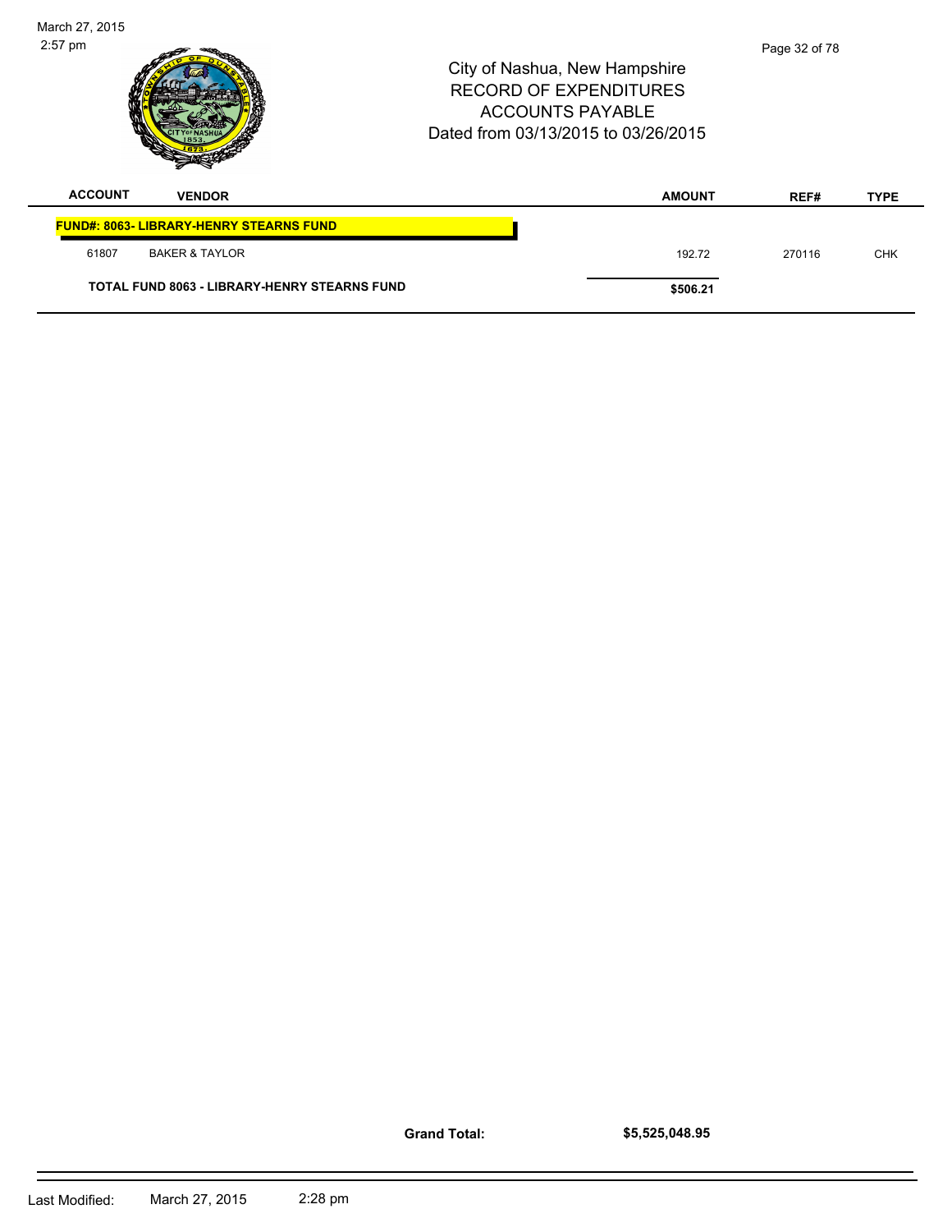City of Nashua, New Hampshire
RECORD OF EXPENDITURES
ACCOUNTS PAYABLE
Dated from 03/13/2015 to 03/26/2015

| ACCOUNT | VENDOR | AMOUNT | REF# | TYPE |
|---|---|---|---|---|
| **FUND#: 8063- LIBRARY-HENRY STEARNS FUND** | | | | |
| 61807 | BAKER & TAYLOR | 192.72 | 270116 | CHK |
| | **TOTAL FUND 8063 - LIBRARY-HENRY STEARNS FUND** | **$506.21** | | |

**Grand Total:** **$5,525,048.95**

Last Modified: March 27, 2015 2:28 pm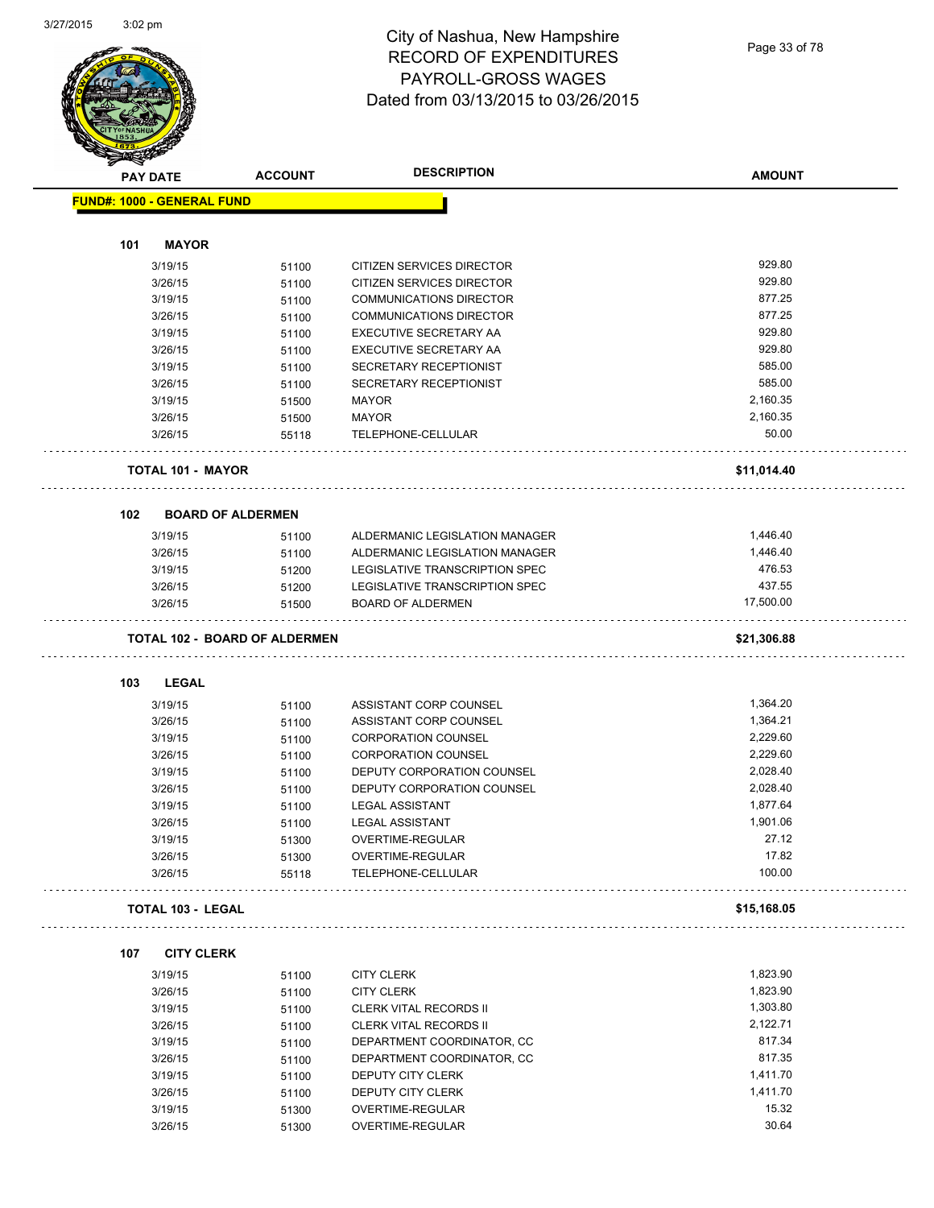# City of Nashua, New Hampshire
## RECORD OF EXPENDITURES
## PAYROLL-GROSS WAGES
## Dated from 03/13/2015 to 03/26/2015

| PAY DATE | ACCOUNT | DESCRIPTION | AMOUNT |
|---|---|---|---|

**FUND#: 1000 - GENERAL FUND**

**101 MAYOR**

| PAY DATE | ACCOUNT | DESCRIPTION | AMOUNT |
|---|---|---|---|
| 3/19/15 | 51100 | CITIZEN SERVICES DIRECTOR | 929.80 |
| 3/26/15 | 51100 | CITIZEN SERVICES DIRECTOR | 929.80 |
| 3/19/15 | 51100 | COMMUNICATIONS DIRECTOR | 877.25 |
| 3/26/15 | 51100 | COMMUNICATIONS DIRECTOR | 877.25 |
| 3/19/15 | 51100 | EXECUTIVE SECRETARY AA | 929.80 |
| 3/26/15 | 51100 | EXECUTIVE SECRETARY AA | 929.80 |
| 3/19/15 | 51100 | SECRETARY RECEPTIONIST | 585.00 |
| 3/26/15 | 51100 | SECRETARY RECEPTIONIST | 585.00 |
| 3/19/15 | 51500 | MAYOR | 2,160.35 |
| 3/26/15 | 51500 | MAYOR | 2,160.35 |
| 3/26/15 | 55118 | TELEPHONE-CELLULAR | 50.00 |

**TOTAL 101 - MAYOR** **$11,014.40**

**102 BOARD OF ALDERMEN**

| PAY DATE | ACCOUNT | DESCRIPTION | AMOUNT |
|---|---|---|---|
| 3/19/15 | 51100 | ALDERMANIC LEGISLATION MANAGER | 1,446.40 |
| 3/26/15 | 51100 | ALDERMANIC LEGISLATION MANAGER | 1,446.40 |
| 3/19/15 | 51200 | LEGISLATIVE TRANSCRIPTION SPEC | 476.53 |
| 3/26/15 | 51200 | LEGISLATIVE TRANSCRIPTION SPEC | 437.55 |
| 3/26/15 | 51500 | BOARD OF ALDERMEN | 17,500.00 |

**TOTAL 102 - BOARD OF ALDERMEN** **$21,306.88**

**103 LEGAL**

| PAY DATE | ACCOUNT | DESCRIPTION | AMOUNT |
|---|---|---|---|
| 3/19/15 | 51100 | ASSISTANT CORP COUNSEL | 1,364.20 |
| 3/26/15 | 51100 | ASSISTANT CORP COUNSEL | 1,364.21 |
| 3/19/15 | 51100 | CORPORATION COUNSEL | 2,229.60 |
| 3/26/15 | 51100 | CORPORATION COUNSEL | 2,229.60 |
| 3/19/15 | 51100 | DEPUTY CORPORATION COUNSEL | 2,028.40 |
| 3/26/15 | 51100 | DEPUTY CORPORATION COUNSEL | 2,028.40 |
| 3/19/15 | 51100 | LEGAL ASSISTANT | 1,877.64 |
| 3/26/15 | 51100 | LEGAL ASSISTANT | 1,901.06 |
| 3/19/15 | 51300 | OVERTIME-REGULAR | 27.12 |
| 3/26/15 | 51300 | OVERTIME-REGULAR | 17.82 |
| 3/26/15 | 55118 | TELEPHONE-CELLULAR | 100.00 |

**TOTAL 103 - LEGAL** **$15,168.05**

**107 CITY CLERK**

| PAY DATE | ACCOUNT | DESCRIPTION | AMOUNT |
|---|---|---|---|
| 3/19/15 | 51100 | CITY CLERK | 1,823.90 |
| 3/26/15 | 51100 | CITY CLERK | 1,823.90 |
| 3/19/15 | 51100 | CLERK VITAL RECORDS II | 1,303.80 |
| 3/26/15 | 51100 | CLERK VITAL RECORDS II | 2,122.71 |
| 3/19/15 | 51100 | DEPARTMENT COORDINATOR, CC | 817.34 |
| 3/26/15 | 51100 | DEPARTMENT COORDINATOR, CC | 817.35 |
| 3/19/15 | 51100 | DEPUTY CITY CLERK | 1,411.70 |
| 3/26/15 | 51100 | DEPUTY CITY CLERK | 1,411.70 |
| 3/19/15 | 51300 | OVERTIME-REGULAR | 15.32 |
| 3/26/15 | 51300 | OVERTIME-REGULAR | 30.64 |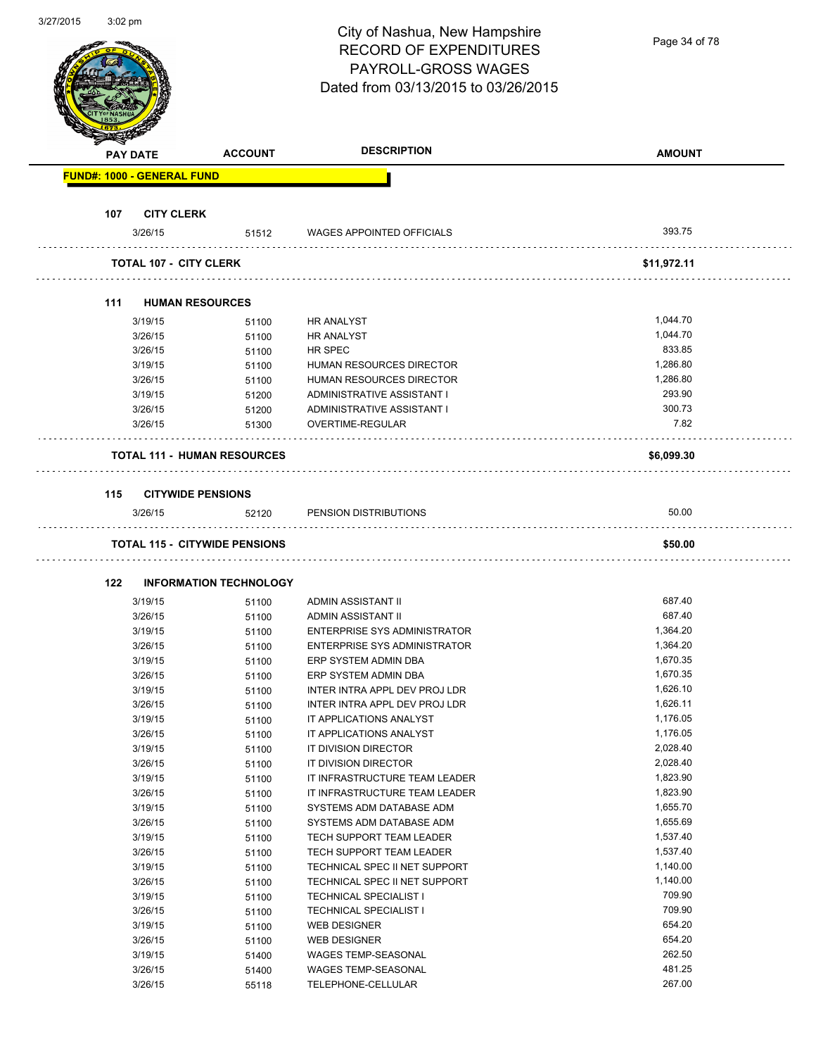# City of Nashua, New Hampshire
## RECORD OF EXPENDITURES
## PAYROLL-GROSS WAGES
## Dated from 03/13/2015 to 03/26/2015

| PAY DATE | ACCOUNT | DESCRIPTION | AMOUNT |
|---|---|---|---|
| **FUND#: 1000 - GENERAL FUND** | | | |
| **107 CITY CLERK** | | | |
| 3/26/15 | 51512 | WAGES APPOINTED OFFICIALS | 393.75 |
| **TOTAL 107 - CITY CLERK** | | | **$11,972.11** |
| **111 HUMAN RESOURCES** | | | |
| 3/19/15 | 51100 | HR ANALYST | 1,044.70 |
| 3/26/15 | 51100 | HR ANALYST | 1,044.70 |
| 3/26/15 | 51100 | HR SPEC | 833.85 |
| 3/19/15 | 51100 | HUMAN RESOURCES DIRECTOR | 1,286.80 |
| 3/26/15 | 51100 | HUMAN RESOURCES DIRECTOR | 1,286.80 |
| 3/19/15 | 51200 | ADMINISTRATIVE ASSISTANT I | 293.90 |
| 3/26/15 | 51200 | ADMINISTRATIVE ASSISTANT I | 300.73 |
| 3/26/15 | 51300 | OVERTIME-REGULAR | 7.82 |
| **TOTAL 111 - HUMAN RESOURCES** | | | **$6,099.30** |
| **115 CITYWIDE PENSIONS** | | | |
| 3/26/15 | 52120 | PENSION DISTRIBUTIONS | 50.00 |
| **TOTAL 115 - CITYWIDE PENSIONS** | | | **$50.00** |
| **122 INFORMATION TECHNOLOGY** | | | |
| 3/19/15 | 51100 | ADMIN ASSISTANT II | 687.40 |
| 3/26/15 | 51100 | ADMIN ASSISTANT II | 687.40 |
| 3/19/15 | 51100 | ENTERPRISE SYS ADMINISTRATOR | 1,364.20 |
| 3/26/15 | 51100 | ENTERPRISE SYS ADMINISTRATOR | 1,364.20 |
| 3/19/15 | 51100 | ERP SYSTEM ADMIN DBA | 1,670.35 |
| 3/26/15 | 51100 | ERP SYSTEM ADMIN DBA | 1,670.35 |
| 3/19/15 | 51100 | INTER INTRA APPL DEV PROJ LDR | 1,626.10 |
| 3/26/15 | 51100 | INTER INTRA APPL DEV PROJ LDR | 1,626.11 |
| 3/19/15 | 51100 | IT APPLICATIONS ANALYST | 1,176.05 |
| 3/26/15 | 51100 | IT APPLICATIONS ANALYST | 1,176.05 |
| 3/19/15 | 51100 | IT DIVISION DIRECTOR | 2,028.40 |
| 3/26/15 | 51100 | IT DIVISION DIRECTOR | 2,028.40 |
| 3/19/15 | 51100 | IT INFRASTRUCTURE TEAM LEADER | 1,823.90 |
| 3/26/15 | 51100 | IT INFRASTRUCTURE TEAM LEADER | 1,823.90 |
| 3/19/15 | 51100 | SYSTEMS ADM DATABASE ADM | 1,655.70 |
| 3/26/15 | 51100 | SYSTEMS ADM DATABASE ADM | 1,655.69 |
| 3/19/15 | 51100 | TECH SUPPORT TEAM LEADER | 1,537.40 |
| 3/26/15 | 51100 | TECH SUPPORT TEAM LEADER | 1,537.40 |
| 3/19/15 | 51100 | TECHNICAL SPEC II NET SUPPORT | 1,140.00 |
| 3/26/15 | 51100 | TECHNICAL SPEC II NET SUPPORT | 1,140.00 |
| 3/19/15 | 51100 | TECHNICAL SPECIALIST I | 709.90 |
| 3/26/15 | 51100 | TECHNICAL SPECIALIST I | 709.90 |
| 3/19/15 | 51100 | WEB DESIGNER | 654.20 |
| 3/26/15 | 51100 | WEB DESIGNER | 654.20 |
| 3/19/15 | 51400 | WAGES TEMP-SEASONAL | 262.50 |
| 3/26/15 | 51400 | WAGES TEMP-SEASONAL | 481.25 |
| 3/26/15 | 55118 | TELEPHONE-CELLULAR | 267.00 |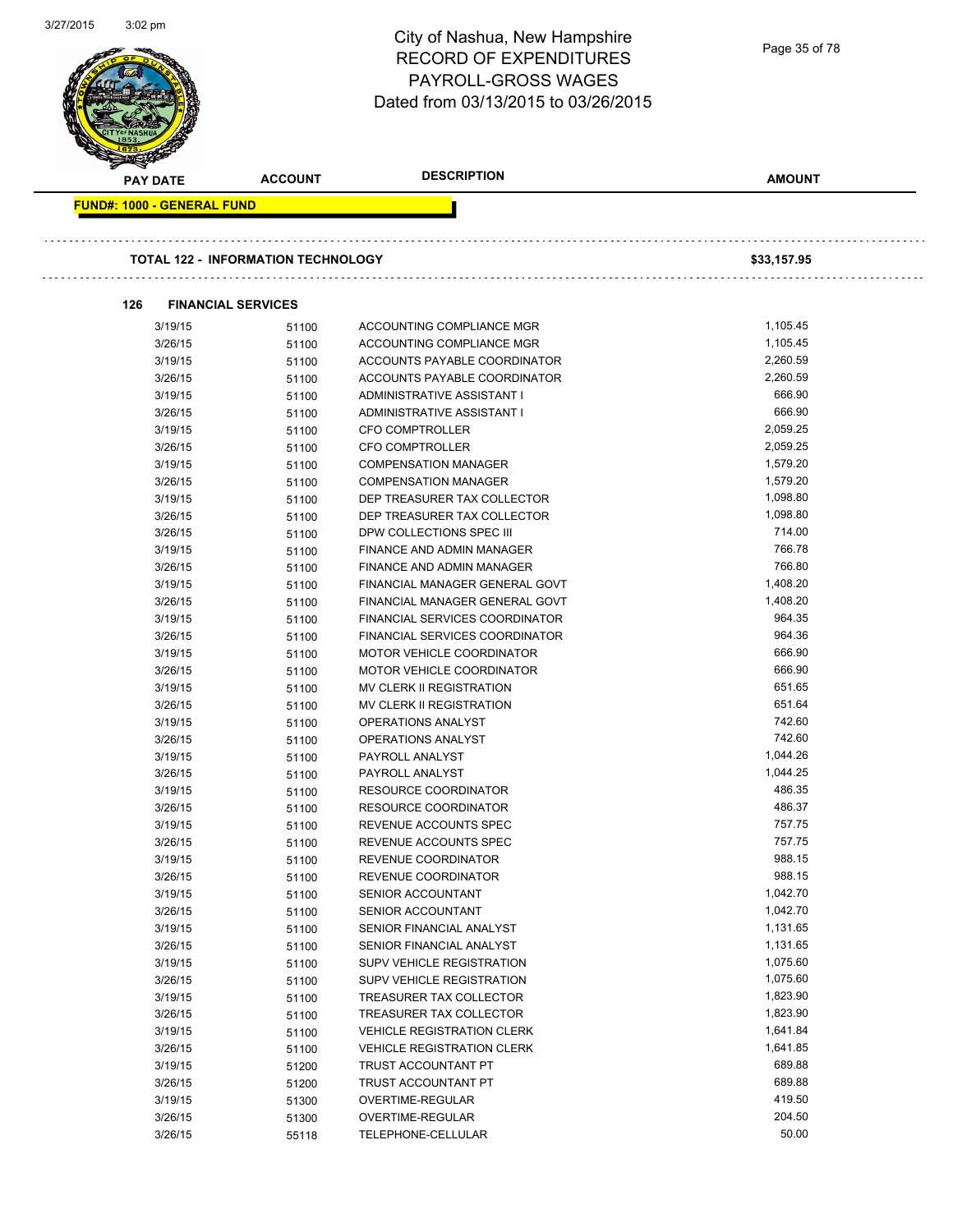# City of Nashua, New Hampshire
## RECORD OF EXPENDITURES
## PAYROLL-GROSS WAGES
### Dated from 03/13/2015 to 03/26/2015

**FUND#: 1000 - GENERAL FUND**

**TOTAL 122 - INFORMATION TECHNOLOGY** $33,157.95

**126 FINANCIAL SERVICES**

| PAY DATE | ACCOUNT | DESCRIPTION | AMOUNT |
|---|---|---|---|
| 3/19/15 | 51100 | ACCOUNTING COMPLIANCE MGR | 1,105.45 |
| 3/26/15 | 51100 | ACCOUNTING COMPLIANCE MGR | 1,105.45 |
| 3/19/15 | 51100 | ACCOUNTS PAYABLE COORDINATOR | 2,260.59 |
| 3/26/15 | 51100 | ACCOUNTS PAYABLE COORDINATOR | 2,260.59 |
| 3/19/15 | 51100 | ADMINISTRATIVE ASSISTANT I | 666.90 |
| 3/26/15 | 51100 | ADMINISTRATIVE ASSISTANT I | 666.90 |
| 3/19/15 | 51100 | CFO COMPTROLLER | 2,059.25 |
| 3/26/15 | 51100 | CFO COMPTROLLER | 2,059.25 |
| 3/19/15 | 51100 | COMPENSATION MANAGER | 1,579.20 |
| 3/26/15 | 51100 | COMPENSATION MANAGER | 1,579.20 |
| 3/19/15 | 51100 | DEP TREASURER TAX COLLECTOR | 1,098.80 |
| 3/26/15 | 51100 | DEP TREASURER TAX COLLECTOR | 1,098.80 |
| 3/26/15 | 51100 | DPW COLLECTIONS SPEC III | 714.00 |
| 3/19/15 | 51100 | FINANCE AND ADMIN MANAGER | 766.78 |
| 3/26/15 | 51100 | FINANCE AND ADMIN MANAGER | 766.80 |
| 3/19/15 | 51100 | FINANCIAL MANAGER GENERAL GOVT | 1,408.20 |
| 3/26/15 | 51100 | FINANCIAL MANAGER GENERAL GOVT | 1,408.20 |
| 3/19/15 | 51100 | FINANCIAL SERVICES COORDINATOR | 964.35 |
| 3/26/15 | 51100 | FINANCIAL SERVICES COORDINATOR | 964.36 |
| 3/19/15 | 51100 | MOTOR VEHICLE COORDINATOR | 666.90 |
| 3/26/15 | 51100 | MOTOR VEHICLE COORDINATOR | 666.90 |
| 3/19/15 | 51100 | MV CLERK II REGISTRATION | 651.65 |
| 3/26/15 | 51100 | MV CLERK II REGISTRATION | 651.64 |
| 3/19/15 | 51100 | OPERATIONS ANALYST | 742.60 |
| 3/26/15 | 51100 | OPERATIONS ANALYST | 742.60 |
| 3/19/15 | 51100 | PAYROLL ANALYST | 1,044.26 |
| 3/26/15 | 51100 | PAYROLL ANALYST | 1,044.25 |
| 3/19/15 | 51100 | RESOURCE COORDINATOR | 486.35 |
| 3/26/15 | 51100 | RESOURCE COORDINATOR | 486.37 |
| 3/19/15 | 51100 | REVENUE ACCOUNTS SPEC | 757.75 |
| 3/26/15 | 51100 | REVENUE ACCOUNTS SPEC | 757.75 |
| 3/19/15 | 51100 | REVENUE COORDINATOR | 988.15 |
| 3/26/15 | 51100 | REVENUE COORDINATOR | 988.15 |
| 3/19/15 | 51100 | SENIOR ACCOUNTANT | 1,042.70 |
| 3/26/15 | 51100 | SENIOR ACCOUNTANT | 1,042.70 |
| 3/19/15 | 51100 | SENIOR FINANCIAL ANALYST | 1,131.65 |
| 3/26/15 | 51100 | SENIOR FINANCIAL ANALYST | 1,131.65 |
| 3/19/15 | 51100 | SUPV VEHICLE REGISTRATION | 1,075.60 |
| 3/26/15 | 51100 | SUPV VEHICLE REGISTRATION | 1,075.60 |
| 3/19/15 | 51100 | TREASURER TAX COLLECTOR | 1,823.90 |
| 3/26/15 | 51100 | TREASURER TAX COLLECTOR | 1,823.90 |
| 3/19/15 | 51100 | VEHICLE REGISTRATION CLERK | 1,641.84 |
| 3/26/15 | 51100 | VEHICLE REGISTRATION CLERK | 1,641.85 |
| 3/19/15 | 51200 | TRUST ACCOUNTANT PT | 689.88 |
| 3/26/15 | 51200 | TRUST ACCOUNTANT PT | 689.88 |
| 3/19/15 | 51300 | OVERTIME-REGULAR | 419.50 |
| 3/26/15 | 51300 | OVERTIME-REGULAR | 204.50 |
| 3/26/15 | 55118 | TELEPHONE-CELLULAR | 50.00 |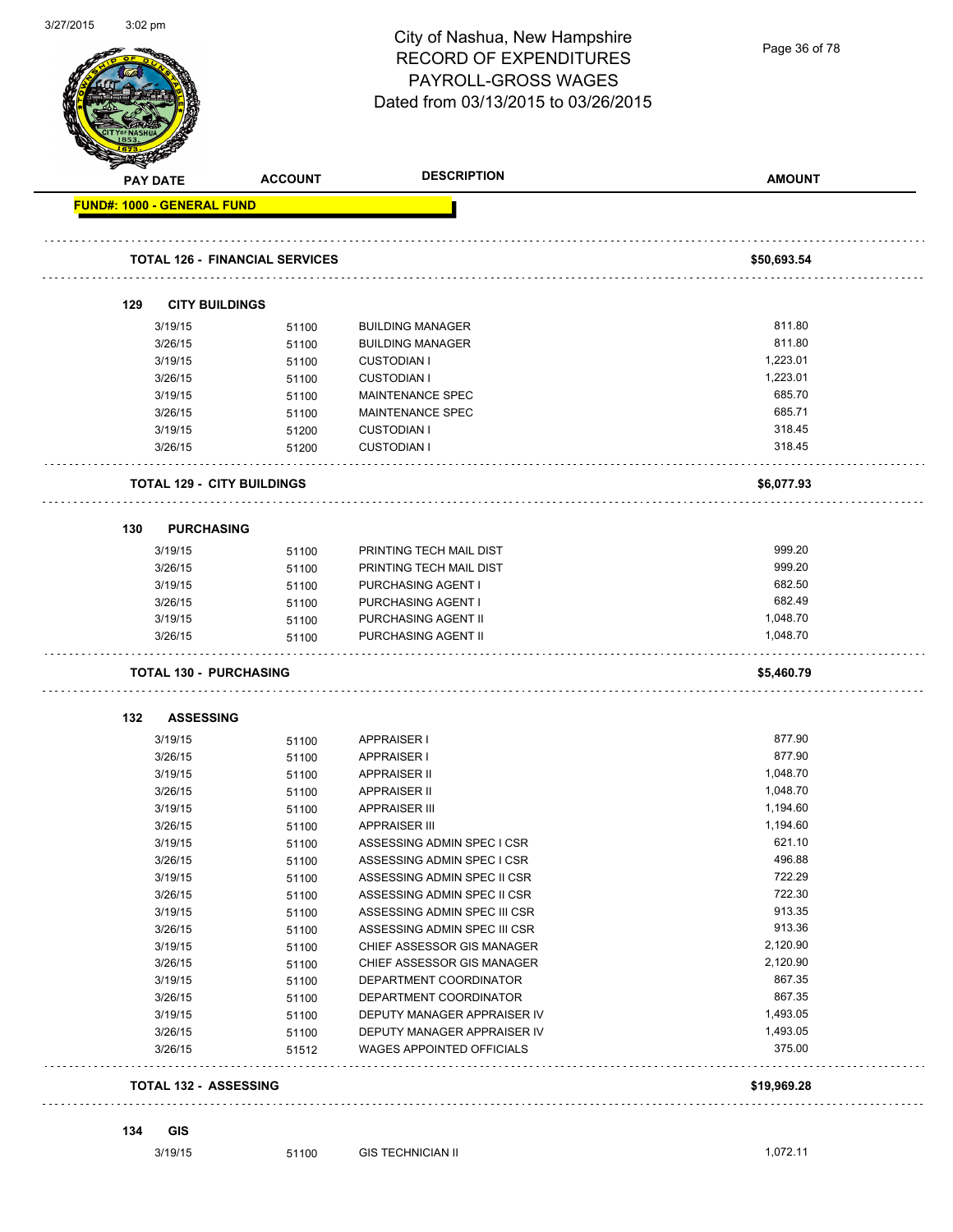# City of Nashua, New Hampshire
## RECORD OF EXPENDITURES
## PAYROLL-GROSS WAGES
### Dated from 03/13/2015 to 03/26/2015

| PAY DATE | ACCOUNT | DESCRIPTION | AMOUNT |
|---|---|---|---|
| **FUND#: 1000 - GENERAL FUND** | | | |
| **TOTAL 126 - FINANCIAL SERVICES** | | | **$50,693.54** |
| **129 CITY BUILDINGS** | | | |
| 3/19/15 | 51100 | BUILDING MANAGER | 811.80 |
| 3/26/15 | 51100 | BUILDING MANAGER | 811.80 |
| 3/19/15 | 51100 | CUSTODIAN I | 1,223.01 |
| 3/26/15 | 51100 | CUSTODIAN I | 1,223.01 |
| 3/19/15 | 51100 | MAINTENANCE SPEC | 685.70 |
| 3/26/15 | 51100 | MAINTENANCE SPEC | 685.71 |
| 3/19/15 | 51200 | CUSTODIAN I | 318.45 |
| 3/26/15 | 51200 | CUSTODIAN I | 318.45 |
| **TOTAL 129 - CITY BUILDINGS** | | | **$6,077.93** |
| **130 PURCHASING** | | | |
| 3/19/15 | 51100 | PRINTING TECH MAIL DIST | 999.20 |
| 3/26/15 | 51100 | PRINTING TECH MAIL DIST | 999.20 |
| 3/19/15 | 51100 | PURCHASING AGENT I | 682.50 |
| 3/26/15 | 51100 | PURCHASING AGENT I | 682.49 |
| 3/19/15 | 51100 | PURCHASING AGENT II | 1,048.70 |
| 3/26/15 | 51100 | PURCHASING AGENT II | 1,048.70 |
| **TOTAL 130 - PURCHASING** | | | **$5,460.79** |
| **132 ASSESSING** | | | |
| 3/19/15 | 51100 | APPRAISER I | 877.90 |
| 3/26/15 | 51100 | APPRAISER I | 877.90 |
| 3/19/15 | 51100 | APPRAISER II | 1,048.70 |
| 3/26/15 | 51100 | APPRAISER II | 1,048.70 |
| 3/19/15 | 51100 | APPRAISER III | 1,194.60 |
| 3/26/15 | 51100 | APPRAISER III | 1,194.60 |
| 3/19/15 | 51100 | ASSESSING ADMIN SPEC I CSR | 621.10 |
| 3/26/15 | 51100 | ASSESSING ADMIN SPEC I CSR | 496.88 |
| 3/19/15 | 51100 | ASSESSING ADMIN SPEC II CSR | 722.29 |
| 3/26/15 | 51100 | ASSESSING ADMIN SPEC II CSR | 722.30 |
| 3/19/15 | 51100 | ASSESSING ADMIN SPEC III CSR | 913.35 |
| 3/26/15 | 51100 | ASSESSING ADMIN SPEC III CSR | 913.36 |
| 3/19/15 | 51100 | CHIEF ASSESSOR GIS MANAGER | 2,120.90 |
| 3/26/15 | 51100 | CHIEF ASSESSOR GIS MANAGER | 2,120.90 |
| 3/19/15 | 51100 | DEPARTMENT COORDINATOR | 867.35 |
| 3/26/15 | 51100 | DEPARTMENT COORDINATOR | 867.35 |
| 3/19/15 | 51100 | DEPUTY MANAGER APPRAISER IV | 1,493.05 |
| 3/26/15 | 51100 | DEPUTY MANAGER APPRAISER IV | 1,493.05 |
| 3/26/15 | 51512 | WAGES APPOINTED OFFICIALS | 375.00 |
| **TOTAL 132 - ASSESSING** | | | **$19,969.28** |
| **134 GIS** | | | |
| 3/19/15 | 51100 | GIS TECHNICIAN II | 1,072.11 |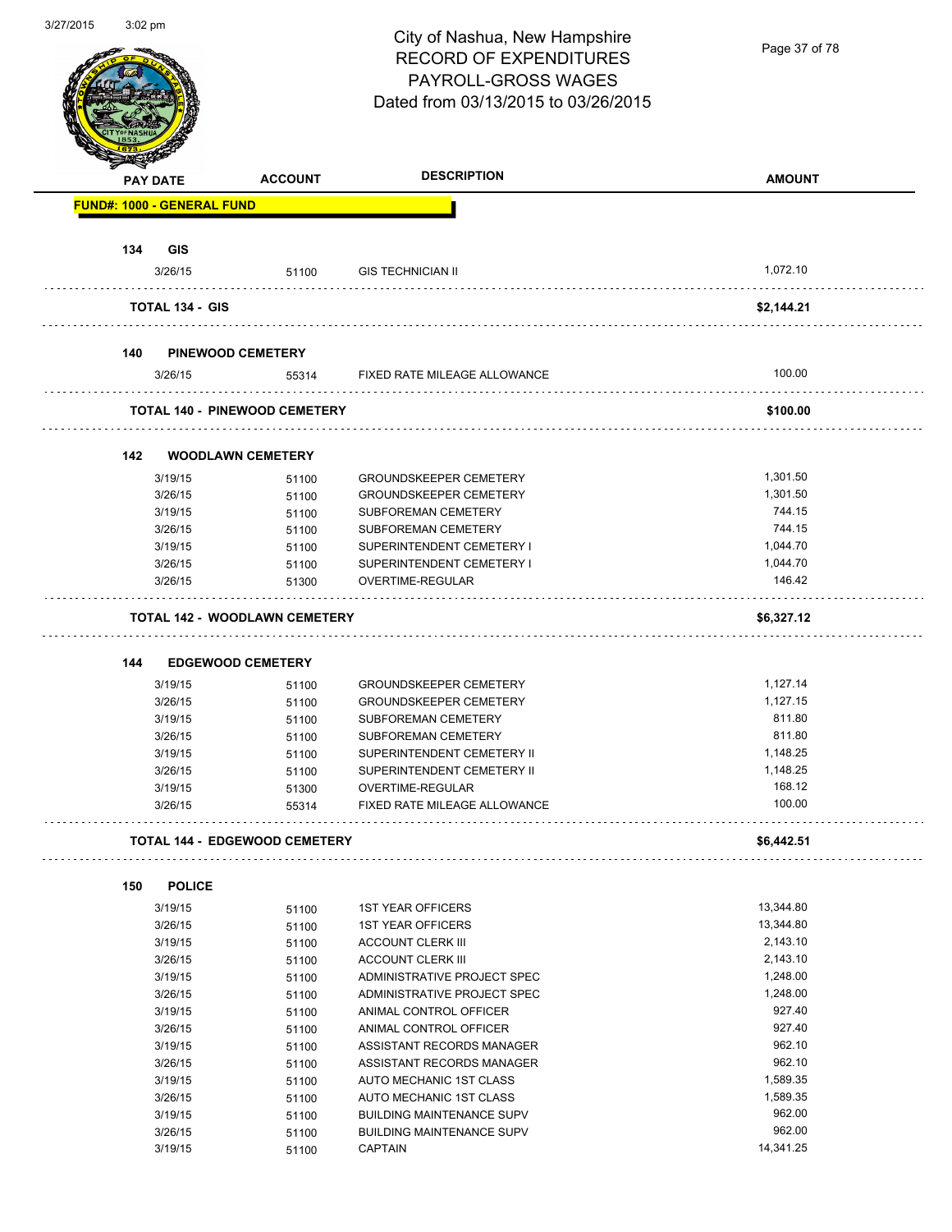# City of Nashua, New Hampshire
## RECORD OF EXPENDITURES
## PAYROLL-GROSS WAGES
## Dated from 03/13/2015 to 03/26/2015

3/27/2015 3:02 pm

| PAY DATE | ACCOUNT | DESCRIPTION | AMOUNT |
|---|---|---|---|
| **FUND#: 1000 - GENERAL FUND** | | | |
| **134 GIS** | | | |
| 3/26/15 | 51100 | GIS TECHNICIAN II | 1,072.10 |
| **TOTAL 134 - GIS** | | | **$2,144.21** |
| **140 PINEWOOD CEMETERY** | | | |
| 3/26/15 | 55314 | FIXED RATE MILEAGE ALLOWANCE | 100.00 |
| **TOTAL 140 - PINEWOOD CEMETERY** | | | **$100.00** |
| **142 WOODLAWN CEMETERY** | | | |
| 3/19/15 | 51100 | GROUNDSKEEPER CEMETERY | 1,301.50 |
| 3/26/15 | 51100 | GROUNDSKEEPER CEMETERY | 1,301.50 |
| 3/19/15 | 51100 | SUBFOREMAN CEMETERY | 744.15 |
| 3/26/15 | 51100 | SUBFOREMAN CEMETERY | 744.15 |
| 3/19/15 | 51100 | SUPERINTENDENT CEMETERY I | 1,044.70 |
| 3/26/15 | 51100 | SUPERINTENDENT CEMETERY I | 1,044.70 |
| 3/26/15 | 51300 | OVERTIME-REGULAR | 146.42 |
| **TOTAL 142 - WOODLAWN CEMETERY** | | | **$6,327.12** |
| **144 EDGEWOOD CEMETERY** | | | |
| 3/19/15 | 51100 | GROUNDSKEEPER CEMETERY | 1,127.14 |
| 3/26/15 | 51100 | GROUNDSKEEPER CEMETERY | 1,127.15 |
| 3/19/15 | 51100 | SUBFOREMAN CEMETERY | 811.80 |
| 3/26/15 | 51100 | SUBFOREMAN CEMETERY | 811.80 |
| 3/19/15 | 51100 | SUPERINTENDENT CEMETERY II | 1,148.25 |
| 3/26/15 | 51100 | SUPERINTENDENT CEMETERY II | 1,148.25 |
| 3/19/15 | 51300 | OVERTIME-REGULAR | 168.12 |
| 3/26/15 | 55314 | FIXED RATE MILEAGE ALLOWANCE | 100.00 |
| **TOTAL 144 - EDGEWOOD CEMETERY** | | | **$6,442.51** |
| **150 POLICE** | | | |
| 3/19/15 | 51100 | 1ST YEAR OFFICERS | 13,344.80 |
| 3/26/15 | 51100 | 1ST YEAR OFFICERS | 13,344.80 |
| 3/19/15 | 51100 | ACCOUNT CLERK III | 2,143.10 |
| 3/26/15 | 51100 | ACCOUNT CLERK III | 2,143.10 |
| 3/19/15 | 51100 | ADMINISTRATIVE PROJECT SPEC | 1,248.00 |
| 3/26/15 | 51100 | ADMINISTRATIVE PROJECT SPEC | 1,248.00 |
| 3/19/15 | 51100 | ANIMAL CONTROL OFFICER | 927.40 |
| 3/26/15 | 51100 | ANIMAL CONTROL OFFICER | 927.40 |
| 3/19/15 | 51100 | ASSISTANT RECORDS MANAGER | 962.10 |
| 3/26/15 | 51100 | ASSISTANT RECORDS MANAGER | 962.10 |
| 3/19/15 | 51100 | AUTO MECHANIC 1ST CLASS | 1,589.35 |
| 3/26/15 | 51100 | AUTO MECHANIC 1ST CLASS | 1,589.35 |
| 3/19/15 | 51100 | BUILDING MAINTENANCE SUPV | 962.00 |
| 3/26/15 | 51100 | BUILDING MAINTENANCE SUPV | 962.00 |
| 3/19/15 | 51100 | CAPTAIN | 14,341.25 |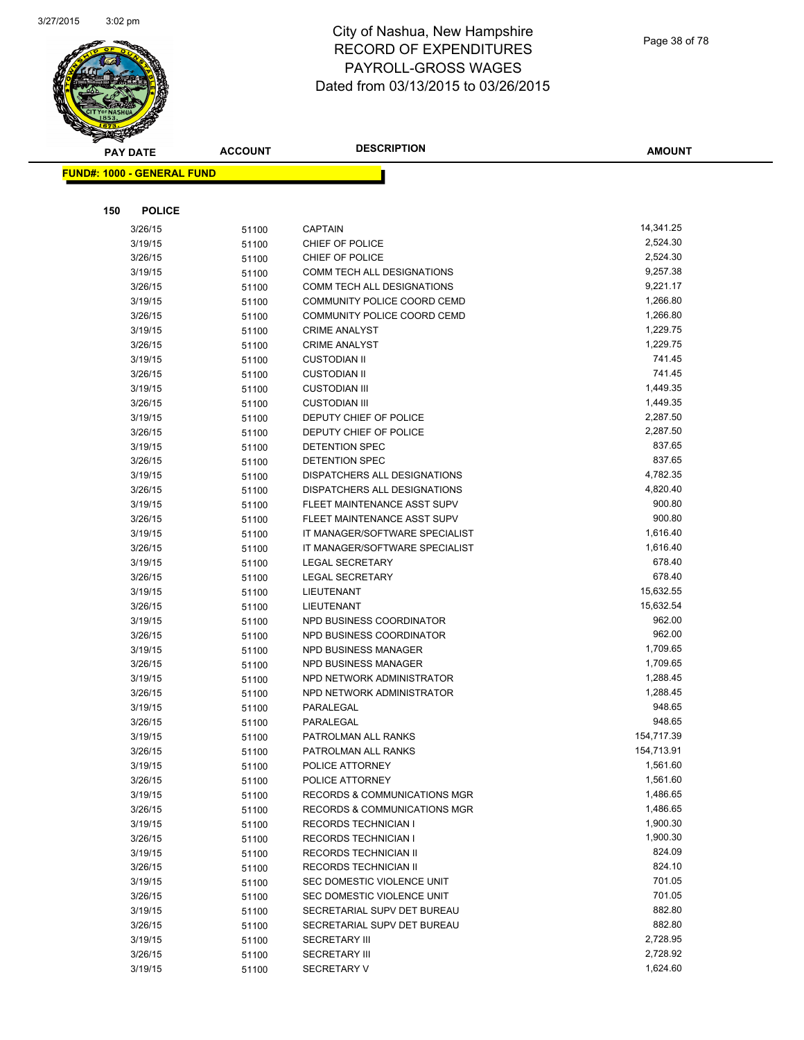# City of Nashua, New Hampshire
## RECORD OF EXPENDITURES
## PAYROLL-GROSS WAGES
## Dated from 03/13/2015 to 03/26/2015

**FUND#: 1000 - GENERAL FUND**

**150 POLICE**

| PAY DATE | ACCOUNT | DESCRIPTION | AMOUNT |
|---|---|---|---|
| 3/26/15 | 51100 | CAPTAIN | 14,341.25 |
| 3/19/15 | 51100 | CHIEF OF POLICE | 2,524.30 |
| 3/26/15 | 51100 | CHIEF OF POLICE | 2,524.30 |
| 3/19/15 | 51100 | COMM TECH ALL DESIGNATIONS | 9,257.38 |
| 3/26/15 | 51100 | COMM TECH ALL DESIGNATIONS | 9,221.17 |
| 3/19/15 | 51100 | COMMUNITY POLICE COORD CEMD | 1,266.80 |
| 3/26/15 | 51100 | COMMUNITY POLICE COORD CEMD | 1,266.80 |
| 3/19/15 | 51100 | CRIME ANALYST | 1,229.75 |
| 3/26/15 | 51100 | CRIME ANALYST | 1,229.75 |
| 3/19/15 | 51100 | CUSTODIAN II | 741.45 |
| 3/26/15 | 51100 | CUSTODIAN II | 741.45 |
| 3/19/15 | 51100 | CUSTODIAN III | 1,449.35 |
| 3/26/15 | 51100 | CUSTODIAN III | 1,449.35 |
| 3/19/15 | 51100 | DEPUTY CHIEF OF POLICE | 2,287.50 |
| 3/26/15 | 51100 | DEPUTY CHIEF OF POLICE | 2,287.50 |
| 3/19/15 | 51100 | DETENTION SPEC | 837.65 |
| 3/26/15 | 51100 | DETENTION SPEC | 837.65 |
| 3/19/15 | 51100 | DISPATCHERS ALL DESIGNATIONS | 4,782.35 |
| 3/26/15 | 51100 | DISPATCHERS ALL DESIGNATIONS | 4,820.40 |
| 3/19/15 | 51100 | FLEET MAINTENANCE ASST SUPV | 900.80 |
| 3/26/15 | 51100 | FLEET MAINTENANCE ASST SUPV | 900.80 |
| 3/19/15 | 51100 | IT MANAGER/SOFTWARE SPECIALIST | 1,616.40 |
| 3/26/15 | 51100 | IT MANAGER/SOFTWARE SPECIALIST | 1,616.40 |
| 3/19/15 | 51100 | LEGAL SECRETARY | 678.40 |
| 3/26/15 | 51100 | LEGAL SECRETARY | 678.40 |
| 3/19/15 | 51100 | LIEUTENANT | 15,632.55 |
| 3/26/15 | 51100 | LIEUTENANT | 15,632.54 |
| 3/19/15 | 51100 | NPD BUSINESS COORDINATOR | 962.00 |
| 3/26/15 | 51100 | NPD BUSINESS COORDINATOR | 962.00 |
| 3/19/15 | 51100 | NPD BUSINESS MANAGER | 1,709.65 |
| 3/26/15 | 51100 | NPD BUSINESS MANAGER | 1,709.65 |
| 3/19/15 | 51100 | NPD NETWORK ADMINISTRATOR | 1,288.45 |
| 3/26/15 | 51100 | NPD NETWORK ADMINISTRATOR | 1,288.45 |
| 3/19/15 | 51100 | PARALEGAL | 948.65 |
| 3/26/15 | 51100 | PARALEGAL | 948.65 |
| 3/19/15 | 51100 | PATROLMAN ALL RANKS | 154,717.39 |
| 3/26/15 | 51100 | PATROLMAN ALL RANKS | 154,713.91 |
| 3/19/15 | 51100 | POLICE ATTORNEY | 1,561.60 |
| 3/26/15 | 51100 | POLICE ATTORNEY | 1,561.60 |
| 3/19/15 | 51100 | RECORDS & COMMUNICATIONS MGR | 1,486.65 |
| 3/26/15 | 51100 | RECORDS & COMMUNICATIONS MGR | 1,486.65 |
| 3/19/15 | 51100 | RECORDS TECHNICIAN I | 1,900.30 |
| 3/26/15 | 51100 | RECORDS TECHNICIAN I | 1,900.30 |
| 3/19/15 | 51100 | RECORDS TECHNICIAN II | 824.09 |
| 3/26/15 | 51100 | RECORDS TECHNICIAN II | 824.10 |
| 3/19/15 | 51100 | SEC DOMESTIC VIOLENCE UNIT | 701.05 |
| 3/26/15 | 51100 | SEC DOMESTIC VIOLENCE UNIT | 701.05 |
| 3/19/15 | 51100 | SECRETARIAL SUPV DET BUREAU | 882.80 |
| 3/26/15 | 51100 | SECRETARIAL SUPV DET BUREAU | 882.80 |
| 3/19/15 | 51100 | SECRETARY III | 2,728.95 |
| 3/26/15 | 51100 | SECRETARY III | 2,728.92 |
| 3/19/15 | 51100 | SECRETARY V | 1,624.60 |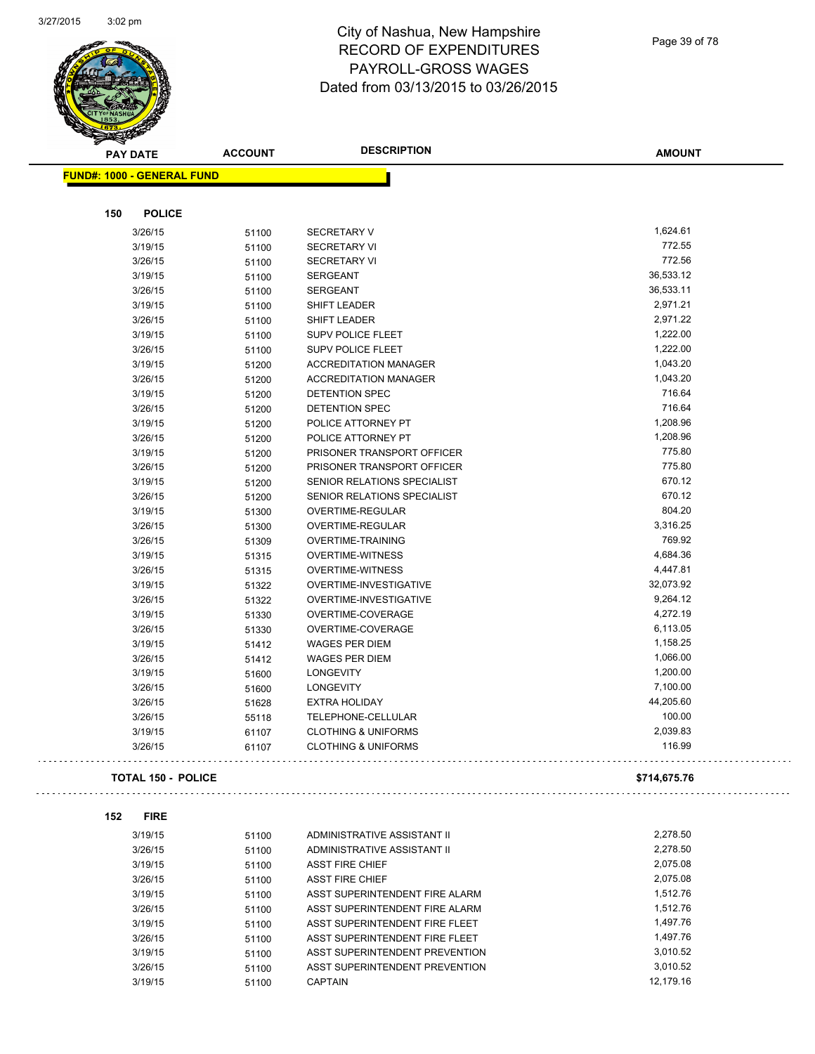# City of Nashua, New Hampshire
## RECORD OF EXPENDITURES
## PAYROLL-GROSS WAGES
## Dated from 03/13/2015 to 03/26/2015

| PAY DATE | ACCOUNT | DESCRIPTION | AMOUNT |
|---|---|---|---|

**FUND#: 1000 - GENERAL FUND**

**150 POLICE**

| PAY DATE | ACCOUNT | DESCRIPTION | AMOUNT |
|---|---|---|---|
| 3/26/15 | 51100 | SECRETARY V | 1,624.61 |
| 3/19/15 | 51100 | SECRETARY VI | 772.55 |
| 3/26/15 | 51100 | SECRETARY VI | 772.56 |
| 3/19/15 | 51100 | SERGEANT | 36,533.12 |
| 3/26/15 | 51100 | SERGEANT | 36,533.11 |
| 3/19/15 | 51100 | SHIFT LEADER | 2,971.21 |
| 3/26/15 | 51100 | SHIFT LEADER | 2,971.22 |
| 3/19/15 | 51100 | SUPV POLICE FLEET | 1,222.00 |
| 3/26/15 | 51100 | SUPV POLICE FLEET | 1,222.00 |
| 3/19/15 | 51200 | ACCREDITATION MANAGER | 1,043.20 |
| 3/26/15 | 51200 | ACCREDITATION MANAGER | 1,043.20 |
| 3/19/15 | 51200 | DETENTION SPEC | 716.64 |
| 3/26/15 | 51200 | DETENTION SPEC | 716.64 |
| 3/19/15 | 51200 | POLICE ATTORNEY PT | 1,208.96 |
| 3/26/15 | 51200 | POLICE ATTORNEY PT | 1,208.96 |
| 3/19/15 | 51200 | PRISONER TRANSPORT OFFICER | 775.80 |
| 3/26/15 | 51200 | PRISONER TRANSPORT OFFICER | 775.80 |
| 3/19/15 | 51200 | SENIOR RELATIONS SPECIALIST | 670.12 |
| 3/26/15 | 51200 | SENIOR RELATIONS SPECIALIST | 670.12 |
| 3/19/15 | 51300 | OVERTIME-REGULAR | 804.20 |
| 3/26/15 | 51300 | OVERTIME-REGULAR | 3,316.25 |
| 3/26/15 | 51309 | OVERTIME-TRAINING | 769.92 |
| 3/19/15 | 51315 | OVERTIME-WITNESS | 4,684.36 |
| 3/26/15 | 51315 | OVERTIME-WITNESS | 4,447.81 |
| 3/19/15 | 51322 | OVERTIME-INVESTIGATIVE | 32,073.92 |
| 3/26/15 | 51322 | OVERTIME-INVESTIGATIVE | 9,264.12 |
| 3/19/15 | 51330 | OVERTIME-COVERAGE | 4,272.19 |
| 3/26/15 | 51330 | OVERTIME-COVERAGE | 6,113.05 |
| 3/19/15 | 51412 | WAGES PER DIEM | 1,158.25 |
| 3/26/15 | 51412 | WAGES PER DIEM | 1,066.00 |
| 3/19/15 | 51600 | LONGEVITY | 1,200.00 |
| 3/26/15 | 51600 | LONGEVITY | 7,100.00 |
| 3/26/15 | 51628 | EXTRA HOLIDAY | 44,205.60 |
| 3/26/15 | 55118 | TELEPHONE-CELLULAR | 100.00 |
| 3/19/15 | 61107 | CLOTHING & UNIFORMS | 2,039.83 |
| 3/26/15 | 61107 | CLOTHING & UNIFORMS | 116.99 |

**TOTAL 150 - POLICE** **$714,675.76**

**152 FIRE**

| PAY DATE | ACCOUNT | DESCRIPTION | AMOUNT |
|---|---|---|---|
| 3/19/15 | 51100 | ADMINISTRATIVE ASSISTANT II | 2,278.50 |
| 3/26/15 | 51100 | ADMINISTRATIVE ASSISTANT II | 2,278.50 |
| 3/19/15 | 51100 | ASST FIRE CHIEF | 2,075.08 |
| 3/26/15 | 51100 | ASST FIRE CHIEF | 2,075.08 |
| 3/19/15 | 51100 | ASST SUPERINTENDENT FIRE ALARM | 1,512.76 |
| 3/26/15 | 51100 | ASST SUPERINTENDENT FIRE ALARM | 1,512.76 |
| 3/19/15 | 51100 | ASST SUPERINTENDENT FIRE FLEET | 1,497.76 |
| 3/26/15 | 51100 | ASST SUPERINTENDENT FIRE FLEET | 1,497.76 |
| 3/19/15 | 51100 | ASST SUPERINTENDENT PREVENTION | 3,010.52 |
| 3/26/15 | 51100 | ASST SUPERINTENDENT PREVENTION | 3,010.52 |
| 3/19/15 | 51100 | CAPTAIN | 12,179.16 |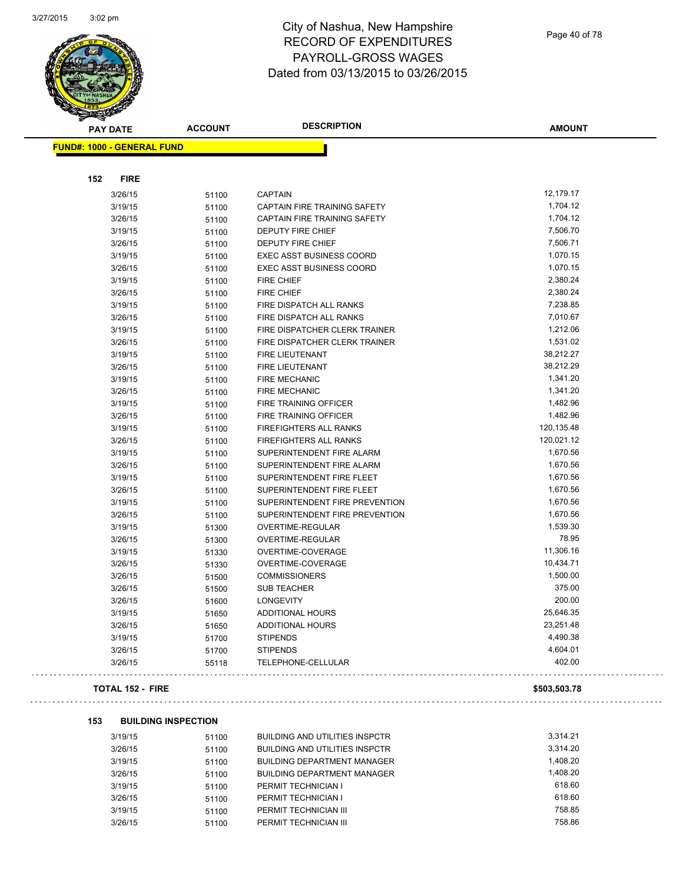# City of Nashua, New Hampshire
# RECORD OF EXPENDITURES
# PAYROLL-GROSS WAGES
# Dated from 03/13/2015 to 03/26/2015

**FUND#: 1000 - GENERAL FUND**

## 152 FIRE

| PAY DATE | ACCOUNT | DESCRIPTION | AMOUNT |
|---|---|---|---|
| 3/26/15 | 51100 | CAPTAIN | 12,179.17 |
| 3/19/15 | 51100 | CAPTAIN FIRE TRAINING SAFETY | 1,704.12 |
| 3/26/15 | 51100 | CAPTAIN FIRE TRAINING SAFETY | 1,704.12 |
| 3/19/15 | 51100 | DEPUTY FIRE CHIEF | 7,506.70 |
| 3/26/15 | 51100 | DEPUTY FIRE CHIEF | 7,506.71 |
| 3/19/15 | 51100 | EXEC ASST BUSINESS COORD | 1,070.15 |
| 3/26/15 | 51100 | EXEC ASST BUSINESS COORD | 1,070.15 |
| 3/19/15 | 51100 | FIRE CHIEF | 2,380.24 |
| 3/26/15 | 51100 | FIRE CHIEF | 2,380.24 |
| 3/19/15 | 51100 | FIRE DISPATCH ALL RANKS | 7,238.85 |
| 3/26/15 | 51100 | FIRE DISPATCH ALL RANKS | 7,010.67 |
| 3/19/15 | 51100 | FIRE DISPATCHER CLERK TRAINER | 1,212.06 |
| 3/26/15 | 51100 | FIRE DISPATCHER CLERK TRAINER | 1,531.02 |
| 3/19/15 | 51100 | FIRE LIEUTENANT | 38,212.27 |
| 3/26/15 | 51100 | FIRE LIEUTENANT | 38,212.29 |
| 3/19/15 | 51100 | FIRE MECHANIC | 1,341.20 |
| 3/26/15 | 51100 | FIRE MECHANIC | 1,341.20 |
| 3/19/15 | 51100 | FIRE TRAINING OFFICER | 1,482.96 |
| 3/26/15 | 51100 | FIRE TRAINING OFFICER | 1,482.96 |
| 3/19/15 | 51100 | FIREFIGHTERS ALL RANKS | 120,135.48 |
| 3/26/15 | 51100 | FIREFIGHTERS ALL RANKS | 120,021.12 |
| 3/19/15 | 51100 | SUPERINTENDENT FIRE ALARM | 1,670.56 |
| 3/26/15 | 51100 | SUPERINTENDENT FIRE ALARM | 1,670.56 |
| 3/19/15 | 51100 | SUPERINTENDENT FIRE FLEET | 1,670.56 |
| 3/26/15 | 51100 | SUPERINTENDENT FIRE FLEET | 1,670.56 |
| 3/19/15 | 51100 | SUPERINTENDENT FIRE PREVENTION | 1,670.56 |
| 3/26/15 | 51100 | SUPERINTENDENT FIRE PREVENTION | 1,670.56 |
| 3/19/15 | 51300 | OVERTIME-REGULAR | 1,539.30 |
| 3/26/15 | 51300 | OVERTIME-REGULAR | 78.95 |
| 3/19/15 | 51330 | OVERTIME-COVERAGE | 11,306.16 |
| 3/26/15 | 51330 | OVERTIME-COVERAGE | 10,434.71 |
| 3/26/15 | 51500 | COMMISSIONERS | 1,500.00 |
| 3/26/15 | 51500 | SUB TEACHER | 375.00 |
| 3/26/15 | 51600 | LONGEVITY | 200.00 |
| 3/19/15 | 51650 | ADDITIONAL HOURS | 25,646.35 |
| 3/26/15 | 51650 | ADDITIONAL HOURS | 23,251.48 |
| 3/19/15 | 51700 | STIPENDS | 4,490.38 |
| 3/26/15 | 51700 | STIPENDS | 4,604.01 |
| 3/26/15 | 55118 | TELEPHONE-CELLULAR | 402.00 |

**TOTAL 152 - FIRE** **$503,503.78**

## 153 BUILDING INSPECTION

| PAY DATE | ACCOUNT | DESCRIPTION | AMOUNT |
|---|---|---|---|
| 3/19/15 | 51100 | BUILDING AND UTILITIES INSPCTR | 3,314.21 |
| 3/26/15 | 51100 | BUILDING AND UTILITIES INSPCTR | 3,314.20 |
| 3/19/15 | 51100 | BUILDING DEPARTMENT MANAGER | 1,408.20 |
| 3/26/15 | 51100 | BUILDING DEPARTMENT MANAGER | 1,408.20 |
| 3/19/15 | 51100 | PERMIT TECHNICIAN I | 618.60 |
| 3/26/15 | 51100 | PERMIT TECHNICIAN I | 618.60 |
| 3/19/15 | 51100 | PERMIT TECHNICIAN III | 758.85 |
| 3/26/15 | 51100 | PERMIT TECHNICIAN III | 758.86 |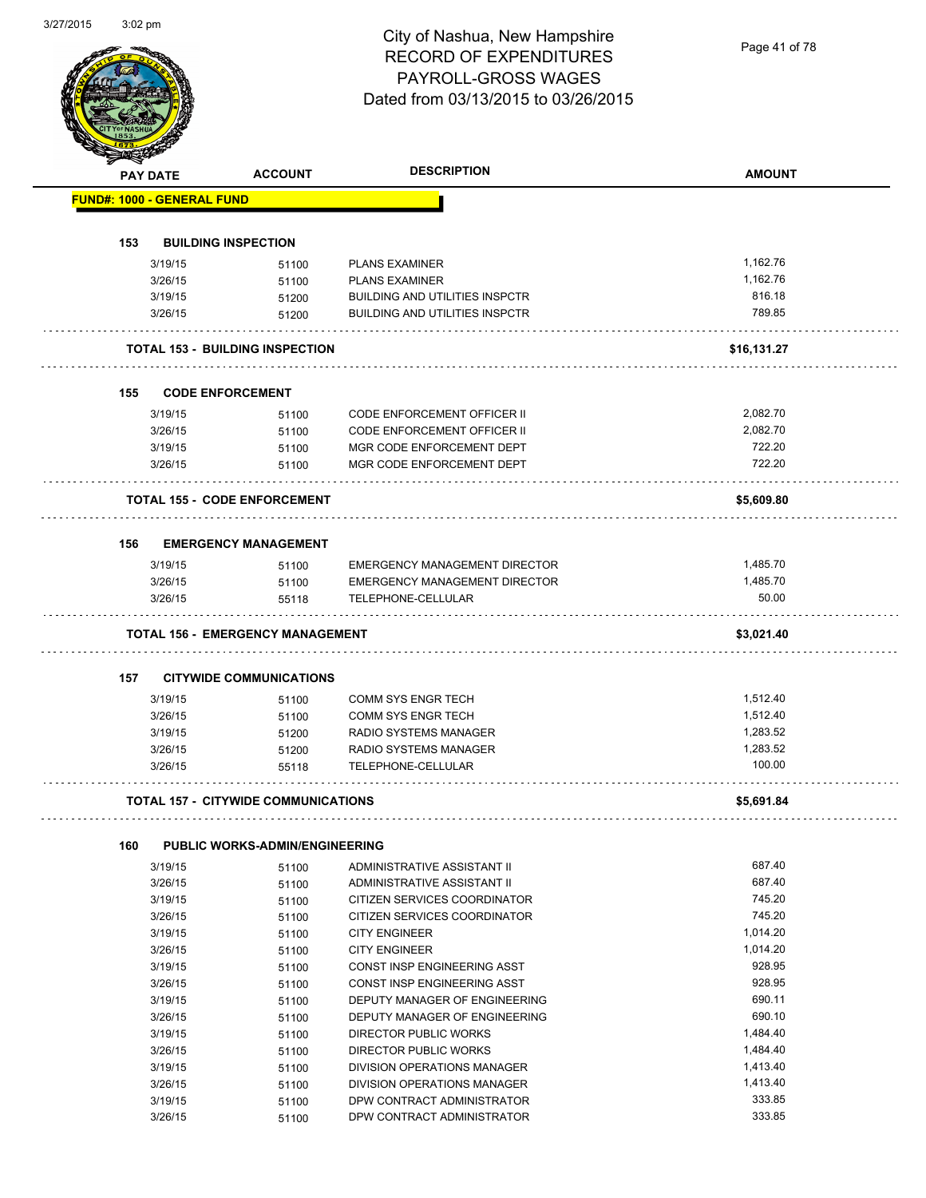# City of Nashua, New Hampshire
## RECORD OF EXPENDITURES
## PAYROLL-GROSS WAGES
## Dated from 03/13/2015 to 03/26/2015

| PAY DATE | ACCOUNT | DESCRIPTION | AMOUNT |
|---|---|---|---|
| **FUND#: 1000 - GENERAL FUND** | | | |
| **153 BUILDING INSPECTION** | | | |
| 3/19/15 | 51100 | PLANS EXAMINER | 1,162.76 |
| 3/26/15 | 51100 | PLANS EXAMINER | 1,162.76 |
| 3/19/15 | 51200 | BUILDING AND UTILITIES INSPCTR | 816.18 |
| 3/26/15 | 51200 | BUILDING AND UTILITIES INSPCTR | 789.85 |
| **TOTAL 153 - BUILDING INSPECTION** | | | **$16,131.27** |
| **155 CODE ENFORCEMENT** | | | |
| 3/19/15 | 51100 | CODE ENFORCEMENT OFFICER II | 2,082.70 |
| 3/26/15 | 51100 | CODE ENFORCEMENT OFFICER II | 2,082.70 |
| 3/19/15 | 51100 | MGR CODE ENFORCEMENT DEPT | 722.20 |
| 3/26/15 | 51100 | MGR CODE ENFORCEMENT DEPT | 722.20 |
| **TOTAL 155 - CODE ENFORCEMENT** | | | **$5,609.80** |
| **156 EMERGENCY MANAGEMENT** | | | |
| 3/19/15 | 51100 | EMERGENCY MANAGEMENT DIRECTOR | 1,485.70 |
| 3/26/15 | 51100 | EMERGENCY MANAGEMENT DIRECTOR | 1,485.70 |
| 3/26/15 | 55118 | TELEPHONE-CELLULAR | 50.00 |
| **TOTAL 156 - EMERGENCY MANAGEMENT** | | | **$3,021.40** |
| **157 CITYWIDE COMMUNICATIONS** | | | |
| 3/19/15 | 51100 | COMM SYS ENGR TECH | 1,512.40 |
| 3/26/15 | 51100 | COMM SYS ENGR TECH | 1,512.40 |
| 3/19/15 | 51200 | RADIO SYSTEMS MANAGER | 1,283.52 |
| 3/26/15 | 51200 | RADIO SYSTEMS MANAGER | 1,283.52 |
| 3/26/15 | 55118 | TELEPHONE-CELLULAR | 100.00 |
| **TOTAL 157 - CITYWIDE COMMUNICATIONS** | | | **$5,691.84** |
| **160 PUBLIC WORKS-ADMIN/ENGINEERING** | | | |
| 3/19/15 | 51100 | ADMINISTRATIVE ASSISTANT II | 687.40 |
| 3/26/15 | 51100 | ADMINISTRATIVE ASSISTANT II | 687.40 |
| 3/19/15 | 51100 | CITIZEN SERVICES COORDINATOR | 745.20 |
| 3/26/15 | 51100 | CITIZEN SERVICES COORDINATOR | 745.20 |
| 3/19/15 | 51100 | CITY ENGINEER | 1,014.20 |
| 3/26/15 | 51100 | CITY ENGINEER | 1,014.20 |
| 3/19/15 | 51100 | CONST INSP ENGINEERING ASST | 928.95 |
| 3/26/15 | 51100 | CONST INSP ENGINEERING ASST | 928.95 |
| 3/19/15 | 51100 | DEPUTY MANAGER OF ENGINEERING | 690.11 |
| 3/26/15 | 51100 | DEPUTY MANAGER OF ENGINEERING | 690.10 |
| 3/19/15 | 51100 | DIRECTOR PUBLIC WORKS | 1,484.40 |
| 3/26/15 | 51100 | DIRECTOR PUBLIC WORKS | 1,484.40 |
| 3/19/15 | 51100 | DIVISION OPERATIONS MANAGER | 1,413.40 |
| 3/26/15 | 51100 | DIVISION OPERATIONS MANAGER | 1,413.40 |
| 3/19/15 | 51100 | DPW CONTRACT ADMINISTRATOR | 333.85 |
| 3/26/15 | 51100 | DPW CONTRACT ADMINISTRATOR | 333.85 |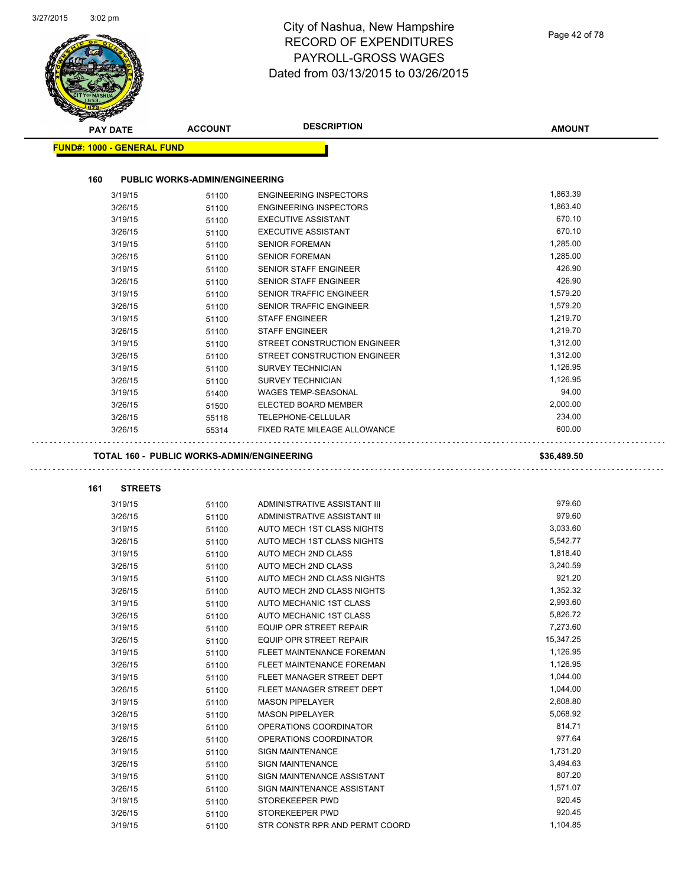# City of Nashua, New Hampshire
## RECORD OF EXPENDITURES
## PAYROLL-GROSS WAGES
## Dated from 03/13/2015 to 03/26/2015

**FUND#: 1000 - GENERAL FUND**

### 160 PUBLIC WORKS-ADMIN/ENGINEERING

| PAY DATE | ACCOUNT | DESCRIPTION | AMOUNT |
|---|---|---|---|
| 3/19/15 | 51100 | ENGINEERING INSPECTORS | 1,863.39 |
| 3/26/15 | 51100 | ENGINEERING INSPECTORS | 1,863.40 |
| 3/19/15 | 51100 | EXECUTIVE ASSISTANT | 670.10 |
| 3/26/15 | 51100 | EXECUTIVE ASSISTANT | 670.10 |
| 3/19/15 | 51100 | SENIOR FOREMAN | 1,285.00 |
| 3/26/15 | 51100 | SENIOR FOREMAN | 1,285.00 |
| 3/19/15 | 51100 | SENIOR STAFF ENGINEER | 426.90 |
| 3/26/15 | 51100 | SENIOR STAFF ENGINEER | 426.90 |
| 3/19/15 | 51100 | SENIOR TRAFFIC ENGINEER | 1,579.20 |
| 3/26/15 | 51100 | SENIOR TRAFFIC ENGINEER | 1,579.20 |
| 3/19/15 | 51100 | STAFF ENGINEER | 1,219.70 |
| 3/26/15 | 51100 | STAFF ENGINEER | 1,219.70 |
| 3/19/15 | 51100 | STREET CONSTRUCTION ENGINEER | 1,312.00 |
| 3/26/15 | 51100 | STREET CONSTRUCTION ENGINEER | 1,312.00 |
| 3/19/15 | 51100 | SURVEY TECHNICIAN | 1,126.95 |
| 3/26/15 | 51100 | SURVEY TECHNICIAN | 1,126.95 |
| 3/19/15 | 51400 | WAGES TEMP-SEASONAL | 94.00 |
| 3/26/15 | 51500 | ELECTED BOARD MEMBER | 2,000.00 |
| 3/26/15 | 55118 | TELEPHONE-CELLULAR | 234.00 |
| 3/26/15 | 55314 | FIXED RATE MILEAGE ALLOWANCE | 600.00 |

**TOTAL 160 - PUBLIC WORKS-ADMIN/ENGINEERING** **$36,489.50**

### 161 STREETS

| PAY DATE | ACCOUNT | DESCRIPTION | AMOUNT |
|---|---|---|---|
| 3/19/15 | 51100 | ADMINISTRATIVE ASSISTANT III | 979.60 |
| 3/26/15 | 51100 | ADMINISTRATIVE ASSISTANT III | 979.60 |
| 3/19/15 | 51100 | AUTO MECH 1ST CLASS NIGHTS | 3,033.60 |
| 3/26/15 | 51100 | AUTO MECH 1ST CLASS NIGHTS | 5,542.77 |
| 3/19/15 | 51100 | AUTO MECH 2ND CLASS | 1,818.40 |
| 3/26/15 | 51100 | AUTO MECH 2ND CLASS | 3,240.59 |
| 3/19/15 | 51100 | AUTO MECH 2ND CLASS NIGHTS | 921.20 |
| 3/26/15 | 51100 | AUTO MECH 2ND CLASS NIGHTS | 1,352.32 |
| 3/19/15 | 51100 | AUTO MECHANIC 1ST CLASS | 2,993.60 |
| 3/26/15 | 51100 | AUTO MECHANIC 1ST CLASS | 5,826.72 |
| 3/19/15 | 51100 | EQUIP OPR STREET REPAIR | 7,273.60 |
| 3/26/15 | 51100 | EQUIP OPR STREET REPAIR | 15,347.25 |
| 3/19/15 | 51100 | FLEET MAINTENANCE FOREMAN | 1,126.95 |
| 3/26/15 | 51100 | FLEET MAINTENANCE FOREMAN | 1,126.95 |
| 3/19/15 | 51100 | FLEET MANAGER STREET DEPT | 1,044.00 |
| 3/26/15 | 51100 | FLEET MANAGER STREET DEPT | 1,044.00 |
| 3/19/15 | 51100 | MASON PIPELAYER | 2,608.80 |
| 3/26/15 | 51100 | MASON PIPELAYER | 5,068.92 |
| 3/19/15 | 51100 | OPERATIONS COORDINATOR | 814.71 |
| 3/26/15 | 51100 | OPERATIONS COORDINATOR | 977.64 |
| 3/19/15 | 51100 | SIGN MAINTENANCE | 1,731.20 |
| 3/26/15 | 51100 | SIGN MAINTENANCE | 3,494.63 |
| 3/19/15 | 51100 | SIGN MAINTENANCE ASSISTANT | 807.20 |
| 3/26/15 | 51100 | SIGN MAINTENANCE ASSISTANT | 1,571.07 |
| 3/19/15 | 51100 | STOREKEEPER PWD | 920.45 |
| 3/26/15 | 51100 | STOREKEEPER PWD | 920.45 |
| 3/19/15 | 51100 | STR CONSTR RPR AND PERMT COORD | 1,104.85 |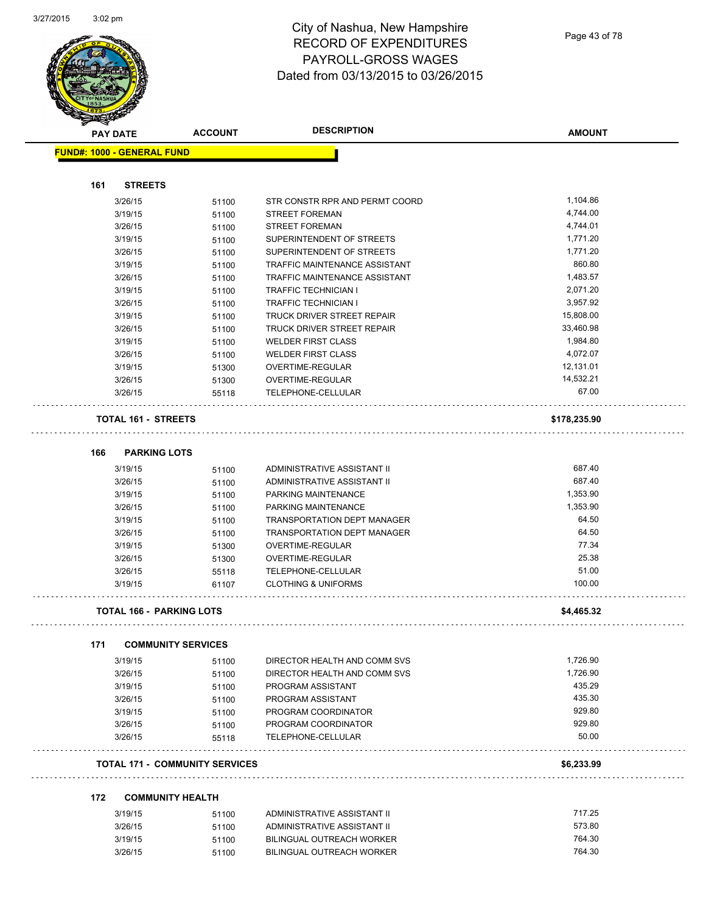# City of Nashua, New Hampshire
## RECORD OF EXPENDITURES
## PAYROLL-GROSS WAGES
## Dated from 03/13/2015 to 03/26/2015

| PAY DATE | ACCOUNT | DESCRIPTION | AMOUNT |
|---|---|---|---|

**FUND#: 1000 - GENERAL FUND**

### 161 STREETS

| PAY DATE | ACCOUNT | DESCRIPTION | AMOUNT |
|---|---|---|---|
| 3/26/15 | 51100 | STR CONSTR RPR AND PERMT COORD | 1,104.86 |
| 3/19/15 | 51100 | STREET FOREMAN | 4,744.00 |
| 3/26/15 | 51100 | STREET FOREMAN | 4,744.01 |
| 3/19/15 | 51100 | SUPERINTENDENT OF STREETS | 1,771.20 |
| 3/26/15 | 51100 | SUPERINTENDENT OF STREETS | 1,771.20 |
| 3/19/15 | 51100 | TRAFFIC MAINTENANCE ASSISTANT | 860.80 |
| 3/26/15 | 51100 | TRAFFIC MAINTENANCE ASSISTANT | 1,483.57 |
| 3/19/15 | 51100 | TRAFFIC TECHNICIAN I | 2,071.20 |
| 3/26/15 | 51100 | TRAFFIC TECHNICIAN I | 3,957.92 |
| 3/19/15 | 51100 | TRUCK DRIVER STREET REPAIR | 15,808.00 |
| 3/26/15 | 51100 | TRUCK DRIVER STREET REPAIR | 33,460.98 |
| 3/19/15 | 51100 | WELDER FIRST CLASS | 1,984.80 |
| 3/26/15 | 51100 | WELDER FIRST CLASS | 4,072.07 |
| 3/19/15 | 51300 | OVERTIME-REGULAR | 12,131.01 |
| 3/26/15 | 51300 | OVERTIME-REGULAR | 14,532.21 |
| 3/26/15 | 55118 | TELEPHONE-CELLULAR | 67.00 |

**TOTAL 161 - STREETS** **$178,235.90**

### 166 PARKING LOTS

| PAY DATE | ACCOUNT | DESCRIPTION | AMOUNT |
|---|---|---|---|
| 3/19/15 | 51100 | ADMINISTRATIVE ASSISTANT II | 687.40 |
| 3/26/15 | 51100 | ADMINISTRATIVE ASSISTANT II | 687.40 |
| 3/19/15 | 51100 | PARKING MAINTENANCE | 1,353.90 |
| 3/26/15 | 51100 | PARKING MAINTENANCE | 1,353.90 |
| 3/19/15 | 51100 | TRANSPORTATION DEPT MANAGER | 64.50 |
| 3/26/15 | 51100 | TRANSPORTATION DEPT MANAGER | 64.50 |
| 3/19/15 | 51300 | OVERTIME-REGULAR | 77.34 |
| 3/26/15 | 51300 | OVERTIME-REGULAR | 25.38 |
| 3/26/15 | 55118 | TELEPHONE-CELLULAR | 51.00 |
| 3/19/15 | 61107 | CLOTHING & UNIFORMS | 100.00 |

**TOTAL 166 - PARKING LOTS** **$4,465.32**

### 171 COMMUNITY SERVICES

| PAY DATE | ACCOUNT | DESCRIPTION | AMOUNT |
|---|---|---|---|
| 3/19/15 | 51100 | DIRECTOR HEALTH AND COMM SVS | 1,726.90 |
| 3/26/15 | 51100 | DIRECTOR HEALTH AND COMM SVS | 1,726.90 |
| 3/19/15 | 51100 | PROGRAM ASSISTANT | 435.29 |
| 3/26/15 | 51100 | PROGRAM ASSISTANT | 435.30 |
| 3/19/15 | 51100 | PROGRAM COORDINATOR | 929.80 |
| 3/26/15 | 51100 | PROGRAM COORDINATOR | 929.80 |
| 3/26/15 | 55118 | TELEPHONE-CELLULAR | 50.00 |

**TOTAL 171 - COMMUNITY SERVICES** **$6,233.99**

### 172 COMMUNITY HEALTH

| PAY DATE | ACCOUNT | DESCRIPTION | AMOUNT |
|---|---|---|---|
| 3/19/15 | 51100 | ADMINISTRATIVE ASSISTANT II | 717.25 |
| 3/26/15 | 51100 | ADMINISTRATIVE ASSISTANT II | 573.80 |
| 3/19/15 | 51100 | BILINGUAL OUTREACH WORKER | 764.30 |
| 3/26/15 | 51100 | BILINGUAL OUTREACH WORKER | 764.30 |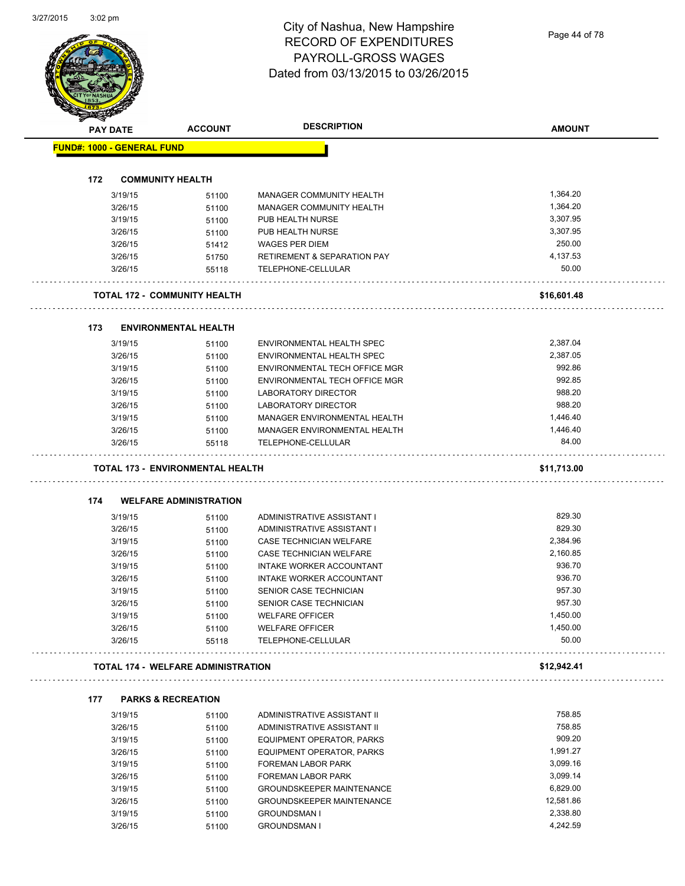# City of Nashua, New Hampshire
## RECORD OF EXPENDITURES
## PAYROLL-GROSS WAGES
## Dated from 03/13/2015 to 03/26/2015

3/27/2015 3:02 pm

| PAY DATE | ACCOUNT | DESCRIPTION | AMOUNT |
|---|---|---|---|
| **FUND#: 1000 - GENERAL FUND** | | | |
| **172 COMMUNITY HEALTH** | | | |
| 3/19/15 | 51100 | MANAGER COMMUNITY HEALTH | 1,364.20 |
| 3/26/15 | 51100 | MANAGER COMMUNITY HEALTH | 1,364.20 |
| 3/19/15 | 51100 | PUB HEALTH NURSE | 3,307.95 |
| 3/26/15 | 51100 | PUB HEALTH NURSE | 3,307.95 |
| 3/26/15 | 51412 | WAGES PER DIEM | 250.00 |
| 3/26/15 | 51750 | RETIREMENT & SEPARATION PAY | 4,137.53 |
| 3/26/15 | 55118 | TELEPHONE-CELLULAR | 50.00 |
| **TOTAL 172 - COMMUNITY HEALTH** | | | **$16,601.48** |
| **173 ENVIRONMENTAL HEALTH** | | | |
| 3/19/15 | 51100 | ENVIRONMENTAL HEALTH SPEC | 2,387.04 |
| 3/26/15 | 51100 | ENVIRONMENTAL HEALTH SPEC | 2,387.05 |
| 3/19/15 | 51100 | ENVIRONMENTAL TECH OFFICE MGR | 992.86 |
| 3/26/15 | 51100 | ENVIRONMENTAL TECH OFFICE MGR | 992.85 |
| 3/19/15 | 51100 | LABORATORY DIRECTOR | 988.20 |
| 3/26/15 | 51100 | LABORATORY DIRECTOR | 988.20 |
| 3/19/15 | 51100 | MANAGER ENVIRONMENTAL HEALTH | 1,446.40 |
| 3/26/15 | 51100 | MANAGER ENVIRONMENTAL HEALTH | 1,446.40 |
| 3/26/15 | 55118 | TELEPHONE-CELLULAR | 84.00 |
| **TOTAL 173 - ENVIRONMENTAL HEALTH** | | | **$11,713.00** |
| **174 WELFARE ADMINISTRATION** | | | |
| 3/19/15 | 51100 | ADMINISTRATIVE ASSISTANT I | 829.30 |
| 3/26/15 | 51100 | ADMINISTRATIVE ASSISTANT I | 829.30 |
| 3/19/15 | 51100 | CASE TECHNICIAN WELFARE | 2,384.96 |
| 3/26/15 | 51100 | CASE TECHNICIAN WELFARE | 2,160.85 |
| 3/19/15 | 51100 | INTAKE WORKER ACCOUNTANT | 936.70 |
| 3/26/15 | 51100 | INTAKE WORKER ACCOUNTANT | 936.70 |
| 3/19/15 | 51100 | SENIOR CASE TECHNICIAN | 957.30 |
| 3/26/15 | 51100 | SENIOR CASE TECHNICIAN | 957.30 |
| 3/19/15 | 51100 | WELFARE OFFICER | 1,450.00 |
| 3/26/15 | 51100 | WELFARE OFFICER | 1,450.00 |
| 3/26/15 | 55118 | TELEPHONE-CELLULAR | 50.00 |
| **TOTAL 174 - WELFARE ADMINISTRATION** | | | **$12,942.41** |
| **177 PARKS & RECREATION** | | | |
| 3/19/15 | 51100 | ADMINISTRATIVE ASSISTANT II | 758.85 |
| 3/26/15 | 51100 | ADMINISTRATIVE ASSISTANT II | 758.85 |
| 3/19/15 | 51100 | EQUIPMENT OPERATOR, PARKS | 909.20 |
| 3/26/15 | 51100 | EQUIPMENT OPERATOR, PARKS | 1,991.27 |
| 3/19/15 | 51100 | FOREMAN LABOR PARK | 3,099.16 |
| 3/26/15 | 51100 | FOREMAN LABOR PARK | 3,099.14 |
| 3/19/15 | 51100 | GROUNDSKEEPER MAINTENANCE | 6,829.00 |
| 3/26/15 | 51100 | GROUNDSKEEPER MAINTENANCE | 12,581.86 |
| 3/19/15 | 51100 | GROUNDSMAN I | 2,338.80 |
| 3/26/15 | 51100 | GROUNDSMAN I | 4,242.59 |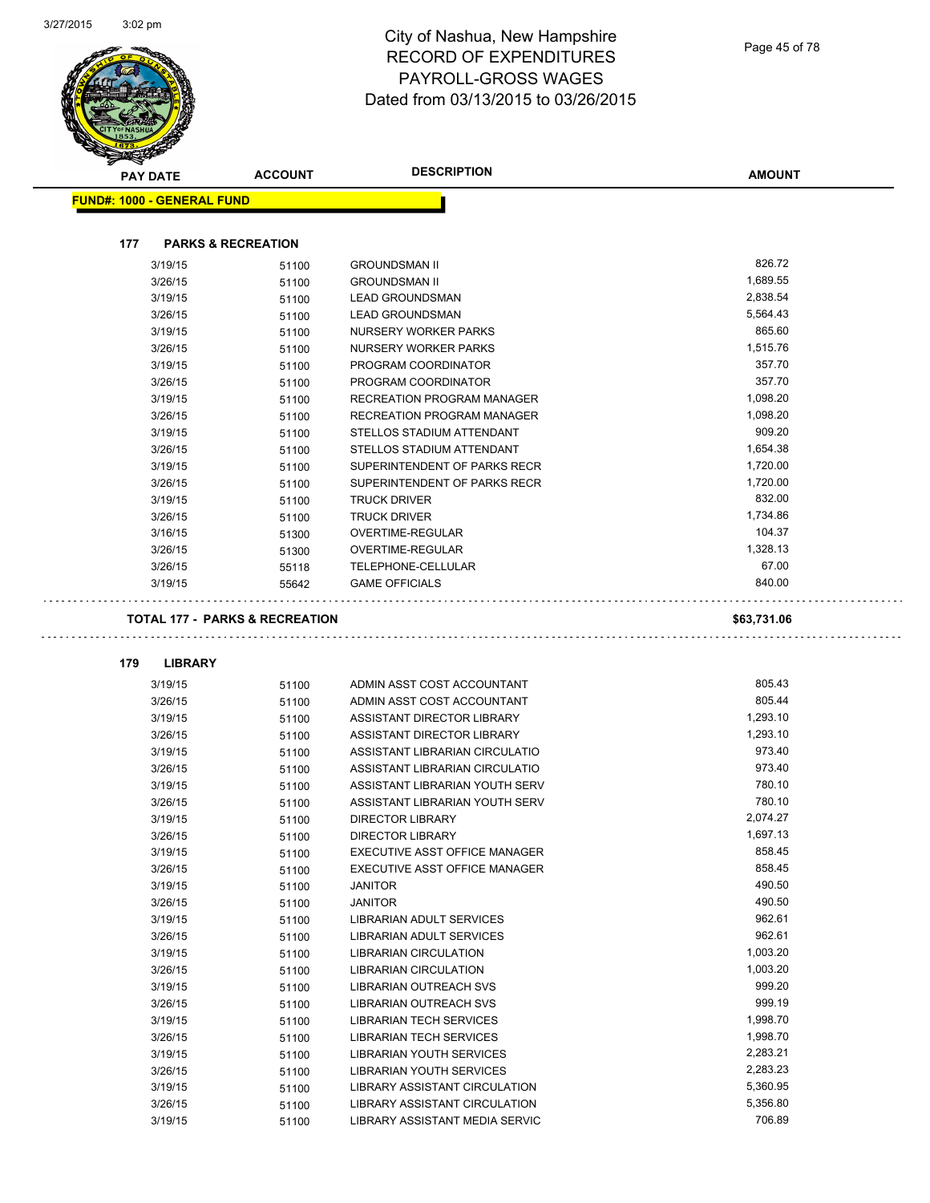# City of Nashua, New Hampshire
# RECORD OF EXPENDITURES
# PAYROLL-GROSS WAGES
# Dated from 03/13/2015 to 03/26/2015

| PAY DATE | ACCOUNT | DESCRIPTION | AMOUNT |
|---|---|---|---|

**FUND#: 1000 - GENERAL FUND**

**177 PARKS & RECREATION**

| PAY DATE | ACCOUNT | DESCRIPTION | AMOUNT |
|---|---|---|---|
| 3/19/15 | 51100 | GROUNDSMAN II | 826.72 |
| 3/26/15 | 51100 | GROUNDSMAN II | 1,689.55 |
| 3/19/15 | 51100 | LEAD GROUNDSMAN | 2,838.54 |
| 3/26/15 | 51100 | LEAD GROUNDSMAN | 5,564.43 |
| 3/19/15 | 51100 | NURSERY WORKER PARKS | 865.60 |
| 3/26/15 | 51100 | NURSERY WORKER PARKS | 1,515.76 |
| 3/19/15 | 51100 | PROGRAM COORDINATOR | 357.70 |
| 3/26/15 | 51100 | PROGRAM COORDINATOR | 357.70 |
| 3/19/15 | 51100 | RECREATION PROGRAM MANAGER | 1,098.20 |
| 3/26/15 | 51100 | RECREATION PROGRAM MANAGER | 1,098.20 |
| 3/19/15 | 51100 | STELLOS STADIUM ATTENDANT | 909.20 |
| 3/26/15 | 51100 | STELLOS STADIUM ATTENDANT | 1,654.38 |
| 3/19/15 | 51100 | SUPERINTENDENT OF PARKS RECR | 1,720.00 |
| 3/26/15 | 51100 | SUPERINTENDENT OF PARKS RECR | 1,720.00 |
| 3/19/15 | 51100 | TRUCK DRIVER | 832.00 |
| 3/26/15 | 51100 | TRUCK DRIVER | 1,734.86 |
| 3/16/15 | 51300 | OVERTIME-REGULAR | 104.37 |
| 3/26/15 | 51300 | OVERTIME-REGULAR | 1,328.13 |
| 3/26/15 | 55118 | TELEPHONE-CELLULAR | 67.00 |
| 3/19/15 | 55642 | GAME OFFICIALS | 840.00 |

**TOTAL 177 - PARKS & RECREATION** **$63,731.06**

**179 LIBRARY**

| PAY DATE | ACCOUNT | DESCRIPTION | AMOUNT |
|---|---|---|---|
| 3/19/15 | 51100 | ADMIN ASST COST ACCOUNTANT | 805.43 |
| 3/26/15 | 51100 | ADMIN ASST COST ACCOUNTANT | 805.44 |
| 3/19/15 | 51100 | ASSISTANT DIRECTOR LIBRARY | 1,293.10 |
| 3/26/15 | 51100 | ASSISTANT DIRECTOR LIBRARY | 1,293.10 |
| 3/19/15 | 51100 | ASSISTANT LIBRARIAN CIRCULATIO | 973.40 |
| 3/26/15 | 51100 | ASSISTANT LIBRARIAN CIRCULATIO | 973.40 |
| 3/19/15 | 51100 | ASSISTANT LIBRARIAN YOUTH SERV | 780.10 |
| 3/26/15 | 51100 | ASSISTANT LIBRARIAN YOUTH SERV | 780.10 |
| 3/19/15 | 51100 | DIRECTOR LIBRARY | 2,074.27 |
| 3/26/15 | 51100 | DIRECTOR LIBRARY | 1,697.13 |
| 3/19/15 | 51100 | EXECUTIVE ASST OFFICE MANAGER | 858.45 |
| 3/26/15 | 51100 | EXECUTIVE ASST OFFICE MANAGER | 858.45 |
| 3/19/15 | 51100 | JANITOR | 490.50 |
| 3/26/15 | 51100 | JANITOR | 490.50 |
| 3/19/15 | 51100 | LIBRARIAN ADULT SERVICES | 962.61 |
| 3/26/15 | 51100 | LIBRARIAN ADULT SERVICES | 962.61 |
| 3/19/15 | 51100 | LIBRARIAN CIRCULATION | 1,003.20 |
| 3/26/15 | 51100 | LIBRARIAN CIRCULATION | 1,003.20 |
| 3/19/15 | 51100 | LIBRARIAN OUTREACH SVS | 999.20 |
| 3/26/15 | 51100 | LIBRARIAN OUTREACH SVS | 999.19 |
| 3/19/15 | 51100 | LIBRARIAN TECH SERVICES | 1,998.70 |
| 3/26/15 | 51100 | LIBRARIAN TECH SERVICES | 1,998.70 |
| 3/19/15 | 51100 | LIBRARIAN YOUTH SERVICES | 2,283.21 |
| 3/26/15 | 51100 | LIBRARIAN YOUTH SERVICES | 2,283.23 |
| 3/19/15 | 51100 | LIBRARY ASSISTANT CIRCULATION | 5,360.95 |
| 3/26/15 | 51100 | LIBRARY ASSISTANT CIRCULATION | 5,356.80 |
| 3/19/15 | 51100 | LIBRARY ASSISTANT MEDIA SERVIC | 706.89 |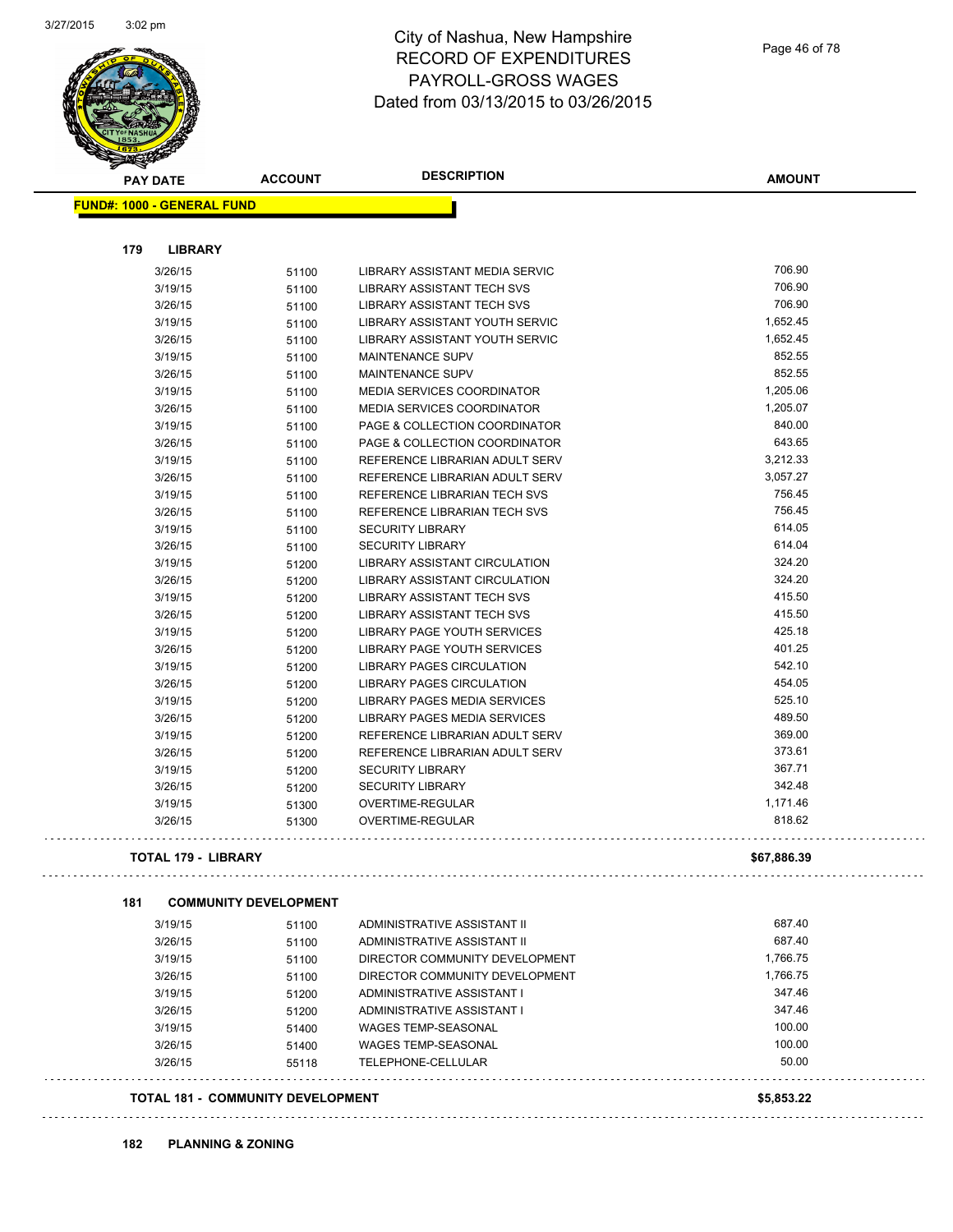# City of Nashua, New Hampshire
## RECORD OF EXPENDITURES
## PAYROLL-GROSS WAGES
## Dated from 03/13/2015 to 03/26/2015

3/27/2015 3:02 pm

| PAY DATE | ACCOUNT | DESCRIPTION | AMOUNT |
|---|---|---|---|

**FUND#: 1000 - GENERAL FUND**

### 179 LIBRARY

| PAY DATE | ACCOUNT | DESCRIPTION | AMOUNT |
|---|---|---|---|
| 3/26/15 | 51100 | LIBRARY ASSISTANT MEDIA SERVIC | 706.90 |
| 3/19/15 | 51100 | LIBRARY ASSISTANT TECH SVS | 706.90 |
| 3/26/15 | 51100 | LIBRARY ASSISTANT TECH SVS | 706.90 |
| 3/19/15 | 51100 | LIBRARY ASSISTANT YOUTH SERVIC | 1,652.45 |
| 3/26/15 | 51100 | LIBRARY ASSISTANT YOUTH SERVIC | 1,652.45 |
| 3/19/15 | 51100 | MAINTENANCE SUPV | 852.55 |
| 3/26/15 | 51100 | MAINTENANCE SUPV | 852.55 |
| 3/19/15 | 51100 | MEDIA SERVICES COORDINATOR | 1,205.06 |
| 3/26/15 | 51100 | MEDIA SERVICES COORDINATOR | 1,205.07 |
| 3/19/15 | 51100 | PAGE & COLLECTION COORDINATOR | 840.00 |
| 3/26/15 | 51100 | PAGE & COLLECTION COORDINATOR | 643.65 |
| 3/19/15 | 51100 | REFERENCE LIBRARIAN ADULT SERV | 3,212.33 |
| 3/26/15 | 51100 | REFERENCE LIBRARIAN ADULT SERV | 3,057.27 |
| 3/19/15 | 51100 | REFERENCE LIBRARIAN TECH SVS | 756.45 |
| 3/26/15 | 51100 | REFERENCE LIBRARIAN TECH SVS | 756.45 |
| 3/19/15 | 51100 | SECURITY LIBRARY | 614.05 |
| 3/26/15 | 51100 | SECURITY LIBRARY | 614.04 |
| 3/19/15 | 51200 | LIBRARY ASSISTANT CIRCULATION | 324.20 |
| 3/26/15 | 51200 | LIBRARY ASSISTANT CIRCULATION | 324.20 |
| 3/19/15 | 51200 | LIBRARY ASSISTANT TECH SVS | 415.50 |
| 3/26/15 | 51200 | LIBRARY ASSISTANT TECH SVS | 415.50 |
| 3/19/15 | 51200 | LIBRARY PAGE YOUTH SERVICES | 425.18 |
| 3/26/15 | 51200 | LIBRARY PAGE YOUTH SERVICES | 401.25 |
| 3/19/15 | 51200 | LIBRARY PAGES CIRCULATION | 542.10 |
| 3/26/15 | 51200 | LIBRARY PAGES CIRCULATION | 454.05 |
| 3/19/15 | 51200 | LIBRARY PAGES MEDIA SERVICES | 525.10 |
| 3/26/15 | 51200 | LIBRARY PAGES MEDIA SERVICES | 489.50 |
| 3/19/15 | 51200 | REFERENCE LIBRARIAN ADULT SERV | 369.00 |
| 3/26/15 | 51200 | REFERENCE LIBRARIAN ADULT SERV | 373.61 |
| 3/19/15 | 51200 | SECURITY LIBRARY | 367.71 |
| 3/26/15 | 51200 | SECURITY LIBRARY | 342.48 |
| 3/19/15 | 51300 | OVERTIME-REGULAR | 1,171.46 |
| 3/26/15 | 51300 | OVERTIME-REGULAR | 818.62 |

**TOTAL 179 - LIBRARY** **$67,886.39**

### 181 COMMUNITY DEVELOPMENT

| PAY DATE | ACCOUNT | DESCRIPTION | AMOUNT |
|---|---|---|---|
| 3/19/15 | 51100 | ADMINISTRATIVE ASSISTANT II | 687.40 |
| 3/26/15 | 51100 | ADMINISTRATIVE ASSISTANT II | 687.40 |
| 3/19/15 | 51100 | DIRECTOR COMMUNITY DEVELOPMENT | 1,766.75 |
| 3/26/15 | 51100 | DIRECTOR COMMUNITY DEVELOPMENT | 1,766.75 |
| 3/19/15 | 51200 | ADMINISTRATIVE ASSISTANT I | 347.46 |
| 3/26/15 | 51200 | ADMINISTRATIVE ASSISTANT I | 347.46 |
| 3/19/15 | 51400 | WAGES TEMP-SEASONAL | 100.00 |
| 3/26/15 | 51400 | WAGES TEMP-SEASONAL | 100.00 |
| 3/26/15 | 55118 | TELEPHONE-CELLULAR | 50.00 |

**TOTAL 181 - COMMUNITY DEVELOPMENT** **$5,853.22**

### 182 PLANNING & ZONING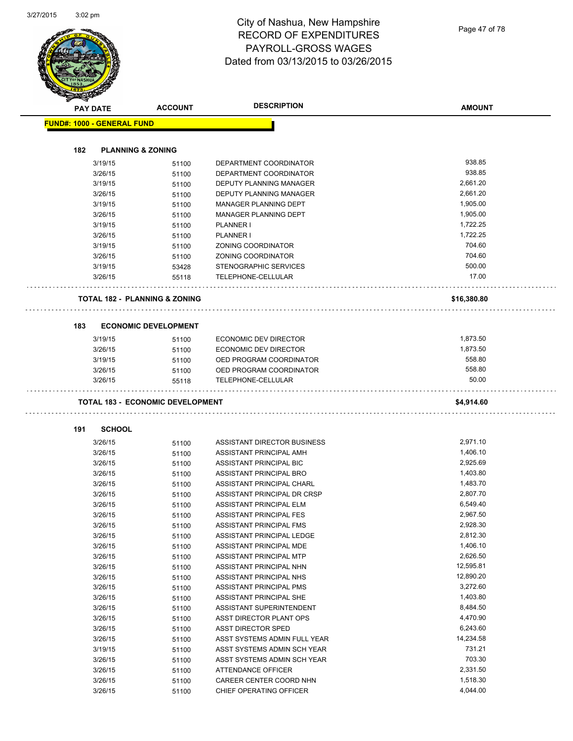# City of Nashua, New Hampshire
## RECORD OF EXPENDITURES
## PAYROLL-GROSS WAGES
## Dated from 03/13/2015 to 03/26/2015

| PAY DATE | ACCOUNT | DESCRIPTION | AMOUNT |
|---|---|---|---|

**FUND#: 1000 - GENERAL FUND**

### 182 PLANNING & ZONING

| PAY DATE | ACCOUNT | DESCRIPTION | AMOUNT |
|---|---|---|---|
| 3/19/15 | 51100 | DEPARTMENT COORDINATOR | 938.85 |
| 3/26/15 | 51100 | DEPARTMENT COORDINATOR | 938.85 |
| 3/19/15 | 51100 | DEPUTY PLANNING MANAGER | 2,661.20 |
| 3/26/15 | 51100 | DEPUTY PLANNING MANAGER | 2,661.20 |
| 3/19/15 | 51100 | MANAGER PLANNING DEPT | 1,905.00 |
| 3/26/15 | 51100 | MANAGER PLANNING DEPT | 1,905.00 |
| 3/19/15 | 51100 | PLANNER I | 1,722.25 |
| 3/26/15 | 51100 | PLANNER I | 1,722.25 |
| 3/19/15 | 51100 | ZONING COORDINATOR | 704.60 |
| 3/26/15 | 51100 | ZONING COORDINATOR | 704.60 |
| 3/19/15 | 53428 | STENOGRAPHIC SERVICES | 500.00 |
| 3/26/15 | 55118 | TELEPHONE-CELLULAR | 17.00 |

**TOTAL 182 - PLANNING & ZONING** **$16,380.80**

### 183 ECONOMIC DEVELOPMENT

| PAY DATE | ACCOUNT | DESCRIPTION | AMOUNT |
|---|---|---|---|
| 3/19/15 | 51100 | ECONOMIC DEV DIRECTOR | 1,873.50 |
| 3/26/15 | 51100 | ECONOMIC DEV DIRECTOR | 1,873.50 |
| 3/19/15 | 51100 | OED PROGRAM COORDINATOR | 558.80 |
| 3/26/15 | 51100 | OED PROGRAM COORDINATOR | 558.80 |
| 3/26/15 | 55118 | TELEPHONE-CELLULAR | 50.00 |

**TOTAL 183 - ECONOMIC DEVELOPMENT** **$4,914.60**

### 191 SCHOOL

| PAY DATE | ACCOUNT | DESCRIPTION | AMOUNT |
|---|---|---|---|
| 3/26/15 | 51100 | ASSISTANT DIRECTOR BUSINESS | 2,971.10 |
| 3/26/15 | 51100 | ASSISTANT PRINCIPAL AMH | 1,406.10 |
| 3/26/15 | 51100 | ASSISTANT PRINCIPAL BIC | 2,925.69 |
| 3/26/15 | 51100 | ASSISTANT PRINCIPAL BRO | 1,403.80 |
| 3/26/15 | 51100 | ASSISTANT PRINCIPAL CHARL | 1,483.70 |
| 3/26/15 | 51100 | ASSISTANT PRINCIPAL DR CRSP | 2,807.70 |
| 3/26/15 | 51100 | ASSISTANT PRINCIPAL ELM | 6,549.40 |
| 3/26/15 | 51100 | ASSISTANT PRINCIPAL FES | 2,967.50 |
| 3/26/15 | 51100 | ASSISTANT PRINCIPAL FMS | 2,928.30 |
| 3/26/15 | 51100 | ASSISTANT PRINCIPAL LEDGE | 2,812.30 |
| 3/26/15 | 51100 | ASSISTANT PRINCIPAL MDE | 1,406.10 |
| 3/26/15 | 51100 | ASSISTANT PRINCIPAL MTP | 2,626.50 |
| 3/26/15 | 51100 | ASSISTANT PRINCIPAL NHN | 12,595.81 |
| 3/26/15 | 51100 | ASSISTANT PRINCIPAL NHS | 12,890.20 |
| 3/26/15 | 51100 | ASSISTANT PRINCIPAL PMS | 3,272.60 |
| 3/26/15 | 51100 | ASSISTANT PRINCIPAL SHE | 1,403.80 |
| 3/26/15 | 51100 | ASSISTANT SUPERINTENDENT | 8,484.50 |
| 3/26/15 | 51100 | ASST DIRECTOR PLANT OPS | 4,470.90 |
| 3/26/15 | 51100 | ASST DIRECTOR SPED | 6,243.60 |
| 3/26/15 | 51100 | ASST SYSTEMS ADMIN FULL YEAR | 14,234.58 |
| 3/19/15 | 51100 | ASST SYSTEMS ADMIN SCH YEAR | 731.21 |
| 3/26/15 | 51100 | ASST SYSTEMS ADMIN SCH YEAR | 703.30 |
| 3/26/15 | 51100 | ATTENDANCE OFFICER | 2,331.50 |
| 3/26/15 | 51100 | CAREER CENTER COORD NHN | 1,518.30 |
| 3/26/15 | 51100 | CHIEF OPERATING OFFICER | 4,044.00 |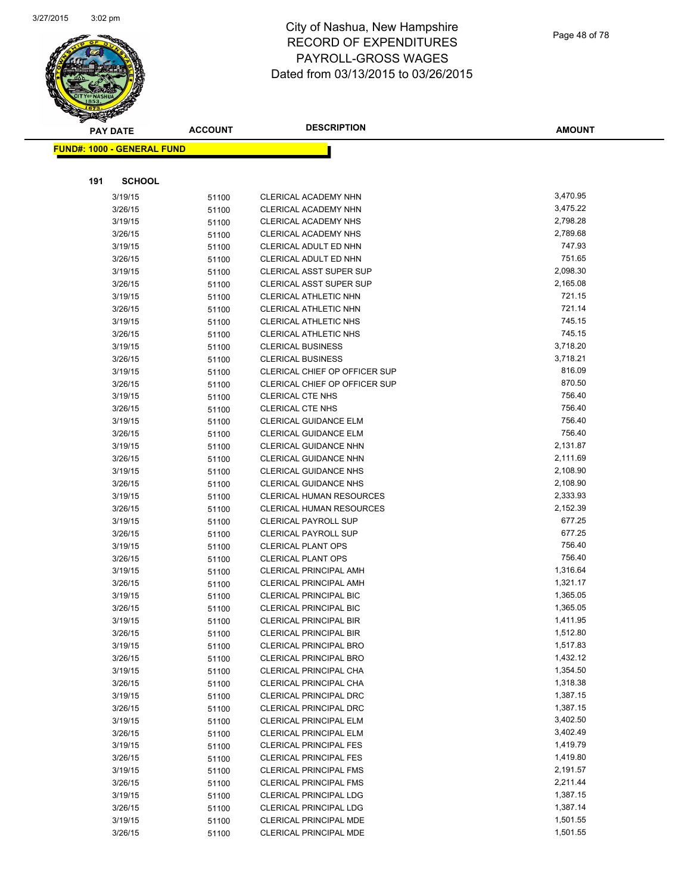# City of Nashua, New Hampshire
## RECORD OF EXPENDITURES
## PAYROLL-GROSS WAGES
## Dated from 03/13/2015 to 03/26/2015

| PAY DATE | ACCOUNT | DESCRIPTION | AMOUNT |
|---|---|---|---|

**FUND#: 1000 - GENERAL FUND**

**191 SCHOOL**

| PAY DATE | ACCOUNT | DESCRIPTION | AMOUNT |
|---|---|---|---|
| 3/19/15 | 51100 | CLERICAL ACADEMY NHN | 3,470.95 |
| 3/26/15 | 51100 | CLERICAL ACADEMY NHN | 3,475.22 |
| 3/19/15 | 51100 | CLERICAL ACADEMY NHS | 2,798.28 |
| 3/26/15 | 51100 | CLERICAL ACADEMY NHS | 2,789.68 |
| 3/19/15 | 51100 | CLERICAL ADULT ED NHN | 747.93 |
| 3/26/15 | 51100 | CLERICAL ADULT ED NHN | 751.65 |
| 3/19/15 | 51100 | CLERICAL ASST SUPER SUP | 2,098.30 |
| 3/26/15 | 51100 | CLERICAL ASST SUPER SUP | 2,165.08 |
| 3/19/15 | 51100 | CLERICAL ATHLETIC NHN | 721.15 |
| 3/26/15 | 51100 | CLERICAL ATHLETIC NHN | 721.14 |
| 3/19/15 | 51100 | CLERICAL ATHLETIC NHS | 745.15 |
| 3/26/15 | 51100 | CLERICAL ATHLETIC NHS | 745.15 |
| 3/19/15 | 51100 | CLERICAL BUSINESS | 3,718.20 |
| 3/26/15 | 51100 | CLERICAL BUSINESS | 3,718.21 |
| 3/19/15 | 51100 | CLERICAL CHIEF OP OFFICER SUP | 816.09 |
| 3/26/15 | 51100 | CLERICAL CHIEF OP OFFICER SUP | 870.50 |
| 3/19/15 | 51100 | CLERICAL CTE NHS | 756.40 |
| 3/26/15 | 51100 | CLERICAL CTE NHS | 756.40 |
| 3/19/15 | 51100 | CLERICAL GUIDANCE ELM | 756.40 |
| 3/26/15 | 51100 | CLERICAL GUIDANCE ELM | 756.40 |
| 3/19/15 | 51100 | CLERICAL GUIDANCE NHN | 2,131.87 |
| 3/26/15 | 51100 | CLERICAL GUIDANCE NHN | 2,111.69 |
| 3/19/15 | 51100 | CLERICAL GUIDANCE NHS | 2,108.90 |
| 3/26/15 | 51100 | CLERICAL GUIDANCE NHS | 2,108.90 |
| 3/19/15 | 51100 | CLERICAL HUMAN RESOURCES | 2,333.93 |
| 3/26/15 | 51100 | CLERICAL HUMAN RESOURCES | 2,152.39 |
| 3/19/15 | 51100 | CLERICAL PAYROLL SUP | 677.25 |
| 3/26/15 | 51100 | CLERICAL PAYROLL SUP | 677.25 |
| 3/19/15 | 51100 | CLERICAL PLANT OPS | 756.40 |
| 3/26/15 | 51100 | CLERICAL PLANT OPS | 756.40 |
| 3/19/15 | 51100 | CLERICAL PRINCIPAL AMH | 1,316.64 |
| 3/26/15 | 51100 | CLERICAL PRINCIPAL AMH | 1,321.17 |
| 3/19/15 | 51100 | CLERICAL PRINCIPAL BIC | 1,365.05 |
| 3/26/15 | 51100 | CLERICAL PRINCIPAL BIC | 1,365.05 |
| 3/19/15 | 51100 | CLERICAL PRINCIPAL BIR | 1,411.95 |
| 3/26/15 | 51100 | CLERICAL PRINCIPAL BIR | 1,512.80 |
| 3/19/15 | 51100 | CLERICAL PRINCIPAL BRO | 1,517.83 |
| 3/26/15 | 51100 | CLERICAL PRINCIPAL BRO | 1,432.12 |
| 3/19/15 | 51100 | CLERICAL PRINCIPAL CHA | 1,354.50 |
| 3/26/15 | 51100 | CLERICAL PRINCIPAL CHA | 1,318.38 |
| 3/19/15 | 51100 | CLERICAL PRINCIPAL DRC | 1,387.15 |
| 3/26/15 | 51100 | CLERICAL PRINCIPAL DRC | 1,387.15 |
| 3/19/15 | 51100 | CLERICAL PRINCIPAL ELM | 3,402.50 |
| 3/26/15 | 51100 | CLERICAL PRINCIPAL ELM | 3,402.49 |
| 3/19/15 | 51100 | CLERICAL PRINCIPAL FES | 1,419.79 |
| 3/26/15 | 51100 | CLERICAL PRINCIPAL FES | 1,419.80 |
| 3/19/15 | 51100 | CLERICAL PRINCIPAL FMS | 2,191.57 |
| 3/26/15 | 51100 | CLERICAL PRINCIPAL FMS | 2,211.44 |
| 3/19/15 | 51100 | CLERICAL PRINCIPAL LDG | 1,387.15 |
| 3/26/15 | 51100 | CLERICAL PRINCIPAL LDG | 1,387.14 |
| 3/19/15 | 51100 | CLERICAL PRINCIPAL MDE | 1,501.55 |
| 3/26/15 | 51100 | CLERICAL PRINCIPAL MDE | 1,501.55 |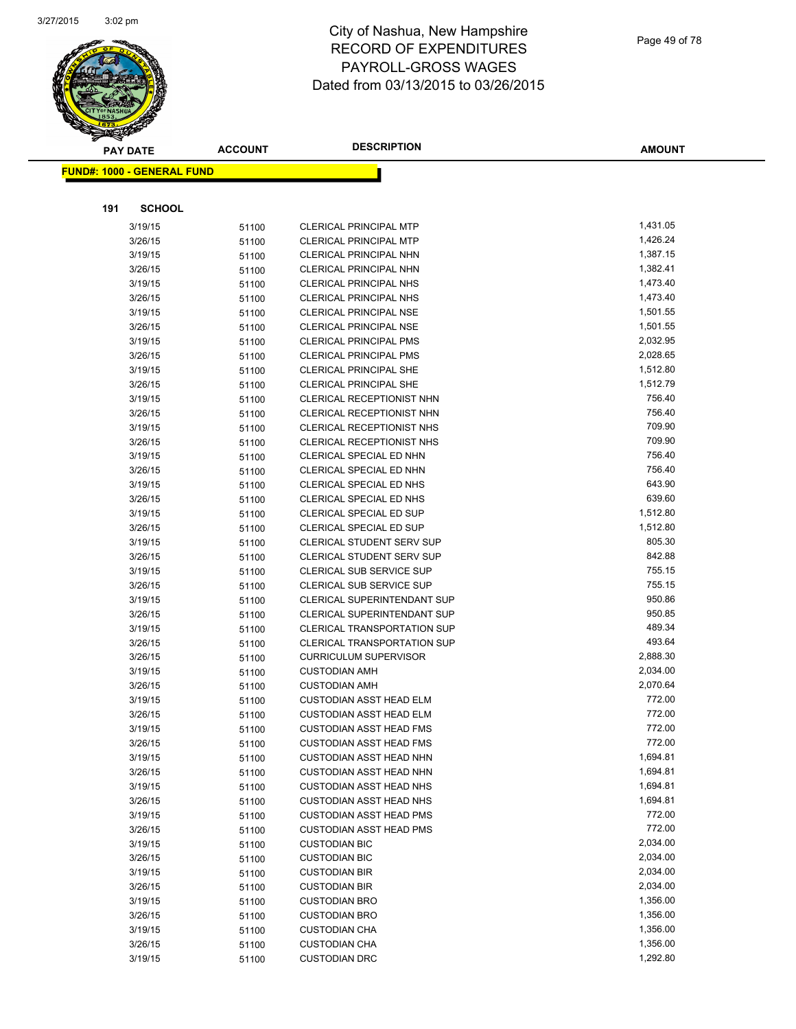# City of Nashua, New Hampshire
## RECORD OF EXPENDITURES
## PAYROLL-GROSS WAGES
## Dated from 03/13/2015 to 03/26/2015

**FUND#: 1000 - GENERAL FUND**

**191 SCHOOL**

| PAY DATE | ACCOUNT | DESCRIPTION | AMOUNT |
|---|---|---|---|
| 3/19/15 | 51100 | CLERICAL PRINCIPAL MTP | 1,431.05 |
| 3/26/15 | 51100 | CLERICAL PRINCIPAL MTP | 1,426.24 |
| 3/19/15 | 51100 | CLERICAL PRINCIPAL NHN | 1,387.15 |
| 3/26/15 | 51100 | CLERICAL PRINCIPAL NHN | 1,382.41 |
| 3/19/15 | 51100 | CLERICAL PRINCIPAL NHS | 1,473.40 |
| 3/26/15 | 51100 | CLERICAL PRINCIPAL NHS | 1,473.40 |
| 3/19/15 | 51100 | CLERICAL PRINCIPAL NSE | 1,501.55 |
| 3/26/15 | 51100 | CLERICAL PRINCIPAL NSE | 1,501.55 |
| 3/19/15 | 51100 | CLERICAL PRINCIPAL PMS | 2,032.95 |
| 3/26/15 | 51100 | CLERICAL PRINCIPAL PMS | 2,028.65 |
| 3/19/15 | 51100 | CLERICAL PRINCIPAL SHE | 1,512.80 |
| 3/26/15 | 51100 | CLERICAL PRINCIPAL SHE | 1,512.79 |
| 3/19/15 | 51100 | CLERICAL RECEPTIONIST NHN | 756.40 |
| 3/26/15 | 51100 | CLERICAL RECEPTIONIST NHN | 756.40 |
| 3/19/15 | 51100 | CLERICAL RECEPTIONIST NHS | 709.90 |
| 3/26/15 | 51100 | CLERICAL RECEPTIONIST NHS | 709.90 |
| 3/19/15 | 51100 | CLERICAL SPECIAL ED NHN | 756.40 |
| 3/26/15 | 51100 | CLERICAL SPECIAL ED NHN | 756.40 |
| 3/19/15 | 51100 | CLERICAL SPECIAL ED NHS | 643.90 |
| 3/26/15 | 51100 | CLERICAL SPECIAL ED NHS | 639.60 |
| 3/19/15 | 51100 | CLERICAL SPECIAL ED SUP | 1,512.80 |
| 3/26/15 | 51100 | CLERICAL SPECIAL ED SUP | 1,512.80 |
| 3/19/15 | 51100 | CLERICAL STUDENT SERV SUP | 805.30 |
| 3/26/15 | 51100 | CLERICAL STUDENT SERV SUP | 842.88 |
| 3/19/15 | 51100 | CLERICAL SUB SERVICE SUP | 755.15 |
| 3/26/15 | 51100 | CLERICAL SUB SERVICE SUP | 755.15 |
| 3/19/15 | 51100 | CLERICAL SUPERINTENDANT SUP | 950.86 |
| 3/26/15 | 51100 | CLERICAL SUPERINTENDANT SUP | 950.85 |
| 3/19/15 | 51100 | CLERICAL TRANSPORTATION SUP | 489.34 |
| 3/26/15 | 51100 | CLERICAL TRANSPORTATION SUP | 493.64 |
| 3/26/15 | 51100 | CURRICULUM SUPERVISOR | 2,888.30 |
| 3/19/15 | 51100 | CUSTODIAN AMH | 2,034.00 |
| 3/26/15 | 51100 | CUSTODIAN AMH | 2,070.64 |
| 3/19/15 | 51100 | CUSTODIAN ASST HEAD ELM | 772.00 |
| 3/26/15 | 51100 | CUSTODIAN ASST HEAD ELM | 772.00 |
| 3/19/15 | 51100 | CUSTODIAN ASST HEAD FMS | 772.00 |
| 3/26/15 | 51100 | CUSTODIAN ASST HEAD FMS | 772.00 |
| 3/19/15 | 51100 | CUSTODIAN ASST HEAD NHN | 1,694.81 |
| 3/26/15 | 51100 | CUSTODIAN ASST HEAD NHN | 1,694.81 |
| 3/19/15 | 51100 | CUSTODIAN ASST HEAD NHS | 1,694.81 |
| 3/26/15 | 51100 | CUSTODIAN ASST HEAD NHS | 1,694.81 |
| 3/19/15 | 51100 | CUSTODIAN ASST HEAD PMS | 772.00 |
| 3/26/15 | 51100 | CUSTODIAN ASST HEAD PMS | 772.00 |
| 3/19/15 | 51100 | CUSTODIAN BIC | 2,034.00 |
| 3/26/15 | 51100 | CUSTODIAN BIC | 2,034.00 |
| 3/19/15 | 51100 | CUSTODIAN BIR | 2,034.00 |
| 3/26/15 | 51100 | CUSTODIAN BIR | 2,034.00 |
| 3/19/15 | 51100 | CUSTODIAN BRO | 1,356.00 |
| 3/26/15 | 51100 | CUSTODIAN BRO | 1,356.00 |
| 3/19/15 | 51100 | CUSTODIAN CHA | 1,356.00 |
| 3/26/15 | 51100 | CUSTODIAN CHA | 1,356.00 |
| 3/19/15 | 51100 | CUSTODIAN DRC | 1,292.80 |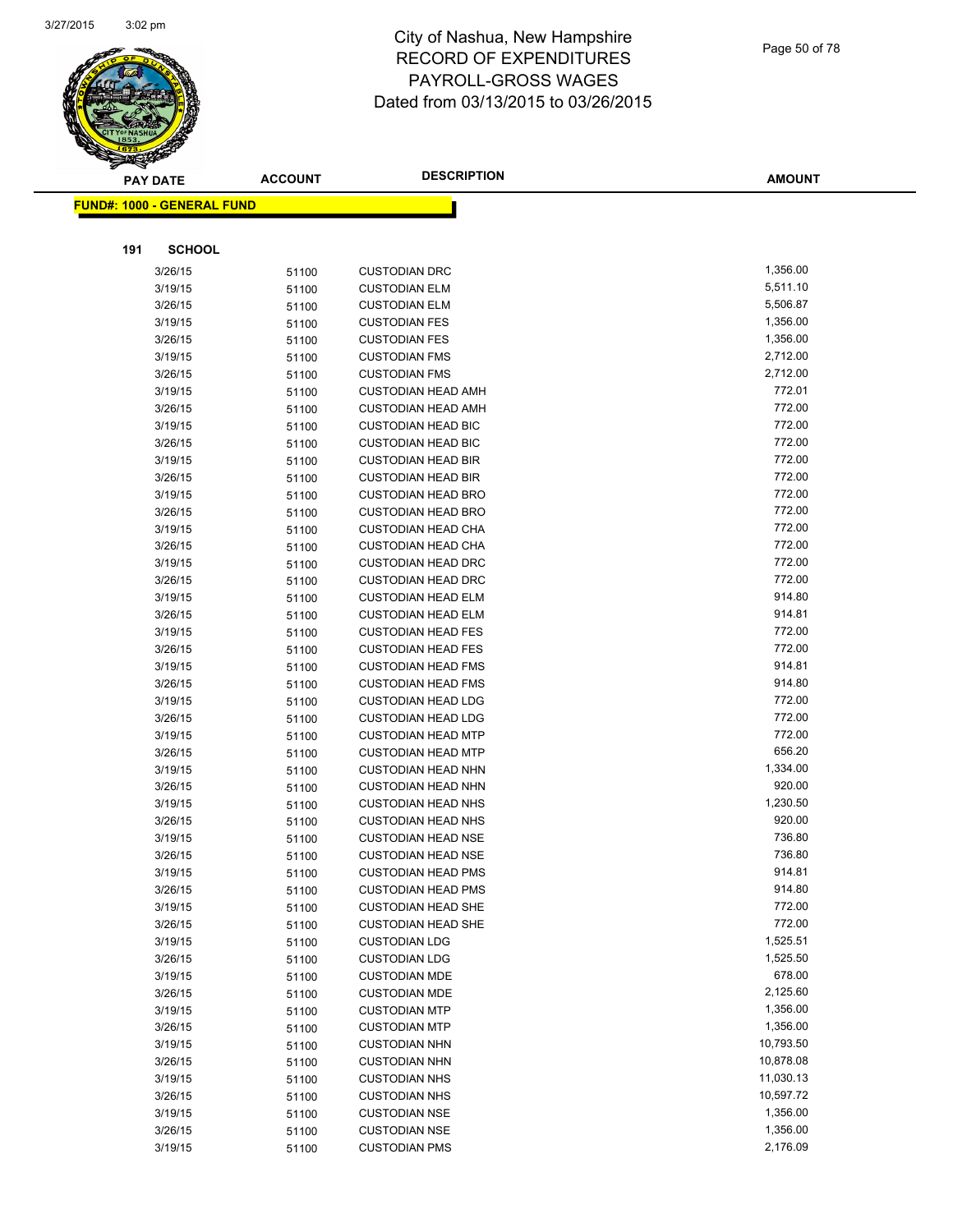# City of Nashua, New Hampshire
## RECORD OF EXPENDITURES
## PAYROLL-GROSS WAGES
## Dated from 03/13/2015 to 03/26/2015

**FUND#: 1000 - GENERAL FUND**

**191 SCHOOL**

| PAY DATE | ACCOUNT | DESCRIPTION | AMOUNT |
|---|---|---|---|
| 3/26/15 | 51100 | CUSTODIAN DRC | 1,356.00 |
| 3/19/15 | 51100 | CUSTODIAN ELM | 5,511.10 |
| 3/26/15 | 51100 | CUSTODIAN ELM | 5,506.87 |
| 3/19/15 | 51100 | CUSTODIAN FES | 1,356.00 |
| 3/26/15 | 51100 | CUSTODIAN FES | 1,356.00 |
| 3/19/15 | 51100 | CUSTODIAN FMS | 2,712.00 |
| 3/26/15 | 51100 | CUSTODIAN FMS | 2,712.00 |
| 3/19/15 | 51100 | CUSTODIAN HEAD AMH | 772.01 |
| 3/26/15 | 51100 | CUSTODIAN HEAD AMH | 772.00 |
| 3/19/15 | 51100 | CUSTODIAN HEAD BIC | 772.00 |
| 3/26/15 | 51100 | CUSTODIAN HEAD BIC | 772.00 |
| 3/19/15 | 51100 | CUSTODIAN HEAD BIR | 772.00 |
| 3/26/15 | 51100 | CUSTODIAN HEAD BIR | 772.00 |
| 3/19/15 | 51100 | CUSTODIAN HEAD BRO | 772.00 |
| 3/26/15 | 51100 | CUSTODIAN HEAD BRO | 772.00 |
| 3/19/15 | 51100 | CUSTODIAN HEAD CHA | 772.00 |
| 3/26/15 | 51100 | CUSTODIAN HEAD CHA | 772.00 |
| 3/19/15 | 51100 | CUSTODIAN HEAD DRC | 772.00 |
| 3/26/15 | 51100 | CUSTODIAN HEAD DRC | 772.00 |
| 3/19/15 | 51100 | CUSTODIAN HEAD ELM | 914.80 |
| 3/26/15 | 51100 | CUSTODIAN HEAD ELM | 914.81 |
| 3/19/15 | 51100 | CUSTODIAN HEAD FES | 772.00 |
| 3/26/15 | 51100 | CUSTODIAN HEAD FES | 772.00 |
| 3/19/15 | 51100 | CUSTODIAN HEAD FMS | 914.81 |
| 3/26/15 | 51100 | CUSTODIAN HEAD FMS | 914.80 |
| 3/19/15 | 51100 | CUSTODIAN HEAD LDG | 772.00 |
| 3/26/15 | 51100 | CUSTODIAN HEAD LDG | 772.00 |
| 3/19/15 | 51100 | CUSTODIAN HEAD MTP | 772.00 |
| 3/26/15 | 51100 | CUSTODIAN HEAD MTP | 656.20 |
| 3/19/15 | 51100 | CUSTODIAN HEAD NHN | 1,334.00 |
| 3/26/15 | 51100 | CUSTODIAN HEAD NHN | 920.00 |
| 3/19/15 | 51100 | CUSTODIAN HEAD NHS | 1,230.50 |
| 3/26/15 | 51100 | CUSTODIAN HEAD NHS | 920.00 |
| 3/19/15 | 51100 | CUSTODIAN HEAD NSE | 736.80 |
| 3/26/15 | 51100 | CUSTODIAN HEAD NSE | 736.80 |
| 3/19/15 | 51100 | CUSTODIAN HEAD PMS | 914.81 |
| 3/26/15 | 51100 | CUSTODIAN HEAD PMS | 914.80 |
| 3/19/15 | 51100 | CUSTODIAN HEAD SHE | 772.00 |
| 3/26/15 | 51100 | CUSTODIAN HEAD SHE | 772.00 |
| 3/19/15 | 51100 | CUSTODIAN LDG | 1,525.51 |
| 3/26/15 | 51100 | CUSTODIAN LDG | 1,525.50 |
| 3/19/15 | 51100 | CUSTODIAN MDE | 678.00 |
| 3/26/15 | 51100 | CUSTODIAN MDE | 2,125.60 |
| 3/19/15 | 51100 | CUSTODIAN MTP | 1,356.00 |
| 3/26/15 | 51100 | CUSTODIAN MTP | 1,356.00 |
| 3/19/15 | 51100 | CUSTODIAN NHN | 10,793.50 |
| 3/26/15 | 51100 | CUSTODIAN NHN | 10,878.08 |
| 3/19/15 | 51100 | CUSTODIAN NHS | 11,030.13 |
| 3/26/15 | 51100 | CUSTODIAN NHS | 10,597.72 |
| 3/19/15 | 51100 | CUSTODIAN NSE | 1,356.00 |
| 3/26/15 | 51100 | CUSTODIAN NSE | 1,356.00 |
| 3/19/15 | 51100 | CUSTODIAN PMS | 2,176.09 |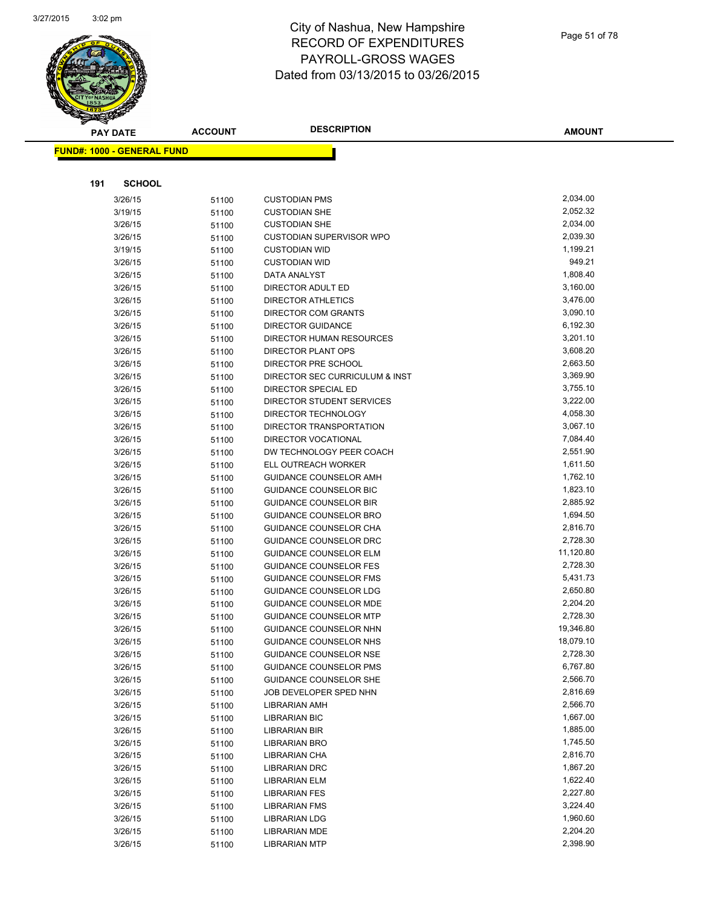# City of Nashua, New Hampshire
## RECORD OF EXPENDITURES
## PAYROLL-GROSS WAGES
## Dated from 03/13/2015 to 03/26/2015

**FUND#: 1000 - GENERAL FUND**

**191 SCHOOL**

| PAY DATE | ACCOUNT | DESCRIPTION | AMOUNT |
|---|---|---|---|
| 3/26/15 | 51100 | CUSTODIAN PMS | 2,034.00 |
| 3/19/15 | 51100 | CUSTODIAN SHE | 2,052.32 |
| 3/26/15 | 51100 | CUSTODIAN SHE | 2,034.00 |
| 3/26/15 | 51100 | CUSTODIAN SUPERVISOR WPO | 2,039.30 |
| 3/19/15 | 51100 | CUSTODIAN WID | 1,199.21 |
| 3/26/15 | 51100 | CUSTODIAN WID | 949.21 |
| 3/26/15 | 51100 | DATA ANALYST | 1,808.40 |
| 3/26/15 | 51100 | DIRECTOR ADULT ED | 3,160.00 |
| 3/26/15 | 51100 | DIRECTOR ATHLETICS | 3,476.00 |
| 3/26/15 | 51100 | DIRECTOR COM GRANTS | 3,090.10 |
| 3/26/15 | 51100 | DIRECTOR GUIDANCE | 6,192.30 |
| 3/26/15 | 51100 | DIRECTOR HUMAN RESOURCES | 3,201.10 |
| 3/26/15 | 51100 | DIRECTOR PLANT OPS | 3,608.20 |
| 3/26/15 | 51100 | DIRECTOR PRE SCHOOL | 2,663.50 |
| 3/26/15 | 51100 | DIRECTOR SEC CURRICULUM & INST | 3,369.90 |
| 3/26/15 | 51100 | DIRECTOR SPECIAL ED | 3,755.10 |
| 3/26/15 | 51100 | DIRECTOR STUDENT SERVICES | 3,222.00 |
| 3/26/15 | 51100 | DIRECTOR TECHNOLOGY | 4,058.30 |
| 3/26/15 | 51100 | DIRECTOR TRANSPORTATION | 3,067.10 |
| 3/26/15 | 51100 | DIRECTOR VOCATIONAL | 7,084.40 |
| 3/26/15 | 51100 | DW TECHNOLOGY PEER COACH | 2,551.90 |
| 3/26/15 | 51100 | ELL OUTREACH WORKER | 1,611.50 |
| 3/26/15 | 51100 | GUIDANCE COUNSELOR AMH | 1,762.10 |
| 3/26/15 | 51100 | GUIDANCE COUNSELOR BIC | 1,823.10 |
| 3/26/15 | 51100 | GUIDANCE COUNSELOR BIR | 2,885.92 |
| 3/26/15 | 51100 | GUIDANCE COUNSELOR BRO | 1,694.50 |
| 3/26/15 | 51100 | GUIDANCE COUNSELOR CHA | 2,816.70 |
| 3/26/15 | 51100 | GUIDANCE COUNSELOR DRC | 2,728.30 |
| 3/26/15 | 51100 | GUIDANCE COUNSELOR ELM | 11,120.80 |
| 3/26/15 | 51100 | GUIDANCE COUNSELOR FES | 2,728.30 |
| 3/26/15 | 51100 | GUIDANCE COUNSELOR FMS | 5,431.73 |
| 3/26/15 | 51100 | GUIDANCE COUNSELOR LDG | 2,650.80 |
| 3/26/15 | 51100 | GUIDANCE COUNSELOR MDE | 2,204.20 |
| 3/26/15 | 51100 | GUIDANCE COUNSELOR MTP | 2,728.30 |
| 3/26/15 | 51100 | GUIDANCE COUNSELOR NHN | 19,346.80 |
| 3/26/15 | 51100 | GUIDANCE COUNSELOR NHS | 18,079.10 |
| 3/26/15 | 51100 | GUIDANCE COUNSELOR NSE | 2,728.30 |
| 3/26/15 | 51100 | GUIDANCE COUNSELOR PMS | 6,767.80 |
| 3/26/15 | 51100 | GUIDANCE COUNSELOR SHE | 2,566.70 |
| 3/26/15 | 51100 | JOB DEVELOPER SPED NHN | 2,816.69 |
| 3/26/15 | 51100 | LIBRARIAN AMH | 2,566.70 |
| 3/26/15 | 51100 | LIBRARIAN BIC | 1,667.00 |
| 3/26/15 | 51100 | LIBRARIAN BIR | 1,885.00 |
| 3/26/15 | 51100 | LIBRARIAN BRO | 1,745.50 |
| 3/26/15 | 51100 | LIBRARIAN CHA | 2,816.70 |
| 3/26/15 | 51100 | LIBRARIAN DRC | 1,867.20 |
| 3/26/15 | 51100 | LIBRARIAN ELM | 1,622.40 |
| 3/26/15 | 51100 | LIBRARIAN FES | 2,227.80 |
| 3/26/15 | 51100 | LIBRARIAN FMS | 3,224.40 |
| 3/26/15 | 51100 | LIBRARIAN LDG | 1,960.60 |
| 3/26/15 | 51100 | LIBRARIAN MDE | 2,204.20 |
| 3/26/15 | 51100 | LIBRARIAN MTP | 2,398.90 |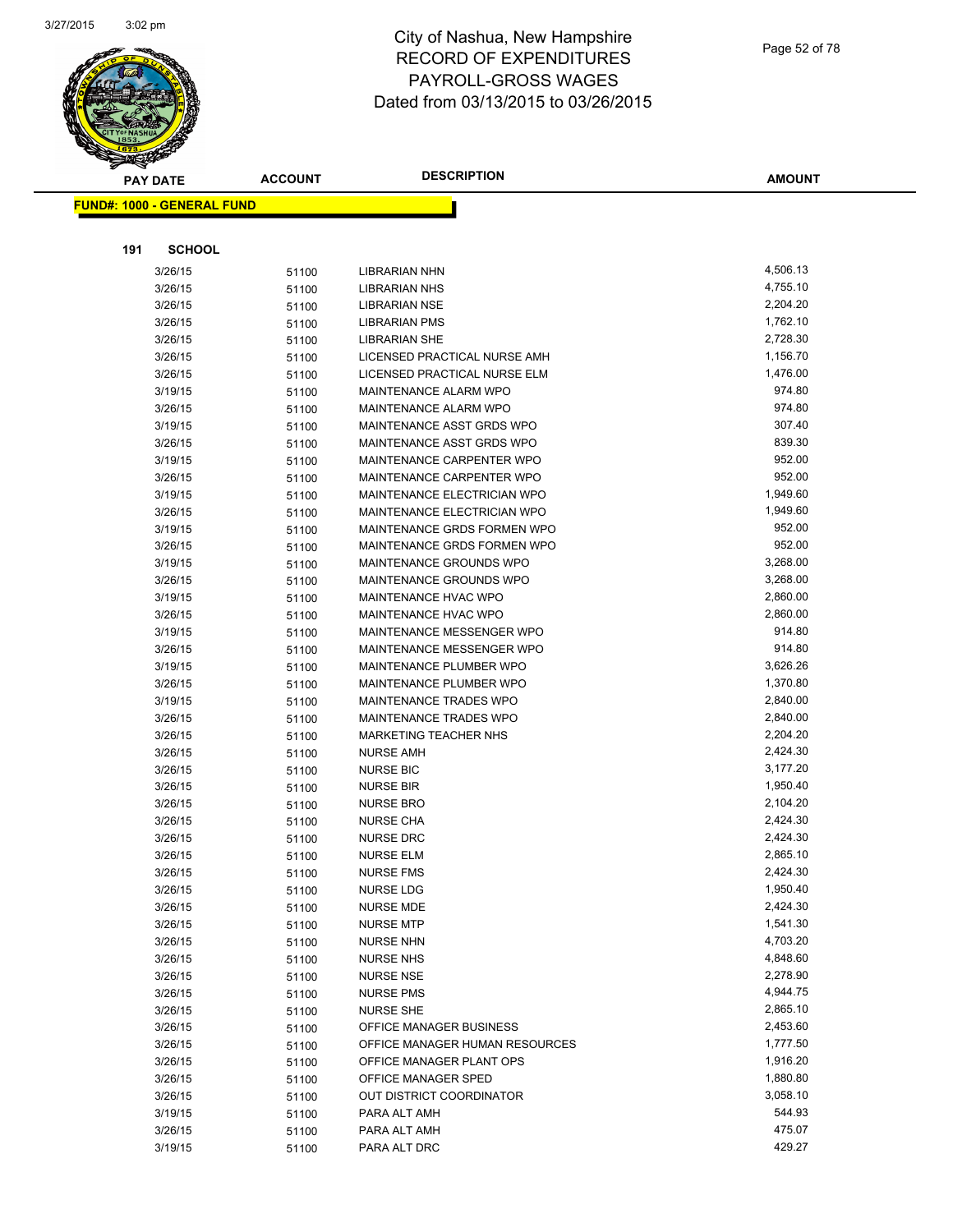# City of Nashua, New Hampshire
# RECORD OF EXPENDITURES
# PAYROLL-GROSS WAGES
# Dated from 03/13/2015 to 03/26/2015

**FUND#: 1000 - GENERAL FUND**

**191 SCHOOL**

| PAY DATE | ACCOUNT | DESCRIPTION | AMOUNT |
|---|---|---|---|
| 3/26/15 | 51100 | LIBRARIAN NHN | 4,506.13 |
| 3/26/15 | 51100 | LIBRARIAN NHS | 4,755.10 |
| 3/26/15 | 51100 | LIBRARIAN NSE | 2,204.20 |
| 3/26/15 | 51100 | LIBRARIAN PMS | 1,762.10 |
| 3/26/15 | 51100 | LIBRARIAN SHE | 2,728.30 |
| 3/26/15 | 51100 | LICENSED PRACTICAL NURSE AMH | 1,156.70 |
| 3/26/15 | 51100 | LICENSED PRACTICAL NURSE ELM | 1,476.00 |
| 3/19/15 | 51100 | MAINTENANCE ALARM WPO | 974.80 |
| 3/26/15 | 51100 | MAINTENANCE ALARM WPO | 974.80 |
| 3/19/15 | 51100 | MAINTENANCE ASST GRDS WPO | 307.40 |
| 3/26/15 | 51100 | MAINTENANCE ASST GRDS WPO | 839.30 |
| 3/19/15 | 51100 | MAINTENANCE CARPENTER WPO | 952.00 |
| 3/26/15 | 51100 | MAINTENANCE CARPENTER WPO | 952.00 |
| 3/19/15 | 51100 | MAINTENANCE ELECTRICIAN WPO | 1,949.60 |
| 3/26/15 | 51100 | MAINTENANCE ELECTRICIAN WPO | 1,949.60 |
| 3/19/15 | 51100 | MAINTENANCE GRDS FORMEN WPO | 952.00 |
| 3/26/15 | 51100 | MAINTENANCE GRDS FORMEN WPO | 952.00 |
| 3/19/15 | 51100 | MAINTENANCE GROUNDS WPO | 3,268.00 |
| 3/26/15 | 51100 | MAINTENANCE GROUNDS WPO | 3,268.00 |
| 3/19/15 | 51100 | MAINTENANCE HVAC WPO | 2,860.00 |
| 3/26/15 | 51100 | MAINTENANCE HVAC WPO | 2,860.00 |
| 3/19/15 | 51100 | MAINTENANCE MESSENGER WPO | 914.80 |
| 3/26/15 | 51100 | MAINTENANCE MESSENGER WPO | 914.80 |
| 3/19/15 | 51100 | MAINTENANCE PLUMBER WPO | 3,626.26 |
| 3/26/15 | 51100 | MAINTENANCE PLUMBER WPO | 1,370.80 |
| 3/19/15 | 51100 | MAINTENANCE TRADES WPO | 2,840.00 |
| 3/26/15 | 51100 | MAINTENANCE TRADES WPO | 2,840.00 |
| 3/26/15 | 51100 | MARKETING TEACHER NHS | 2,204.20 |
| 3/26/15 | 51100 | NURSE AMH | 2,424.30 |
| 3/26/15 | 51100 | NURSE BIC | 3,177.20 |
| 3/26/15 | 51100 | NURSE BIR | 1,950.40 |
| 3/26/15 | 51100 | NURSE BRO | 2,104.20 |
| 3/26/15 | 51100 | NURSE CHA | 2,424.30 |
| 3/26/15 | 51100 | NURSE DRC | 2,424.30 |
| 3/26/15 | 51100 | NURSE ELM | 2,865.10 |
| 3/26/15 | 51100 | NURSE FMS | 2,424.30 |
| 3/26/15 | 51100 | NURSE LDG | 1,950.40 |
| 3/26/15 | 51100 | NURSE MDE | 2,424.30 |
| 3/26/15 | 51100 | NURSE MTP | 1,541.30 |
| 3/26/15 | 51100 | NURSE NHN | 4,703.20 |
| 3/26/15 | 51100 | NURSE NHS | 4,848.60 |
| 3/26/15 | 51100 | NURSE NSE | 2,278.90 |
| 3/26/15 | 51100 | NURSE PMS | 4,944.75 |
| 3/26/15 | 51100 | NURSE SHE | 2,865.10 |
| 3/26/15 | 51100 | OFFICE MANAGER BUSINESS | 2,453.60 |
| 3/26/15 | 51100 | OFFICE MANAGER HUMAN RESOURCES | 1,777.50 |
| 3/26/15 | 51100 | OFFICE MANAGER PLANT OPS | 1,916.20 |
| 3/26/15 | 51100 | OFFICE MANAGER SPED | 1,880.80 |
| 3/26/15 | 51100 | OUT DISTRICT COORDINATOR | 3,058.10 |
| 3/19/15 | 51100 | PARA ALT AMH | 544.93 |
| 3/26/15 | 51100 | PARA ALT AMH | 475.07 |
| 3/19/15 | 51100 | PARA ALT DRC | 429.27 |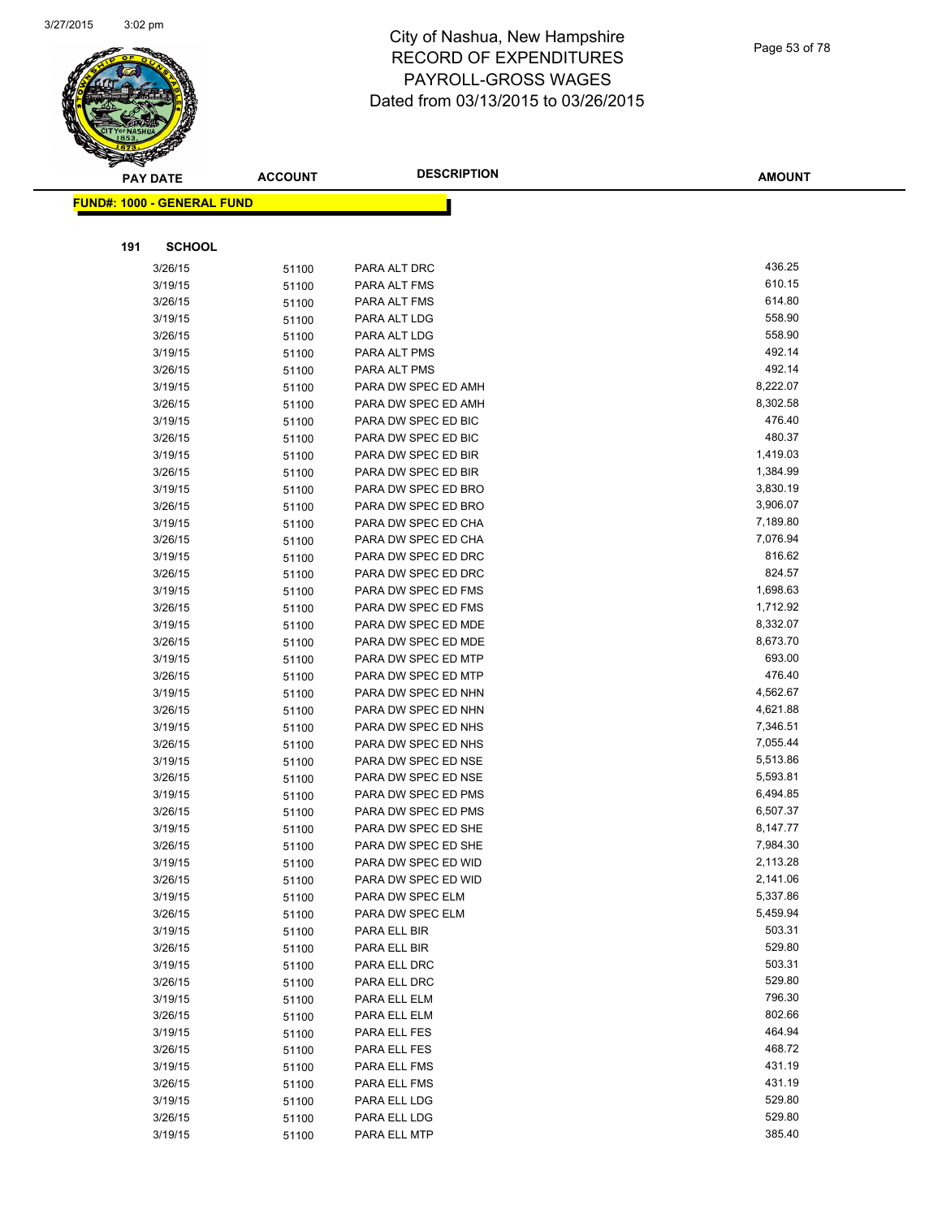# City of Nashua, New Hampshire
## RECORD OF EXPENDITURES
## PAYROLL-GROSS WAGES
## Dated from 03/13/2015 to 03/26/2015

**FUND#: 1000 - GENERAL FUND**

**191 SCHOOL**

| PAY DATE | ACCOUNT | DESCRIPTION | AMOUNT |
|---|---|---|---|
| 3/26/15 | 51100 | PARA ALT DRC | 436.25 |
| 3/19/15 | 51100 | PARA ALT FMS | 610.15 |
| 3/26/15 | 51100 | PARA ALT FMS | 614.80 |
| 3/19/15 | 51100 | PARA ALT LDG | 558.90 |
| 3/26/15 | 51100 | PARA ALT LDG | 558.90 |
| 3/19/15 | 51100 | PARA ALT PMS | 492.14 |
| 3/26/15 | 51100 | PARA ALT PMS | 492.14 |
| 3/19/15 | 51100 | PARA DW SPEC ED AMH | 8,222.07 |
| 3/26/15 | 51100 | PARA DW SPEC ED AMH | 8,302.58 |
| 3/19/15 | 51100 | PARA DW SPEC ED BIC | 476.40 |
| 3/26/15 | 51100 | PARA DW SPEC ED BIC | 480.37 |
| 3/19/15 | 51100 | PARA DW SPEC ED BIR | 1,419.03 |
| 3/26/15 | 51100 | PARA DW SPEC ED BIR | 1,384.99 |
| 3/19/15 | 51100 | PARA DW SPEC ED BRO | 3,830.19 |
| 3/26/15 | 51100 | PARA DW SPEC ED BRO | 3,906.07 |
| 3/19/15 | 51100 | PARA DW SPEC ED CHA | 7,189.80 |
| 3/26/15 | 51100 | PARA DW SPEC ED CHA | 7,076.94 |
| 3/19/15 | 51100 | PARA DW SPEC ED DRC | 816.62 |
| 3/26/15 | 51100 | PARA DW SPEC ED DRC | 824.57 |
| 3/19/15 | 51100 | PARA DW SPEC ED FMS | 1,698.63 |
| 3/26/15 | 51100 | PARA DW SPEC ED FMS | 1,712.92 |
| 3/19/15 | 51100 | PARA DW SPEC ED MDE | 8,332.07 |
| 3/26/15 | 51100 | PARA DW SPEC ED MDE | 8,673.70 |
| 3/19/15 | 51100 | PARA DW SPEC ED MTP | 693.00 |
| 3/26/15 | 51100 | PARA DW SPEC ED MTP | 476.40 |
| 3/19/15 | 51100 | PARA DW SPEC ED NHN | 4,562.67 |
| 3/26/15 | 51100 | PARA DW SPEC ED NHN | 4,621.88 |
| 3/19/15 | 51100 | PARA DW SPEC ED NHS | 7,346.51 |
| 3/26/15 | 51100 | PARA DW SPEC ED NHS | 7,055.44 |
| 3/19/15 | 51100 | PARA DW SPEC ED NSE | 5,513.86 |
| 3/26/15 | 51100 | PARA DW SPEC ED NSE | 5,593.81 |
| 3/19/15 | 51100 | PARA DW SPEC ED PMS | 6,494.85 |
| 3/26/15 | 51100 | PARA DW SPEC ED PMS | 6,507.37 |
| 3/19/15 | 51100 | PARA DW SPEC ED SHE | 8,147.77 |
| 3/26/15 | 51100 | PARA DW SPEC ED SHE | 7,984.30 |
| 3/19/15 | 51100 | PARA DW SPEC ED WID | 2,113.28 |
| 3/26/15 | 51100 | PARA DW SPEC ED WID | 2,141.06 |
| 3/19/15 | 51100 | PARA DW SPEC ELM | 5,337.86 |
| 3/26/15 | 51100 | PARA DW SPEC ELM | 5,459.94 |
| 3/19/15 | 51100 | PARA ELL BIR | 503.31 |
| 3/26/15 | 51100 | PARA ELL BIR | 529.80 |
| 3/19/15 | 51100 | PARA ELL DRC | 503.31 |
| 3/26/15 | 51100 | PARA ELL DRC | 529.80 |
| 3/19/15 | 51100 | PARA ELL ELM | 796.30 |
| 3/26/15 | 51100 | PARA ELL ELM | 802.66 |
| 3/19/15 | 51100 | PARA ELL FES | 464.94 |
| 3/26/15 | 51100 | PARA ELL FES | 468.72 |
| 3/19/15 | 51100 | PARA ELL FMS | 431.19 |
| 3/26/15 | 51100 | PARA ELL FMS | 431.19 |
| 3/19/15 | 51100 | PARA ELL LDG | 529.80 |
| 3/26/15 | 51100 | PARA ELL LDG | 529.80 |
| 3/19/15 | 51100 | PARA ELL MTP | 385.40 |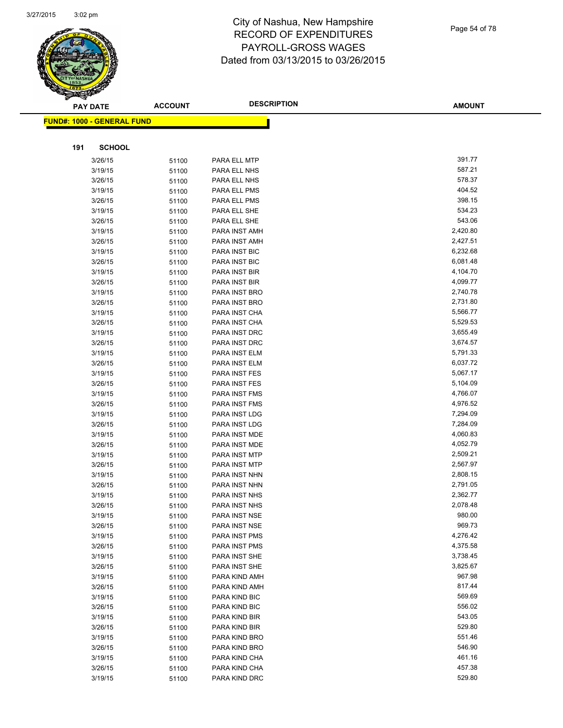# City of Nashua, New Hampshire
# RECORD OF EXPENDITURES
# PAYROLL-GROSS WAGES
# Dated from 03/13/2015 to 03/26/2015

**FUND#: 1000 - GENERAL FUND**

**191 SCHOOL**

| PAY DATE | ACCOUNT | DESCRIPTION | AMOUNT |
|---|---|---|---|
| 3/26/15 | 51100 | PARA ELL MTP | 391.77 |
| 3/19/15 | 51100 | PARA ELL NHS | 587.21 |
| 3/26/15 | 51100 | PARA ELL NHS | 578.37 |
| 3/19/15 | 51100 | PARA ELL PMS | 404.52 |
| 3/26/15 | 51100 | PARA ELL PMS | 398.15 |
| 3/19/15 | 51100 | PARA ELL SHE | 534.23 |
| 3/26/15 | 51100 | PARA ELL SHE | 543.06 |
| 3/19/15 | 51100 | PARA INST AMH | 2,420.80 |
| 3/26/15 | 51100 | PARA INST AMH | 2,427.51 |
| 3/19/15 | 51100 | PARA INST BIC | 6,232.68 |
| 3/26/15 | 51100 | PARA INST BIC | 6,081.48 |
| 3/19/15 | 51100 | PARA INST BIR | 4,104.70 |
| 3/26/15 | 51100 | PARA INST BIR | 4,099.77 |
| 3/19/15 | 51100 | PARA INST BRO | 2,740.78 |
| 3/26/15 | 51100 | PARA INST BRO | 2,731.80 |
| 3/19/15 | 51100 | PARA INST CHA | 5,566.77 |
| 3/26/15 | 51100 | PARA INST CHA | 5,529.53 |
| 3/19/15 | 51100 | PARA INST DRC | 3,655.49 |
| 3/26/15 | 51100 | PARA INST DRC | 3,674.57 |
| 3/19/15 | 51100 | PARA INST ELM | 5,791.33 |
| 3/26/15 | 51100 | PARA INST ELM | 6,037.72 |
| 3/19/15 | 51100 | PARA INST FES | 5,067.17 |
| 3/26/15 | 51100 | PARA INST FES | 5,104.09 |
| 3/19/15 | 51100 | PARA INST FMS | 4,766.07 |
| 3/26/15 | 51100 | PARA INST FMS | 4,976.52 |
| 3/19/15 | 51100 | PARA INST LDG | 7,294.09 |
| 3/26/15 | 51100 | PARA INST LDG | 7,284.09 |
| 3/19/15 | 51100 | PARA INST MDE | 4,060.83 |
| 3/26/15 | 51100 | PARA INST MDE | 4,052.79 |
| 3/19/15 | 51100 | PARA INST MTP | 2,509.21 |
| 3/26/15 | 51100 | PARA INST MTP | 2,567.97 |
| 3/19/15 | 51100 | PARA INST NHN | 2,808.15 |
| 3/26/15 | 51100 | PARA INST NHN | 2,791.05 |
| 3/19/15 | 51100 | PARA INST NHS | 2,362.77 |
| 3/26/15 | 51100 | PARA INST NHS | 2,078.48 |
| 3/19/15 | 51100 | PARA INST NSE | 980.00 |
| 3/26/15 | 51100 | PARA INST NSE | 969.73 |
| 3/19/15 | 51100 | PARA INST PMS | 4,276.42 |
| 3/26/15 | 51100 | PARA INST PMS | 4,375.58 |
| 3/19/15 | 51100 | PARA INST SHE | 3,738.45 |
| 3/26/15 | 51100 | PARA INST SHE | 3,825.67 |
| 3/19/15 | 51100 | PARA KIND AMH | 967.98 |
| 3/26/15 | 51100 | PARA KIND AMH | 817.44 |
| 3/19/15 | 51100 | PARA KIND BIC | 569.69 |
| 3/26/15 | 51100 | PARA KIND BIC | 556.02 |
| 3/19/15 | 51100 | PARA KIND BIR | 543.05 |
| 3/26/15 | 51100 | PARA KIND BIR | 529.80 |
| 3/19/15 | 51100 | PARA KIND BRO | 551.46 |
| 3/26/15 | 51100 | PARA KIND BRO | 546.90 |
| 3/19/15 | 51100 | PARA KIND CHA | 461.16 |
| 3/26/15 | 51100 | PARA KIND CHA | 457.38 |
| 3/19/15 | 51100 | PARA KIND DRC | 529.80 |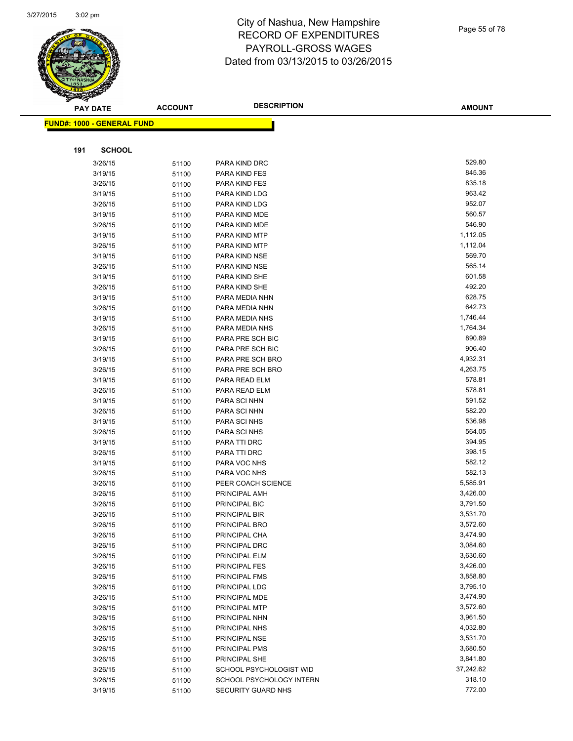# City of Nashua, New Hampshire
# RECORD OF EXPENDITURES
# PAYROLL-GROSS WAGES
# Dated from 03/13/2015 to 03/26/2015

**FUND#: 1000 - GENERAL FUND**

**191 SCHOOL**

| PAY DATE | ACCOUNT | DESCRIPTION | AMOUNT |
|---|---|---|---|
| 3/26/15 | 51100 | PARA KIND DRC | 529.80 |
| 3/19/15 | 51100 | PARA KIND FES | 845.36 |
| 3/26/15 | 51100 | PARA KIND FES | 835.18 |
| 3/19/15 | 51100 | PARA KIND LDG | 963.42 |
| 3/26/15 | 51100 | PARA KIND LDG | 952.07 |
| 3/19/15 | 51100 | PARA KIND MDE | 560.57 |
| 3/26/15 | 51100 | PARA KIND MDE | 546.90 |
| 3/19/15 | 51100 | PARA KIND MTP | 1,112.05 |
| 3/26/15 | 51100 | PARA KIND MTP | 1,112.04 |
| 3/19/15 | 51100 | PARA KIND NSE | 569.70 |
| 3/26/15 | 51100 | PARA KIND NSE | 565.14 |
| 3/19/15 | 51100 | PARA KIND SHE | 601.58 |
| 3/26/15 | 51100 | PARA KIND SHE | 492.20 |
| 3/19/15 | 51100 | PARA MEDIA NHN | 628.75 |
| 3/26/15 | 51100 | PARA MEDIA NHN | 642.73 |
| 3/19/15 | 51100 | PARA MEDIA NHS | 1,746.44 |
| 3/26/15 | 51100 | PARA MEDIA NHS | 1,764.34 |
| 3/19/15 | 51100 | PARA PRE SCH BIC | 890.89 |
| 3/26/15 | 51100 | PARA PRE SCH BIC | 906.40 |
| 3/19/15 | 51100 | PARA PRE SCH BRO | 4,932.31 |
| 3/26/15 | 51100 | PARA PRE SCH BRO | 4,263.75 |
| 3/19/15 | 51100 | PARA READ ELM | 578.81 |
| 3/26/15 | 51100 | PARA READ ELM | 578.81 |
| 3/19/15 | 51100 | PARA SCI NHN | 591.52 |
| 3/26/15 | 51100 | PARA SCI NHN | 582.20 |
| 3/19/15 | 51100 | PARA SCI NHS | 536.98 |
| 3/26/15 | 51100 | PARA SCI NHS | 564.05 |
| 3/19/15 | 51100 | PARA TTI DRC | 394.95 |
| 3/26/15 | 51100 | PARA TTI DRC | 398.15 |
| 3/19/15 | 51100 | PARA VOC NHS | 582.12 |
| 3/26/15 | 51100 | PARA VOC NHS | 582.13 |
| 3/26/15 | 51100 | PEER COACH SCIENCE | 5,585.91 |
| 3/26/15 | 51100 | PRINCIPAL AMH | 3,426.00 |
| 3/26/15 | 51100 | PRINCIPAL BIC | 3,791.50 |
| 3/26/15 | 51100 | PRINCIPAL BIR | 3,531.70 |
| 3/26/15 | 51100 | PRINCIPAL BRO | 3,572.60 |
| 3/26/15 | 51100 | PRINCIPAL CHA | 3,474.90 |
| 3/26/15 | 51100 | PRINCIPAL DRC | 3,084.60 |
| 3/26/15 | 51100 | PRINCIPAL ELM | 3,630.60 |
| 3/26/15 | 51100 | PRINCIPAL FES | 3,426.00 |
| 3/26/15 | 51100 | PRINCIPAL FMS | 3,858.80 |
| 3/26/15 | 51100 | PRINCIPAL LDG | 3,795.10 |
| 3/26/15 | 51100 | PRINCIPAL MDE | 3,474.90 |
| 3/26/15 | 51100 | PRINCIPAL MTP | 3,572.60 |
| 3/26/15 | 51100 | PRINCIPAL NHN | 3,961.50 |
| 3/26/15 | 51100 | PRINCIPAL NHS | 4,032.80 |
| 3/26/15 | 51100 | PRINCIPAL NSE | 3,531.70 |
| 3/26/15 | 51100 | PRINCIPAL PMS | 3,680.50 |
| 3/26/15 | 51100 | PRINCIPAL SHE | 3,841.80 |
| 3/26/15 | 51100 | SCHOOL PSYCHOLOGIST WID | 37,242.62 |
| 3/26/15 | 51100 | SCHOOL PSYCHOLOGY INTERN | 318.10 |
| 3/19/15 | 51100 | SECURITY GUARD NHS | 772.00 |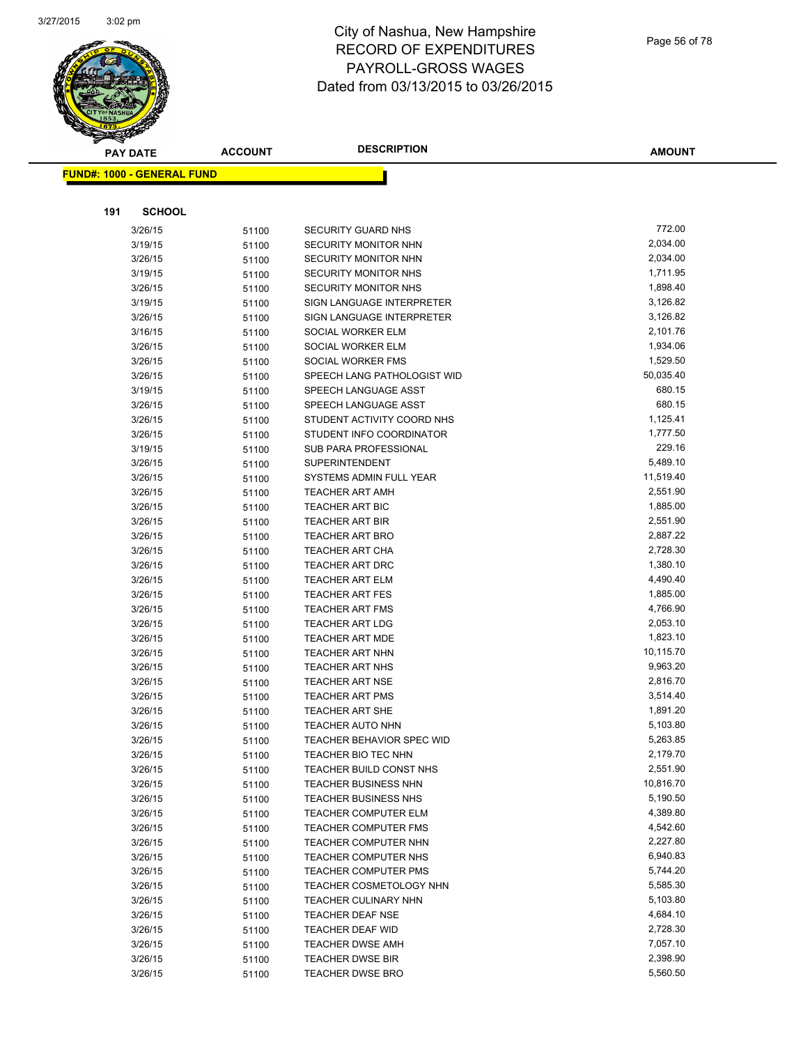# City of Nashua, New Hampshire
## RECORD OF EXPENDITURES
## PAYROLL-GROSS WAGES
## Dated from 03/13/2015 to 03/26/2015

**FUND#: 1000 - GENERAL FUND**

**191 SCHOOL**

| PAY DATE | ACCOUNT | DESCRIPTION | AMOUNT |
|---|---|---|---|
| 3/26/15 | 51100 | SECURITY GUARD NHS | 772.00 |
| 3/19/15 | 51100 | SECURITY MONITOR NHN | 2,034.00 |
| 3/26/15 | 51100 | SECURITY MONITOR NHN | 2,034.00 |
| 3/19/15 | 51100 | SECURITY MONITOR NHS | 1,711.95 |
| 3/26/15 | 51100 | SECURITY MONITOR NHS | 1,898.40 |
| 3/19/15 | 51100 | SIGN LANGUAGE INTERPRETER | 3,126.82 |
| 3/26/15 | 51100 | SIGN LANGUAGE INTERPRETER | 3,126.82 |
| 3/16/15 | 51100 | SOCIAL WORKER ELM | 2,101.76 |
| 3/26/15 | 51100 | SOCIAL WORKER ELM | 1,934.06 |
| 3/26/15 | 51100 | SOCIAL WORKER FMS | 1,529.50 |
| 3/26/15 | 51100 | SPEECH LANG PATHOLOGIST WID | 50,035.40 |
| 3/19/15 | 51100 | SPEECH LANGUAGE ASST | 680.15 |
| 3/26/15 | 51100 | SPEECH LANGUAGE ASST | 680.15 |
| 3/26/15 | 51100 | STUDENT ACTIVITY COORD NHS | 1,125.41 |
| 3/26/15 | 51100 | STUDENT INFO COORDINATOR | 1,777.50 |
| 3/19/15 | 51100 | SUB PARA PROFESSIONAL | 229.16 |
| 3/26/15 | 51100 | SUPERINTENDENT | 5,489.10 |
| 3/26/15 | 51100 | SYSTEMS ADMIN FULL YEAR | 11,519.40 |
| 3/26/15 | 51100 | TEACHER ART AMH | 2,551.90 |
| 3/26/15 | 51100 | TEACHER ART BIC | 1,885.00 |
| 3/26/15 | 51100 | TEACHER ART BIR | 2,551.90 |
| 3/26/15 | 51100 | TEACHER ART BRO | 2,887.22 |
| 3/26/15 | 51100 | TEACHER ART CHA | 2,728.30 |
| 3/26/15 | 51100 | TEACHER ART DRC | 1,380.10 |
| 3/26/15 | 51100 | TEACHER ART ELM | 4,490.40 |
| 3/26/15 | 51100 | TEACHER ART FES | 1,885.00 |
| 3/26/15 | 51100 | TEACHER ART FMS | 4,766.90 |
| 3/26/15 | 51100 | TEACHER ART LDG | 2,053.10 |
| 3/26/15 | 51100 | TEACHER ART MDE | 1,823.10 |
| 3/26/15 | 51100 | TEACHER ART NHN | 10,115.70 |
| 3/26/15 | 51100 | TEACHER ART NHS | 9,963.20 |
| 3/26/15 | 51100 | TEACHER ART NSE | 2,816.70 |
| 3/26/15 | 51100 | TEACHER ART PMS | 3,514.40 |
| 3/26/15 | 51100 | TEACHER ART SHE | 1,891.20 |
| 3/26/15 | 51100 | TEACHER AUTO NHN | 5,103.80 |
| 3/26/15 | 51100 | TEACHER BEHAVIOR SPEC WID | 5,263.85 |
| 3/26/15 | 51100 | TEACHER BIO TEC NHN | 2,179.70 |
| 3/26/15 | 51100 | TEACHER BUILD CONST NHS | 2,551.90 |
| 3/26/15 | 51100 | TEACHER BUSINESS NHN | 10,816.70 |
| 3/26/15 | 51100 | TEACHER BUSINESS NHS | 5,190.50 |
| 3/26/15 | 51100 | TEACHER COMPUTER ELM | 4,389.80 |
| 3/26/15 | 51100 | TEACHER COMPUTER FMS | 4,542.60 |
| 3/26/15 | 51100 | TEACHER COMPUTER NHN | 2,227.80 |
| 3/26/15 | 51100 | TEACHER COMPUTER NHS | 6,940.83 |
| 3/26/15 | 51100 | TEACHER COMPUTER PMS | 5,744.20 |
| 3/26/15 | 51100 | TEACHER COSMETOLOGY NHN | 5,585.30 |
| 3/26/15 | 51100 | TEACHER CULINARY NHN | 5,103.80 |
| 3/26/15 | 51100 | TEACHER DEAF NSE | 4,684.10 |
| 3/26/15 | 51100 | TEACHER DEAF WID | 2,728.30 |
| 3/26/15 | 51100 | TEACHER DWSE AMH | 7,057.10 |
| 3/26/15 | 51100 | TEACHER DWSE BIR | 2,398.90 |
| 3/26/15 | 51100 | TEACHER DWSE BRO | 5,560.50 |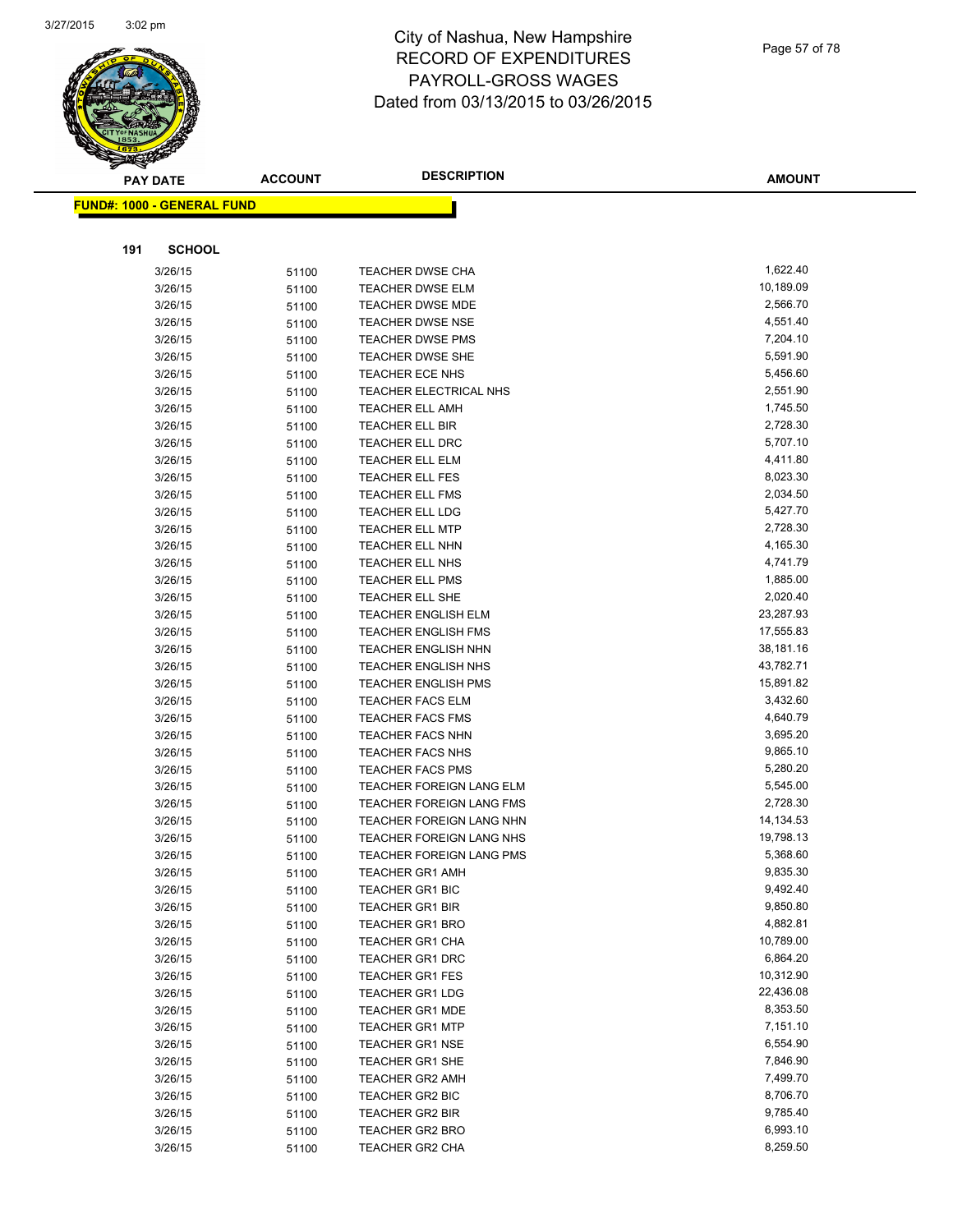# City of Nashua, New Hampshire
## RECORD OF EXPENDITURES
## PAYROLL-GROSS WAGES
## Dated from 03/13/2015 to 03/26/2015

**FUND#: 1000 - GENERAL FUND**

**191 SCHOOL**

| PAY DATE | ACCOUNT | DESCRIPTION | AMOUNT |
|---|---|---|---|
| 3/26/15 | 51100 | TEACHER DWSE CHA | 1,622.40 |
| 3/26/15 | 51100 | TEACHER DWSE ELM | 10,189.09 |
| 3/26/15 | 51100 | TEACHER DWSE MDE | 2,566.70 |
| 3/26/15 | 51100 | TEACHER DWSE NSE | 4,551.40 |
| 3/26/15 | 51100 | TEACHER DWSE PMS | 7,204.10 |
| 3/26/15 | 51100 | TEACHER DWSE SHE | 5,591.90 |
| 3/26/15 | 51100 | TEACHER ECE NHS | 5,456.60 |
| 3/26/15 | 51100 | TEACHER ELECTRICAL NHS | 2,551.90 |
| 3/26/15 | 51100 | TEACHER ELL AMH | 1,745.50 |
| 3/26/15 | 51100 | TEACHER ELL BIR | 2,728.30 |
| 3/26/15 | 51100 | TEACHER ELL DRC | 5,707.10 |
| 3/26/15 | 51100 | TEACHER ELL ELM | 4,411.80 |
| 3/26/15 | 51100 | TEACHER ELL FES | 8,023.30 |
| 3/26/15 | 51100 | TEACHER ELL FMS | 2,034.50 |
| 3/26/15 | 51100 | TEACHER ELL LDG | 5,427.70 |
| 3/26/15 | 51100 | TEACHER ELL MTP | 2,728.30 |
| 3/26/15 | 51100 | TEACHER ELL NHN | 4,165.30 |
| 3/26/15 | 51100 | TEACHER ELL NHS | 4,741.79 |
| 3/26/15 | 51100 | TEACHER ELL PMS | 1,885.00 |
| 3/26/15 | 51100 | TEACHER ELL SHE | 2,020.40 |
| 3/26/15 | 51100 | TEACHER ENGLISH ELM | 23,287.93 |
| 3/26/15 | 51100 | TEACHER ENGLISH FMS | 17,555.83 |
| 3/26/15 | 51100 | TEACHER ENGLISH NHN | 38,181.16 |
| 3/26/15 | 51100 | TEACHER ENGLISH NHS | 43,782.71 |
| 3/26/15 | 51100 | TEACHER ENGLISH PMS | 15,891.82 |
| 3/26/15 | 51100 | TEACHER FACS ELM | 3,432.60 |
| 3/26/15 | 51100 | TEACHER FACS FMS | 4,640.79 |
| 3/26/15 | 51100 | TEACHER FACS NHN | 3,695.20 |
| 3/26/15 | 51100 | TEACHER FACS NHS | 9,865.10 |
| 3/26/15 | 51100 | TEACHER FACS PMS | 5,280.20 |
| 3/26/15 | 51100 | TEACHER FOREIGN LANG ELM | 5,545.00 |
| 3/26/15 | 51100 | TEACHER FOREIGN LANG FMS | 2,728.30 |
| 3/26/15 | 51100 | TEACHER FOREIGN LANG NHN | 14,134.53 |
| 3/26/15 | 51100 | TEACHER FOREIGN LANG NHS | 19,798.13 |
| 3/26/15 | 51100 | TEACHER FOREIGN LANG PMS | 5,368.60 |
| 3/26/15 | 51100 | TEACHER GR1 AMH | 9,835.30 |
| 3/26/15 | 51100 | TEACHER GR1 BIC | 9,492.40 |
| 3/26/15 | 51100 | TEACHER GR1 BIR | 9,850.80 |
| 3/26/15 | 51100 | TEACHER GR1 BRO | 4,882.81 |
| 3/26/15 | 51100 | TEACHER GR1 CHA | 10,789.00 |
| 3/26/15 | 51100 | TEACHER GR1 DRC | 6,864.20 |
| 3/26/15 | 51100 | TEACHER GR1 FES | 10,312.90 |
| 3/26/15 | 51100 | TEACHER GR1 LDG | 22,436.08 |
| 3/26/15 | 51100 | TEACHER GR1 MDE | 8,353.50 |
| 3/26/15 | 51100 | TEACHER GR1 MTP | 7,151.10 |
| 3/26/15 | 51100 | TEACHER GR1 NSE | 6,554.90 |
| 3/26/15 | 51100 | TEACHER GR1 SHE | 7,846.90 |
| 3/26/15 | 51100 | TEACHER GR2 AMH | 7,499.70 |
| 3/26/15 | 51100 | TEACHER GR2 BIC | 8,706.70 |
| 3/26/15 | 51100 | TEACHER GR2 BIR | 9,785.40 |
| 3/26/15 | 51100 | TEACHER GR2 BRO | 6,993.10 |
| 3/26/15 | 51100 | TEACHER GR2 CHA | 8,259.50 |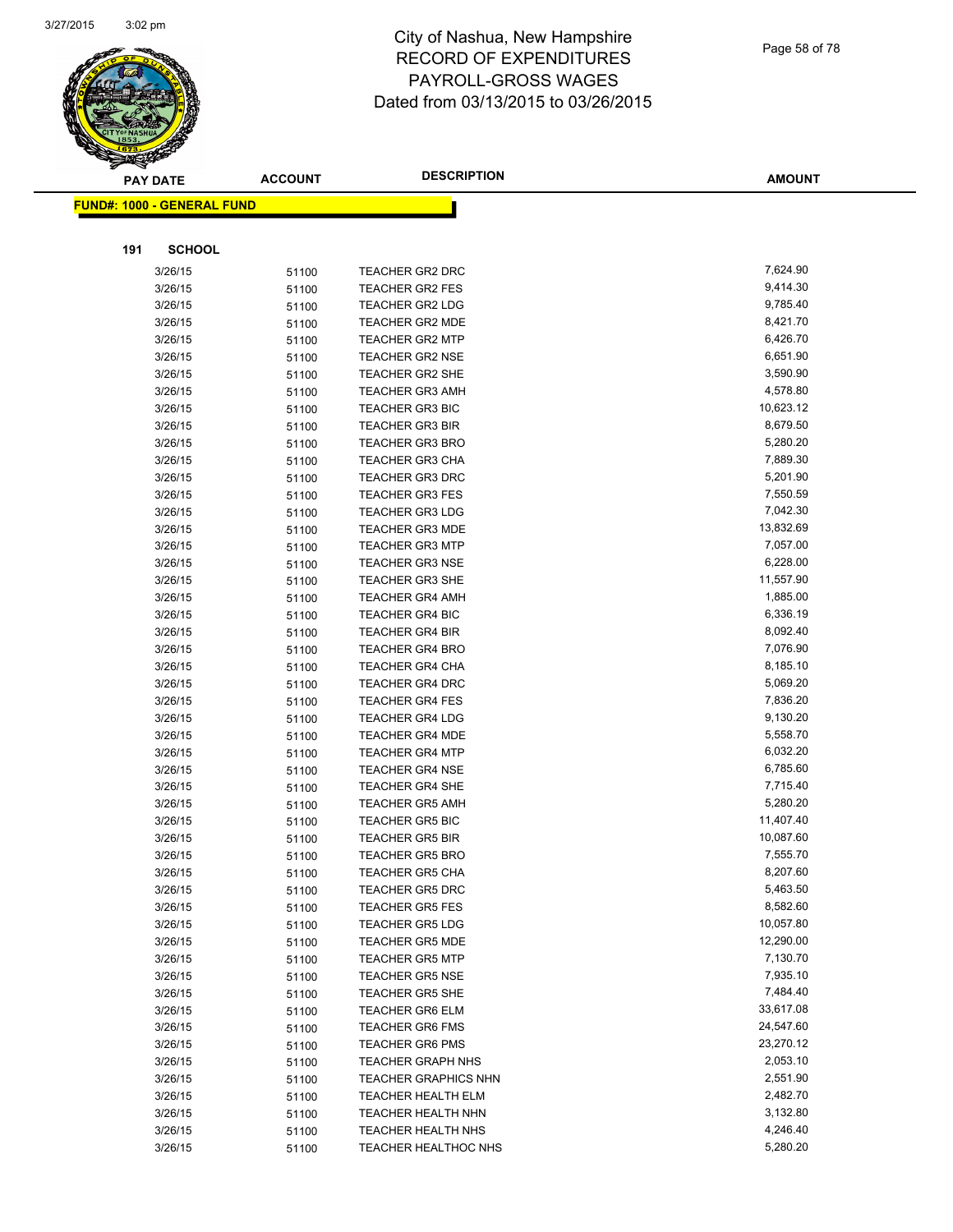# City of Nashua, New Hampshire
## RECORD OF EXPENDITURES
## PAYROLL-GROSS WAGES
## Dated from 03/13/2015 to 03/26/2015

**FUND#: 1000 - GENERAL FUND**

**191 SCHOOL**

| PAY DATE | ACCOUNT | DESCRIPTION | AMOUNT |
|---|---|---|---|
| 3/26/15 | 51100 | TEACHER GR2 DRC | 7,624.90 |
| 3/26/15 | 51100 | TEACHER GR2 FES | 9,414.30 |
| 3/26/15 | 51100 | TEACHER GR2 LDG | 9,785.40 |
| 3/26/15 | 51100 | TEACHER GR2 MDE | 8,421.70 |
| 3/26/15 | 51100 | TEACHER GR2 MTP | 6,426.70 |
| 3/26/15 | 51100 | TEACHER GR2 NSE | 6,651.90 |
| 3/26/15 | 51100 | TEACHER GR2 SHE | 3,590.90 |
| 3/26/15 | 51100 | TEACHER GR3 AMH | 4,578.80 |
| 3/26/15 | 51100 | TEACHER GR3 BIC | 10,623.12 |
| 3/26/15 | 51100 | TEACHER GR3 BIR | 8,679.50 |
| 3/26/15 | 51100 | TEACHER GR3 BRO | 5,280.20 |
| 3/26/15 | 51100 | TEACHER GR3 CHA | 7,889.30 |
| 3/26/15 | 51100 | TEACHER GR3 DRC | 5,201.90 |
| 3/26/15 | 51100 | TEACHER GR3 FES | 7,550.59 |
| 3/26/15 | 51100 | TEACHER GR3 LDG | 7,042.30 |
| 3/26/15 | 51100 | TEACHER GR3 MDE | 13,832.69 |
| 3/26/15 | 51100 | TEACHER GR3 MTP | 7,057.00 |
| 3/26/15 | 51100 | TEACHER GR3 NSE | 6,228.00 |
| 3/26/15 | 51100 | TEACHER GR3 SHE | 11,557.90 |
| 3/26/15 | 51100 | TEACHER GR4 AMH | 1,885.00 |
| 3/26/15 | 51100 | TEACHER GR4 BIC | 6,336.19 |
| 3/26/15 | 51100 | TEACHER GR4 BIR | 8,092.40 |
| 3/26/15 | 51100 | TEACHER GR4 BRO | 7,076.90 |
| 3/26/15 | 51100 | TEACHER GR4 CHA | 8,185.10 |
| 3/26/15 | 51100 | TEACHER GR4 DRC | 5,069.20 |
| 3/26/15 | 51100 | TEACHER GR4 FES | 7,836.20 |
| 3/26/15 | 51100 | TEACHER GR4 LDG | 9,130.20 |
| 3/26/15 | 51100 | TEACHER GR4 MDE | 5,558.70 |
| 3/26/15 | 51100 | TEACHER GR4 MTP | 6,032.20 |
| 3/26/15 | 51100 | TEACHER GR4 NSE | 6,785.60 |
| 3/26/15 | 51100 | TEACHER GR4 SHE | 7,715.40 |
| 3/26/15 | 51100 | TEACHER GR5 AMH | 5,280.20 |
| 3/26/15 | 51100 | TEACHER GR5 BIC | 11,407.40 |
| 3/26/15 | 51100 | TEACHER GR5 BIR | 10,087.60 |
| 3/26/15 | 51100 | TEACHER GR5 BRO | 7,555.70 |
| 3/26/15 | 51100 | TEACHER GR5 CHA | 8,207.60 |
| 3/26/15 | 51100 | TEACHER GR5 DRC | 5,463.50 |
| 3/26/15 | 51100 | TEACHER GR5 FES | 8,582.60 |
| 3/26/15 | 51100 | TEACHER GR5 LDG | 10,057.80 |
| 3/26/15 | 51100 | TEACHER GR5 MDE | 12,290.00 |
| 3/26/15 | 51100 | TEACHER GR5 MTP | 7,130.70 |
| 3/26/15 | 51100 | TEACHER GR5 NSE | 7,935.10 |
| 3/26/15 | 51100 | TEACHER GR5 SHE | 7,484.40 |
| 3/26/15 | 51100 | TEACHER GR6 ELM | 33,617.08 |
| 3/26/15 | 51100 | TEACHER GR6 FMS | 24,547.60 |
| 3/26/15 | 51100 | TEACHER GR6 PMS | 23,270.12 |
| 3/26/15 | 51100 | TEACHER GRAPH NHS | 2,053.10 |
| 3/26/15 | 51100 | TEACHER GRAPHICS NHN | 2,551.90 |
| 3/26/15 | 51100 | TEACHER HEALTH ELM | 2,482.70 |
| 3/26/15 | 51100 | TEACHER HEALTH NHN | 3,132.80 |
| 3/26/15 | 51100 | TEACHER HEALTH NHS | 4,246.40 |
| 3/26/15 | 51100 | TEACHER HEALTHOC NHS | 5,280.20 |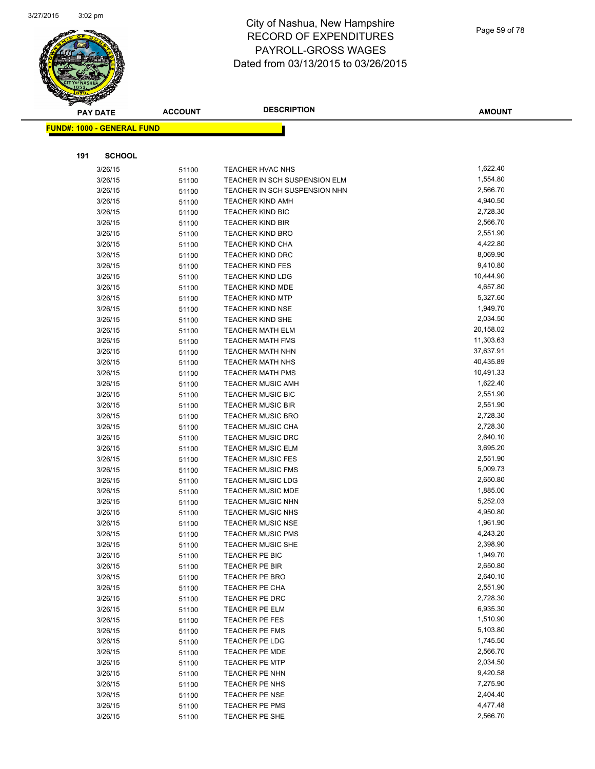# City of Nashua, New Hampshire
# RECORD OF EXPENDITURES
# PAYROLL-GROSS WAGES
# Dated from 03/13/2015 to 03/26/2015

**FUND#: 1000 - GENERAL FUND**

**191 SCHOOL**

| PAY DATE | ACCOUNT | DESCRIPTION | AMOUNT |
|---|---|---|---|
| 3/26/15 | 51100 | TEACHER HVAC NHS | 1,622.40 |
| 3/26/15 | 51100 | TEACHER IN SCH SUSPENSION ELM | 1,554.80 |
| 3/26/15 | 51100 | TEACHER IN SCH SUSPENSION NHN | 2,566.70 |
| 3/26/15 | 51100 | TEACHER KIND AMH | 4,940.50 |
| 3/26/15 | 51100 | TEACHER KIND BIC | 2,728.30 |
| 3/26/15 | 51100 | TEACHER KIND BIR | 2,566.70 |
| 3/26/15 | 51100 | TEACHER KIND BRO | 2,551.90 |
| 3/26/15 | 51100 | TEACHER KIND CHA | 4,422.80 |
| 3/26/15 | 51100 | TEACHER KIND DRC | 8,069.90 |
| 3/26/15 | 51100 | TEACHER KIND FES | 9,410.80 |
| 3/26/15 | 51100 | TEACHER KIND LDG | 10,444.90 |
| 3/26/15 | 51100 | TEACHER KIND MDE | 4,657.80 |
| 3/26/15 | 51100 | TEACHER KIND MTP | 5,327.60 |
| 3/26/15 | 51100 | TEACHER KIND NSE | 1,949.70 |
| 3/26/15 | 51100 | TEACHER KIND SHE | 2,034.50 |
| 3/26/15 | 51100 | TEACHER MATH ELM | 20,158.02 |
| 3/26/15 | 51100 | TEACHER MATH FMS | 11,303.63 |
| 3/26/15 | 51100 | TEACHER MATH NHN | 37,637.91 |
| 3/26/15 | 51100 | TEACHER MATH NHS | 40,435.89 |
| 3/26/15 | 51100 | TEACHER MATH PMS | 10,491.33 |
| 3/26/15 | 51100 | TEACHER MUSIC AMH | 1,622.40 |
| 3/26/15 | 51100 | TEACHER MUSIC BIC | 2,551.90 |
| 3/26/15 | 51100 | TEACHER MUSIC BIR | 2,551.90 |
| 3/26/15 | 51100 | TEACHER MUSIC BRO | 2,728.30 |
| 3/26/15 | 51100 | TEACHER MUSIC CHA | 2,728.30 |
| 3/26/15 | 51100 | TEACHER MUSIC DRC | 2,640.10 |
| 3/26/15 | 51100 | TEACHER MUSIC ELM | 3,695.20 |
| 3/26/15 | 51100 | TEACHER MUSIC FES | 2,551.90 |
| 3/26/15 | 51100 | TEACHER MUSIC FMS | 5,009.73 |
| 3/26/15 | 51100 | TEACHER MUSIC LDG | 2,650.80 |
| 3/26/15 | 51100 | TEACHER MUSIC MDE | 1,885.00 |
| 3/26/15 | 51100 | TEACHER MUSIC NHN | 5,252.03 |
| 3/26/15 | 51100 | TEACHER MUSIC NHS | 4,950.80 |
| 3/26/15 | 51100 | TEACHER MUSIC NSE | 1,961.90 |
| 3/26/15 | 51100 | TEACHER MUSIC PMS | 4,243.20 |
| 3/26/15 | 51100 | TEACHER MUSIC SHE | 2,398.90 |
| 3/26/15 | 51100 | TEACHER PE BIC | 1,949.70 |
| 3/26/15 | 51100 | TEACHER PE BIR | 2,650.80 |
| 3/26/15 | 51100 | TEACHER PE BRO | 2,640.10 |
| 3/26/15 | 51100 | TEACHER PE CHA | 2,551.90 |
| 3/26/15 | 51100 | TEACHER PE DRC | 2,728.30 |
| 3/26/15 | 51100 | TEACHER PE ELM | 6,935.30 |
| 3/26/15 | 51100 | TEACHER PE FES | 1,510.90 |
| 3/26/15 | 51100 | TEACHER PE FMS | 5,103.80 |
| 3/26/15 | 51100 | TEACHER PE LDG | 1,745.50 |
| 3/26/15 | 51100 | TEACHER PE MDE | 2,566.70 |
| 3/26/15 | 51100 | TEACHER PE MTP | 2,034.50 |
| 3/26/15 | 51100 | TEACHER PE NHN | 9,420.58 |
| 3/26/15 | 51100 | TEACHER PE NHS | 7,275.90 |
| 3/26/15 | 51100 | TEACHER PE NSE | 2,404.40 |
| 3/26/15 | 51100 | TEACHER PE PMS | 4,477.48 |
| 3/26/15 | 51100 | TEACHER PE SHE | 2,566.70 |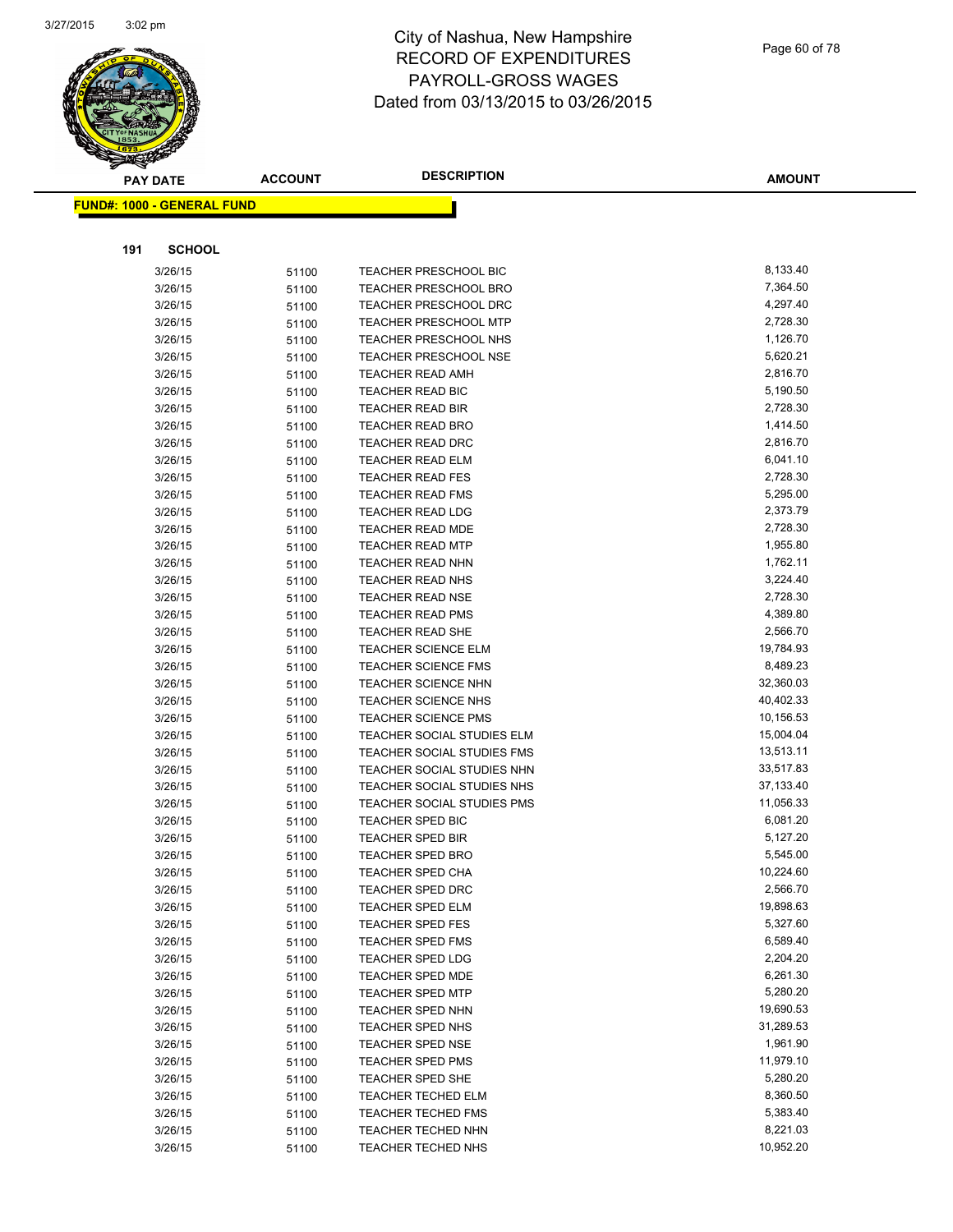# City of Nashua, New Hampshire
## RECORD OF EXPENDITURES
## PAYROLL-GROSS WAGES
## Dated from 03/13/2015 to 03/26/2015

**FUND#: 1000 - GENERAL FUND**

**191 SCHOOL**

| PAY DATE | ACCOUNT | DESCRIPTION | AMOUNT |
|---|---|---|---|
| 3/26/15 | 51100 | TEACHER PRESCHOOL BIC | 8,133.40 |
| 3/26/15 | 51100 | TEACHER PRESCHOOL BRO | 7,364.50 |
| 3/26/15 | 51100 | TEACHER PRESCHOOL DRC | 4,297.40 |
| 3/26/15 | 51100 | TEACHER PRESCHOOL MTP | 2,728.30 |
| 3/26/15 | 51100 | TEACHER PRESCHOOL NHS | 1,126.70 |
| 3/26/15 | 51100 | TEACHER PRESCHOOL NSE | 5,620.21 |
| 3/26/15 | 51100 | TEACHER READ AMH | 2,816.70 |
| 3/26/15 | 51100 | TEACHER READ BIC | 5,190.50 |
| 3/26/15 | 51100 | TEACHER READ BIR | 2,728.30 |
| 3/26/15 | 51100 | TEACHER READ BRO | 1,414.50 |
| 3/26/15 | 51100 | TEACHER READ DRC | 2,816.70 |
| 3/26/15 | 51100 | TEACHER READ ELM | 6,041.10 |
| 3/26/15 | 51100 | TEACHER READ FES | 2,728.30 |
| 3/26/15 | 51100 | TEACHER READ FMS | 5,295.00 |
| 3/26/15 | 51100 | TEACHER READ LDG | 2,373.79 |
| 3/26/15 | 51100 | TEACHER READ MDE | 2,728.30 |
| 3/26/15 | 51100 | TEACHER READ MTP | 1,955.80 |
| 3/26/15 | 51100 | TEACHER READ NHN | 1,762.11 |
| 3/26/15 | 51100 | TEACHER READ NHS | 3,224.40 |
| 3/26/15 | 51100 | TEACHER READ NSE | 2,728.30 |
| 3/26/15 | 51100 | TEACHER READ PMS | 4,389.80 |
| 3/26/15 | 51100 | TEACHER READ SHE | 2,566.70 |
| 3/26/15 | 51100 | TEACHER SCIENCE ELM | 19,784.93 |
| 3/26/15 | 51100 | TEACHER SCIENCE FMS | 8,489.23 |
| 3/26/15 | 51100 | TEACHER SCIENCE NHN | 32,360.03 |
| 3/26/15 | 51100 | TEACHER SCIENCE NHS | 40,402.33 |
| 3/26/15 | 51100 | TEACHER SCIENCE PMS | 10,156.53 |
| 3/26/15 | 51100 | TEACHER SOCIAL STUDIES ELM | 15,004.04 |
| 3/26/15 | 51100 | TEACHER SOCIAL STUDIES FMS | 13,513.11 |
| 3/26/15 | 51100 | TEACHER SOCIAL STUDIES NHN | 33,517.83 |
| 3/26/15 | 51100 | TEACHER SOCIAL STUDIES NHS | 37,133.40 |
| 3/26/15 | 51100 | TEACHER SOCIAL STUDIES PMS | 11,056.33 |
| 3/26/15 | 51100 | TEACHER SPED BIC | 6,081.20 |
| 3/26/15 | 51100 | TEACHER SPED BIR | 5,127.20 |
| 3/26/15 | 51100 | TEACHER SPED BRO | 5,545.00 |
| 3/26/15 | 51100 | TEACHER SPED CHA | 10,224.60 |
| 3/26/15 | 51100 | TEACHER SPED DRC | 2,566.70 |
| 3/26/15 | 51100 | TEACHER SPED ELM | 19,898.63 |
| 3/26/15 | 51100 | TEACHER SPED FES | 5,327.60 |
| 3/26/15 | 51100 | TEACHER SPED FMS | 6,589.40 |
| 3/26/15 | 51100 | TEACHER SPED LDG | 2,204.20 |
| 3/26/15 | 51100 | TEACHER SPED MDE | 6,261.30 |
| 3/26/15 | 51100 | TEACHER SPED MTP | 5,280.20 |
| 3/26/15 | 51100 | TEACHER SPED NHN | 19,690.53 |
| 3/26/15 | 51100 | TEACHER SPED NHS | 31,289.53 |
| 3/26/15 | 51100 | TEACHER SPED NSE | 1,961.90 |
| 3/26/15 | 51100 | TEACHER SPED PMS | 11,979.10 |
| 3/26/15 | 51100 | TEACHER SPED SHE | 5,280.20 |
| 3/26/15 | 51100 | TEACHER TECHED ELM | 8,360.50 |
| 3/26/15 | 51100 | TEACHER TECHED FMS | 5,383.40 |
| 3/26/15 | 51100 | TEACHER TECHED NHN | 8,221.03 |
| 3/26/15 | 51100 | TEACHER TECHED NHS | 10,952.20 |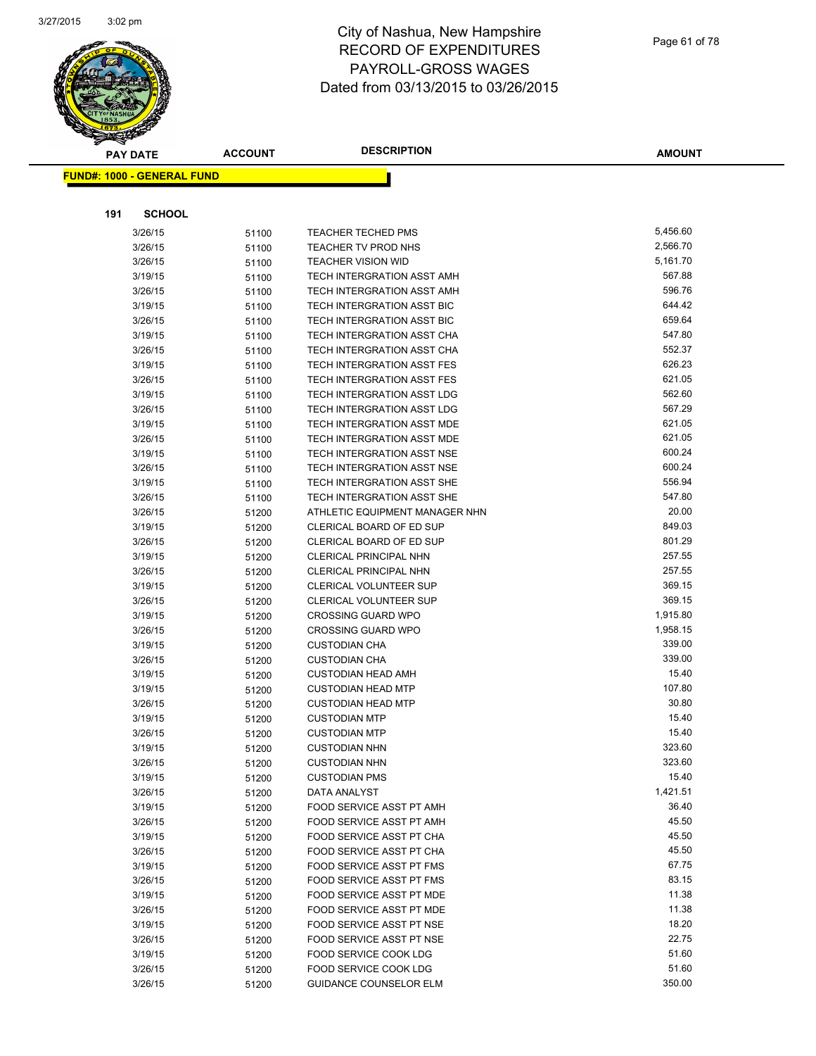# City of Nashua, New Hampshire
## RECORD OF EXPENDITURES
## PAYROLL-GROSS WAGES
## Dated from 03/13/2015 to 03/26/2015

**FUND#: 1000 - GENERAL FUND**

**191 SCHOOL**

| PAY DATE | ACCOUNT | DESCRIPTION | AMOUNT |
|---|---|---|---|
| 3/26/15 | 51100 | TEACHER TECHED PMS | 5,456.60 |
| 3/26/15 | 51100 | TEACHER TV PROD NHS | 2,566.70 |
| 3/26/15 | 51100 | TEACHER VISION WID | 5,161.70 |
| 3/19/15 | 51100 | TECH INTERGRATION ASST AMH | 567.88 |
| 3/26/15 | 51100 | TECH INTERGRATION ASST AMH | 596.76 |
| 3/19/15 | 51100 | TECH INTERGRATION ASST BIC | 644.42 |
| 3/26/15 | 51100 | TECH INTERGRATION ASST BIC | 659.64 |
| 3/19/15 | 51100 | TECH INTERGRATION ASST CHA | 547.80 |
| 3/26/15 | 51100 | TECH INTERGRATION ASST CHA | 552.37 |
| 3/19/15 | 51100 | TECH INTERGRATION ASST FES | 626.23 |
| 3/26/15 | 51100 | TECH INTERGRATION ASST FES | 621.05 |
| 3/19/15 | 51100 | TECH INTERGRATION ASST LDG | 562.60 |
| 3/26/15 | 51100 | TECH INTERGRATION ASST LDG | 567.29 |
| 3/19/15 | 51100 | TECH INTERGRATION ASST MDE | 621.05 |
| 3/26/15 | 51100 | TECH INTERGRATION ASST MDE | 621.05 |
| 3/19/15 | 51100 | TECH INTERGRATION ASST NSE | 600.24 |
| 3/26/15 | 51100 | TECH INTERGRATION ASST NSE | 600.24 |
| 3/19/15 | 51100 | TECH INTERGRATION ASST SHE | 556.94 |
| 3/26/15 | 51100 | TECH INTERGRATION ASST SHE | 547.80 |
| 3/26/15 | 51200 | ATHLETIC EQUIPMENT MANAGER NHN | 20.00 |
| 3/19/15 | 51200 | CLERICAL BOARD OF ED SUP | 849.03 |
| 3/26/15 | 51200 | CLERICAL BOARD OF ED SUP | 801.29 |
| 3/19/15 | 51200 | CLERICAL PRINCIPAL NHN | 257.55 |
| 3/26/15 | 51200 | CLERICAL PRINCIPAL NHN | 257.55 |
| 3/19/15 | 51200 | CLERICAL VOLUNTEER SUP | 369.15 |
| 3/26/15 | 51200 | CLERICAL VOLUNTEER SUP | 369.15 |
| 3/19/15 | 51200 | CROSSING GUARD WPO | 1,915.80 |
| 3/26/15 | 51200 | CROSSING GUARD WPO | 1,958.15 |
| 3/19/15 | 51200 | CUSTODIAN CHA | 339.00 |
| 3/26/15 | 51200 | CUSTODIAN CHA | 339.00 |
| 3/19/15 | 51200 | CUSTODIAN HEAD AMH | 15.40 |
| 3/19/15 | 51200 | CUSTODIAN HEAD MTP | 107.80 |
| 3/26/15 | 51200 | CUSTODIAN HEAD MTP | 30.80 |
| 3/19/15 | 51200 | CUSTODIAN MTP | 15.40 |
| 3/26/15 | 51200 | CUSTODIAN MTP | 15.40 |
| 3/19/15 | 51200 | CUSTODIAN NHN | 323.60 |
| 3/26/15 | 51200 | CUSTODIAN NHN | 323.60 |
| 3/19/15 | 51200 | CUSTODIAN PMS | 15.40 |
| 3/26/15 | 51200 | DATA ANALYST | 1,421.51 |
| 3/19/15 | 51200 | FOOD SERVICE ASST PT AMH | 36.40 |
| 3/26/15 | 51200 | FOOD SERVICE ASST PT AMH | 45.50 |
| 3/19/15 | 51200 | FOOD SERVICE ASST PT CHA | 45.50 |
| 3/26/15 | 51200 | FOOD SERVICE ASST PT CHA | 45.50 |
| 3/19/15 | 51200 | FOOD SERVICE ASST PT FMS | 67.75 |
| 3/26/15 | 51200 | FOOD SERVICE ASST PT FMS | 83.15 |
| 3/19/15 | 51200 | FOOD SERVICE ASST PT MDE | 11.38 |
| 3/26/15 | 51200 | FOOD SERVICE ASST PT MDE | 11.38 |
| 3/19/15 | 51200 | FOOD SERVICE ASST PT NSE | 18.20 |
| 3/26/15 | 51200 | FOOD SERVICE ASST PT NSE | 22.75 |
| 3/19/15 | 51200 | FOOD SERVICE COOK LDG | 51.60 |
| 3/26/15 | 51200 | FOOD SERVICE COOK LDG | 51.60 |
| 3/26/15 | 51200 | GUIDANCE COUNSELOR ELM | 350.00 |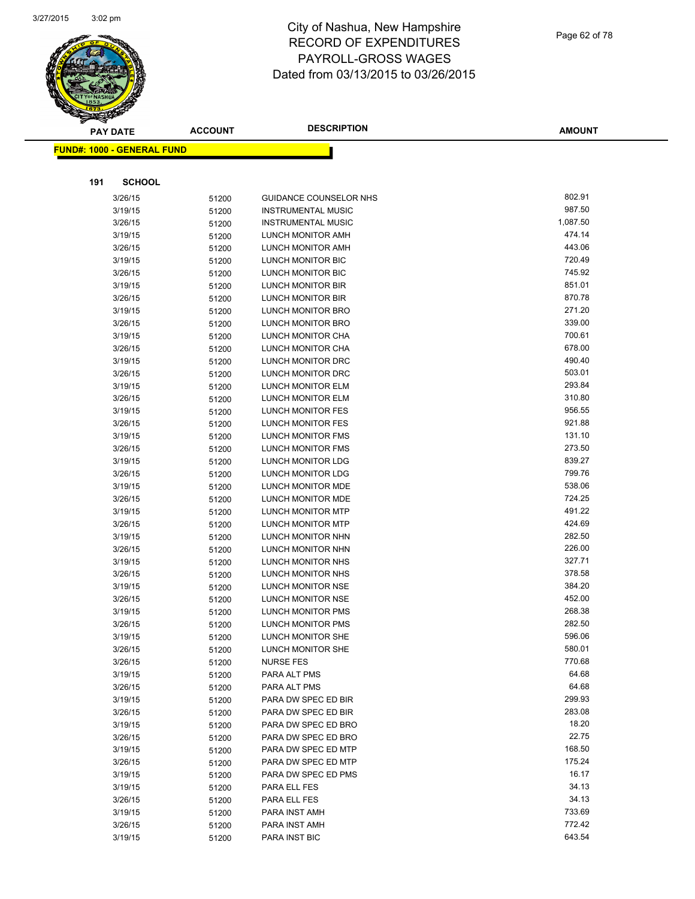# City of Nashua, New Hampshire
# RECORD OF EXPENDITURES
# PAYROLL-GROSS WAGES
# Dated from 03/13/2015 to 03/26/2015

**FUND#: 1000 - GENERAL FUND**

**191 SCHOOL**

| PAY DATE | ACCOUNT | DESCRIPTION | AMOUNT |
|---|---|---|---|
| 3/26/15 | 51200 | GUIDANCE COUNSELOR NHS | 802.91 |
| 3/19/15 | 51200 | INSTRUMENTAL MUSIC | 987.50 |
| 3/26/15 | 51200 | INSTRUMENTAL MUSIC | 1,087.50 |
| 3/19/15 | 51200 | LUNCH MONITOR AMH | 474.14 |
| 3/26/15 | 51200 | LUNCH MONITOR AMH | 443.06 |
| 3/19/15 | 51200 | LUNCH MONITOR BIC | 720.49 |
| 3/26/15 | 51200 | LUNCH MONITOR BIC | 745.92 |
| 3/19/15 | 51200 | LUNCH MONITOR BIR | 851.01 |
| 3/26/15 | 51200 | LUNCH MONITOR BIR | 870.78 |
| 3/19/15 | 51200 | LUNCH MONITOR BRO | 271.20 |
| 3/26/15 | 51200 | LUNCH MONITOR BRO | 339.00 |
| 3/19/15 | 51200 | LUNCH MONITOR CHA | 700.61 |
| 3/26/15 | 51200 | LUNCH MONITOR CHA | 678.00 |
| 3/19/15 | 51200 | LUNCH MONITOR DRC | 490.40 |
| 3/26/15 | 51200 | LUNCH MONITOR DRC | 503.01 |
| 3/19/15 | 51200 | LUNCH MONITOR ELM | 293.84 |
| 3/26/15 | 51200 | LUNCH MONITOR ELM | 310.80 |
| 3/19/15 | 51200 | LUNCH MONITOR FES | 956.55 |
| 3/26/15 | 51200 | LUNCH MONITOR FES | 921.88 |
| 3/19/15 | 51200 | LUNCH MONITOR FMS | 131.10 |
| 3/26/15 | 51200 | LUNCH MONITOR FMS | 273.50 |
| 3/19/15 | 51200 | LUNCH MONITOR LDG | 839.27 |
| 3/26/15 | 51200 | LUNCH MONITOR LDG | 799.76 |
| 3/19/15 | 51200 | LUNCH MONITOR MDE | 538.06 |
| 3/26/15 | 51200 | LUNCH MONITOR MDE | 724.25 |
| 3/19/15 | 51200 | LUNCH MONITOR MTP | 491.22 |
| 3/26/15 | 51200 | LUNCH MONITOR MTP | 424.69 |
| 3/19/15 | 51200 | LUNCH MONITOR NHN | 282.50 |
| 3/26/15 | 51200 | LUNCH MONITOR NHN | 226.00 |
| 3/19/15 | 51200 | LUNCH MONITOR NHS | 327.71 |
| 3/26/15 | 51200 | LUNCH MONITOR NHS | 378.58 |
| 3/19/15 | 51200 | LUNCH MONITOR NSE | 384.20 |
| 3/26/15 | 51200 | LUNCH MONITOR NSE | 452.00 |
| 3/19/15 | 51200 | LUNCH MONITOR PMS | 268.38 |
| 3/26/15 | 51200 | LUNCH MONITOR PMS | 282.50 |
| 3/19/15 | 51200 | LUNCH MONITOR SHE | 596.06 |
| 3/26/15 | 51200 | LUNCH MONITOR SHE | 580.01 |
| 3/26/15 | 51200 | NURSE FES | 770.68 |
| 3/19/15 | 51200 | PARA ALT PMS | 64.68 |
| 3/26/15 | 51200 | PARA ALT PMS | 64.68 |
| 3/19/15 | 51200 | PARA DW SPEC ED BIR | 299.93 |
| 3/26/15 | 51200 | PARA DW SPEC ED BIR | 283.08 |
| 3/19/15 | 51200 | PARA DW SPEC ED BRO | 18.20 |
| 3/26/15 | 51200 | PARA DW SPEC ED BRO | 22.75 |
| 3/19/15 | 51200 | PARA DW SPEC ED MTP | 168.50 |
| 3/26/15 | 51200 | PARA DW SPEC ED MTP | 175.24 |
| 3/19/15 | 51200 | PARA DW SPEC ED PMS | 16.17 |
| 3/19/15 | 51200 | PARA ELL FES | 34.13 |
| 3/26/15 | 51200 | PARA ELL FES | 34.13 |
| 3/19/15 | 51200 | PARA INST AMH | 733.69 |
| 3/26/15 | 51200 | PARA INST AMH | 772.42 |
| 3/19/15 | 51200 | PARA INST BIC | 643.54 |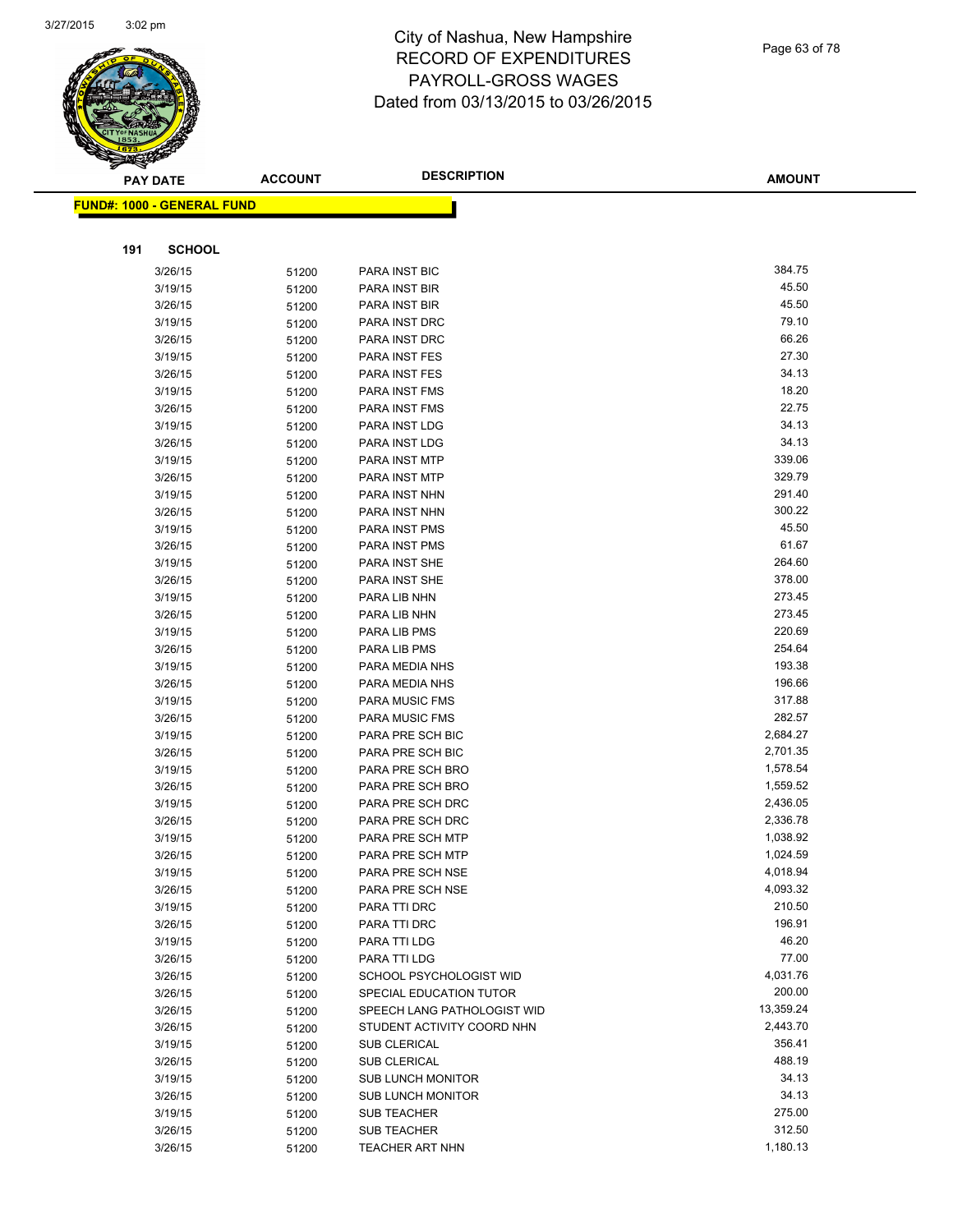# City of Nashua, New Hampshire
## RECORD OF EXPENDITURES
## PAYROLL-GROSS WAGES
## Dated from 03/13/2015 to 03/26/2015

**FUND#: 1000 - GENERAL FUND**

**191 SCHOOL**

| PAY DATE | ACCOUNT | DESCRIPTION | AMOUNT |
|---|---|---|---|
| 3/26/15 | 51200 | PARA INST BIC | 384.75 |
| 3/19/15 | 51200 | PARA INST BIR | 45.50 |
| 3/26/15 | 51200 | PARA INST BIR | 45.50 |
| 3/19/15 | 51200 | PARA INST DRC | 79.10 |
| 3/26/15 | 51200 | PARA INST DRC | 66.26 |
| 3/19/15 | 51200 | PARA INST FES | 27.30 |
| 3/26/15 | 51200 | PARA INST FES | 34.13 |
| 3/19/15 | 51200 | PARA INST FMS | 18.20 |
| 3/26/15 | 51200 | PARA INST FMS | 22.75 |
| 3/19/15 | 51200 | PARA INST LDG | 34.13 |
| 3/26/15 | 51200 | PARA INST LDG | 34.13 |
| 3/19/15 | 51200 | PARA INST MTP | 339.06 |
| 3/26/15 | 51200 | PARA INST MTP | 329.79 |
| 3/19/15 | 51200 | PARA INST NHN | 291.40 |
| 3/26/15 | 51200 | PARA INST NHN | 300.22 |
| 3/19/15 | 51200 | PARA INST PMS | 45.50 |
| 3/26/15 | 51200 | PARA INST PMS | 61.67 |
| 3/19/15 | 51200 | PARA INST SHE | 264.60 |
| 3/26/15 | 51200 | PARA INST SHE | 378.00 |
| 3/19/15 | 51200 | PARA LIB NHN | 273.45 |
| 3/26/15 | 51200 | PARA LIB NHN | 273.45 |
| 3/19/15 | 51200 | PARA LIB PMS | 220.69 |
| 3/26/15 | 51200 | PARA LIB PMS | 254.64 |
| 3/19/15 | 51200 | PARA MEDIA NHS | 193.38 |
| 3/26/15 | 51200 | PARA MEDIA NHS | 196.66 |
| 3/19/15 | 51200 | PARA MUSIC FMS | 317.88 |
| 3/26/15 | 51200 | PARA MUSIC FMS | 282.57 |
| 3/19/15 | 51200 | PARA PRE SCH BIC | 2,684.27 |
| 3/26/15 | 51200 | PARA PRE SCH BIC | 2,701.35 |
| 3/19/15 | 51200 | PARA PRE SCH BRO | 1,578.54 |
| 3/26/15 | 51200 | PARA PRE SCH BRO | 1,559.52 |
| 3/19/15 | 51200 | PARA PRE SCH DRC | 2,436.05 |
| 3/26/15 | 51200 | PARA PRE SCH DRC | 2,336.78 |
| 3/19/15 | 51200 | PARA PRE SCH MTP | 1,038.92 |
| 3/26/15 | 51200 | PARA PRE SCH MTP | 1,024.59 |
| 3/19/15 | 51200 | PARA PRE SCH NSE | 4,018.94 |
| 3/26/15 | 51200 | PARA PRE SCH NSE | 4,093.32 |
| 3/19/15 | 51200 | PARA TTI DRC | 210.50 |
| 3/26/15 | 51200 | PARA TTI DRC | 196.91 |
| 3/19/15 | 51200 | PARA TTI LDG | 46.20 |
| 3/26/15 | 51200 | PARA TTI LDG | 77.00 |
| 3/26/15 | 51200 | SCHOOL PSYCHOLOGIST WID | 4,031.76 |
| 3/26/15 | 51200 | SPECIAL EDUCATION TUTOR | 200.00 |
| 3/26/15 | 51200 | SPEECH LANG PATHOLOGIST WID | 13,359.24 |
| 3/26/15 | 51200 | STUDENT ACTIVITY COORD NHN | 2,443.70 |
| 3/19/15 | 51200 | SUB CLERICAL | 356.41 |
| 3/26/15 | 51200 | SUB CLERICAL | 488.19 |
| 3/19/15 | 51200 | SUB LUNCH MONITOR | 34.13 |
| 3/26/15 | 51200 | SUB LUNCH MONITOR | 34.13 |
| 3/19/15 | 51200 | SUB TEACHER | 275.00 |
| 3/26/15 | 51200 | SUB TEACHER | 312.50 |
| 3/26/15 | 51200 | TEACHER ART NHN | 1,180.13 |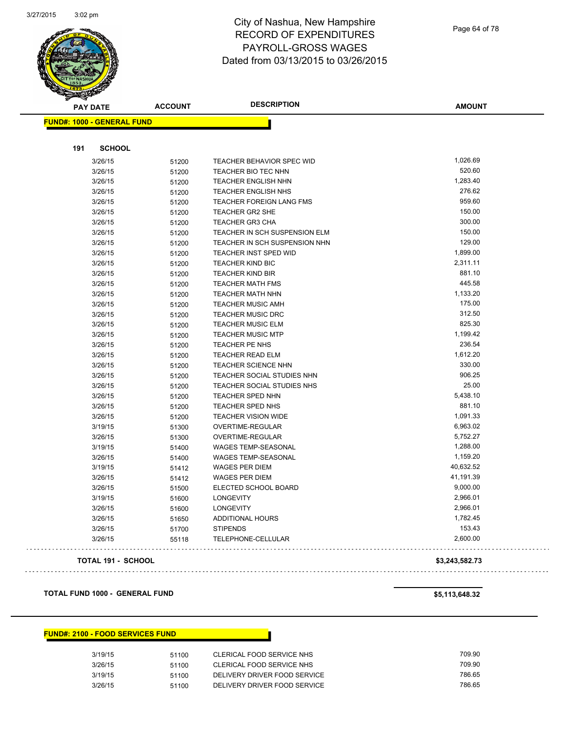# City of Nashua, New Hampshire
## RECORD OF EXPENDITURES
## PAYROLL-GROSS WAGES
## Dated from 03/13/2015 to 03/26/2015

**FUND#: 1000 - GENERAL FUND**

**191 SCHOOL**

| PAY DATE | ACCOUNT | DESCRIPTION | AMOUNT |
|---|---|---|---|
| 3/26/15 | 51200 | TEACHER BEHAVIOR SPEC WID | 1,026.69 |
| 3/26/15 | 51200 | TEACHER BIO TEC NHN | 520.60 |
| 3/26/15 | 51200 | TEACHER ENGLISH NHN | 1,283.40 |
| 3/26/15 | 51200 | TEACHER ENGLISH NHS | 276.62 |
| 3/26/15 | 51200 | TEACHER FOREIGN LANG FMS | 959.60 |
| 3/26/15 | 51200 | TEACHER GR2 SHE | 150.00 |
| 3/26/15 | 51200 | TEACHER GR3 CHA | 300.00 |
| 3/26/15 | 51200 | TEACHER IN SCH SUSPENSION ELM | 150.00 |
| 3/26/15 | 51200 | TEACHER IN SCH SUSPENSION NHN | 129.00 |
| 3/26/15 | 51200 | TEACHER INST SPED WID | 1,899.00 |
| 3/26/15 | 51200 | TEACHER KIND BIC | 2,311.11 |
| 3/26/15 | 51200 | TEACHER KIND BIR | 881.10 |
| 3/26/15 | 51200 | TEACHER MATH FMS | 445.58 |
| 3/26/15 | 51200 | TEACHER MATH NHN | 1,133.20 |
| 3/26/15 | 51200 | TEACHER MUSIC AMH | 175.00 |
| 3/26/15 | 51200 | TEACHER MUSIC DRC | 312.50 |
| 3/26/15 | 51200 | TEACHER MUSIC ELM | 825.30 |
| 3/26/15 | 51200 | TEACHER MUSIC MTP | 1,199.42 |
| 3/26/15 | 51200 | TEACHER PE NHS | 236.54 |
| 3/26/15 | 51200 | TEACHER READ ELM | 1,612.20 |
| 3/26/15 | 51200 | TEACHER SCIENCE NHN | 330.00 |
| 3/26/15 | 51200 | TEACHER SOCIAL STUDIES NHN | 906.25 |
| 3/26/15 | 51200 | TEACHER SOCIAL STUDIES NHS | 25.00 |
| 3/26/15 | 51200 | TEACHER SPED NHN | 5,438.10 |
| 3/26/15 | 51200 | TEACHER SPED NHS | 881.10 |
| 3/26/15 | 51200 | TEACHER VISION WIDE | 1,091.33 |
| 3/19/15 | 51300 | OVERTIME-REGULAR | 6,963.02 |
| 3/26/15 | 51300 | OVERTIME-REGULAR | 5,752.27 |
| 3/19/15 | 51400 | WAGES TEMP-SEASONAL | 1,288.00 |
| 3/26/15 | 51400 | WAGES TEMP-SEASONAL | 1,159.20 |
| 3/19/15 | 51412 | WAGES PER DIEM | 40,632.52 |
| 3/26/15 | 51412 | WAGES PER DIEM | 41,191.39 |
| 3/26/15 | 51500 | ELECTED SCHOOL BOARD | 9,000.00 |
| 3/19/15 | 51600 | LONGEVITY | 2,966.01 |
| 3/26/15 | 51600 | LONGEVITY | 2,966.01 |
| 3/26/15 | 51650 | ADDITIONAL HOURS | 1,782.45 |
| 3/26/15 | 51700 | STIPENDS | 153.43 |
| 3/26/15 | 55118 | TELEPHONE-CELLULAR | 2,600.00 |

**TOTAL 191 - SCHOOL** **$3,243,582.73**

**TOTAL FUND 1000 - GENERAL FUND** **$5,113,648.32**

**FUND#: 2100 - FOOD SERVICES FUND**

| PAY DATE | ACCOUNT | DESCRIPTION | AMOUNT |
|---|---|---|---|
| 3/19/15 | 51100 | CLERICAL FOOD SERVICE NHS | 709.90 |
| 3/26/15 | 51100 | CLERICAL FOOD SERVICE NHS | 709.90 |
| 3/19/15 | 51100 | DELIVERY DRIVER FOOD SERVICE | 786.65 |
| 3/26/15 | 51100 | DELIVERY DRIVER FOOD SERVICE | 786.65 |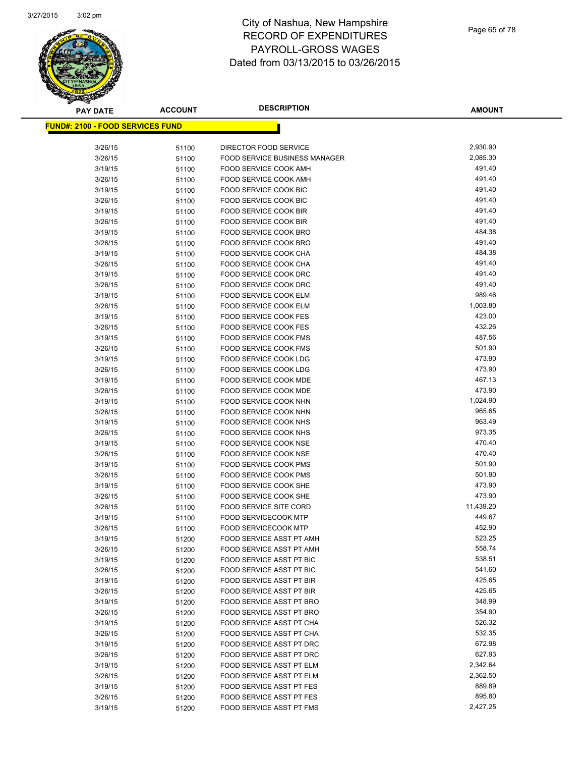# City of Nashua, New Hampshire
## RECORD OF EXPENDITURES
## PAYROLL-GROSS WAGES
## Dated from 03/13/2015 to 03/26/2015

**FUND#: 2100 - FOOD SERVICES FUND**

| PAY DATE | ACCOUNT | DESCRIPTION | AMOUNT |
|---|---|---|---|
| 3/26/15 | 51100 | DIRECTOR FOOD SERVICE | 2,930.90 |
| 3/26/15 | 51100 | FOOD SERVICE BUSINESS MANAGER | 2,085.30 |
| 3/19/15 | 51100 | FOOD SERVICE COOK AMH | 491.40 |
| 3/26/15 | 51100 | FOOD SERVICE COOK AMH | 491.40 |
| 3/19/15 | 51100 | FOOD SERVICE COOK BIC | 491.40 |
| 3/26/15 | 51100 | FOOD SERVICE COOK BIC | 491.40 |
| 3/19/15 | 51100 | FOOD SERVICE COOK BIR | 491.40 |
| 3/26/15 | 51100 | FOOD SERVICE COOK BIR | 491.40 |
| 3/19/15 | 51100 | FOOD SERVICE COOK BRO | 484.38 |
| 3/26/15 | 51100 | FOOD SERVICE COOK BRO | 491.40 |
| 3/19/15 | 51100 | FOOD SERVICE COOK CHA | 484.38 |
| 3/26/15 | 51100 | FOOD SERVICE COOK CHA | 491.40 |
| 3/19/15 | 51100 | FOOD SERVICE COOK DRC | 491.40 |
| 3/26/15 | 51100 | FOOD SERVICE COOK DRC | 491.40 |
| 3/19/15 | 51100 | FOOD SERVICE COOK ELM | 989.46 |
| 3/26/15 | 51100 | FOOD SERVICE COOK ELM | 1,003.80 |
| 3/19/15 | 51100 | FOOD SERVICE COOK FES | 423.00 |
| 3/26/15 | 51100 | FOOD SERVICE COOK FES | 432.26 |
| 3/19/15 | 51100 | FOOD SERVICE COOK FMS | 487.56 |
| 3/26/15 | 51100 | FOOD SERVICE COOK FMS | 501.90 |
| 3/19/15 | 51100 | FOOD SERVICE COOK LDG | 473.90 |
| 3/26/15 | 51100 | FOOD SERVICE COOK LDG | 473.90 |
| 3/19/15 | 51100 | FOOD SERVICE COOK MDE | 467.13 |
| 3/26/15 | 51100 | FOOD SERVICE COOK MDE | 473.90 |
| 3/19/15 | 51100 | FOOD SERVICE COOK NHN | 1,024.90 |
| 3/26/15 | 51100 | FOOD SERVICE COOK NHN | 965.65 |
| 3/19/15 | 51100 | FOOD SERVICE COOK NHS | 963.49 |
| 3/26/15 | 51100 | FOOD SERVICE COOK NHS | 973.35 |
| 3/19/15 | 51100 | FOOD SERVICE COOK NSE | 470.40 |
| 3/26/15 | 51100 | FOOD SERVICE COOK NSE | 470.40 |
| 3/19/15 | 51100 | FOOD SERVICE COOK PMS | 501.90 |
| 3/26/15 | 51100 | FOOD SERVICE COOK PMS | 501.90 |
| 3/19/15 | 51100 | FOOD SERVICE COOK SHE | 473.90 |
| 3/26/15 | 51100 | FOOD SERVICE COOK SHE | 473.90 |
| 3/26/15 | 51100 | FOOD SERVICE SITE CORD | 11,439.20 |
| 3/19/15 | 51100 | FOOD SERVICECOOK MTP | 449.67 |
| 3/26/15 | 51100 | FOOD SERVICECOOK MTP | 452.90 |
| 3/19/15 | 51200 | FOOD SERVICE ASST PT AMH | 523.25 |
| 3/26/15 | 51200 | FOOD SERVICE ASST PT AMH | 558.74 |
| 3/19/15 | 51200 | FOOD SERVICE ASST PT BIC | 538.51 |
| 3/26/15 | 51200 | FOOD SERVICE ASST PT BIC | 541.60 |
| 3/19/15 | 51200 | FOOD SERVICE ASST PT BIR | 425.65 |
| 3/26/15 | 51200 | FOOD SERVICE ASST PT BIR | 425.65 |
| 3/19/15 | 51200 | FOOD SERVICE ASST PT BRO | 348.99 |
| 3/26/15 | 51200 | FOOD SERVICE ASST PT BRO | 354.90 |
| 3/19/15 | 51200 | FOOD SERVICE ASST PT CHA | 526.32 |
| 3/26/15 | 51200 | FOOD SERVICE ASST PT CHA | 532.35 |
| 3/19/15 | 51200 | FOOD SERVICE ASST PT DRC | 672.98 |
| 3/26/15 | 51200 | FOOD SERVICE ASST PT DRC | 627.93 |
| 3/19/15 | 51200 | FOOD SERVICE ASST PT ELM | 2,342.64 |
| 3/26/15 | 51200 | FOOD SERVICE ASST PT ELM | 2,362.50 |
| 3/19/15 | 51200 | FOOD SERVICE ASST PT FES | 889.89 |
| 3/26/15 | 51200 | FOOD SERVICE ASST PT FES | 895.80 |
| 3/19/15 | 51200 | FOOD SERVICE ASST PT FMS | 2,427.25 |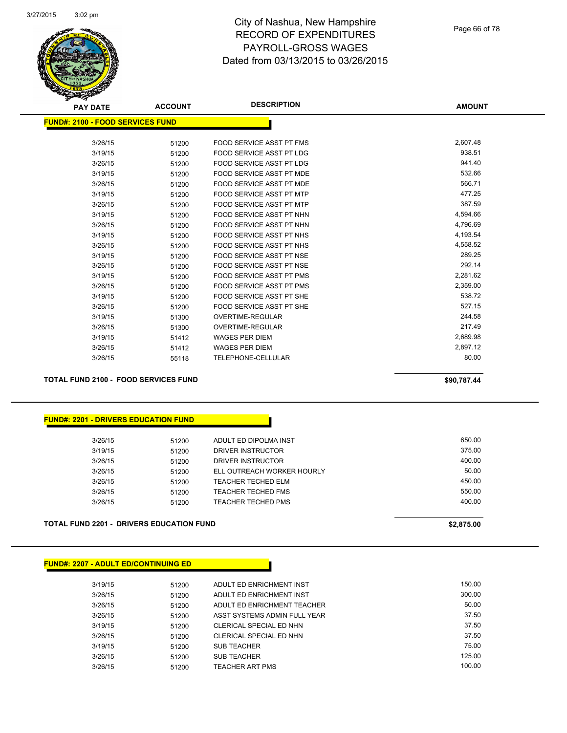# City of Nashua, New Hampshire
# RECORD OF EXPENDITURES
# PAYROLL-GROSS WAGES
# Dated from 03/13/2015 to 03/26/2015

| PAY DATE | ACCOUNT | DESCRIPTION | AMOUNT |
|---|---|---|---|

**FUND#: 2100 - FOOD SERVICES FUND**

| PAY DATE | ACCOUNT | DESCRIPTION | AMOUNT |
|---|---|---|---|
| 3/26/15 | 51200 | FOOD SERVICE ASST PT FMS | 2,607.48 |
| 3/19/15 | 51200 | FOOD SERVICE ASST PT LDG | 938.51 |
| 3/26/15 | 51200 | FOOD SERVICE ASST PT LDG | 941.40 |
| 3/19/15 | 51200 | FOOD SERVICE ASST PT MDE | 532.66 |
| 3/26/15 | 51200 | FOOD SERVICE ASST PT MDE | 566.71 |
| 3/19/15 | 51200 | FOOD SERVICE ASST PT MTP | 477.25 |
| 3/26/15 | 51200 | FOOD SERVICE ASST PT MTP | 387.59 |
| 3/19/15 | 51200 | FOOD SERVICE ASST PT NHN | 4,594.66 |
| 3/26/15 | 51200 | FOOD SERVICE ASST PT NHN | 4,796.69 |
| 3/19/15 | 51200 | FOOD SERVICE ASST PT NHS | 4,193.54 |
| 3/26/15 | 51200 | FOOD SERVICE ASST PT NHS | 4,558.52 |
| 3/19/15 | 51200 | FOOD SERVICE ASST PT NSE | 289.25 |
| 3/26/15 | 51200 | FOOD SERVICE ASST PT NSE | 292.14 |
| 3/19/15 | 51200 | FOOD SERVICE ASST PT PMS | 2,281.62 |
| 3/26/15 | 51200 | FOOD SERVICE ASST PT PMS | 2,359.00 |
| 3/19/15 | 51200 | FOOD SERVICE ASST PT SHE | 538.72 |
| 3/26/15 | 51200 | FOOD SERVICE ASST PT SHE | 527.15 |
| 3/19/15 | 51300 | OVERTIME-REGULAR | 244.58 |
| 3/26/15 | 51300 | OVERTIME-REGULAR | 217.49 |
| 3/19/15 | 51412 | WAGES PER DIEM | 2,689.98 |
| 3/26/15 | 51412 | WAGES PER DIEM | 2,897.12 |
| 3/26/15 | 55118 | TELEPHONE-CELLULAR | 80.00 |

**TOTAL FUND 2100 - FOOD SERVICES FUND** **$90,787.44**

**FUND#: 2201 - DRIVERS EDUCATION FUND**

| PAY DATE | ACCOUNT | DESCRIPTION | AMOUNT |
|---|---|---|---|
| 3/26/15 | 51200 | ADULT ED DIPOLMA INST | 650.00 |
| 3/19/15 | 51200 | DRIVER INSTRUCTOR | 375.00 |
| 3/26/15 | 51200 | DRIVER INSTRUCTOR | 400.00 |
| 3/26/15 | 51200 | ELL OUTREACH WORKER HOURLY | 50.00 |
| 3/26/15 | 51200 | TEACHER TECHED ELM | 450.00 |
| 3/26/15 | 51200 | TEACHER TECHED FMS | 550.00 |
| 3/26/15 | 51200 | TEACHER TECHED PMS | 400.00 |

**TOTAL FUND 2201 - DRIVERS EDUCATION FUND** **$2,875.00**

**FUND#: 2207 - ADULT ED/CONTINUING ED**

| PAY DATE | ACCOUNT | DESCRIPTION | AMOUNT |
|---|---|---|---|
| 3/19/15 | 51200 | ADULT ED ENRICHMENT INST | 150.00 |
| 3/26/15 | 51200 | ADULT ED ENRICHMENT INST | 300.00 |
| 3/26/15 | 51200 | ADULT ED ENRICHMENT TEACHER | 50.00 |
| 3/26/15 | 51200 | ASST SYSTEMS ADMIN FULL YEAR | 37.50 |
| 3/19/15 | 51200 | CLERICAL SPECIAL ED NHN | 37.50 |
| 3/26/15 | 51200 | CLERICAL SPECIAL ED NHN | 37.50 |
| 3/19/15 | 51200 | SUB TEACHER | 75.00 |
| 3/26/15 | 51200 | SUB TEACHER | 125.00 |
| 3/26/15 | 51200 | TEACHER ART PMS | 100.00 |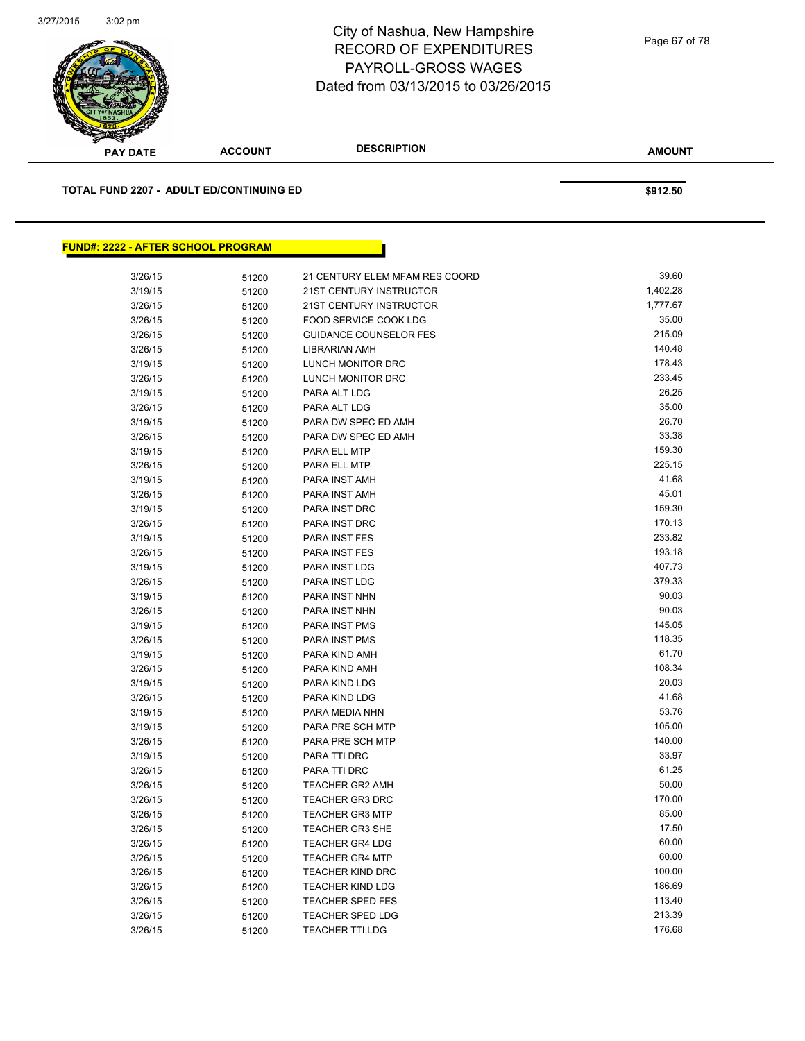# City of Nashua, New Hampshire
## RECORD OF EXPENDITURES
## PAYROLL-GROSS WAGES
## Dated from 03/13/2015 to 03/26/2015

| PAY DATE | ACCOUNT | DESCRIPTION | AMOUNT |
|---|---|---|---|

**TOTAL FUND 2207 - ADULT ED/CONTINUING ED** **$912.50**

**FUND#: 2222 - AFTER SCHOOL PROGRAM**

| PAY DATE | ACCOUNT | DESCRIPTION | AMOUNT |
|---|---|---|---|
| 3/26/15 | 51200 | 21 CENTURY ELEM MFAM RES COORD | 39.60 |
| 3/19/15 | 51200 | 21ST CENTURY INSTRUCTOR | 1,402.28 |
| 3/26/15 | 51200 | 21ST CENTURY INSTRUCTOR | 1,777.67 |
| 3/26/15 | 51200 | FOOD SERVICE COOK LDG | 35.00 |
| 3/26/15 | 51200 | GUIDANCE COUNSELOR FES | 215.09 |
| 3/26/15 | 51200 | LIBRARIAN AMH | 140.48 |
| 3/19/15 | 51200 | LUNCH MONITOR DRC | 178.43 |
| 3/26/15 | 51200 | LUNCH MONITOR DRC | 233.45 |
| 3/19/15 | 51200 | PARA ALT LDG | 26.25 |
| 3/26/15 | 51200 | PARA ALT LDG | 35.00 |
| 3/19/15 | 51200 | PARA DW SPEC ED AMH | 26.70 |
| 3/26/15 | 51200 | PARA DW SPEC ED AMH | 33.38 |
| 3/19/15 | 51200 | PARA ELL MTP | 159.30 |
| 3/26/15 | 51200 | PARA ELL MTP | 225.15 |
| 3/19/15 | 51200 | PARA INST AMH | 41.68 |
| 3/26/15 | 51200 | PARA INST AMH | 45.01 |
| 3/19/15 | 51200 | PARA INST DRC | 159.30 |
| 3/26/15 | 51200 | PARA INST DRC | 170.13 |
| 3/19/15 | 51200 | PARA INST FES | 233.82 |
| 3/26/15 | 51200 | PARA INST FES | 193.18 |
| 3/19/15 | 51200 | PARA INST LDG | 407.73 |
| 3/26/15 | 51200 | PARA INST LDG | 379.33 |
| 3/19/15 | 51200 | PARA INST NHN | 90.03 |
| 3/26/15 | 51200 | PARA INST NHN | 90.03 |
| 3/19/15 | 51200 | PARA INST PMS | 145.05 |
| 3/26/15 | 51200 | PARA INST PMS | 118.35 |
| 3/19/15 | 51200 | PARA KIND AMH | 61.70 |
| 3/26/15 | 51200 | PARA KIND AMH | 108.34 |
| 3/19/15 | 51200 | PARA KIND LDG | 20.03 |
| 3/26/15 | 51200 | PARA KIND LDG | 41.68 |
| 3/19/15 | 51200 | PARA MEDIA NHN | 53.76 |
| 3/19/15 | 51200 | PARA PRE SCH MTP | 105.00 |
| 3/26/15 | 51200 | PARA PRE SCH MTP | 140.00 |
| 3/19/15 | 51200 | PARA TTI DRC | 33.97 |
| 3/26/15 | 51200 | PARA TTI DRC | 61.25 |
| 3/26/15 | 51200 | TEACHER GR2 AMH | 50.00 |
| 3/26/15 | 51200 | TEACHER GR3 DRC | 170.00 |
| 3/26/15 | 51200 | TEACHER GR3 MTP | 85.00 |
| 3/26/15 | 51200 | TEACHER GR3 SHE | 17.50 |
| 3/26/15 | 51200 | TEACHER GR4 LDG | 60.00 |
| 3/26/15 | 51200 | TEACHER GR4 MTP | 60.00 |
| 3/26/15 | 51200 | TEACHER KIND DRC | 100.00 |
| 3/26/15 | 51200 | TEACHER KIND LDG | 186.69 |
| 3/26/15 | 51200 | TEACHER SPED FES | 113.40 |
| 3/26/15 | 51200 | TEACHER SPED LDG | 213.39 |
| 3/26/15 | 51200 | TEACHER TTI LDG | 176.68 |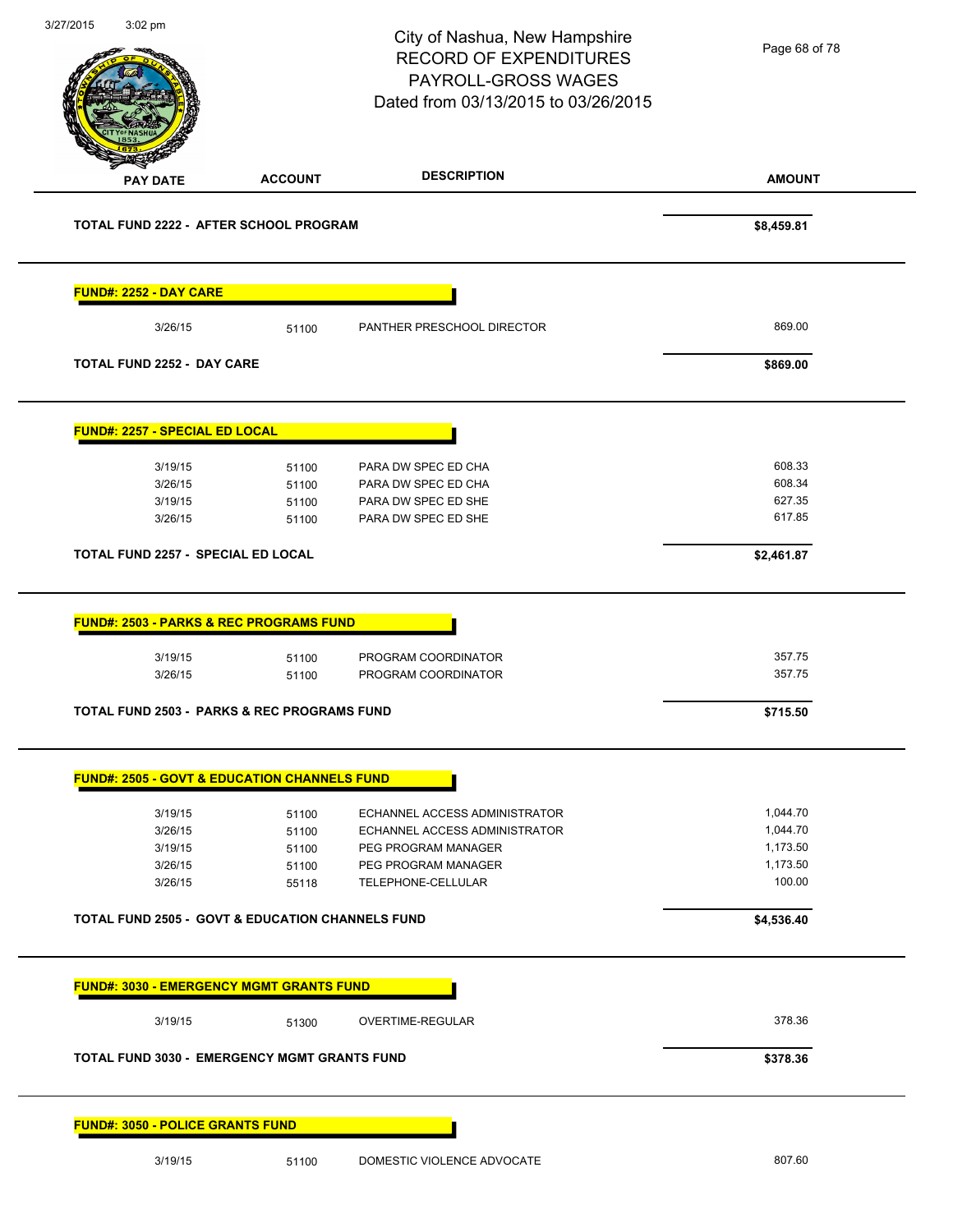City of Nashua, New Hampshire
RECORD OF EXPENDITURES
PAYROLL-GROSS WAGES
Dated from 03/13/2015 to 03/26/2015

| PAY DATE | ACCOUNT | DESCRIPTION | AMOUNT |
|---|---|---|---|
| **TOTAL FUND 2222 - AFTER SCHOOL PROGRAM** | | | **$8,459.81** |
| **FUND#: 2252 - DAY CARE** | | | |
| 3/26/15 | 51100 | PANTHER PRESCHOOL DIRECTOR | 869.00 |
| **TOTAL FUND 2252 - DAY CARE** | | | **$869.00** |
| **FUND#: 2257 - SPECIAL ED LOCAL** | | | |
| 3/19/15 | 51100 | PARA DW SPEC ED CHA | 608.33 |
| 3/26/15 | 51100 | PARA DW SPEC ED CHA | 608.34 |
| 3/19/15 | 51100 | PARA DW SPEC ED SHE | 627.35 |
| 3/26/15 | 51100 | PARA DW SPEC ED SHE | 617.85 |
| **TOTAL FUND 2257 - SPECIAL ED LOCAL** | | | **$2,461.87** |
| **FUND#: 2503 - PARKS & REC PROGRAMS FUND** | | | |
| 3/19/15 | 51100 | PROGRAM COORDINATOR | 357.75 |
| 3/26/15 | 51100 | PROGRAM COORDINATOR | 357.75 |
| **TOTAL FUND 2503 - PARKS & REC PROGRAMS FUND** | | | **$715.50** |
| **FUND#: 2505 - GOVT & EDUCATION CHANNELS FUND** | | | |
| 3/19/15 | 51100 | ECHANNEL ACCESS ADMINISTRATOR | 1,044.70 |
| 3/26/15 | 51100 | ECHANNEL ACCESS ADMINISTRATOR | 1,044.70 |
| 3/19/15 | 51100 | PEG PROGRAM MANAGER | 1,173.50 |
| 3/26/15 | 51100 | PEG PROGRAM MANAGER | 1,173.50 |
| 3/26/15 | 55118 | TELEPHONE-CELLULAR | 100.00 |
| **TOTAL FUND 2505 - GOVT & EDUCATION CHANNELS FUND** | | | **$4,536.40** |
| **FUND#: 3030 - EMERGENCY MGMT GRANTS FUND** | | | |
| 3/19/15 | 51300 | OVERTIME-REGULAR | 378.36 |
| **TOTAL FUND 3030 - EMERGENCY MGMT GRANTS FUND** | | | **$378.36** |
| **FUND#: 3050 - POLICE GRANTS FUND** | | | |
| 3/19/15 | 51100 | DOMESTIC VIOLENCE ADVOCATE | 807.60 |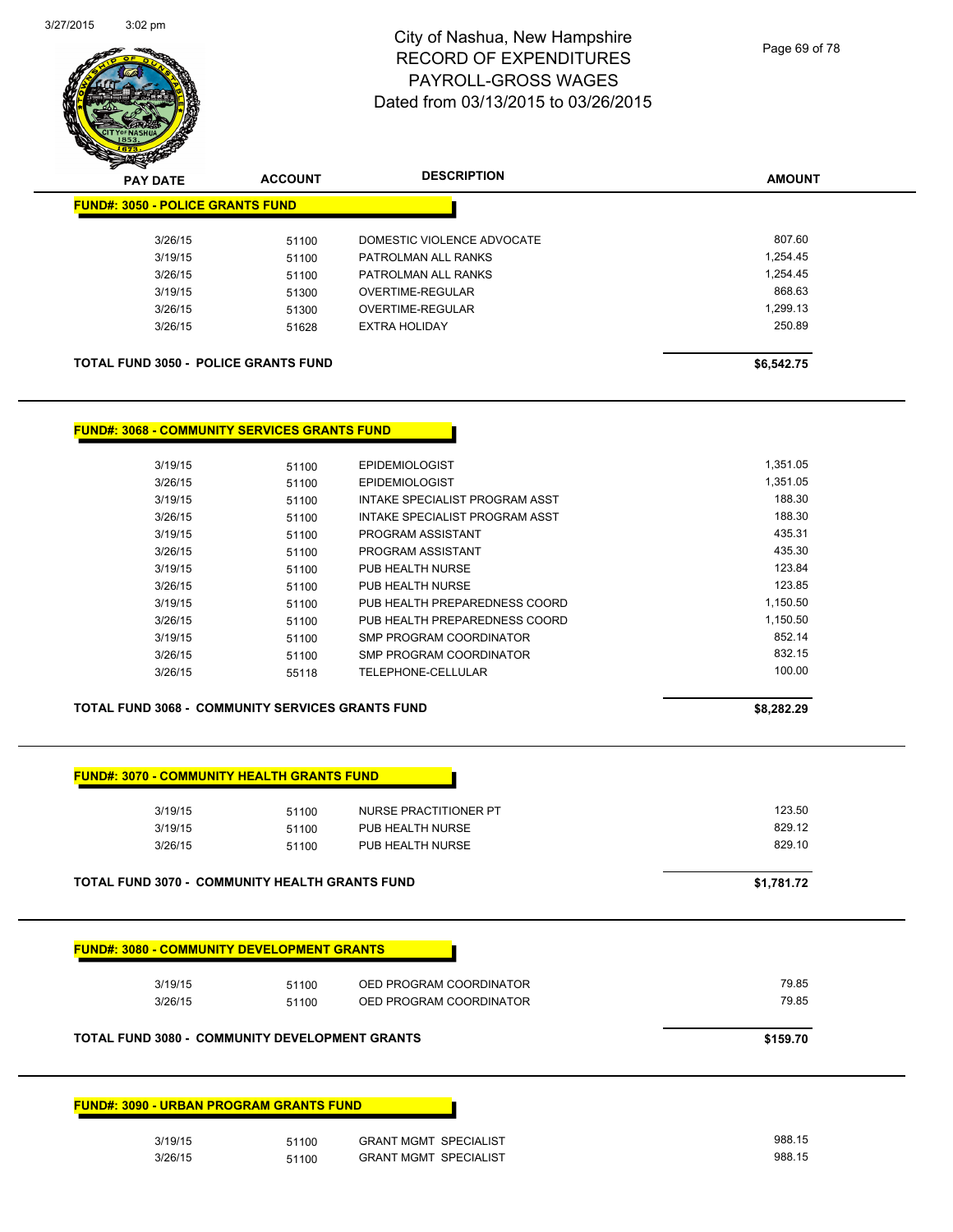# City of Nashua, New Hampshire
## RECORD OF EXPENDITURES
## PAYROLL-GROSS WAGES
## Dated from 03/13/2015 to 03/26/2015

| PAY DATE | ACCOUNT | DESCRIPTION | AMOUNT |
|---|---|---|---|
| **FUND#: 3050 - POLICE GRANTS FUND** | | | |
| 3/26/15 | 51100 | DOMESTIC VIOLENCE ADVOCATE | 807.60 |
| 3/19/15 | 51100 | PATROLMAN ALL RANKS | 1,254.45 |
| 3/26/15 | 51100 | PATROLMAN ALL RANKS | 1,254.45 |
| 3/19/15 | 51300 | OVERTIME-REGULAR | 868.63 |
| 3/26/15 | 51300 | OVERTIME-REGULAR | 1,299.13 |
| 3/26/15 | 51628 | EXTRA HOLIDAY | 250.89 |
| **TOTAL FUND 3050 - POLICE GRANTS FUND** | | | **$6,542.75** |
| **FUND#: 3068 - COMMUNITY SERVICES GRANTS FUND** | | | |
| 3/19/15 | 51100 | EPIDEMIOLOGIST | 1,351.05 |
| 3/26/15 | 51100 | EPIDEMIOLOGIST | 1,351.05 |
| 3/19/15 | 51100 | INTAKE SPECIALIST PROGRAM ASST | 188.30 |
| 3/26/15 | 51100 | INTAKE SPECIALIST PROGRAM ASST | 188.30 |
| 3/19/15 | 51100 | PROGRAM ASSISTANT | 435.31 |
| 3/26/15 | 51100 | PROGRAM ASSISTANT | 435.30 |
| 3/19/15 | 51100 | PUB HEALTH NURSE | 123.84 |
| 3/26/15 | 51100 | PUB HEALTH NURSE | 123.85 |
| 3/19/15 | 51100 | PUB HEALTH PREPAREDNESS COORD | 1,150.50 |
| 3/26/15 | 51100 | PUB HEALTH PREPAREDNESS COORD | 1,150.50 |
| 3/19/15 | 51100 | SMP PROGRAM COORDINATOR | 852.14 |
| 3/26/15 | 51100 | SMP PROGRAM COORDINATOR | 832.15 |
| 3/26/15 | 55118 | TELEPHONE-CELLULAR | 100.00 |
| **TOTAL FUND 3068 - COMMUNITY SERVICES GRANTS FUND** | | | **$8,282.29** |
| **FUND#: 3070 - COMMUNITY HEALTH GRANTS FUND** | | | |
| 3/19/15 | 51100 | NURSE PRACTITIONER PT | 123.50 |
| 3/19/15 | 51100 | PUB HEALTH NURSE | 829.12 |
| 3/26/15 | 51100 | PUB HEALTH NURSE | 829.10 |
| **TOTAL FUND 3070 - COMMUNITY HEALTH GRANTS FUND** | | | **$1,781.72** |
| **FUND#: 3080 - COMMUNITY DEVELOPMENT GRANTS** | | | |
| 3/19/15 | 51100 | OED PROGRAM COORDINATOR | 79.85 |
| 3/26/15 | 51100 | OED PROGRAM COORDINATOR | 79.85 |
| **TOTAL FUND 3080 - COMMUNITY DEVELOPMENT GRANTS** | | | **$159.70** |
| **FUND#: 3090 - URBAN PROGRAM GRANTS FUND** | | | |
| 3/19/15 | 51100 | GRANT MGMT SPECIALIST | 988.15 |
| 3/26/15 | 51100 | GRANT MGMT SPECIALIST | 988.15 |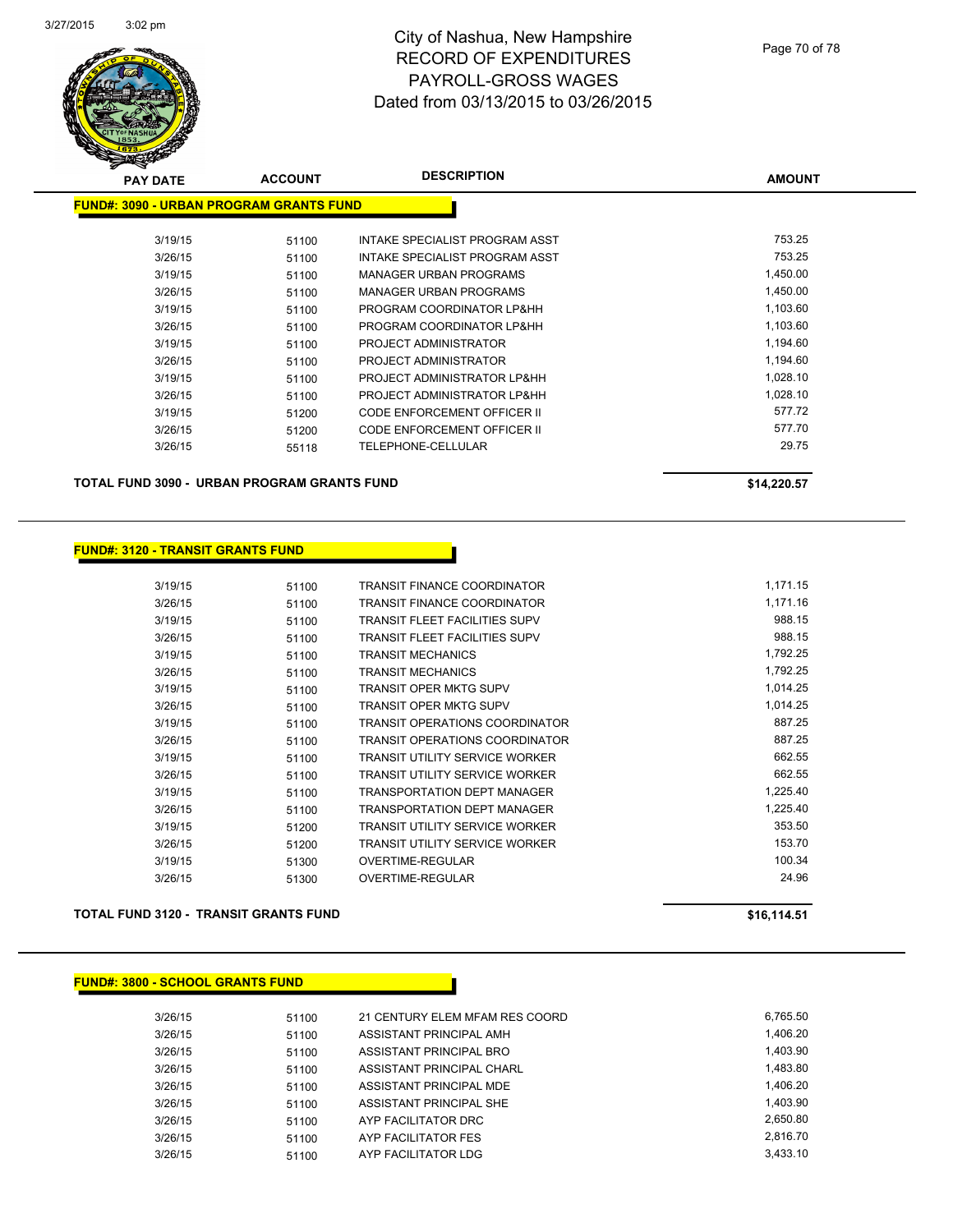# City of Nashua, New Hampshire
## RECORD OF EXPENDITURES
## PAYROLL-GROSS WAGES
## Dated from 03/13/2015 to 03/26/2015

| PAY DATE | ACCOUNT | DESCRIPTION | AMOUNT |
|---|---|---|---|
| **FUND#: 3090 - URBAN PROGRAM GRANTS FUND** | | | |
| 3/19/15 | 51100 | INTAKE SPECIALIST PROGRAM ASST | 753.25 |
| 3/26/15 | 51100 | INTAKE SPECIALIST PROGRAM ASST | 753.25 |
| 3/19/15 | 51100 | MANAGER URBAN PROGRAMS | 1,450.00 |
| 3/26/15 | 51100 | MANAGER URBAN PROGRAMS | 1,450.00 |
| 3/19/15 | 51100 | PROGRAM COORDINATOR LP&HH | 1,103.60 |
| 3/26/15 | 51100 | PROGRAM COORDINATOR LP&HH | 1,103.60 |
| 3/19/15 | 51100 | PROJECT ADMINISTRATOR | 1,194.60 |
| 3/26/15 | 51100 | PROJECT ADMINISTRATOR | 1,194.60 |
| 3/19/15 | 51100 | PROJECT ADMINISTRATOR LP&HH | 1,028.10 |
| 3/26/15 | 51100 | PROJECT ADMINISTRATOR LP&HH | 1,028.10 |
| 3/19/15 | 51200 | CODE ENFORCEMENT OFFICER II | 577.72 |
| 3/26/15 | 51200 | CODE ENFORCEMENT OFFICER II | 577.70 |
| 3/26/15 | 55118 | TELEPHONE-CELLULAR | 29.75 |
| **TOTAL FUND 3090 - URBAN PROGRAM GRANTS FUND** | | | **$14,220.57** |

| PAY DATE | ACCOUNT | DESCRIPTION | AMOUNT |
|---|---|---|---|
| **FUND#: 3120 - TRANSIT GRANTS FUND** | | | |
| 3/19/15 | 51100 | TRANSIT FINANCE COORDINATOR | 1,171.15 |
| 3/26/15 | 51100 | TRANSIT FINANCE COORDINATOR | 1,171.16 |
| 3/19/15 | 51100 | TRANSIT FLEET FACILITIES SUPV | 988.15 |
| 3/26/15 | 51100 | TRANSIT FLEET FACILITIES SUPV | 988.15 |
| 3/19/15 | 51100 | TRANSIT MECHANICS | 1,792.25 |
| 3/26/15 | 51100 | TRANSIT MECHANICS | 1,792.25 |
| 3/19/15 | 51100 | TRANSIT OPER MKTG SUPV | 1,014.25 |
| 3/26/15 | 51100 | TRANSIT OPER MKTG SUPV | 1,014.25 |
| 3/19/15 | 51100 | TRANSIT OPERATIONS COORDINATOR | 887.25 |
| 3/26/15 | 51100 | TRANSIT OPERATIONS COORDINATOR | 887.25 |
| 3/19/15 | 51100 | TRANSIT UTILITY SERVICE WORKER | 662.55 |
| 3/26/15 | 51100 | TRANSIT UTILITY SERVICE WORKER | 662.55 |
| 3/19/15 | 51100 | TRANSPORTATION DEPT MANAGER | 1,225.40 |
| 3/26/15 | 51100 | TRANSPORTATION DEPT MANAGER | 1,225.40 |
| 3/19/15 | 51200 | TRANSIT UTILITY SERVICE WORKER | 353.50 |
| 3/26/15 | 51200 | TRANSIT UTILITY SERVICE WORKER | 153.70 |
| 3/19/15 | 51300 | OVERTIME-REGULAR | 100.34 |
| 3/26/15 | 51300 | OVERTIME-REGULAR | 24.96 |
| **TOTAL FUND 3120 - TRANSIT GRANTS FUND** | | | **$16,114.51** |

| PAY DATE | ACCOUNT | DESCRIPTION | AMOUNT |
|---|---|---|---|
| **FUND#: 3800 - SCHOOL GRANTS FUND** | | | |
| 3/26/15 | 51100 | 21 CENTURY ELEM MFAM RES COORD | 6,765.50 |
| 3/26/15 | 51100 | ASSISTANT PRINCIPAL AMH | 1,406.20 |
| 3/26/15 | 51100 | ASSISTANT PRINCIPAL BRO | 1,403.90 |
| 3/26/15 | 51100 | ASSISTANT PRINCIPAL CHARL | 1,483.80 |
| 3/26/15 | 51100 | ASSISTANT PRINCIPAL MDE | 1,406.20 |
| 3/26/15 | 51100 | ASSISTANT PRINCIPAL SHE | 1,403.90 |
| 3/26/15 | 51100 | AYP FACILITATOR DRC | 2,650.80 |
| 3/26/15 | 51100 | AYP FACILITATOR FES | 2,816.70 |
| 3/26/15 | 51100 | AYP FACILITATOR LDG | 3,433.10 |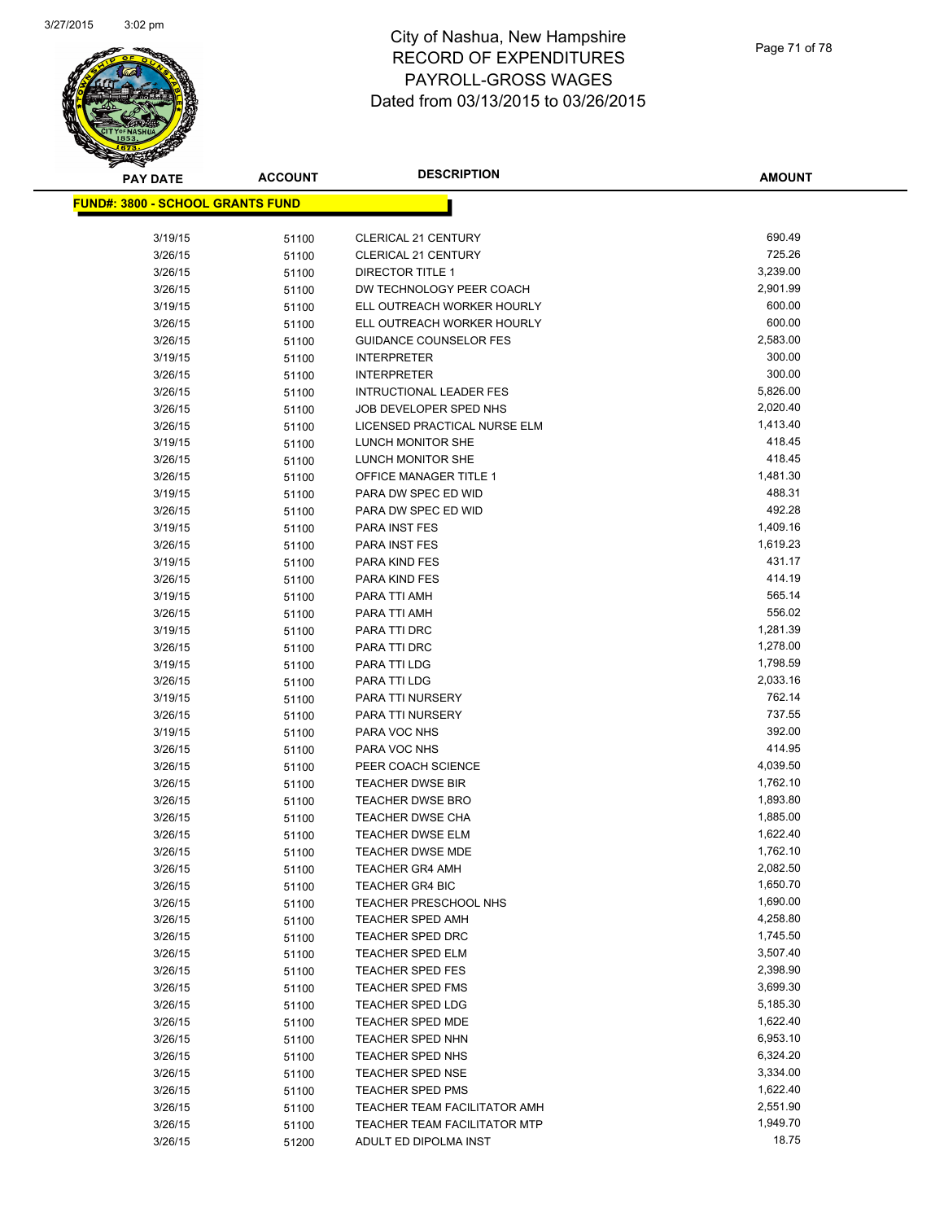# City of Nashua, New Hampshire
## RECORD OF EXPENDITURES
## PAYROLL-GROSS WAGES
### Dated from 03/13/2015 to 03/26/2015

**FUND#: 3800 - SCHOOL GRANTS FUND**

| PAY DATE | ACCOUNT | DESCRIPTION | AMOUNT |
|---|---|---|---|
| 3/19/15 | 51100 | CLERICAL 21 CENTURY | 690.49 |
| 3/26/15 | 51100 | CLERICAL 21 CENTURY | 725.26 |
| 3/26/15 | 51100 | DIRECTOR TITLE 1 | 3,239.00 |
| 3/26/15 | 51100 | DW TECHNOLOGY PEER COACH | 2,901.99 |
| 3/19/15 | 51100 | ELL OUTREACH WORKER HOURLY | 600.00 |
| 3/26/15 | 51100 | ELL OUTREACH WORKER HOURLY | 600.00 |
| 3/26/15 | 51100 | GUIDANCE COUNSELOR FES | 2,583.00 |
| 3/19/15 | 51100 | INTERPRETER | 300.00 |
| 3/26/15 | 51100 | INTERPRETER | 300.00 |
| 3/26/15 | 51100 | INTRUCTIONAL LEADER FES | 5,826.00 |
| 3/26/15 | 51100 | JOB DEVELOPER SPED NHS | 2,020.40 |
| 3/26/15 | 51100 | LICENSED PRACTICAL NURSE ELM | 1,413.40 |
| 3/19/15 | 51100 | LUNCH MONITOR SHE | 418.45 |
| 3/26/15 | 51100 | LUNCH MONITOR SHE | 418.45 |
| 3/26/15 | 51100 | OFFICE MANAGER TITLE 1 | 1,481.30 |
| 3/19/15 | 51100 | PARA DW SPEC ED WID | 488.31 |
| 3/26/15 | 51100 | PARA DW SPEC ED WID | 492.28 |
| 3/19/15 | 51100 | PARA INST FES | 1,409.16 |
| 3/26/15 | 51100 | PARA INST FES | 1,619.23 |
| 3/19/15 | 51100 | PARA KIND FES | 431.17 |
| 3/26/15 | 51100 | PARA KIND FES | 414.19 |
| 3/19/15 | 51100 | PARA TTI AMH | 565.14 |
| 3/26/15 | 51100 | PARA TTI AMH | 556.02 |
| 3/19/15 | 51100 | PARA TTI DRC | 1,281.39 |
| 3/26/15 | 51100 | PARA TTI DRC | 1,278.00 |
| 3/19/15 | 51100 | PARA TTI LDG | 1,798.59 |
| 3/26/15 | 51100 | PARA TTI LDG | 2,033.16 |
| 3/19/15 | 51100 | PARA TTI NURSERY | 762.14 |
| 3/26/15 | 51100 | PARA TTI NURSERY | 737.55 |
| 3/19/15 | 51100 | PARA VOC NHS | 392.00 |
| 3/26/15 | 51100 | PARA VOC NHS | 414.95 |
| 3/26/15 | 51100 | PEER COACH SCIENCE | 4,039.50 |
| 3/26/15 | 51100 | TEACHER DWSE BIR | 1,762.10 |
| 3/26/15 | 51100 | TEACHER DWSE BRO | 1,893.80 |
| 3/26/15 | 51100 | TEACHER DWSE CHA | 1,885.00 |
| 3/26/15 | 51100 | TEACHER DWSE ELM | 1,622.40 |
| 3/26/15 | 51100 | TEACHER DWSE MDE | 1,762.10 |
| 3/26/15 | 51100 | TEACHER GR4 AMH | 2,082.50 |
| 3/26/15 | 51100 | TEACHER GR4 BIC | 1,650.70 |
| 3/26/15 | 51100 | TEACHER PRESCHOOL NHS | 1,690.00 |
| 3/26/15 | 51100 | TEACHER SPED AMH | 4,258.80 |
| 3/26/15 | 51100 | TEACHER SPED DRC | 1,745.50 |
| 3/26/15 | 51100 | TEACHER SPED ELM | 3,507.40 |
| 3/26/15 | 51100 | TEACHER SPED FES | 2,398.90 |
| 3/26/15 | 51100 | TEACHER SPED FMS | 3,699.30 |
| 3/26/15 | 51100 | TEACHER SPED LDG | 5,185.30 |
| 3/26/15 | 51100 | TEACHER SPED MDE | 1,622.40 |
| 3/26/15 | 51100 | TEACHER SPED NHN | 6,953.10 |
| 3/26/15 | 51100 | TEACHER SPED NHS | 6,324.20 |
| 3/26/15 | 51100 | TEACHER SPED NSE | 3,334.00 |
| 3/26/15 | 51100 | TEACHER SPED PMS | 1,622.40 |
| 3/26/15 | 51100 | TEACHER TEAM FACILITATOR AMH | 2,551.90 |
| 3/26/15 | 51100 | TEACHER TEAM FACILITATOR MTP | 1,949.70 |
| 3/26/15 | 51200 | ADULT ED DIPOLMA INST | 18.75 |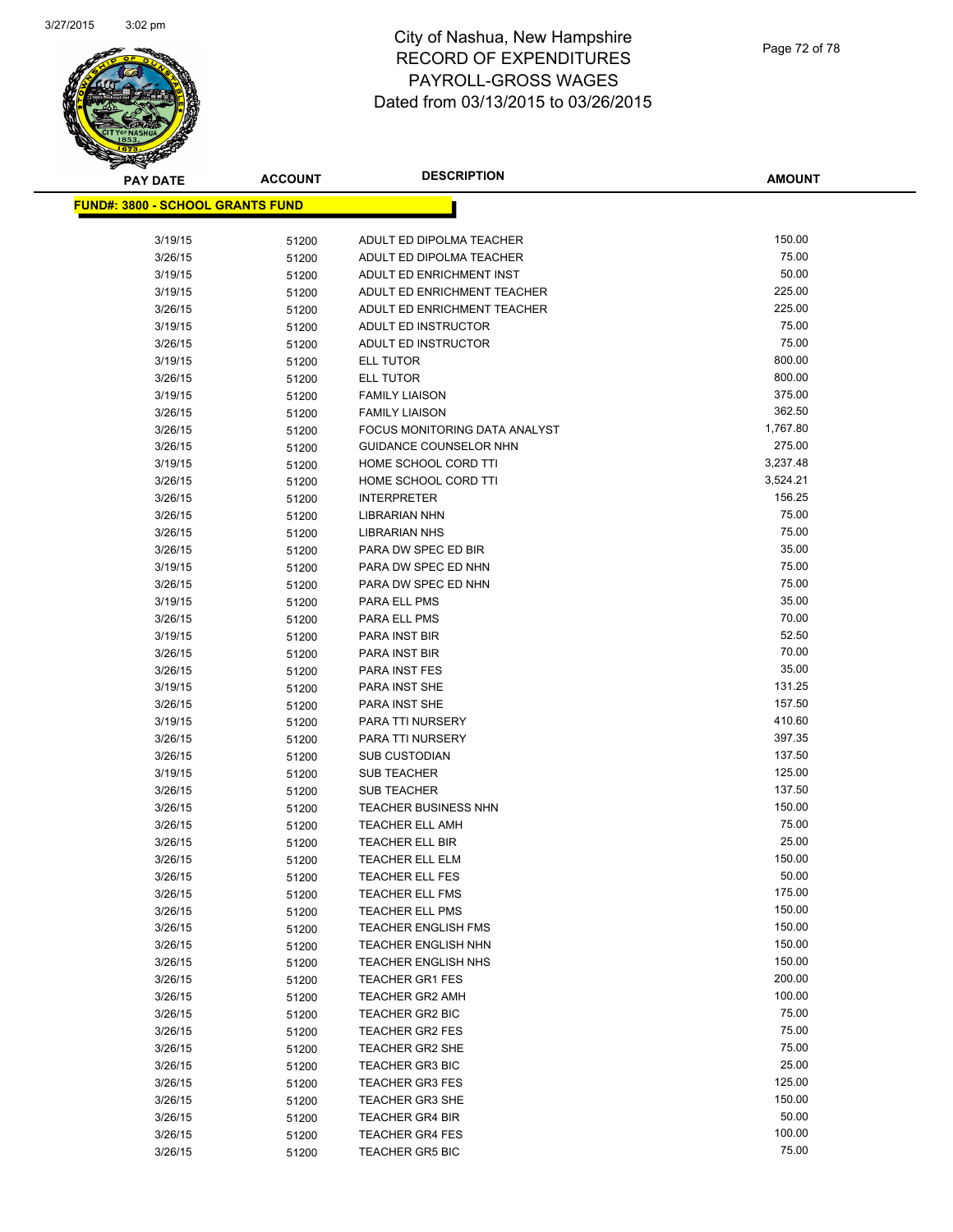# City of Nashua, New Hampshire
# RECORD OF EXPENDITURES
# PAYROLL-GROSS WAGES
# Dated from 03/13/2015 to 03/26/2015

**FUND#: 3800 - SCHOOL GRANTS FUND**

| PAY DATE | ACCOUNT | DESCRIPTION | AMOUNT |
|---|---|---|---|
| 3/19/15 | 51200 | ADULT ED DIPOLMA TEACHER | 150.00 |
| 3/26/15 | 51200 | ADULT ED DIPOLMA TEACHER | 75.00 |
| 3/19/15 | 51200 | ADULT ED ENRICHMENT INST | 50.00 |
| 3/19/15 | 51200 | ADULT ED ENRICHMENT TEACHER | 225.00 |
| 3/26/15 | 51200 | ADULT ED ENRICHMENT TEACHER | 225.00 |
| 3/19/15 | 51200 | ADULT ED INSTRUCTOR | 75.00 |
| 3/26/15 | 51200 | ADULT ED INSTRUCTOR | 75.00 |
| 3/19/15 | 51200 | ELL TUTOR | 800.00 |
| 3/26/15 | 51200 | ELL TUTOR | 800.00 |
| 3/19/15 | 51200 | FAMILY LIAISON | 375.00 |
| 3/26/15 | 51200 | FAMILY LIAISON | 362.50 |
| 3/26/15 | 51200 | FOCUS MONITORING DATA ANALYST | 1,767.80 |
| 3/26/15 | 51200 | GUIDANCE COUNSELOR NHN | 275.00 |
| 3/19/15 | 51200 | HOME SCHOOL CORD TTI | 3,237.48 |
| 3/26/15 | 51200 | HOME SCHOOL CORD TTI | 3,524.21 |
| 3/26/15 | 51200 | INTERPRETER | 156.25 |
| 3/26/15 | 51200 | LIBRARIAN NHN | 75.00 |
| 3/26/15 | 51200 | LIBRARIAN NHS | 75.00 |
| 3/26/15 | 51200 | PARA DW SPEC ED BIR | 35.00 |
| 3/19/15 | 51200 | PARA DW SPEC ED NHN | 75.00 |
| 3/26/15 | 51200 | PARA DW SPEC ED NHN | 75.00 |
| 3/19/15 | 51200 | PARA ELL PMS | 35.00 |
| 3/26/15 | 51200 | PARA ELL PMS | 70.00 |
| 3/19/15 | 51200 | PARA INST BIR | 52.50 |
| 3/26/15 | 51200 | PARA INST BIR | 70.00 |
| 3/26/15 | 51200 | PARA INST FES | 35.00 |
| 3/19/15 | 51200 | PARA INST SHE | 131.25 |
| 3/26/15 | 51200 | PARA INST SHE | 157.50 |
| 3/19/15 | 51200 | PARA TTI NURSERY | 410.60 |
| 3/26/15 | 51200 | PARA TTI NURSERY | 397.35 |
| 3/26/15 | 51200 | SUB CUSTODIAN | 137.50 |
| 3/19/15 | 51200 | SUB TEACHER | 125.00 |
| 3/26/15 | 51200 | SUB TEACHER | 137.50 |
| 3/26/15 | 51200 | TEACHER BUSINESS NHN | 150.00 |
| 3/26/15 | 51200 | TEACHER ELL AMH | 75.00 |
| 3/26/15 | 51200 | TEACHER ELL BIR | 25.00 |
| 3/26/15 | 51200 | TEACHER ELL ELM | 150.00 |
| 3/26/15 | 51200 | TEACHER ELL FES | 50.00 |
| 3/26/15 | 51200 | TEACHER ELL FMS | 175.00 |
| 3/26/15 | 51200 | TEACHER ELL PMS | 150.00 |
| 3/26/15 | 51200 | TEACHER ENGLISH FMS | 150.00 |
| 3/26/15 | 51200 | TEACHER ENGLISH NHN | 150.00 |
| 3/26/15 | 51200 | TEACHER ENGLISH NHS | 150.00 |
| 3/26/15 | 51200 | TEACHER GR1 FES | 200.00 |
| 3/26/15 | 51200 | TEACHER GR2 AMH | 100.00 |
| 3/26/15 | 51200 | TEACHER GR2 BIC | 75.00 |
| 3/26/15 | 51200 | TEACHER GR2 FES | 75.00 |
| 3/26/15 | 51200 | TEACHER GR2 SHE | 75.00 |
| 3/26/15 | 51200 | TEACHER GR3 BIC | 25.00 |
| 3/26/15 | 51200 | TEACHER GR3 FES | 125.00 |
| 3/26/15 | 51200 | TEACHER GR3 SHE | 150.00 |
| 3/26/15 | 51200 | TEACHER GR4 BIR | 50.00 |
| 3/26/15 | 51200 | TEACHER GR4 FES | 100.00 |
| 3/26/15 | 51200 | TEACHER GR5 BIC | 75.00 |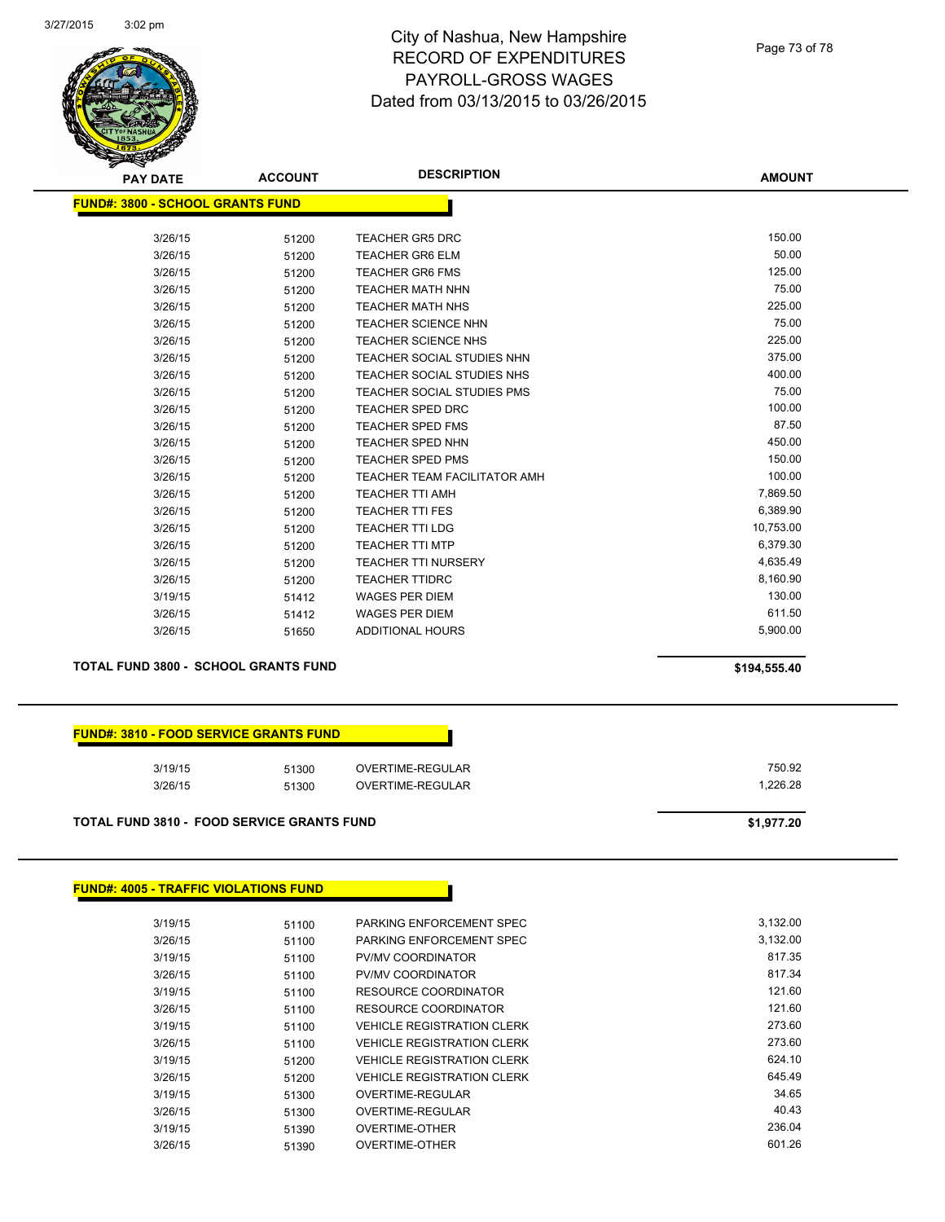City of Nashua, New Hampshire
RECORD OF EXPENDITURES
PAYROLL-GROSS WAGES
Dated from 03/13/2015 to 03/26/2015

| PAY DATE | ACCOUNT | DESCRIPTION | AMOUNT |
|---|---|---|---|
| **FUND#: 3800 - SCHOOL GRANTS FUND** | | | |
| 3/26/15 | 51200 | TEACHER GR5 DRC | 150.00 |
| 3/26/15 | 51200 | TEACHER GR6 ELM | 50.00 |
| 3/26/15 | 51200 | TEACHER GR6 FMS | 125.00 |
| 3/26/15 | 51200 | TEACHER MATH NHN | 75.00 |
| 3/26/15 | 51200 | TEACHER MATH NHS | 225.00 |
| 3/26/15 | 51200 | TEACHER SCIENCE NHN | 75.00 |
| 3/26/15 | 51200 | TEACHER SCIENCE NHS | 225.00 |
| 3/26/15 | 51200 | TEACHER SOCIAL STUDIES NHN | 375.00 |
| 3/26/15 | 51200 | TEACHER SOCIAL STUDIES NHS | 400.00 |
| 3/26/15 | 51200 | TEACHER SOCIAL STUDIES PMS | 75.00 |
| 3/26/15 | 51200 | TEACHER SPED DRC | 100.00 |
| 3/26/15 | 51200 | TEACHER SPED FMS | 87.50 |
| 3/26/15 | 51200 | TEACHER SPED NHN | 450.00 |
| 3/26/15 | 51200 | TEACHER SPED PMS | 150.00 |
| 3/26/15 | 51200 | TEACHER TEAM FACILITATOR AMH | 100.00 |
| 3/26/15 | 51200 | TEACHER TTI AMH | 7,869.50 |
| 3/26/15 | 51200 | TEACHER TTI FES | 6,389.90 |
| 3/26/15 | 51200 | TEACHER TTI LDG | 10,753.00 |
| 3/26/15 | 51200 | TEACHER TTI MTP | 6,379.30 |
| 3/26/15 | 51200 | TEACHER TTI NURSERY | 4,635.49 |
| 3/26/15 | 51200 | TEACHER TTIDRC | 8,160.90 |
| 3/19/15 | 51412 | WAGES PER DIEM | 130.00 |
| 3/26/15 | 51412 | WAGES PER DIEM | 611.50 |
| 3/26/15 | 51650 | ADDITIONAL HOURS | 5,900.00 |
| **TOTAL FUND 3800 - SCHOOL GRANTS FUND** | | | **$194,555.40** |

| PAY DATE | ACCOUNT | DESCRIPTION | AMOUNT |
|---|---|---|---|
| **FUND#: 3810 - FOOD SERVICE GRANTS FUND** | | | |
| 3/19/15 | 51300 | OVERTIME-REGULAR | 750.92 |
| 3/26/15 | 51300 | OVERTIME-REGULAR | 1,226.28 |
| **TOTAL FUND 3810 - FOOD SERVICE GRANTS FUND** | | | **$1,977.20** |

| PAY DATE | ACCOUNT | DESCRIPTION | AMOUNT |
|---|---|---|---|
| **FUND#: 4005 - TRAFFIC VIOLATIONS FUND** | | | |
| 3/19/15 | 51100 | PARKING ENFORCEMENT SPEC | 3,132.00 |
| 3/26/15 | 51100 | PARKING ENFORCEMENT SPEC | 3,132.00 |
| 3/19/15 | 51100 | PV/MV COORDINATOR | 817.35 |
| 3/26/15 | 51100 | PV/MV COORDINATOR | 817.34 |
| 3/19/15 | 51100 | RESOURCE COORDINATOR | 121.60 |
| 3/26/15 | 51100 | RESOURCE COORDINATOR | 121.60 |
| 3/19/15 | 51100 | VEHICLE REGISTRATION CLERK | 273.60 |
| 3/26/15 | 51100 | VEHICLE REGISTRATION CLERK | 273.60 |
| 3/19/15 | 51200 | VEHICLE REGISTRATION CLERK | 624.10 |
| 3/26/15 | 51200 | VEHICLE REGISTRATION CLERK | 645.49 |
| 3/19/15 | 51300 | OVERTIME-REGULAR | 34.65 |
| 3/26/15 | 51300 | OVERTIME-REGULAR | 40.43 |
| 3/19/15 | 51390 | OVERTIME-OTHER | 236.04 |
| 3/26/15 | 51390 | OVERTIME-OTHER | 601.26 |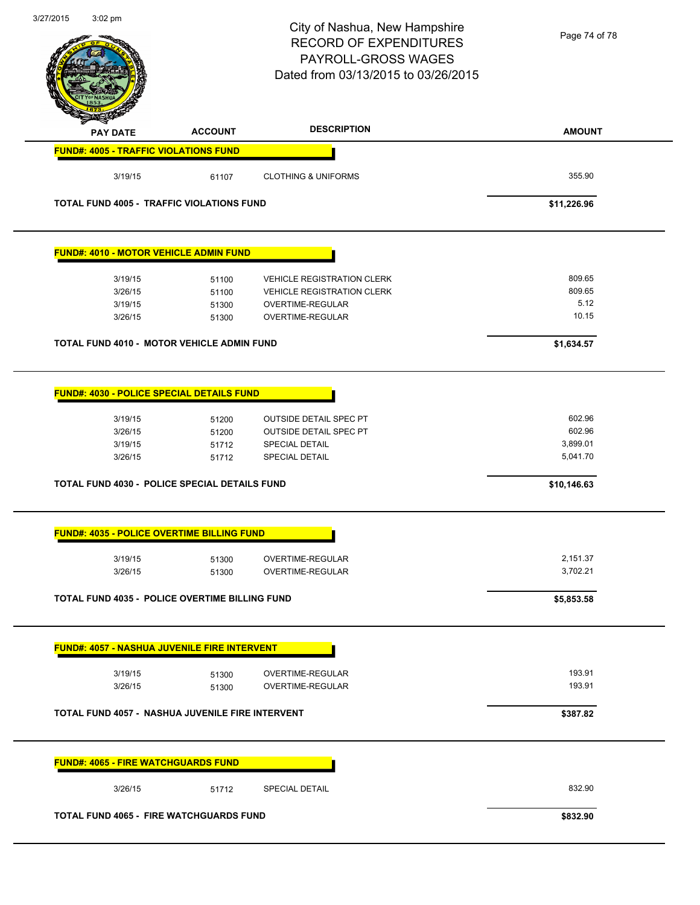City of Nashua, New Hampshire
RECORD OF EXPENDITURES
PAYROLL-GROSS WAGES
Dated from 03/13/2015 to 03/26/2015

| PAY DATE | ACCOUNT | DESCRIPTION | AMOUNT |
|---|---|---|---|
| **FUND#: 4005 - TRAFFIC VIOLATIONS FUND** | | | |
| 3/19/15 | 61107 | CLOTHING & UNIFORMS | 355.90 |
| **TOTAL FUND 4005 - TRAFFIC VIOLATIONS FUND** | | | **$11,226.96** |
| **FUND#: 4010 - MOTOR VEHICLE ADMIN FUND** | | | |
| 3/19/15 | 51100 | VEHICLE REGISTRATION CLERK | 809.65 |
| 3/26/15 | 51100 | VEHICLE REGISTRATION CLERK | 809.65 |
| 3/19/15 | 51300 | OVERTIME-REGULAR | 5.12 |
| 3/26/15 | 51300 | OVERTIME-REGULAR | 10.15 |
| **TOTAL FUND 4010 - MOTOR VEHICLE ADMIN FUND** | | | **$1,634.57** |
| **FUND#: 4030 - POLICE SPECIAL DETAILS FUND** | | | |
| 3/19/15 | 51200 | OUTSIDE DETAIL SPEC PT | 602.96 |
| 3/26/15 | 51200 | OUTSIDE DETAIL SPEC PT | 602.96 |
| 3/19/15 | 51712 | SPECIAL DETAIL | 3,899.01 |
| 3/26/15 | 51712 | SPECIAL DETAIL | 5,041.70 |
| **TOTAL FUND 4030 - POLICE SPECIAL DETAILS FUND** | | | **$10,146.63** |
| **FUND#: 4035 - POLICE OVERTIME BILLING FUND** | | | |
| 3/19/15 | 51300 | OVERTIME-REGULAR | 2,151.37 |
| 3/26/15 | 51300 | OVERTIME-REGULAR | 3,702.21 |
| **TOTAL FUND 4035 - POLICE OVERTIME BILLING FUND** | | | **$5,853.58** |
| **FUND#: 4057 - NASHUA JUVENILE FIRE INTERVENT** | | | |
| 3/19/15 | 51300 | OVERTIME-REGULAR | 193.91 |
| 3/26/15 | 51300 | OVERTIME-REGULAR | 193.91 |
| **TOTAL FUND 4057 - NASHUA JUVENILE FIRE INTERVENT** | | | **$387.82** |
| **FUND#: 4065 - FIRE WATCHGUARDS FUND** | | | |
| 3/26/15 | 51712 | SPECIAL DETAIL | 832.90 |
| **TOTAL FUND 4065 - FIRE WATCHGUARDS FUND** | | | **$832.90** |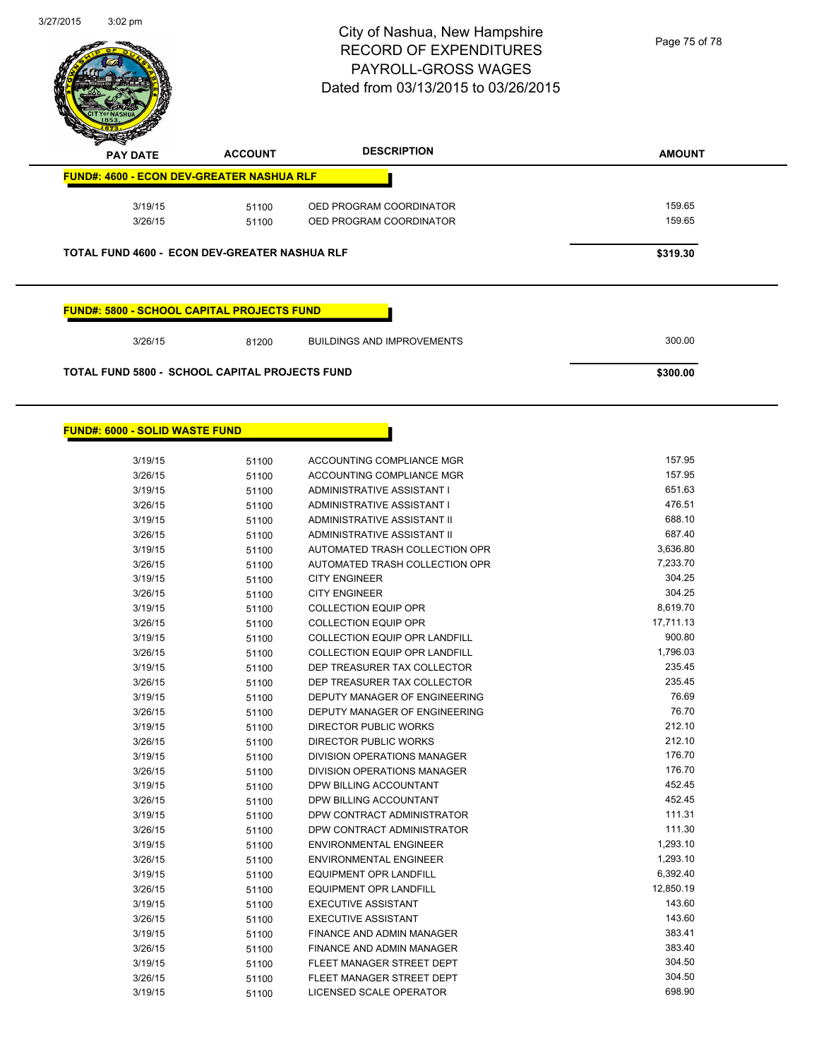# City of Nashua, New Hampshire
## RECORD OF EXPENDITURES
## PAYROLL-GROSS WAGES
## Dated from 03/13/2015 to 03/26/2015

| PAY DATE | ACCOUNT | DESCRIPTION | AMOUNT |
|---|---|---|---|
| **FUND#: 4600 - ECON DEV-GREATER NASHUA RLF** | | | |
| 3/19/15 | 51100 | OED PROGRAM COORDINATOR | 159.65 |
| 3/26/15 | 51100 | OED PROGRAM COORDINATOR | 159.65 |
| **TOTAL FUND 4600 - ECON DEV-GREATER NASHUA RLF** | | | **$319.30** |
| **FUND#: 5800 - SCHOOL CAPITAL PROJECTS FUND** | | | |
| 3/26/15 | 81200 | BUILDINGS AND IMPROVEMENTS | 300.00 |
| **TOTAL FUND 5800 - SCHOOL CAPITAL PROJECTS FUND** | | | **$300.00** |
| **FUND#: 6000 - SOLID WASTE FUND** | | | |
| 3/19/15 | 51100 | ACCOUNTING COMPLIANCE MGR | 157.95 |
| 3/26/15 | 51100 | ACCOUNTING COMPLIANCE MGR | 157.95 |
| 3/19/15 | 51100 | ADMINISTRATIVE ASSISTANT I | 651.63 |
| 3/26/15 | 51100 | ADMINISTRATIVE ASSISTANT I | 476.51 |
| 3/19/15 | 51100 | ADMINISTRATIVE ASSISTANT II | 688.10 |
| 3/26/15 | 51100 | ADMINISTRATIVE ASSISTANT II | 687.40 |
| 3/19/15 | 51100 | AUTOMATED TRASH COLLECTION OPR | 3,636.80 |
| 3/26/15 | 51100 | AUTOMATED TRASH COLLECTION OPR | 7,233.70 |
| 3/19/15 | 51100 | CITY ENGINEER | 304.25 |
| 3/26/15 | 51100 | CITY ENGINEER | 304.25 |
| 3/19/15 | 51100 | COLLECTION EQUIP OPR | 8,619.70 |
| 3/26/15 | 51100 | COLLECTION EQUIP OPR | 17,711.13 |
| 3/19/15 | 51100 | COLLECTION EQUIP OPR LANDFILL | 900.80 |
| 3/26/15 | 51100 | COLLECTION EQUIP OPR LANDFILL | 1,796.03 |
| 3/19/15 | 51100 | DEP TREASURER TAX COLLECTOR | 235.45 |
| 3/26/15 | 51100 | DEP TREASURER TAX COLLECTOR | 235.45 |
| 3/19/15 | 51100 | DEPUTY MANAGER OF ENGINEERING | 76.69 |
| 3/26/15 | 51100 | DEPUTY MANAGER OF ENGINEERING | 76.70 |
| 3/19/15 | 51100 | DIRECTOR PUBLIC WORKS | 212.10 |
| 3/26/15 | 51100 | DIRECTOR PUBLIC WORKS | 212.10 |
| 3/19/15 | 51100 | DIVISION OPERATIONS MANAGER | 176.70 |
| 3/26/15 | 51100 | DIVISION OPERATIONS MANAGER | 176.70 |
| 3/19/15 | 51100 | DPW BILLING ACCOUNTANT | 452.45 |
| 3/26/15 | 51100 | DPW BILLING ACCOUNTANT | 452.45 |
| 3/19/15 | 51100 | DPW CONTRACT ADMINISTRATOR | 111.31 |
| 3/26/15 | 51100 | DPW CONTRACT ADMINISTRATOR | 111.30 |
| 3/19/15 | 51100 | ENVIRONMENTAL ENGINEER | 1,293.10 |
| 3/26/15 | 51100 | ENVIRONMENTAL ENGINEER | 1,293.10 |
| 3/19/15 | 51100 | EQUIPMENT OPR LANDFILL | 6,392.40 |
| 3/26/15 | 51100 | EQUIPMENT OPR LANDFILL | 12,850.19 |
| 3/19/15 | 51100 | EXECUTIVE ASSISTANT | 143.60 |
| 3/26/15 | 51100 | EXECUTIVE ASSISTANT | 143.60 |
| 3/19/15 | 51100 | FINANCE AND ADMIN MANAGER | 383.41 |
| 3/26/15 | 51100 | FINANCE AND ADMIN MANAGER | 383.40 |
| 3/19/15 | 51100 | FLEET MANAGER STREET DEPT | 304.50 |
| 3/26/15 | 51100 | FLEET MANAGER STREET DEPT | 304.50 |
| 3/19/15 | 51100 | LICENSED SCALE OPERATOR | 698.90 |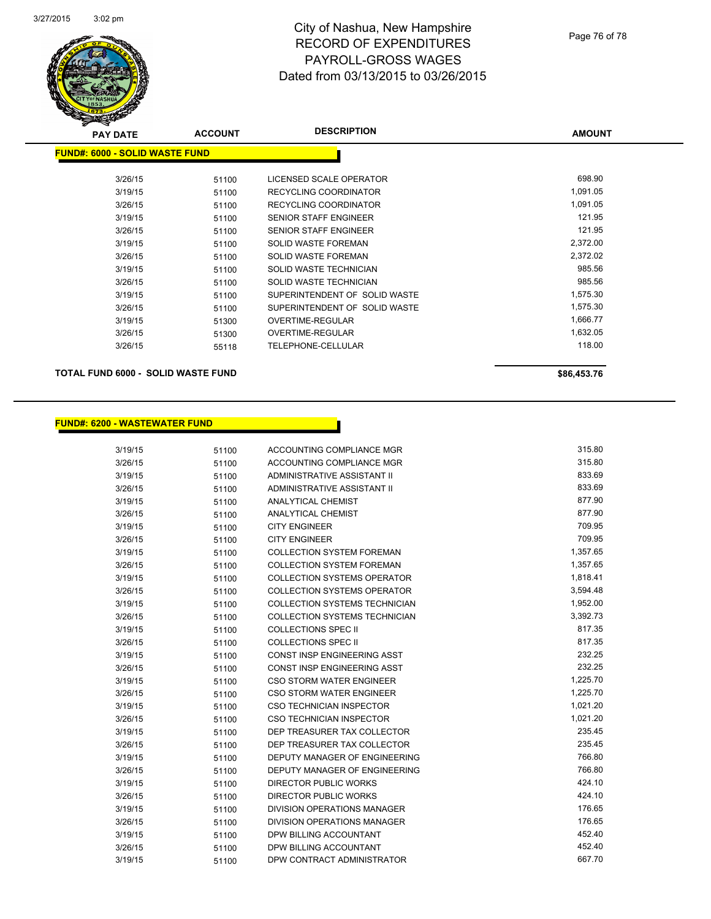# City of Nashua, New Hampshire
## RECORD OF EXPENDITURES
## PAYROLL-GROSS WAGES
## Dated from 03/13/2015 to 03/26/2015

### FUND#: 6000 - SOLID WASTE FUND

| PAY DATE | ACCOUNT | DESCRIPTION | AMOUNT |
|---|---|---|---|
| 3/26/15 | 51100 | LICENSED SCALE OPERATOR | 698.90 |
| 3/19/15 | 51100 | RECYCLING COORDINATOR | 1,091.05 |
| 3/26/15 | 51100 | RECYCLING COORDINATOR | 1,091.05 |
| 3/19/15 | 51100 | SENIOR STAFF ENGINEER | 121.95 |
| 3/26/15 | 51100 | SENIOR STAFF ENGINEER | 121.95 |
| 3/19/15 | 51100 | SOLID WASTE FOREMAN | 2,372.00 |
| 3/26/15 | 51100 | SOLID WASTE FOREMAN | 2,372.02 |
| 3/19/15 | 51100 | SOLID WASTE TECHNICIAN | 985.56 |
| 3/26/15 | 51100 | SOLID WASTE TECHNICIAN | 985.56 |
| 3/19/15 | 51100 | SUPERINTENDENT OF SOLID WASTE | 1,575.30 |
| 3/26/15 | 51100 | SUPERINTENDENT OF SOLID WASTE | 1,575.30 |
| 3/19/15 | 51300 | OVERTIME-REGULAR | 1,666.77 |
| 3/26/15 | 51300 | OVERTIME-REGULAR | 1,632.05 |
| 3/26/15 | 55118 | TELEPHONE-CELLULAR | 118.00 |

**TOTAL FUND 6000 - SOLID WASTE FUND** **$86,453.76**

### FUND#: 6200 - WASTEWATER FUND

| PAY DATE | ACCOUNT | DESCRIPTION | AMOUNT |
|---|---|---|---|
| 3/19/15 | 51100 | ACCOUNTING COMPLIANCE MGR | 315.80 |
| 3/26/15 | 51100 | ACCOUNTING COMPLIANCE MGR | 315.80 |
| 3/19/15 | 51100 | ADMINISTRATIVE ASSISTANT II | 833.69 |
| 3/26/15 | 51100 | ADMINISTRATIVE ASSISTANT II | 833.69 |
| 3/19/15 | 51100 | ANALYTICAL CHEMIST | 877.90 |
| 3/26/15 | 51100 | ANALYTICAL CHEMIST | 877.90 |
| 3/19/15 | 51100 | CITY ENGINEER | 709.95 |
| 3/26/15 | 51100 | CITY ENGINEER | 709.95 |
| 3/19/15 | 51100 | COLLECTION SYSTEM FOREMAN | 1,357.65 |
| 3/26/15 | 51100 | COLLECTION SYSTEM FOREMAN | 1,357.65 |
| 3/19/15 | 51100 | COLLECTION SYSTEMS OPERATOR | 1,818.41 |
| 3/26/15 | 51100 | COLLECTION SYSTEMS OPERATOR | 3,594.48 |
| 3/19/15 | 51100 | COLLECTION SYSTEMS TECHNICIAN | 1,952.00 |
| 3/26/15 | 51100 | COLLECTION SYSTEMS TECHNICIAN | 3,392.73 |
| 3/19/15 | 51100 | COLLECTIONS SPEC II | 817.35 |
| 3/26/15 | 51100 | COLLECTIONS SPEC II | 817.35 |
| 3/19/15 | 51100 | CONST INSP ENGINEERING ASST | 232.25 |
| 3/26/15 | 51100 | CONST INSP ENGINEERING ASST | 232.25 |
| 3/19/15 | 51100 | CSO STORM WATER ENGINEER | 1,225.70 |
| 3/26/15 | 51100 | CSO STORM WATER ENGINEER | 1,225.70 |
| 3/19/15 | 51100 | CSO TECHNICIAN INSPECTOR | 1,021.20 |
| 3/26/15 | 51100 | CSO TECHNICIAN INSPECTOR | 1,021.20 |
| 3/19/15 | 51100 | DEP TREASURER TAX COLLECTOR | 235.45 |
| 3/26/15 | 51100 | DEP TREASURER TAX COLLECTOR | 235.45 |
| 3/19/15 | 51100 | DEPUTY MANAGER OF ENGINEERING | 766.80 |
| 3/26/15 | 51100 | DEPUTY MANAGER OF ENGINEERING | 766.80 |
| 3/19/15 | 51100 | DIRECTOR PUBLIC WORKS | 424.10 |
| 3/26/15 | 51100 | DIRECTOR PUBLIC WORKS | 424.10 |
| 3/19/15 | 51100 | DIVISION OPERATIONS MANAGER | 176.65 |
| 3/26/15 | 51100 | DIVISION OPERATIONS MANAGER | 176.65 |
| 3/19/15 | 51100 | DPW BILLING ACCOUNTANT | 452.40 |
| 3/26/15 | 51100 | DPW BILLING ACCOUNTANT | 452.40 |
| 3/19/15 | 51100 | DPW CONTRACT ADMINISTRATOR | 667.70 |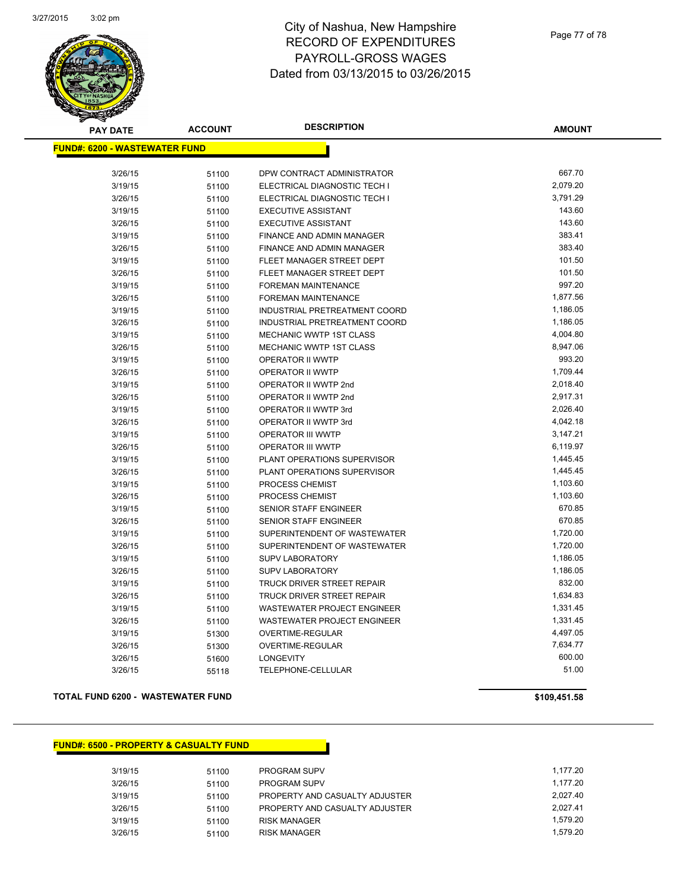# City of Nashua, New Hampshire
# RECORD OF EXPENDITURES
# PAYROLL-GROSS WAGES
# Dated from 03/13/2015 to 03/26/2015

## FUND#: 6200 - WASTEWATER FUND

| PAY DATE | ACCOUNT | DESCRIPTION | AMOUNT |
|---|---|---|---|
| 3/26/15 | 51100 | DPW CONTRACT ADMINISTRATOR | 667.70 |
| 3/19/15 | 51100 | ELECTRICAL DIAGNOSTIC TECH I | 2,079.20 |
| 3/26/15 | 51100 | ELECTRICAL DIAGNOSTIC TECH I | 3,791.29 |
| 3/19/15 | 51100 | EXECUTIVE ASSISTANT | 143.60 |
| 3/26/15 | 51100 | EXECUTIVE ASSISTANT | 143.60 |
| 3/19/15 | 51100 | FINANCE AND ADMIN MANAGER | 383.41 |
| 3/26/15 | 51100 | FINANCE AND ADMIN MANAGER | 383.40 |
| 3/19/15 | 51100 | FLEET MANAGER STREET DEPT | 101.50 |
| 3/26/15 | 51100 | FLEET MANAGER STREET DEPT | 101.50 |
| 3/19/15 | 51100 | FOREMAN MAINTENANCE | 997.20 |
| 3/26/15 | 51100 | FOREMAN MAINTENANCE | 1,877.56 |
| 3/19/15 | 51100 | INDUSTRIAL PRETREATMENT COORD | 1,186.05 |
| 3/26/15 | 51100 | INDUSTRIAL PRETREATMENT COORD | 1,186.05 |
| 3/19/15 | 51100 | MECHANIC WWTP 1ST CLASS | 4,004.80 |
| 3/26/15 | 51100 | MECHANIC WWTP 1ST CLASS | 8,947.06 |
| 3/19/15 | 51100 | OPERATOR II WWTP | 993.20 |
| 3/26/15 | 51100 | OPERATOR II WWTP | 1,709.44 |
| 3/19/15 | 51100 | OPERATOR II WWTP 2nd | 2,018.40 |
| 3/26/15 | 51100 | OPERATOR II WWTP 2nd | 2,917.31 |
| 3/19/15 | 51100 | OPERATOR II WWTP 3rd | 2,026.40 |
| 3/26/15 | 51100 | OPERATOR II WWTP 3rd | 4,042.18 |
| 3/19/15 | 51100 | OPERATOR III WWTP | 3,147.21 |
| 3/26/15 | 51100 | OPERATOR III WWTP | 6,119.97 |
| 3/19/15 | 51100 | PLANT OPERATIONS SUPERVISOR | 1,445.45 |
| 3/26/15 | 51100 | PLANT OPERATIONS SUPERVISOR | 1,445.45 |
| 3/19/15 | 51100 | PROCESS CHEMIST | 1,103.60 |
| 3/26/15 | 51100 | PROCESS CHEMIST | 1,103.60 |
| 3/19/15 | 51100 | SENIOR STAFF ENGINEER | 670.85 |
| 3/26/15 | 51100 | SENIOR STAFF ENGINEER | 670.85 |
| 3/19/15 | 51100 | SUPERINTENDENT OF WASTEWATER | 1,720.00 |
| 3/26/15 | 51100 | SUPERINTENDENT OF WASTEWATER | 1,720.00 |
| 3/19/15 | 51100 | SUPV LABORATORY | 1,186.05 |
| 3/26/15 | 51100 | SUPV LABORATORY | 1,186.05 |
| 3/19/15 | 51100 | TRUCK DRIVER STREET REPAIR | 832.00 |
| 3/26/15 | 51100 | TRUCK DRIVER STREET REPAIR | 1,634.83 |
| 3/19/15 | 51100 | WASTEWATER PROJECT ENGINEER | 1,331.45 |
| 3/26/15 | 51100 | WASTEWATER PROJECT ENGINEER | 1,331.45 |
| 3/19/15 | 51300 | OVERTIME-REGULAR | 4,497.05 |
| 3/26/15 | 51300 | OVERTIME-REGULAR | 7,634.77 |
| 3/26/15 | 51600 | LONGEVITY | 600.00 |
| 3/26/15 | 55118 | TELEPHONE-CELLULAR | 51.00 |

**TOTAL FUND 6200 - WASTEWATER FUND** **$109,451.58**

## FUND#: 6500 - PROPERTY & CASUALTY FUND

| PAY DATE | ACCOUNT | DESCRIPTION | AMOUNT |
|---|---|---|---|
| 3/19/15 | 51100 | PROGRAM SUPV | 1,177.20 |
| 3/26/15 | 51100 | PROGRAM SUPV | 1,177.20 |
| 3/19/15 | 51100 | PROPERTY AND CASUALTY ADJUSTER | 2,027.40 |
| 3/26/15 | 51100 | PROPERTY AND CASUALTY ADJUSTER | 2,027.41 |
| 3/19/15 | 51100 | RISK MANAGER | 1,579.20 |
| 3/26/15 | 51100 | RISK MANAGER | 1,579.20 |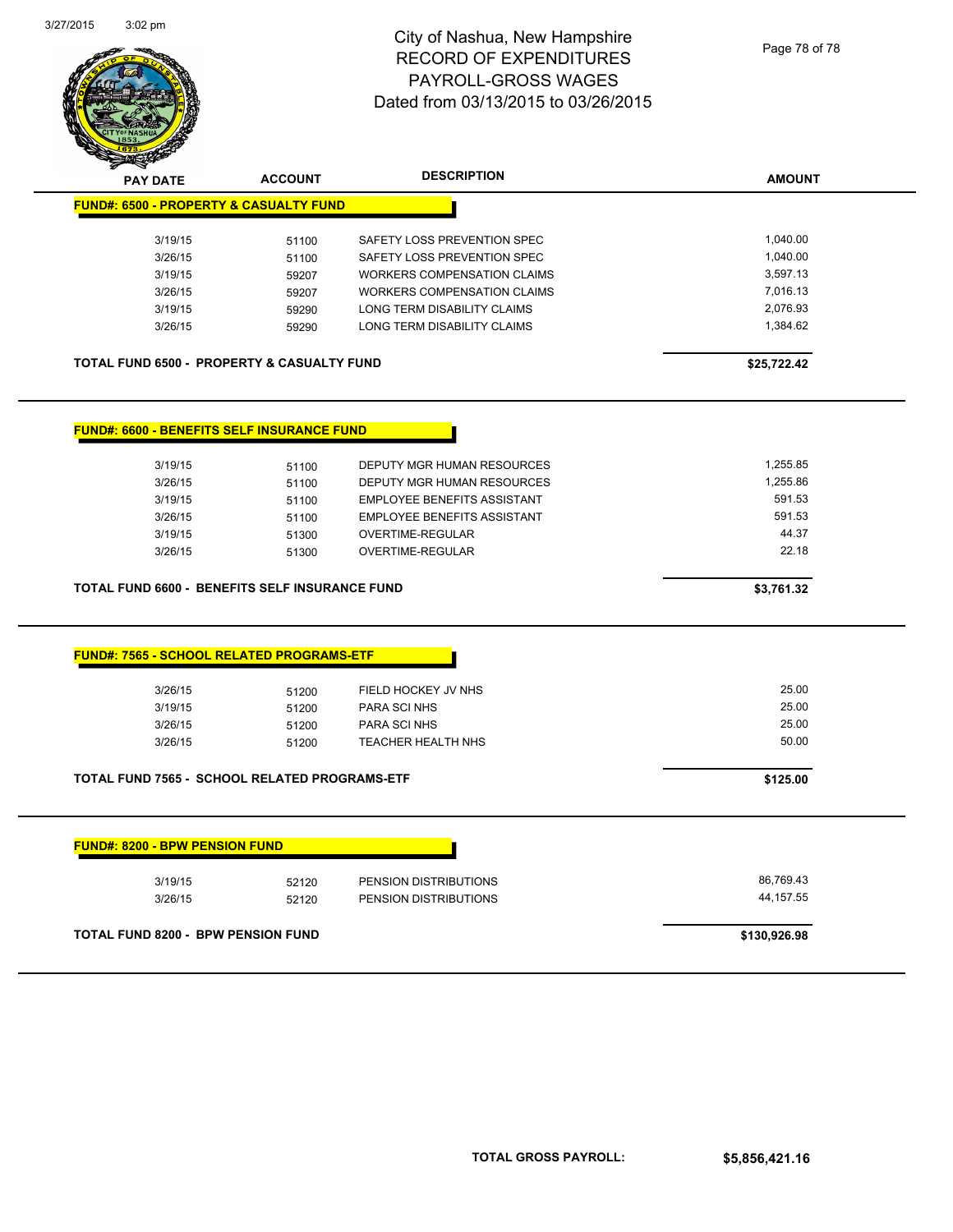# City of Nashua, New Hampshire
## RECORD OF EXPENDITURES
## PAYROLL-GROSS WAGES
## Dated from 03/13/2015 to 03/26/2015

| PAY DATE | ACCOUNT | DESCRIPTION | AMOUNT |
|---|---|---|---|
| **FUND#: 6500 - PROPERTY & CASUALTY FUND** | | | |
| 3/19/15 | 51100 | SAFETY LOSS PREVENTION SPEC | 1,040.00 |
| 3/26/15 | 51100 | SAFETY LOSS PREVENTION SPEC | 1,040.00 |
| 3/19/15 | 59207 | WORKERS COMPENSATION CLAIMS | 3,597.13 |
| 3/26/15 | 59207 | WORKERS COMPENSATION CLAIMS | 7,016.13 |
| 3/19/15 | 59290 | LONG TERM DISABILITY CLAIMS | 2,076.93 |
| 3/26/15 | 59290 | LONG TERM DISABILITY CLAIMS | 1,384.62 |
| **TOTAL FUND 6500 - PROPERTY & CASUALTY FUND** | | | **$25,722.42** |
| **FUND#: 6600 - BENEFITS SELF INSURANCE FUND** | | | |
| 3/19/15 | 51100 | DEPUTY MGR HUMAN RESOURCES | 1,255.85 |
| 3/26/15 | 51100 | DEPUTY MGR HUMAN RESOURCES | 1,255.86 |
| 3/19/15 | 51100 | EMPLOYEE BENEFITS ASSISTANT | 591.53 |
| 3/26/15 | 51100 | EMPLOYEE BENEFITS ASSISTANT | 591.53 |
| 3/19/15 | 51300 | OVERTIME-REGULAR | 44.37 |
| 3/26/15 | 51300 | OVERTIME-REGULAR | 22.18 |
| **TOTAL FUND 6600 - BENEFITS SELF INSURANCE FUND** | | | **$3,761.32** |
| **FUND#: 7565 - SCHOOL RELATED PROGRAMS-ETF** | | | |
| 3/26/15 | 51200 | FIELD HOCKEY JV NHS | 25.00 |
| 3/19/15 | 51200 | PARA SCI NHS | 25.00 |
| 3/26/15 | 51200 | PARA SCI NHS | 25.00 |
| 3/26/15 | 51200 | TEACHER HEALTH NHS | 50.00 |
| **TOTAL FUND 7565 - SCHOOL RELATED PROGRAMS-ETF** | | | **$125.00** |
| **FUND#: 8200 - BPW PENSION FUND** | | | |
| 3/19/15 | 52120 | PENSION DISTRIBUTIONS | 86,769.43 |
| 3/26/15 | 52120 | PENSION DISTRIBUTIONS | 44,157.55 |
| **TOTAL FUND 8200 - BPW PENSION FUND** | | | **$130,926.98** |

**TOTAL GROSS PAYROLL:** **$5,856,421.16**